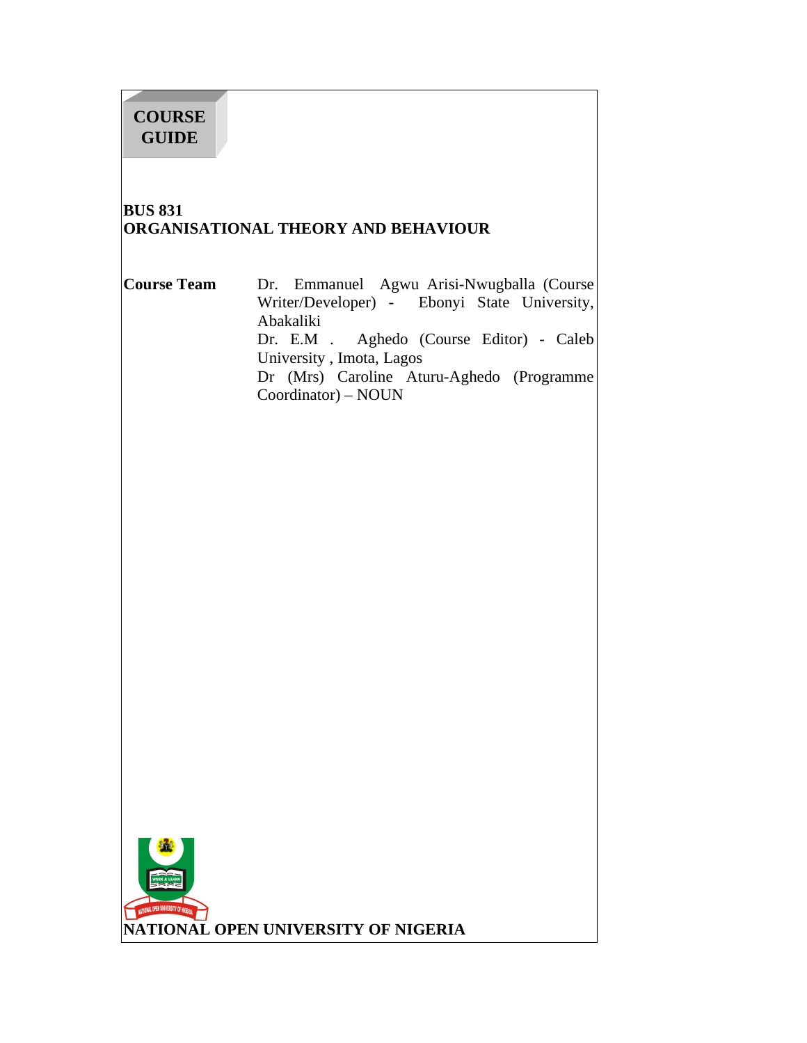# COURSE GUIDE

## BUS 831
## ORGANISATIONAL THEORY AND BEHAVIOUR

**Course Team**

Dr. Emmanuel Agwu Arisi-Nwugballa (Course Writer/Developer) - Ebonyi State University, Abakaliki

Dr. E.M . Aghedo (Course Editor) - Caleb University , Imota, Lagos

Dr (Mrs) Caroline Aturu-Aghedo (Programme Coordinator) – NOUN

**NATIONAL OPEN UNIVERSITY OF NIGERIA**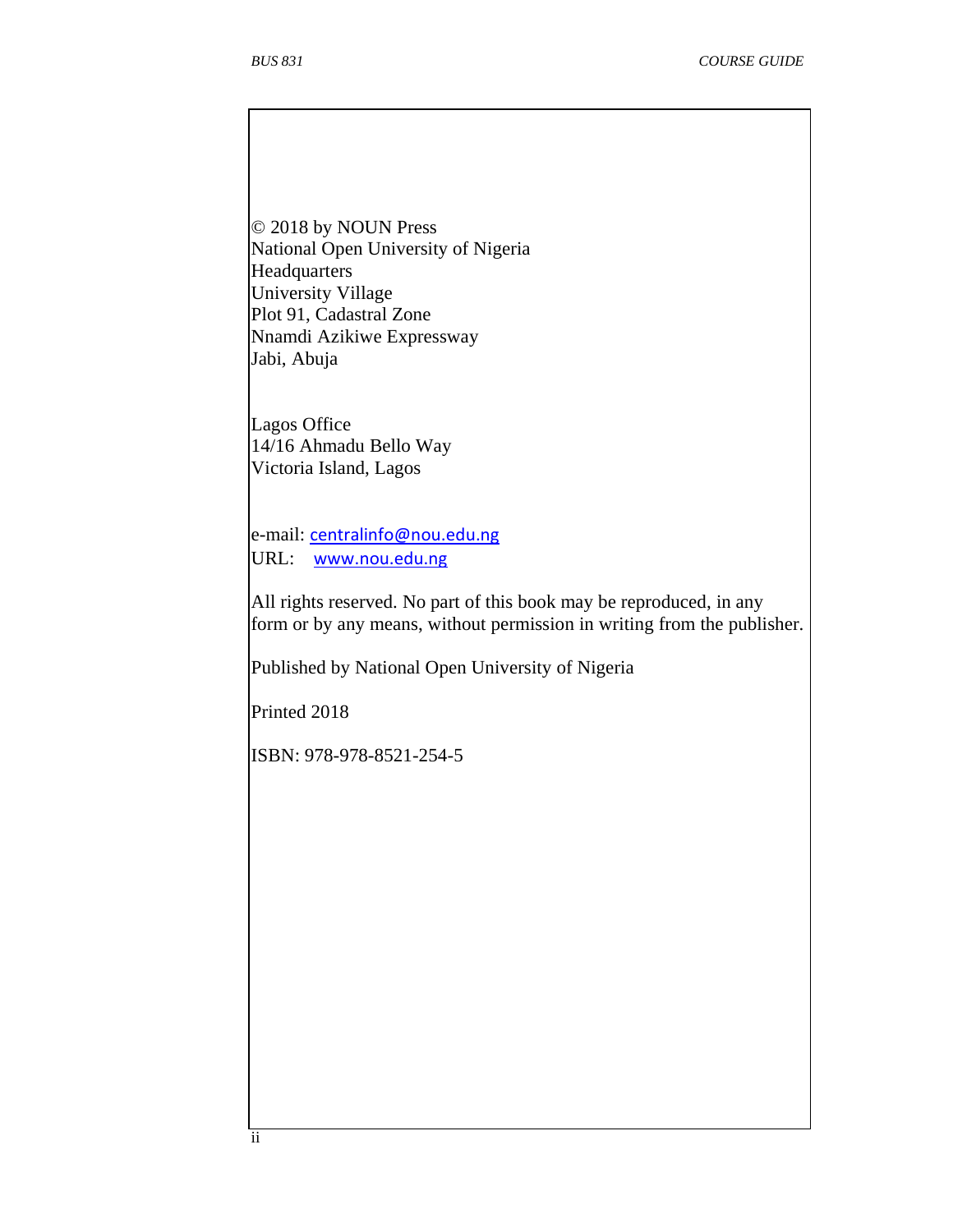© 2018 by NOUN Press
National Open University of Nigeria
Headquarters
University Village
Plot 91, Cadastral Zone
Nnamdi Azikiwe Expressway
Jabi, Abuja

Lagos Office
14/16 Ahmadu Bello Way
Victoria Island, Lagos

e-mail: centralinfo@nou.edu.ng
URL: www.nou.edu.ng

All rights reserved. No part of this book may be reproduced, in any form or by any means, without permission in writing from the publisher.

Published by National Open University of Nigeria

Printed 2018

ISBN: 978-978-8521-254-5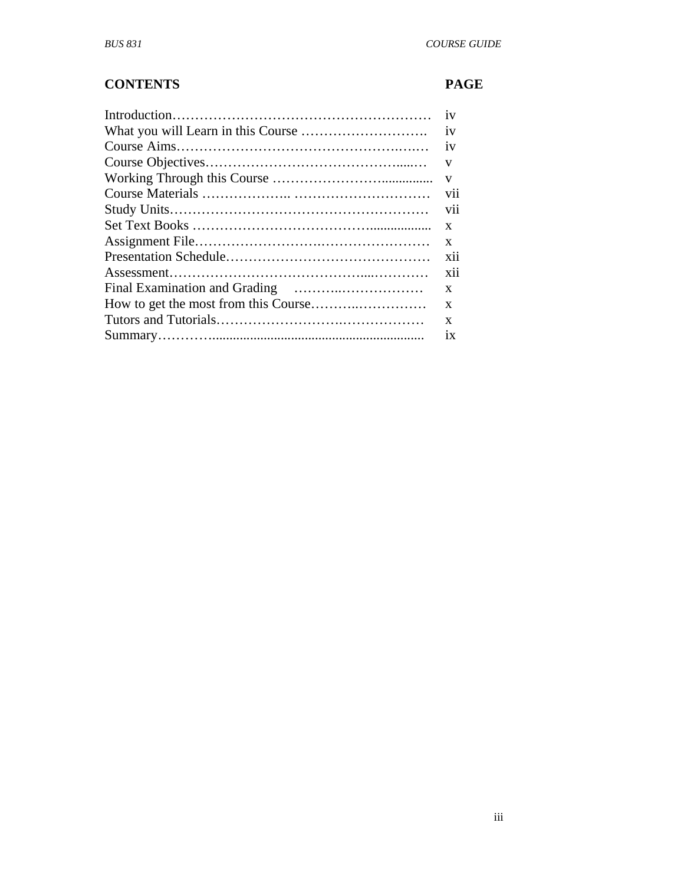| CONTENTS | PAGE |
|---|---|
| Introduction………………………………………………… | iv |
| What you will Learn in this Course ………………………. | iv |
| Course Aims……………………………………….….… | iv |
| Course Objectives……………………………………....… | v |
| Working Through this Course ……………………............... | v |
| Course Materials ……………….. ………………………… | vii |
| Study Units………………………………………………… | vii |
| Set Text Books ………………………………................... | x |
| Assignment File……………….…….………………….… | x |
| Presentation Schedule……………………………………… | xii |
| Assessment…………………………………....………… | xii |
| Final Examination and Grading ………..……………… | x |
| How to get the most from this Course……….…………… | x |
| Tutors and Tutorials……………………….……………… | x |
| Summary………….............................................................. | ix |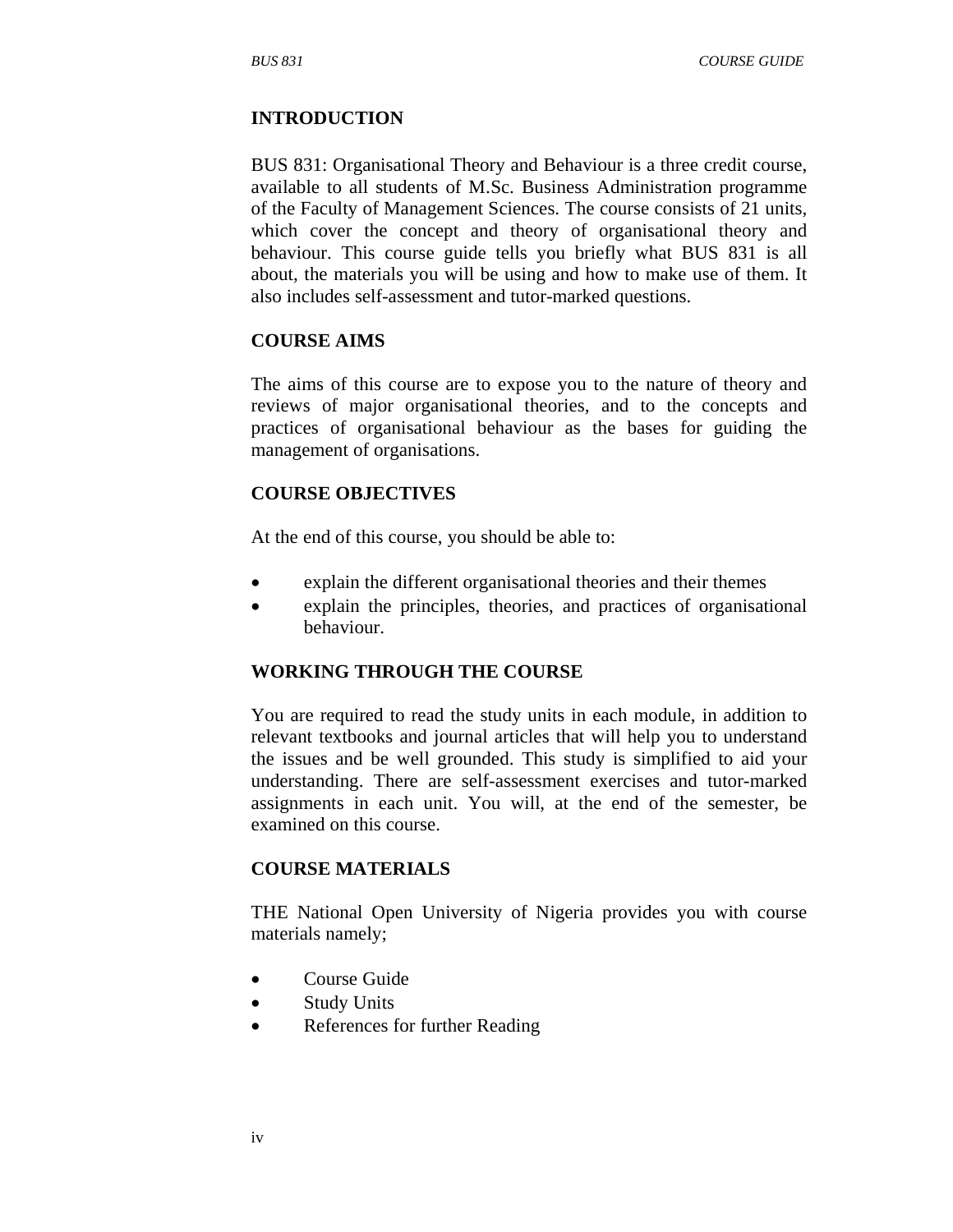## INTRODUCTION

BUS 831: Organisational Theory and Behaviour is a three credit course, available to all students of M.Sc. Business Administration programme of the Faculty of Management Sciences. The course consists of 21 units, which cover the concept and theory of organisational theory and behaviour. This course guide tells you briefly what BUS 831 is all about, the materials you will be using and how to make use of them. It also includes self-assessment and tutor-marked questions.

## COURSE AIMS

The aims of this course are to expose you to the nature of theory and reviews of major organisational theories, and to the concepts and practices of organisational behaviour as the bases for guiding the management of organisations.

## COURSE OBJECTIVES

At the end of this course, you should be able to:

- explain the different organisational theories and their themes
- explain the principles, theories, and practices of organisational behaviour.

## WORKING THROUGH THE COURSE

You are required to read the study units in each module, in addition to relevant textbooks and journal articles that will help you to understand the issues and be well grounded. This study is simplified to aid your understanding. There are self-assessment exercises and tutor-marked assignments in each unit. You will, at the end of the semester, be examined on this course.

## COURSE MATERIALS

THE National Open University of Nigeria provides you with course materials namely;

- Course Guide
- Study Units
- References for further Reading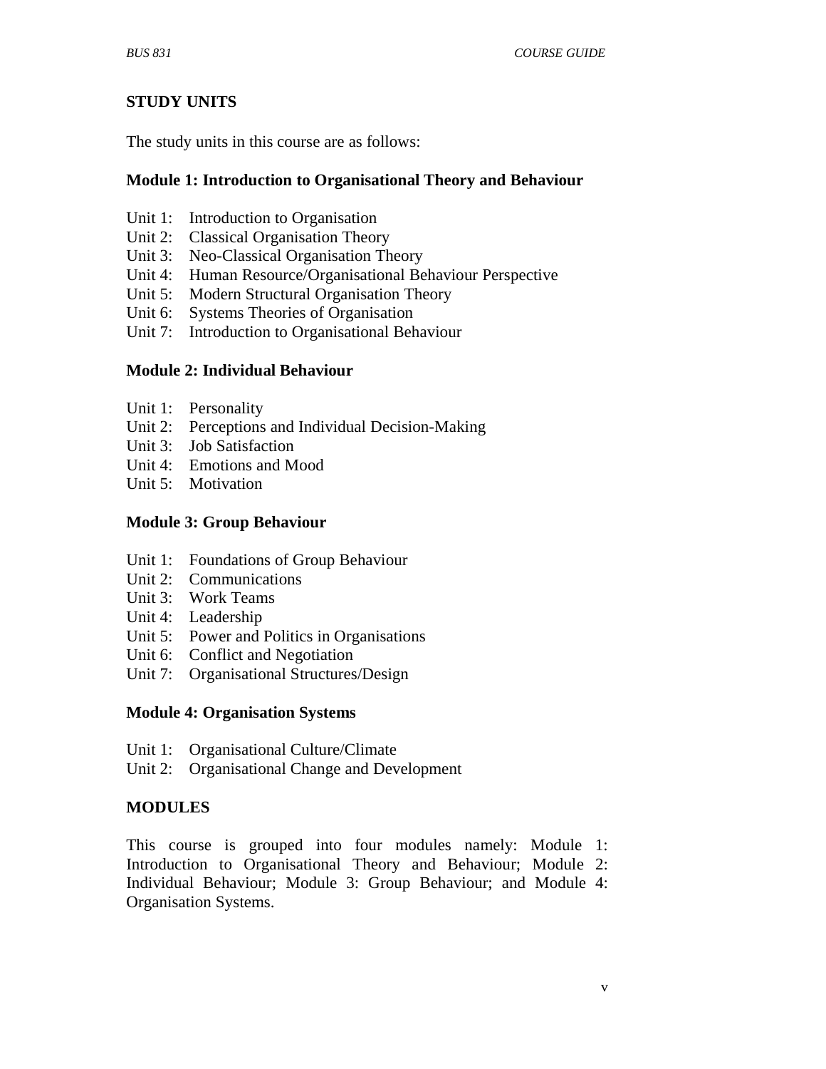## STUDY UNITS

The study units in this course are as follows:

### Module 1: Introduction to Organisational Theory and Behaviour

Unit 1: Introduction to Organisation
Unit 2: Classical Organisation Theory
Unit 3: Neo-Classical Organisation Theory
Unit 4: Human Resource/Organisational Behaviour Perspective
Unit 5: Modern Structural Organisation Theory
Unit 6: Systems Theories of Organisation
Unit 7: Introduction to Organisational Behaviour

### Module 2: Individual Behaviour

Unit 1: Personality
Unit 2: Perceptions and Individual Decision-Making
Unit 3: Job Satisfaction
Unit 4: Emotions and Mood
Unit 5: Motivation

### Module 3: Group Behaviour

Unit 1: Foundations of Group Behaviour
Unit 2: Communications
Unit 3: Work Teams
Unit 4: Leadership
Unit 5: Power and Politics in Organisations
Unit 6: Conflict and Negotiation
Unit 7: Organisational Structures/Design

### Module 4: Organisation Systems

Unit 1: Organisational Culture/Climate
Unit 2: Organisational Change and Development

## MODULES

This course is grouped into four modules namely: Module 1: Introduction to Organisational Theory and Behaviour; Module 2: Individual Behaviour; Module 3: Group Behaviour; and Module 4: Organisation Systems.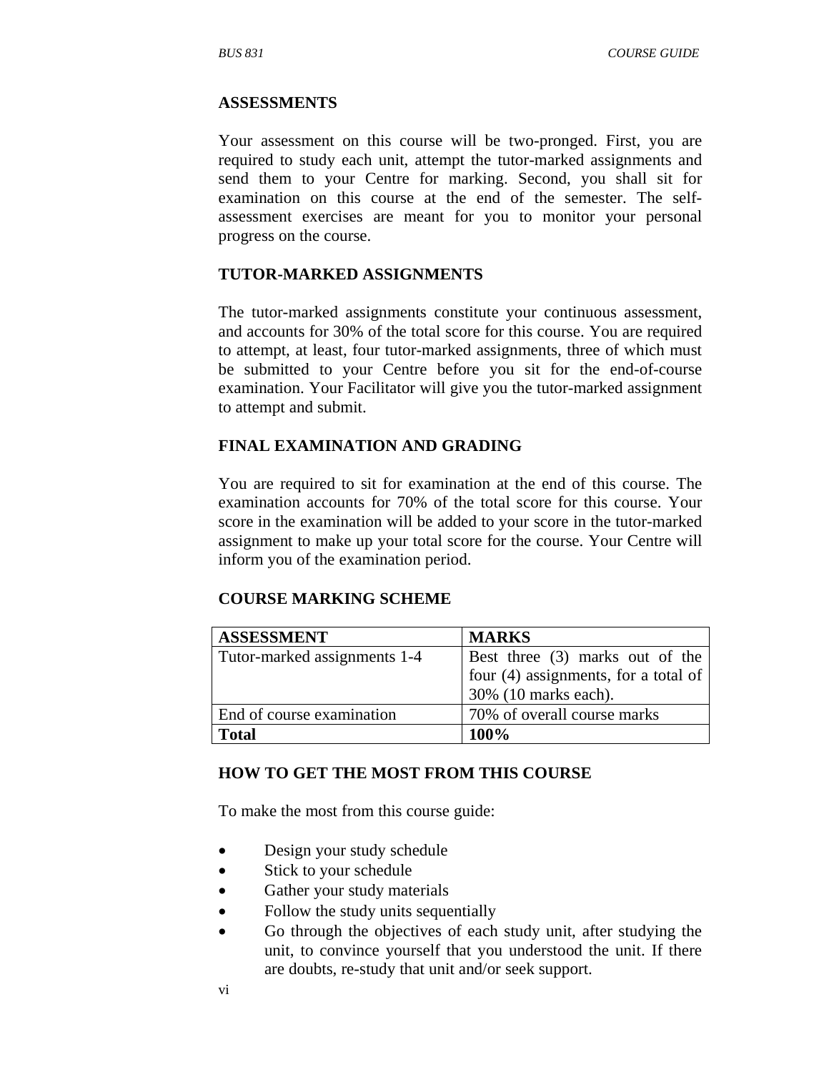## ASSESSMENTS

Your assessment on this course will be two-pronged. First, you are required to study each unit, attempt the tutor-marked assignments and send them to your Centre for marking. Second, you shall sit for examination on this course at the end of the semester. The self-assessment exercises are meant for you to monitor your personal progress on the course.

## TUTOR-MARKED ASSIGNMENTS

The tutor-marked assignments constitute your continuous assessment, and accounts for 30% of the total score for this course. You are required to attempt, at least, four tutor-marked assignments, three of which must be submitted to your Centre before you sit for the end-of-course examination. Your Facilitator will give you the tutor-marked assignment to attempt and submit.

## FINAL EXAMINATION AND GRADING

You are required to sit for examination at the end of this course. The examination accounts for 70% of the total score for this course. Your score in the examination will be added to your score in the tutor-marked assignment to make up your total score for the course. Your Centre will inform you of the examination period.

## COURSE MARKING SCHEME

| ASSESSMENT | MARKS |
|---|---|
| Tutor-marked assignments 1-4 | Best three (3) marks out of the four (4) assignments, for a total of 30% (10 marks each). |
| End of course examination | 70% of overall course marks |
| **Total** | **100%** |

## HOW TO GET THE MOST FROM THIS COURSE

To make the most from this course guide:

- Design your study schedule
- Stick to your schedule
- Gather your study materials
- Follow the study units sequentially
- Go through the objectives of each study unit, after studying the unit, to convince yourself that you understood the unit. If there are doubts, re-study that unit and/or seek support.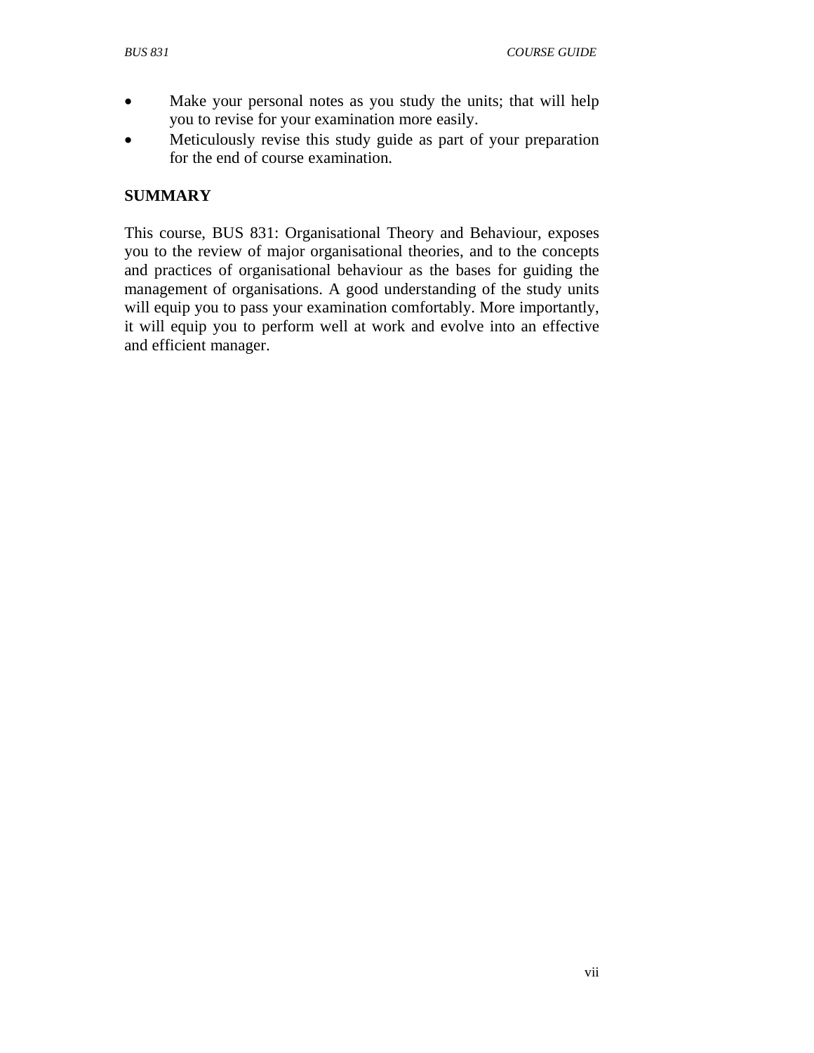- Make your personal notes as you study the units; that will help you to revise for your examination more easily.
- Meticulously revise this study guide as part of your preparation for the end of course examination.

## SUMMARY

This course, BUS 831: Organisational Theory and Behaviour, exposes you to the review of major organisational theories, and to the concepts and practices of organisational behaviour as the bases for guiding the management of organisations. A good understanding of the study units will equip you to pass your examination comfortably. More importantly, it will equip you to perform well at work and evolve into an effective and efficient manager.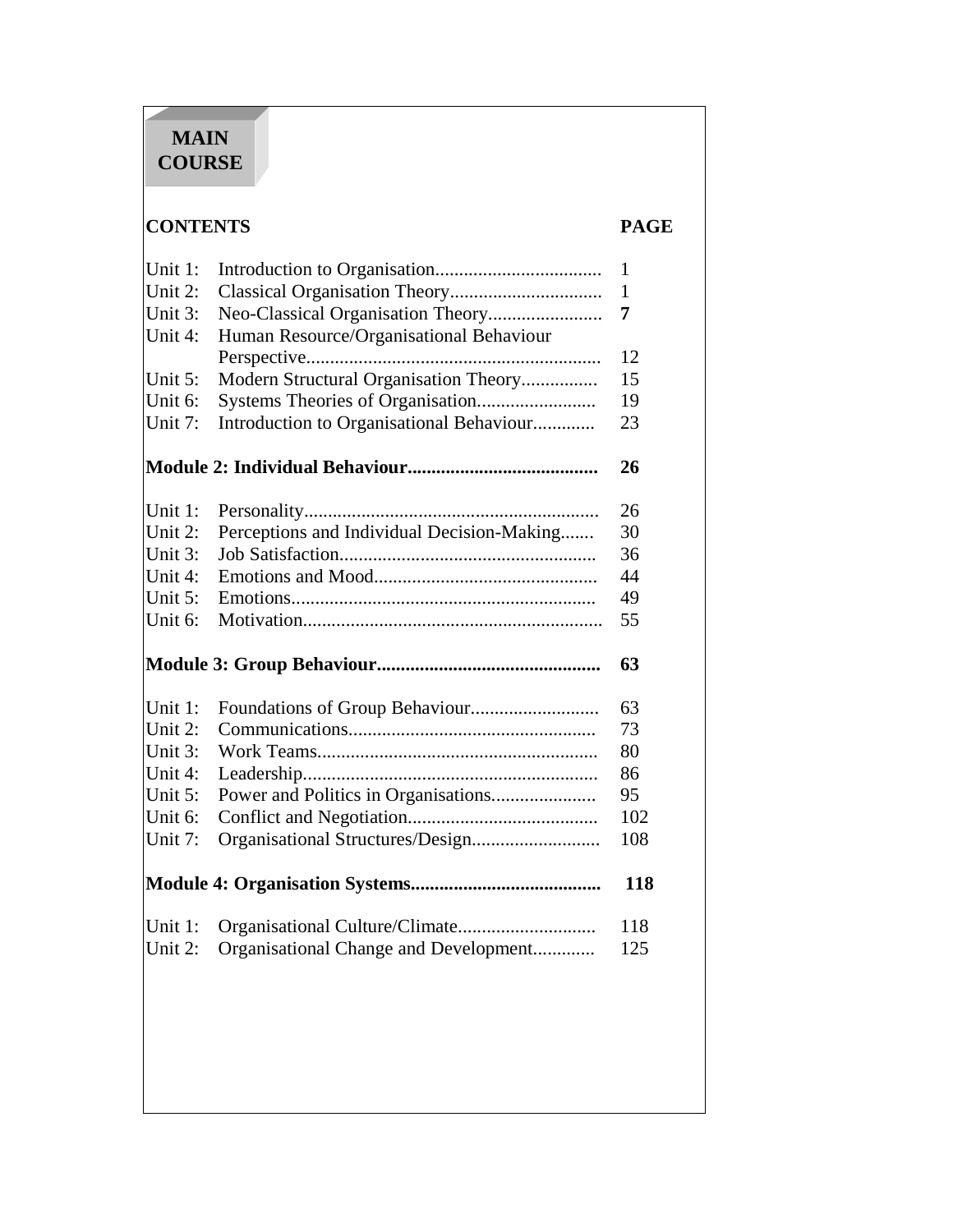# MAIN COURSE

| CONTENTS | | PAGE |
|---|---|---|
| Unit 1: | Introduction to Organisation.................................. | 1 |
| Unit 2: | Classical Organisation Theory................................ | 1 |
| Unit 3: | Neo-Classical Organisation Theory........................ | **7** |
| Unit 4: | Human Resource/Organisational Behaviour Perspective............................................................. | 12 |
| Unit 5: | Modern Structural Organisation Theory................ | 15 |
| Unit 6: | Systems Theories of Organisation......................... | 19 |
| Unit 7: | Introduction to Organisational Behaviour............. | 23 |
| **Module 2: Individual Behaviour........................................** | | **26** |
| Unit 1: | Personality.............................................................. | 26 |
| Unit 2: | Perceptions and Individual Decision-Making....... | 30 |
| Unit 3: | Job Satisfaction...................................................... | 36 |
| Unit 4: | Emotions and Mood............................................... | 44 |
| Unit 5: | Emotions................................................................ | 49 |
| Unit 6: | Motivation.............................................................. | 55 |
| **Module 3: Group Behaviour...............................................** | | **63** |
| Unit 1: | Foundations of Group Behaviour........................... | 63 |
| Unit 2: | Communications.................................................... | 73 |
| Unit 3: | Work Teams........................................................... | 80 |
| Unit 4: | Leadership.............................................................. | 86 |
| Unit 5: | Power and Politics in Organisations...................... | 95 |
| Unit 6: | Conflict and Negotiation........................................ | 102 |
| Unit 7: | Organisational Structures/Design........................... | 108 |
| **Module 4: Organisation Systems........................................** | | **118** |
| Unit 1: | Organisational Culture/Climate............................. | 118 |
| Unit 2: | Organisational Change and Development............. | 125 |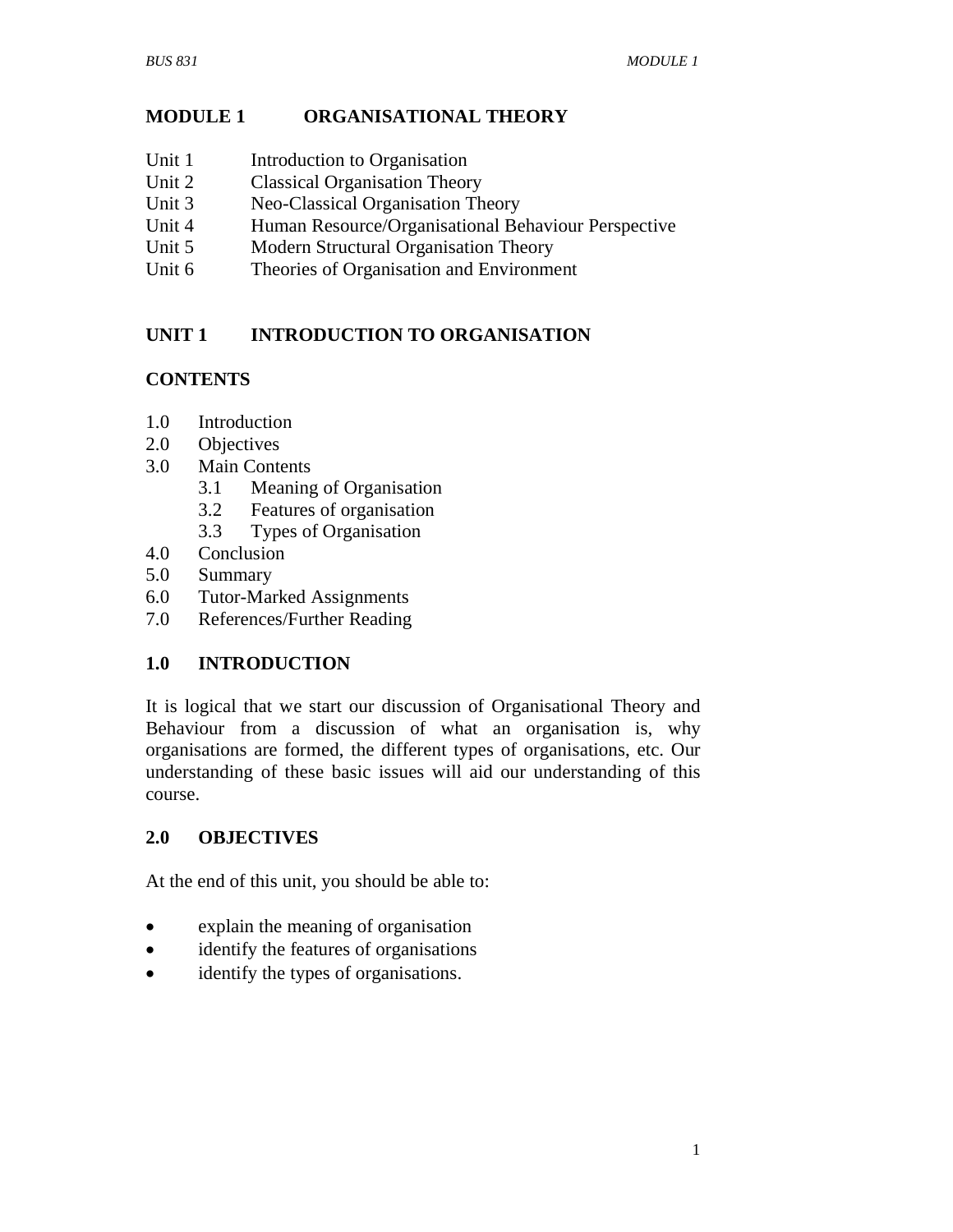# MODULE 1 ORGANISATIONAL THEORY

Unit 1 Introduction to Organisation
Unit 2 Classical Organisation Theory
Unit 3 Neo-Classical Organisation Theory
Unit 4 Human Resource/Organisational Behaviour Perspective
Unit 5 Modern Structural Organisation Theory
Unit 6 Theories of Organisation and Environment

## UNIT 1 INTRODUCTION TO ORGANISATION

### CONTENTS

1.0 Introduction
2.0 Objectives
3.0 Main Contents
  3.1 Meaning of Organisation
  3.2 Features of organisation
  3.3 Types of Organisation
4.0 Conclusion
5.0 Summary
6.0 Tutor-Marked Assignments
7.0 References/Further Reading

### 1.0 INTRODUCTION

It is logical that we start our discussion of Organisational Theory and Behaviour from a discussion of what an organisation is, why organisations are formed, the different types of organisations, etc. Our understanding of these basic issues will aid our understanding of this course.

### 2.0 OBJECTIVES

At the end of this unit, you should be able to:

- explain the meaning of organisation
- identify the features of organisations
- identify the types of organisations.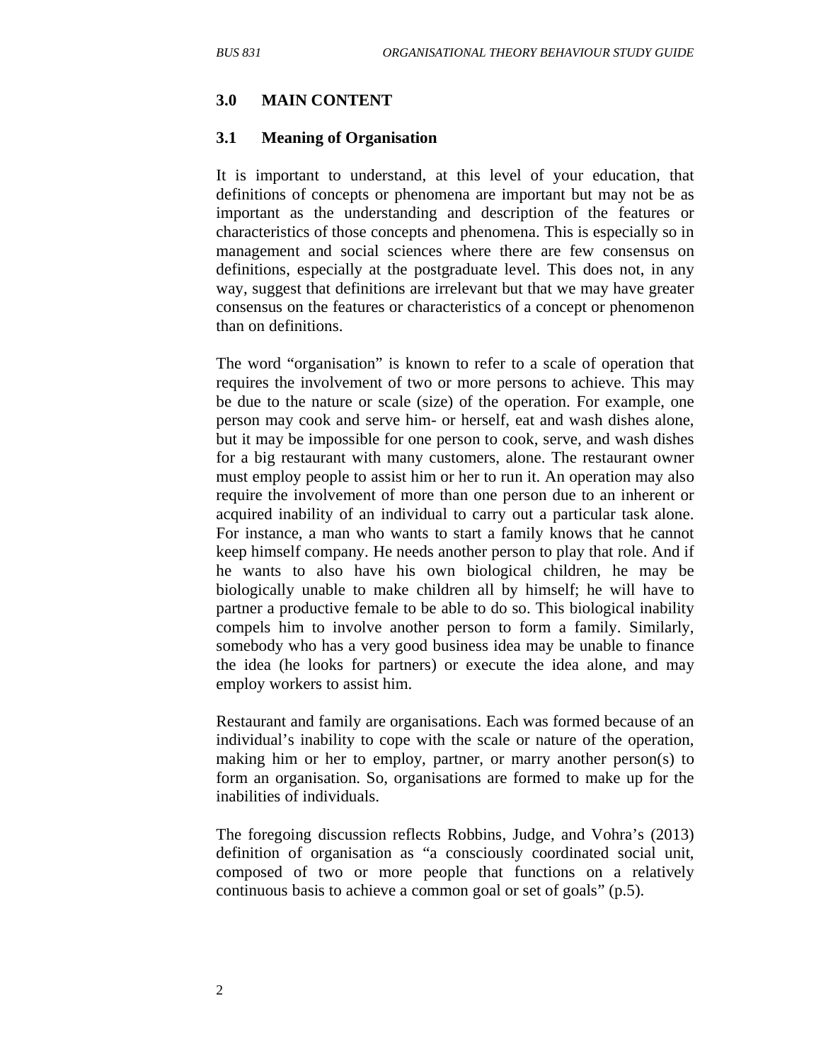## 3.0 MAIN CONTENT

### 3.1 Meaning of Organisation

It is important to understand, at this level of your education, that definitions of concepts or phenomena are important but may not be as important as the understanding and description of the features or characteristics of those concepts and phenomena. This is especially so in management and social sciences where there are few consensus on definitions, especially at the postgraduate level. This does not, in any way, suggest that definitions are irrelevant but that we may have greater consensus on the features or characteristics of a concept or phenomenon than on definitions.

The word "organisation" is known to refer to a scale of operation that requires the involvement of two or more persons to achieve. This may be due to the nature or scale (size) of the operation. For example, one person may cook and serve him- or herself, eat and wash dishes alone, but it may be impossible for one person to cook, serve, and wash dishes for a big restaurant with many customers, alone. The restaurant owner must employ people to assist him or her to run it. An operation may also require the involvement of more than one person due to an inherent or acquired inability of an individual to carry out a particular task alone. For instance, a man who wants to start a family knows that he cannot keep himself company. He needs another person to play that role. And if he wants to also have his own biological children, he may be biologically unable to make children all by himself; he will have to partner a productive female to be able to do so. This biological inability compels him to involve another person to form a family. Similarly, somebody who has a very good business idea may be unable to finance the idea (he looks for partners) or execute the idea alone, and may employ workers to assist him.

Restaurant and family are organisations. Each was formed because of an individual's inability to cope with the scale or nature of the operation, making him or her to employ, partner, or marry another person(s) to form an organisation. So, organisations are formed to make up for the inabilities of individuals.

The foregoing discussion reflects Robbins, Judge, and Vohra's (2013) definition of organisation as "a consciously coordinated social unit, composed of two or more people that functions on a relatively continuous basis to achieve a common goal or set of goals" (p.5).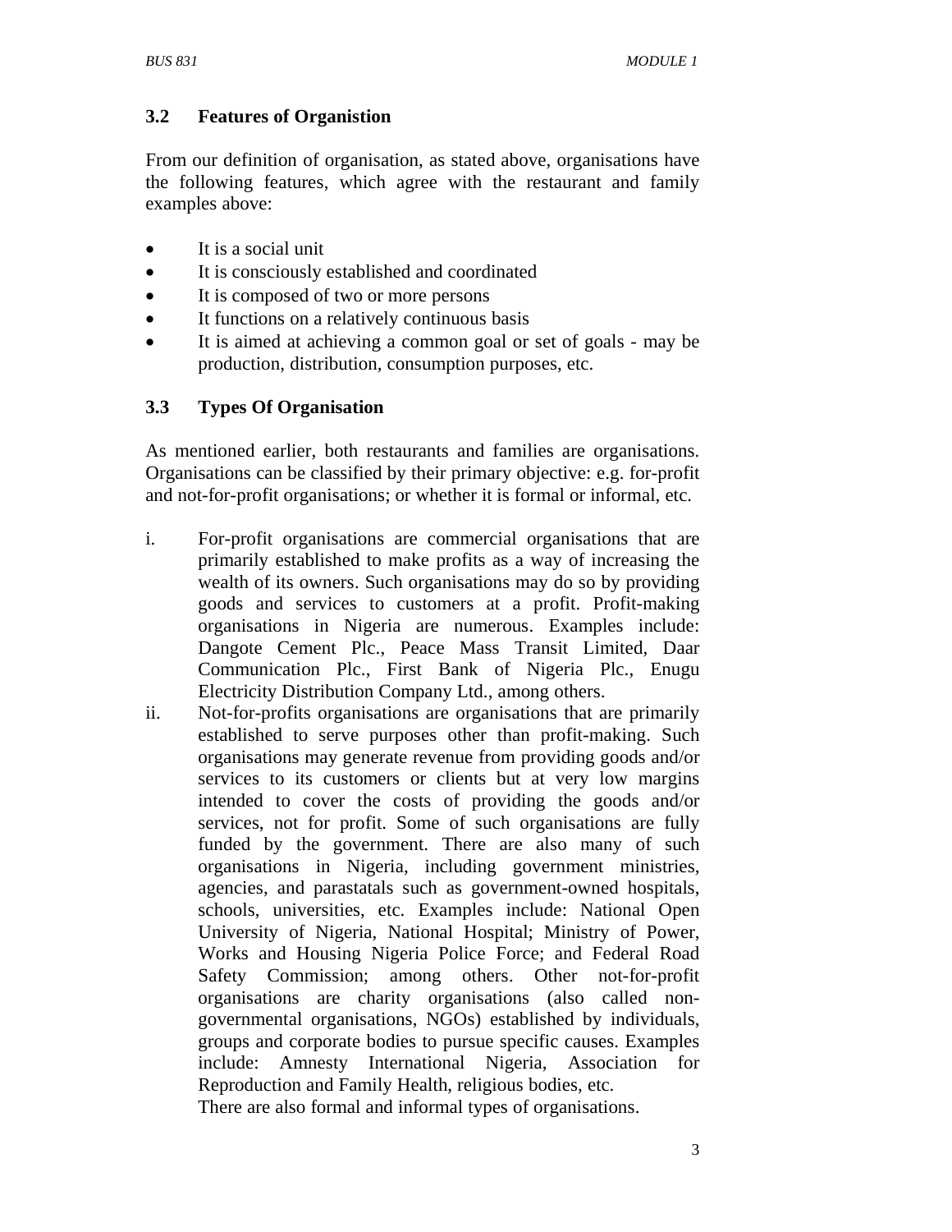### 3.2 Features of Organistion

From our definition of organisation, as stated above, organisations have the following features, which agree with the restaurant and family examples above:

- It is a social unit
- It is consciously established and coordinated
- It is composed of two or more persons
- It functions on a relatively continuous basis
- It is aimed at achieving a common goal or set of goals - may be production, distribution, consumption purposes, etc.

### 3.3 Types Of Organisation

As mentioned earlier, both restaurants and families are organisations. Organisations can be classified by their primary objective: e.g. for-profit and not-for-profit organisations; or whether it is formal or informal, etc.

i. For-profit organisations are commercial organisations that are primarily established to make profits as a way of increasing the wealth of its owners. Such organisations may do so by providing goods and services to customers at a profit. Profit-making organisations in Nigeria are numerous. Examples include: Dangote Cement Plc., Peace Mass Transit Limited, Daar Communication Plc., First Bank of Nigeria Plc., Enugu Electricity Distribution Company Ltd., among others.

ii. Not-for-profits organisations are organisations that are primarily established to serve purposes other than profit-making. Such organisations may generate revenue from providing goods and/or services to its customers or clients but at very low margins intended to cover the costs of providing the goods and/or services, not for profit. Some of such organisations are fully funded by the government. There are also many of such organisations in Nigeria, including government ministries, agencies, and parastatals such as government-owned hospitals, schools, universities, etc. Examples include: National Open University of Nigeria, National Hospital; Ministry of Power, Works and Housing Nigeria Police Force; and Federal Road Safety Commission; among others. Other not-for-profit organisations are charity organisations (also called non-governmental organisations, NGOs) established by individuals, groups and corporate bodies to pursue specific causes. Examples include: Amnesty International Nigeria, Association for Reproduction and Family Health, religious bodies, etc.

There are also formal and informal types of organisations.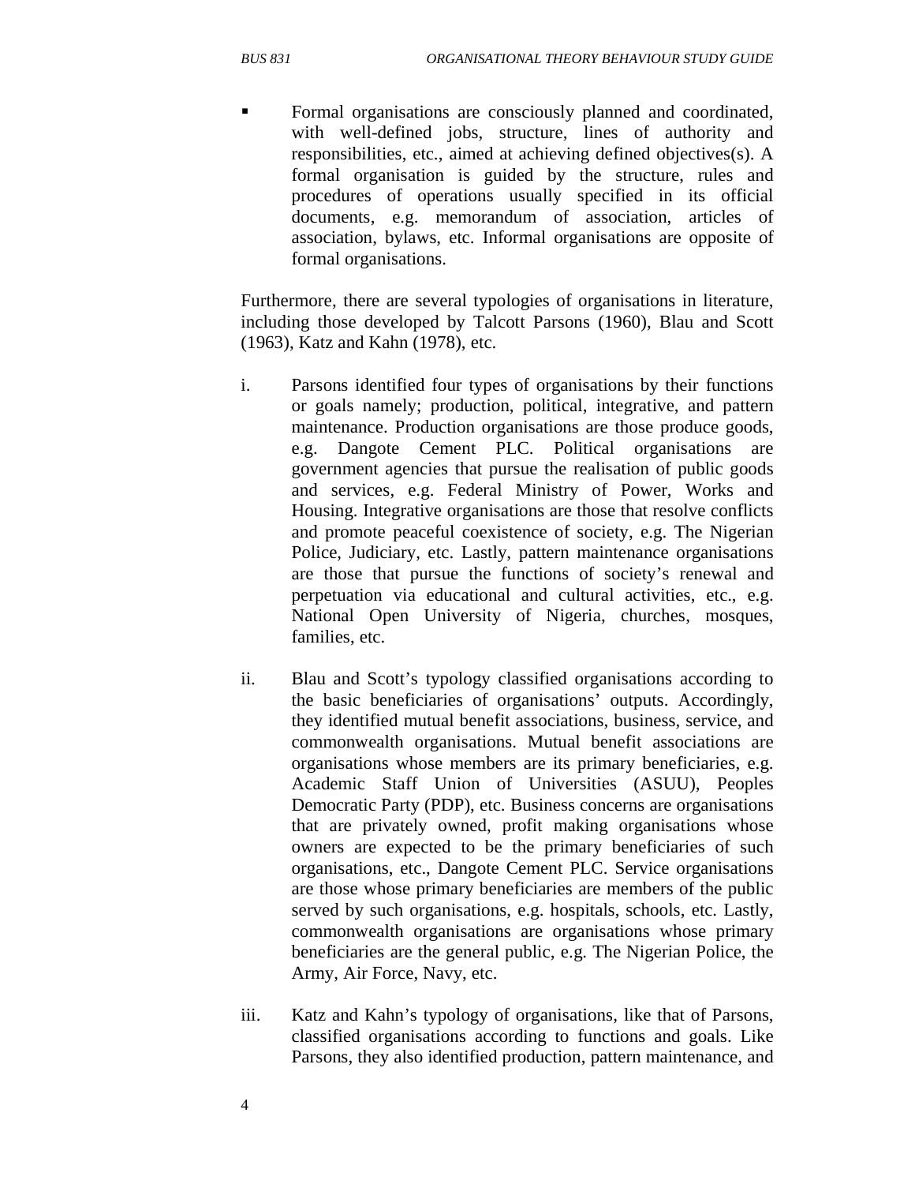- Formal organisations are consciously planned and coordinated, with well-defined jobs, structure, lines of authority and responsibilities, etc., aimed at achieving defined objectives(s). A formal organisation is guided by the structure, rules and procedures of operations usually specified in its official documents, e.g. memorandum of association, articles of association, bylaws, etc. Informal organisations are opposite of formal organisations.

Furthermore, there are several typologies of organisations in literature, including those developed by Talcott Parsons (1960), Blau and Scott (1963), Katz and Kahn (1978), etc.

i. Parsons identified four types of organisations by their functions or goals namely; production, political, integrative, and pattern maintenance. Production organisations are those produce goods, e.g. Dangote Cement PLC. Political organisations are government agencies that pursue the realisation of public goods and services, e.g. Federal Ministry of Power, Works and Housing. Integrative organisations are those that resolve conflicts and promote peaceful coexistence of society, e.g. The Nigerian Police, Judiciary, etc. Lastly, pattern maintenance organisations are those that pursue the functions of society's renewal and perpetuation via educational and cultural activities, etc., e.g. National Open University of Nigeria, churches, mosques, families, etc.

ii. Blau and Scott's typology classified organisations according to the basic beneficiaries of organisations' outputs. Accordingly, they identified mutual benefit associations, business, service, and commonwealth organisations. Mutual benefit associations are organisations whose members are its primary beneficiaries, e.g. Academic Staff Union of Universities (ASUU), Peoples Democratic Party (PDP), etc. Business concerns are organisations that are privately owned, profit making organisations whose owners are expected to be the primary beneficiaries of such organisations, etc., Dangote Cement PLC. Service organisations are those whose primary beneficiaries are members of the public served by such organisations, e.g. hospitals, schools, etc. Lastly, commonwealth organisations are organisations whose primary beneficiaries are the general public, e.g. The Nigerian Police, the Army, Air Force, Navy, etc.

iii. Katz and Kahn's typology of organisations, like that of Parsons, classified organisations according to functions and goals. Like Parsons, they also identified production, pattern maintenance, and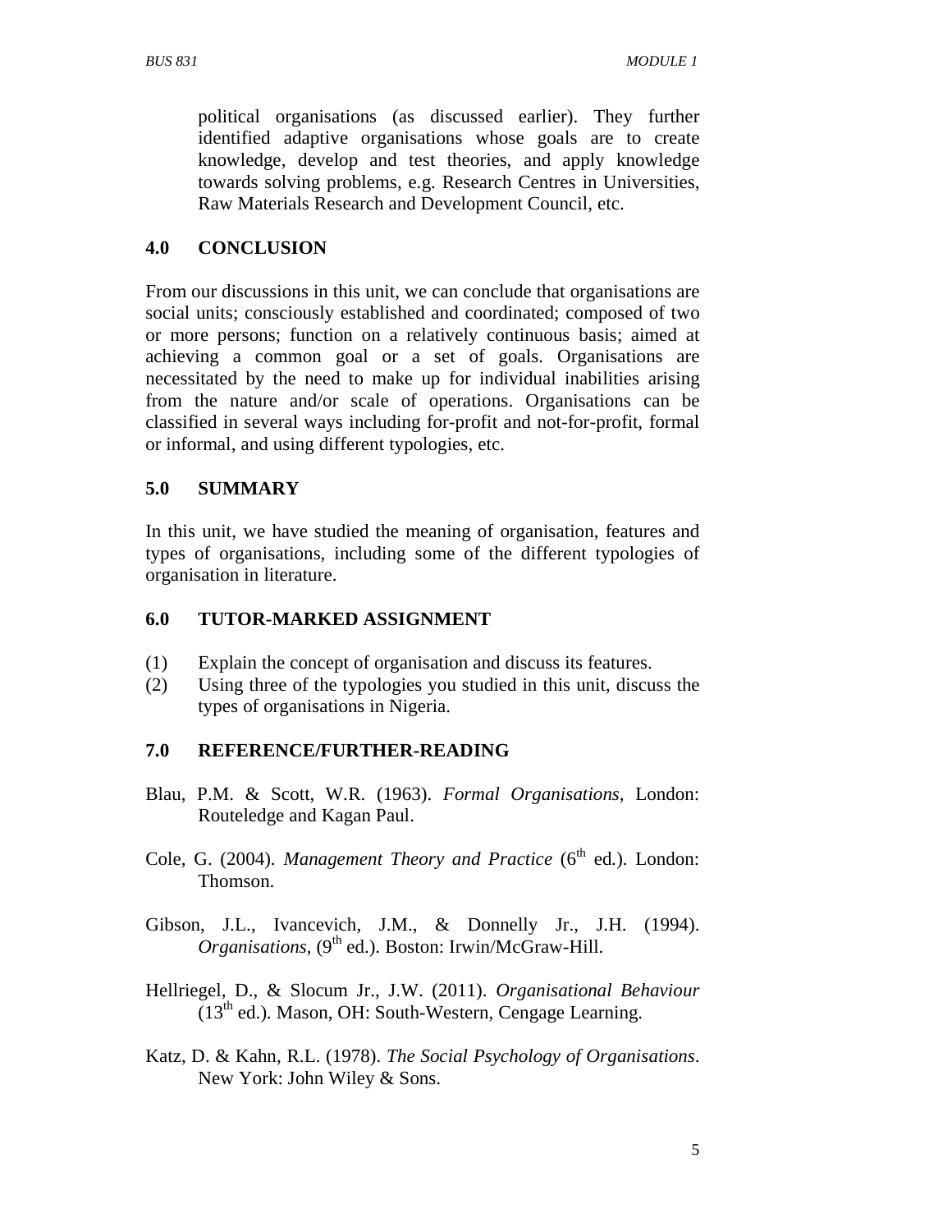political organisations (as discussed earlier). They further identified adaptive organisations whose goals are to create knowledge, develop and test theories, and apply knowledge towards solving problems, e.g. Research Centres in Universities, Raw Materials Research and Development Council, etc.

## 4.0 CONCLUSION

From our discussions in this unit, we can conclude that organisations are social units; consciously established and coordinated; composed of two or more persons; function on a relatively continuous basis; aimed at achieving a common goal or a set of goals. Organisations are necessitated by the need to make up for individual inabilities arising from the nature and/or scale of operations. Organisations can be classified in several ways including for-profit and not-for-profit, formal or informal, and using different typologies, etc.

## 5.0 SUMMARY

In this unit, we have studied the meaning of organisation, features and types of organisations, including some of the different typologies of organisation in literature.

## 6.0 TUTOR-MARKED ASSIGNMENT

(1) Explain the concept of organisation and discuss its features.

(2) Using three of the typologies you studied in this unit, discuss the types of organisations in Nigeria.

## 7.0 REFERENCE/FURTHER-READING

Blau, P.M. & Scott, W.R. (1963). *Formal Organisations*, London: Routeledge and Kagan Paul.

Cole, G. (2004). *Management Theory and Practice* (6th ed.). London: Thomson.

Gibson, J.L., Ivancevich, J.M., & Donnelly Jr., J.H. (1994). *Organisations*, (9th ed.). Boston: Irwin/McGraw-Hill.

Hellriegel, D., & Slocum Jr., J.W. (2011). *Organisational Behaviour* (13th ed.). Mason, OH: South-Western, Cengage Learning.

Katz, D. & Kahn, R.L. (1978). *The Social Psychology of Organisations*. New York: John Wiley & Sons.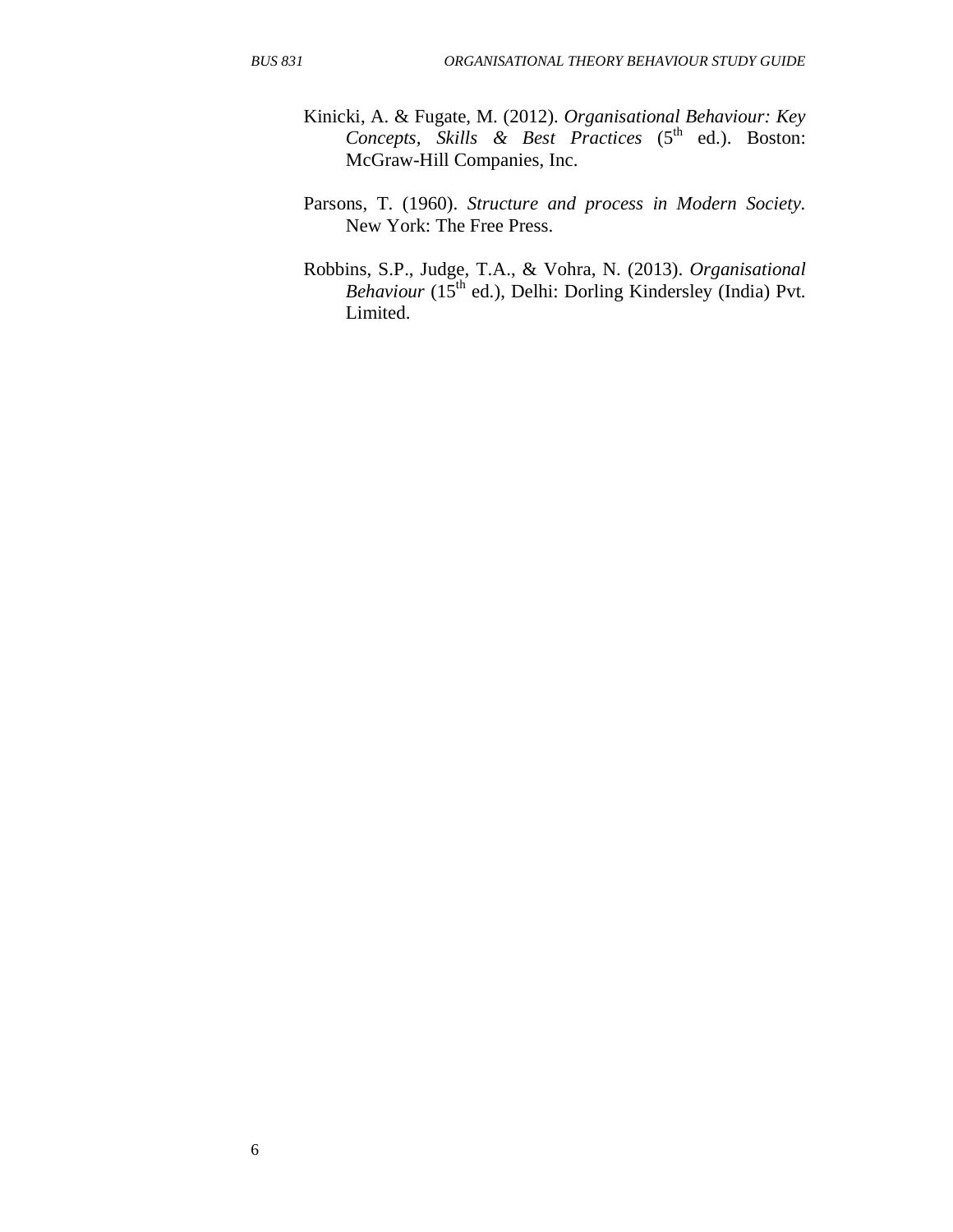Kinicki, A. & Fugate, M. (2012). *Organisational Behaviour: Key Concepts, Skills & Best Practices* (5th ed.). Boston: McGraw-Hill Companies, Inc.

Parsons, T. (1960). *Structure and process in Modern Society*. New York: The Free Press.

Robbins, S.P., Judge, T.A., & Vohra, N. (2013). *Organisational Behaviour* (15th ed.), Delhi: Dorling Kindersley (India) Pvt. Limited.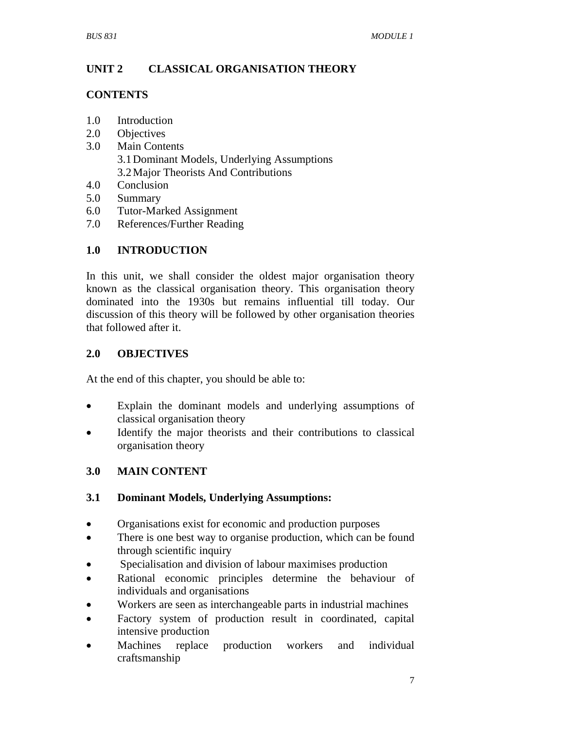## UNIT 2 CLASSICAL ORGANISATION THEORY

### CONTENTS

1.0 Introduction
2.0 Objectives
3.0 Main Contents
  3.1 Dominant Models, Underlying Assumptions
  3.2 Major Theorists And Contributions
4.0 Conclusion
5.0 Summary
6.0 Tutor-Marked Assignment
7.0 References/Further Reading

### 1.0 INTRODUCTION

In this unit, we shall consider the oldest major organisation theory known as the classical organisation theory. This organisation theory dominated into the 1930s but remains influential till today. Our discussion of this theory will be followed by other organisation theories that followed after it.

### 2.0 OBJECTIVES

At the end of this chapter, you should be able to:

- Explain the dominant models and underlying assumptions of classical organisation theory
- Identify the major theorists and their contributions to classical organisation theory

### 3.0 MAIN CONTENT

#### 3.1 Dominant Models, Underlying Assumptions:

- Organisations exist for economic and production purposes
- There is one best way to organise production, which can be found through scientific inquiry
- Specialisation and division of labour maximises production
- Rational economic principles determine the behaviour of individuals and organisations
- Workers are seen as interchangeable parts in industrial machines
- Factory system of production result in coordinated, capital intensive production
- Machines replace production workers and individual craftsmanship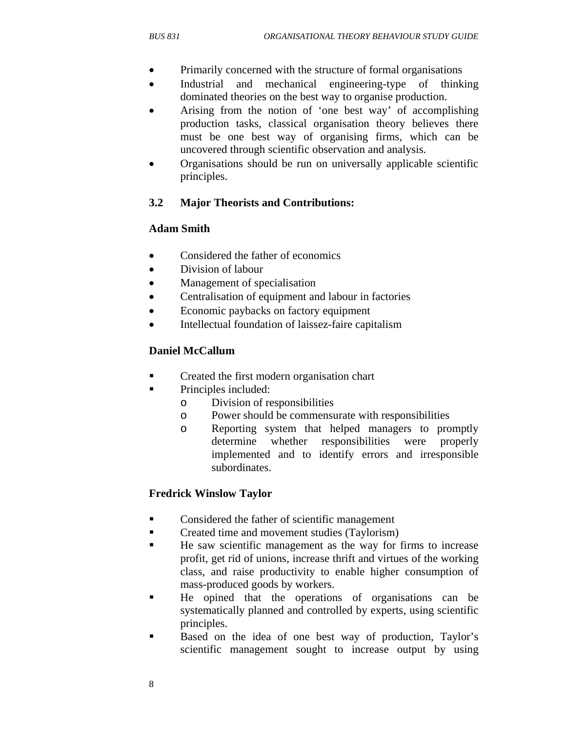- Primarily concerned with the structure of formal organisations
- Industrial and mechanical engineering-type of thinking dominated theories on the best way to organise production.
- Arising from the notion of 'one best way' of accomplishing production tasks, classical organisation theory believes there must be one best way of organising firms, which can be uncovered through scientific observation and analysis.
- Organisations should be run on universally applicable scientific principles.

### 3.2 Major Theorists and Contributions:

**Adam Smith**

- Considered the father of economics
- Division of labour
- Management of specialisation
- Centralisation of equipment and labour in factories
- Economic paybacks on factory equipment
- Intellectual foundation of laissez-faire capitalism

**Daniel McCallum**

- Created the first modern organisation chart
- Principles included:
  - Division of responsibilities
  - Power should be commensurate with responsibilities
  - Reporting system that helped managers to promptly determine whether responsibilities were properly implemented and to identify errors and irresponsible subordinates.

**Fredrick Winslow Taylor**

- Considered the father of scientific management
- Created time and movement studies (Taylorism)
- He saw scientific management as the way for firms to increase profit, get rid of unions, increase thrift and virtues of the working class, and raise productivity to enable higher consumption of mass-produced goods by workers.
- He opined that the operations of organisations can be systematically planned and controlled by experts, using scientific principles.
- Based on the idea of one best way of production, Taylor's scientific management sought to increase output by using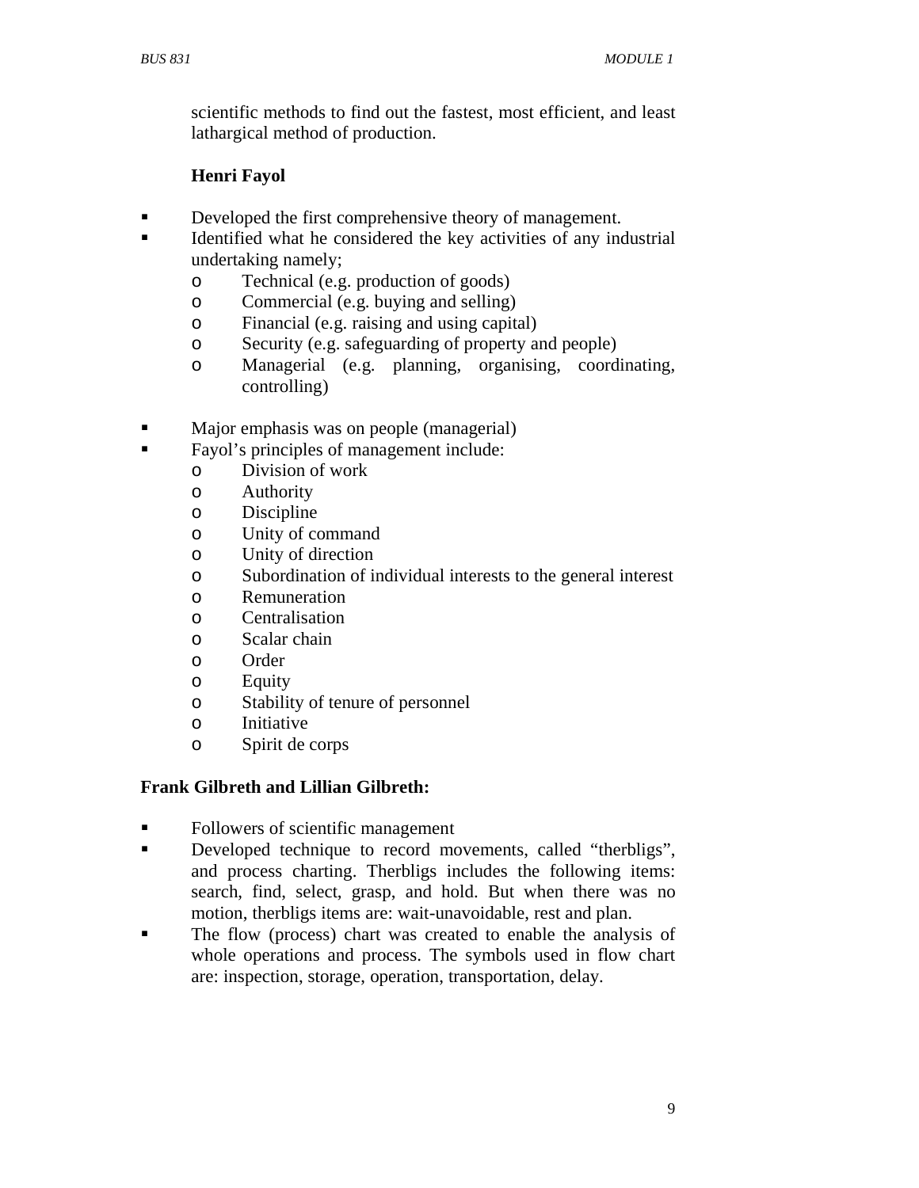scientific methods to find out the fastest, most efficient, and least lathargical method of production.

**Henri Fayol**

- Developed the first comprehensive theory of management.
- Identified what he considered the key activities of any industrial undertaking namely;
  - Technical (e.g. production of goods)
  - Commercial (e.g. buying and selling)
  - Financial (e.g. raising and using capital)
  - Security (e.g. safeguarding of property and people)
  - Managerial (e.g. planning, organising, coordinating, controlling)

- Major emphasis was on people (managerial)
- Fayol's principles of management include:
  - Division of work
  - Authority
  - Discipline
  - Unity of command
  - Unity of direction
  - Subordination of individual interests to the general interest
  - Remuneration
  - Centralisation
  - Scalar chain
  - Order
  - Equity
  - Stability of tenure of personnel
  - Initiative
  - Spirit de corps

**Frank Gilbreth and Lillian Gilbreth:**

- Followers of scientific management
- Developed technique to record movements, called "therbligs", and process charting. Therbligs includes the following items: search, find, select, grasp, and hold. But when there was no motion, therbligs items are: wait-unavoidable, rest and plan.
- The flow (process) chart was created to enable the analysis of whole operations and process. The symbols used in flow chart are: inspection, storage, operation, transportation, delay.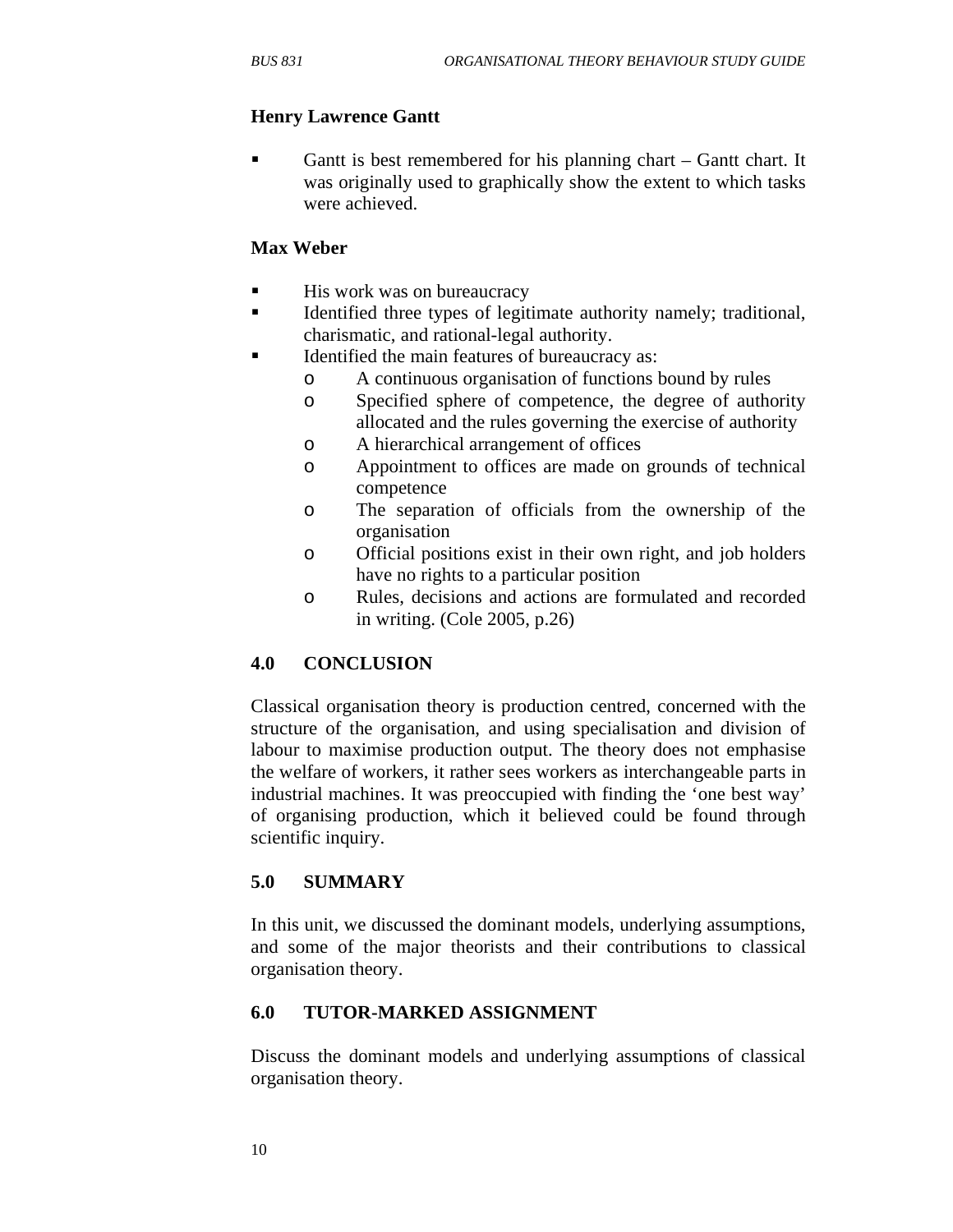**Henry Lawrence Gantt**

- Gantt is best remembered for his planning chart – Gantt chart. It was originally used to graphically show the extent to which tasks were achieved.

**Max Weber**

- His work was on bureaucracy
- Identified three types of legitimate authority namely; traditional, charismatic, and rational-legal authority.
- Identified the main features of bureaucracy as:
    - A continuous organisation of functions bound by rules
    - Specified sphere of competence, the degree of authority allocated and the rules governing the exercise of authority
    - A hierarchical arrangement of offices
    - Appointment to offices are made on grounds of technical competence
    - The separation of officials from the ownership of the organisation
    - Official positions exist in their own right, and job holders have no rights to a particular position
    - Rules, decisions and actions are formulated and recorded in writing. (Cole 2005, p.26)

## 4.0 CONCLUSION

Classical organisation theory is production centred, concerned with the structure of the organisation, and using specialisation and division of labour to maximise production output. The theory does not emphasise the welfare of workers, it rather sees workers as interchangeable parts in industrial machines. It was preoccupied with finding the 'one best way' of organising production, which it believed could be found through scientific inquiry.

## 5.0 SUMMARY

In this unit, we discussed the dominant models, underlying assumptions, and some of the major theorists and their contributions to classical organisation theory.

## 6.0 TUTOR-MARKED ASSIGNMENT

Discuss the dominant models and underlying assumptions of classical organisation theory.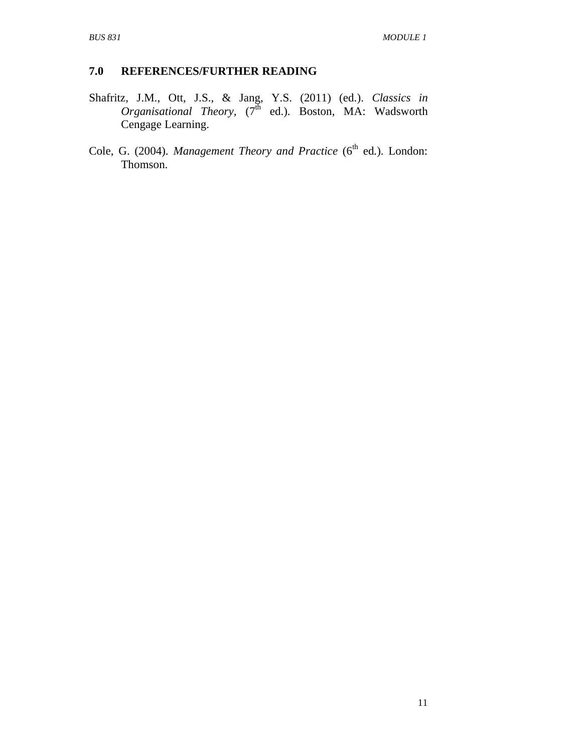## 7.0 REFERENCES/FURTHER READING

Shafritz, J.M., Ott, J.S., & Jang, Y.S. (2011) (ed.). *Classics in Organisational Theory*, (7th ed.). Boston, MA: Wadsworth Cengage Learning.

Cole, G. (2004). *Management Theory and Practice* (6th ed.). London: Thomson.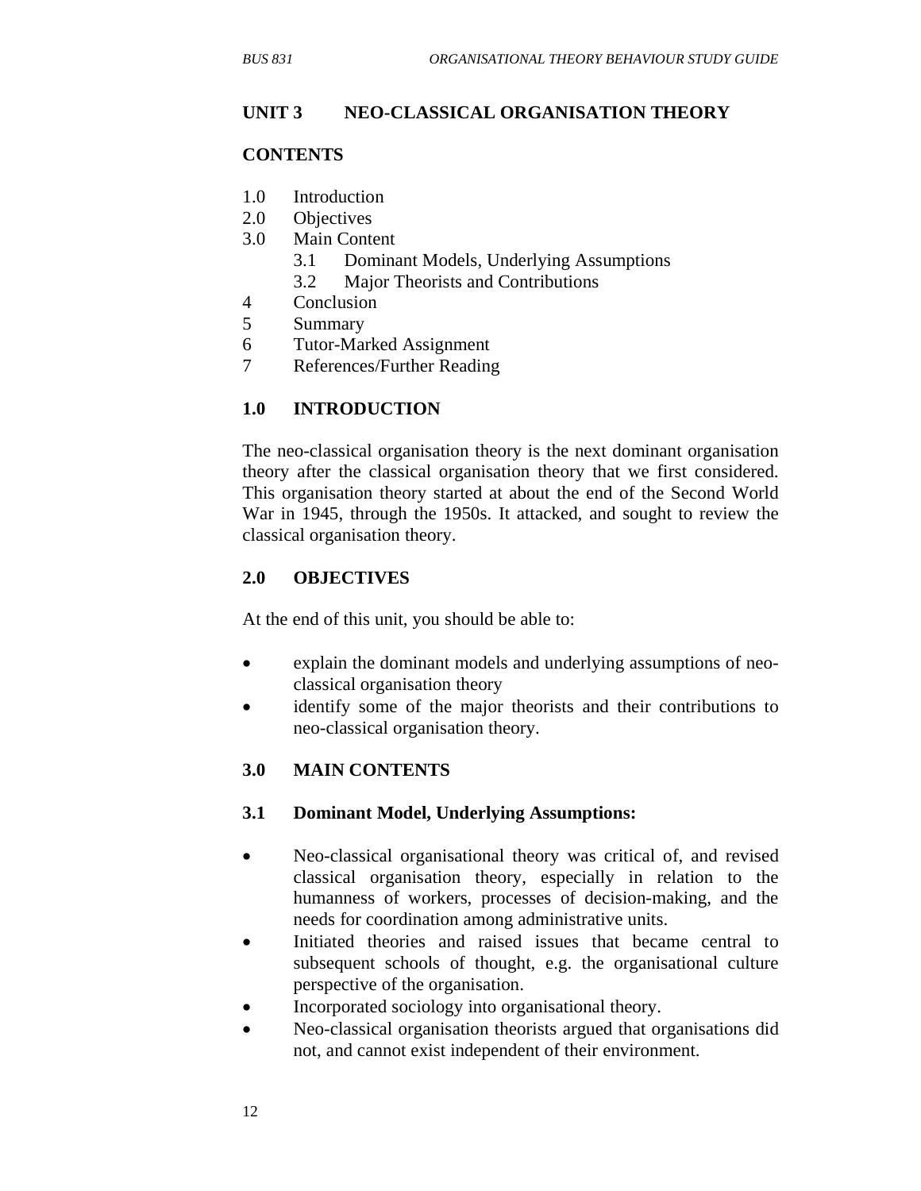## UNIT 3 NEO-CLASSICAL ORGANISATION THEORY

**CONTENTS**

1.0 Introduction
2.0 Objectives
3.0 Main Content
    3.1 Dominant Models, Underlying Assumptions
    3.2 Major Theorists and Contributions
4 Conclusion
5 Summary
6 Tutor-Marked Assignment
7 References/Further Reading

### 1.0 INTRODUCTION

The neo-classical organisation theory is the next dominant organisation theory after the classical organisation theory that we first considered. This organisation theory started at about the end of the Second World War in 1945, through the 1950s. It attacked, and sought to review the classical organisation theory.

### 2.0 OBJECTIVES

At the end of this unit, you should be able to:

- explain the dominant models and underlying assumptions of neo-classical organisation theory
- identify some of the major theorists and their contributions to neo-classical organisation theory.

### 3.0 MAIN CONTENTS

#### 3.1 Dominant Model, Underlying Assumptions:

- Neo-classical organisational theory was critical of, and revised classical organisation theory, especially in relation to the humanness of workers, processes of decision-making, and the needs for coordination among administrative units.
- Initiated theories and raised issues that became central to subsequent schools of thought, e.g. the organisational culture perspective of the organisation.
- Incorporated sociology into organisational theory.
- Neo-classical organisation theorists argued that organisations did not, and cannot exist independent of their environment.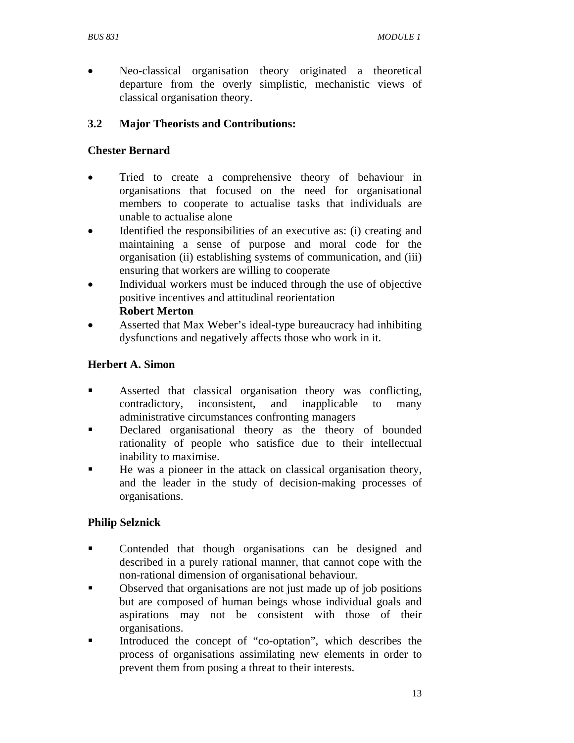- Neo-classical organisation theory originated a theoretical departure from the overly simplistic, mechanistic views of classical organisation theory.

### 3.2 Major Theorists and Contributions:

**Chester Bernard**

- Tried to create a comprehensive theory of behaviour in organisations that focused on the need for organisational members to cooperate to actualise tasks that individuals are unable to actualise alone
- Identified the responsibilities of an executive as: (i) creating and maintaining a sense of purpose and moral code for the organisation (ii) establishing systems of communication, and (iii) ensuring that workers are willing to cooperate
- Individual workers must be induced through the use of objective positive incentives and attitudinal reorientation

**Robert Merton**

- Asserted that Max Weber's ideal-type bureaucracy had inhibiting dysfunctions and negatively affects those who work in it.

**Herbert A. Simon**

- Asserted that classical organisation theory was conflicting, contradictory, inconsistent, and inapplicable to many administrative circumstances confronting managers
- Declared organisational theory as the theory of bounded rationality of people who satisfice due to their intellectual inability to maximise.
- He was a pioneer in the attack on classical organisation theory, and the leader in the study of decision-making processes of organisations.

**Philip Selznick**

- Contended that though organisations can be designed and described in a purely rational manner, that cannot cope with the non-rational dimension of organisational behaviour.
- Observed that organisations are not just made up of job positions but are composed of human beings whose individual goals and aspirations may not be consistent with those of their organisations.
- Introduced the concept of "co-optation", which describes the process of organisations assimilating new elements in order to prevent them from posing a threat to their interests.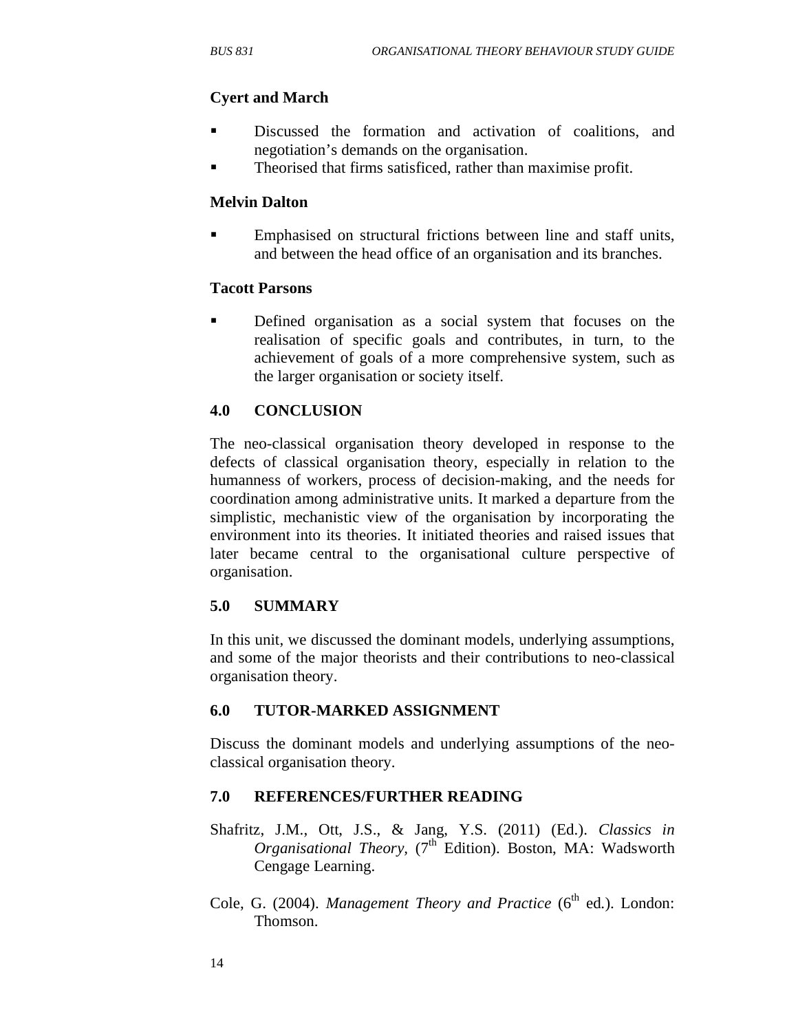**Cyert and March**

- Discussed the formation and activation of coalitions, and negotiation's demands on the organisation.
- Theorised that firms satisficed, rather than maximise profit.

**Melvin Dalton**

- Emphasised on structural frictions between line and staff units, and between the head office of an organisation and its branches.

**Tacott Parsons**

- Defined organisation as a social system that focuses on the realisation of specific goals and contributes, in turn, to the achievement of goals of a more comprehensive system, such as the larger organisation or society itself.

## 4.0 CONCLUSION

The neo-classical organisation theory developed in response to the defects of classical organisation theory, especially in relation to the humanness of workers, process of decision-making, and the needs for coordination among administrative units. It marked a departure from the simplistic, mechanistic view of the organisation by incorporating the environment into its theories. It initiated theories and raised issues that later became central to the organisational culture perspective of organisation.

## 5.0 SUMMARY

In this unit, we discussed the dominant models, underlying assumptions, and some of the major theorists and their contributions to neo-classical organisation theory.

## 6.0 TUTOR-MARKED ASSIGNMENT

Discuss the dominant models and underlying assumptions of the neo-classical organisation theory.

## 7.0 REFERENCES/FURTHER READING

Shafritz, J.M., Ott, J.S., & Jang, Y.S. (2011) (Ed.). *Classics in Organisational Theory,* (7th Edition). Boston, MA: Wadsworth Cengage Learning.

Cole, G. (2004). *Management Theory and Practice* (6th ed.). London: Thomson.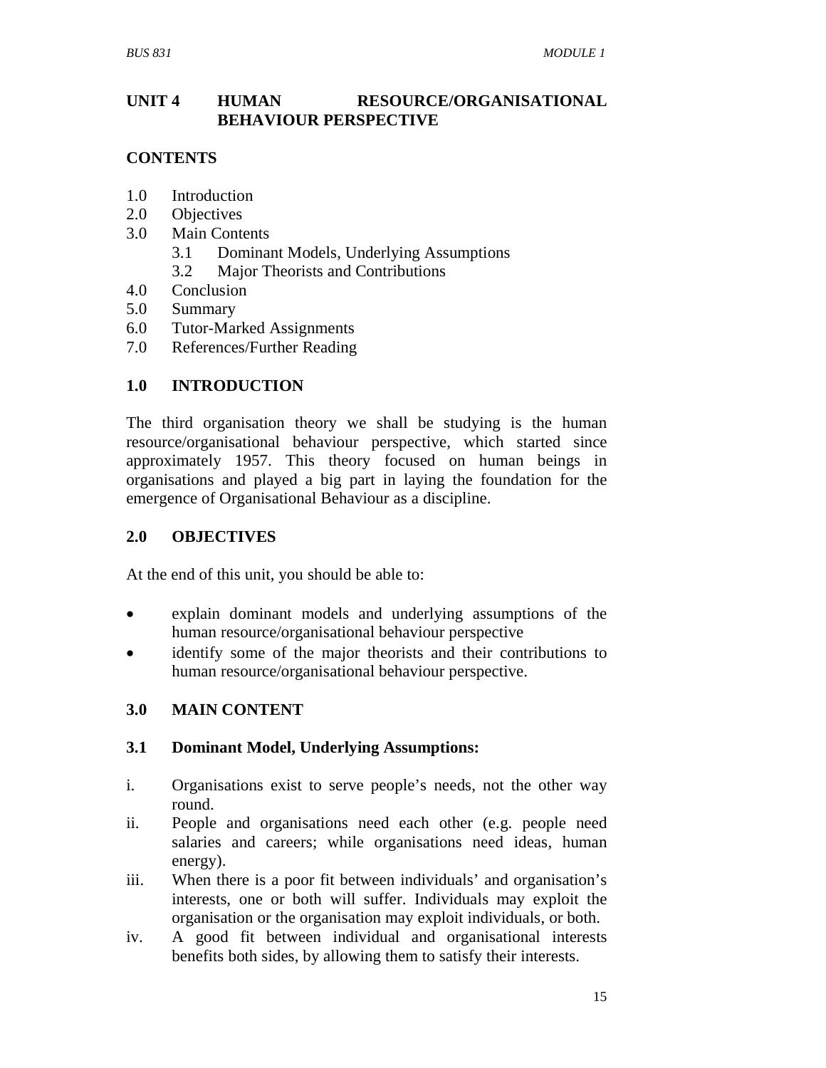# UNIT 4 HUMAN RESOURCE/ORGANISATIONAL BEHAVIOUR PERSPECTIVE

## CONTENTS

1.0 Introduction
2.0 Objectives
3.0 Main Contents
 3.1 Dominant Models, Underlying Assumptions
 3.2 Major Theorists and Contributions
4.0 Conclusion
5.0 Summary
6.0 Tutor-Marked Assignments
7.0 References/Further Reading

## 1.0 INTRODUCTION

The third organisation theory we shall be studying is the human resource/organisational behaviour perspective, which started since approximately 1957. This theory focused on human beings in organisations and played a big part in laying the foundation for the emergence of Organisational Behaviour as a discipline.

## 2.0 OBJECTIVES

At the end of this unit, you should be able to:

- explain dominant models and underlying assumptions of the human resource/organisational behaviour perspective
- identify some of the major theorists and their contributions to human resource/organisational behaviour perspective.

## 3.0 MAIN CONTENT

### 3.1 Dominant Model, Underlying Assumptions:

i. Organisations exist to serve people's needs, not the other way round.
ii. People and organisations need each other (e.g. people need salaries and careers; while organisations need ideas, human energy).
iii. When there is a poor fit between individuals' and organisation's interests, one or both will suffer. Individuals may exploit the organisation or the organisation may exploit individuals, or both.
iv. A good fit between individual and organisational interests benefits both sides, by allowing them to satisfy their interests.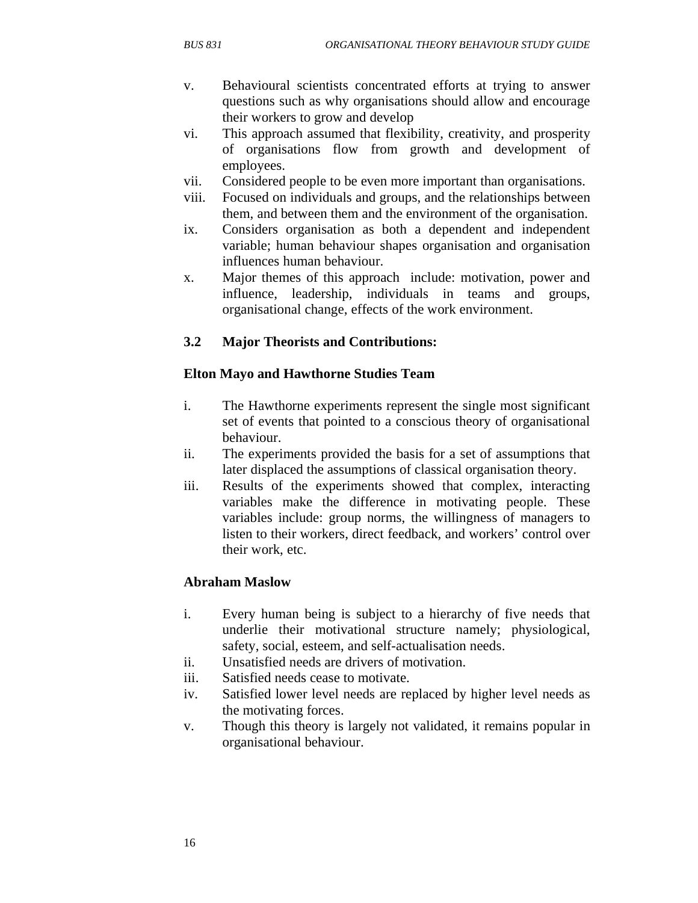v. Behavioural scientists concentrated efforts at trying to answer questions such as why organisations should allow and encourage their workers to grow and develop
vi. This approach assumed that flexibility, creativity, and prosperity of organisations flow from growth and development of employees.
vii. Considered people to be even more important than organisations.
viii. Focused on individuals and groups, and the relationships between them, and between them and the environment of the organisation.
ix. Considers organisation as both a dependent and independent variable; human behaviour shapes organisation and organisation influences human behaviour.
x. Major themes of this approach include: motivation, power and influence, leadership, individuals in teams and groups, organisational change, effects of the work environment.

### 3.2 Major Theorists and Contributions:

**Elton Mayo and Hawthorne Studies Team**

i. The Hawthorne experiments represent the single most significant set of events that pointed to a conscious theory of organisational behaviour.
ii. The experiments provided the basis for a set of assumptions that later displaced the assumptions of classical organisation theory.
iii. Results of the experiments showed that complex, interacting variables make the difference in motivating people. These variables include: group norms, the willingness of managers to listen to their workers, direct feedback, and workers' control over their work, etc.

**Abraham Maslow**

i. Every human being is subject to a hierarchy of five needs that underlie their motivational structure namely; physiological, safety, social, esteem, and self-actualisation needs.
ii. Unsatisfied needs are drivers of motivation.
iii. Satisfied needs cease to motivate.
iv. Satisfied lower level needs are replaced by higher level needs as the motivating forces.
v. Though this theory is largely not validated, it remains popular in organisational behaviour.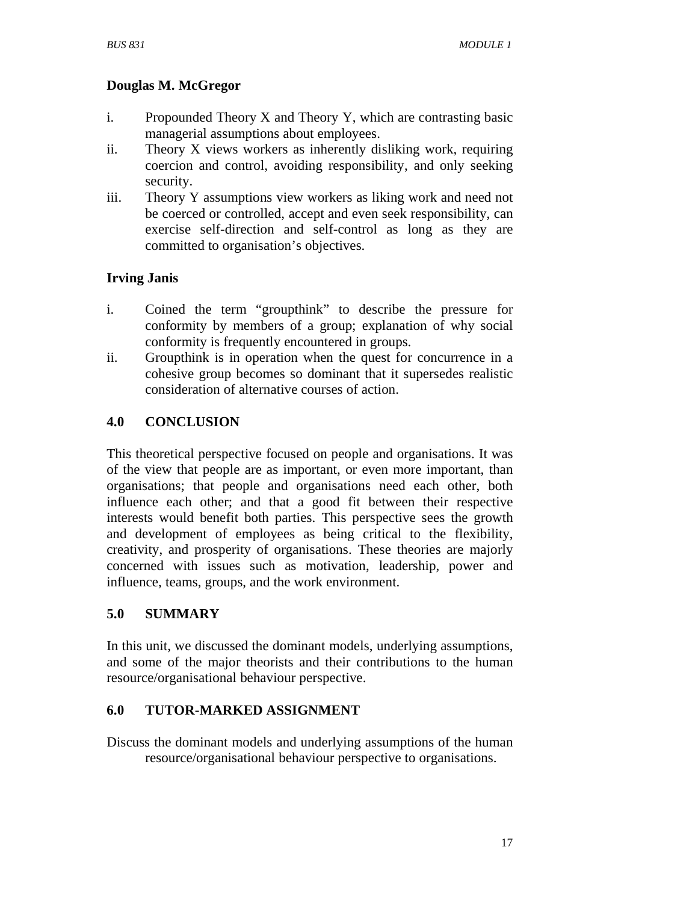**Douglas M. McGregor**

i. Propounded Theory X and Theory Y, which are contrasting basic managerial assumptions about employees.
ii. Theory X views workers as inherently disliking work, requiring coercion and control, avoiding responsibility, and only seeking security.
iii. Theory Y assumptions view workers as liking work and need not be coerced or controlled, accept and even seek responsibility, can exercise self-direction and self-control as long as they are committed to organisation's objectives.

**Irving Janis**

i. Coined the term "groupthink" to describe the pressure for conformity by members of a group; explanation of why social conformity is frequently encountered in groups.
ii. Groupthink is in operation when the quest for concurrence in a cohesive group becomes so dominant that it supersedes realistic consideration of alternative courses of action.

## 4.0 CONCLUSION

This theoretical perspective focused on people and organisations. It was of the view that people are as important, or even more important, than organisations; that people and organisations need each other, both influence each other; and that a good fit between their respective interests would benefit both parties. This perspective sees the growth and development of employees as being critical to the flexibility, creativity, and prosperity of organisations. These theories are majorly concerned with issues such as motivation, leadership, power and influence, teams, groups, and the work environment.

## 5.0 SUMMARY

In this unit, we discussed the dominant models, underlying assumptions, and some of the major theorists and their contributions to the human resource/organisational behaviour perspective.

## 6.0 TUTOR-MARKED ASSIGNMENT

Discuss the dominant models and underlying assumptions of the human resource/organisational behaviour perspective to organisations.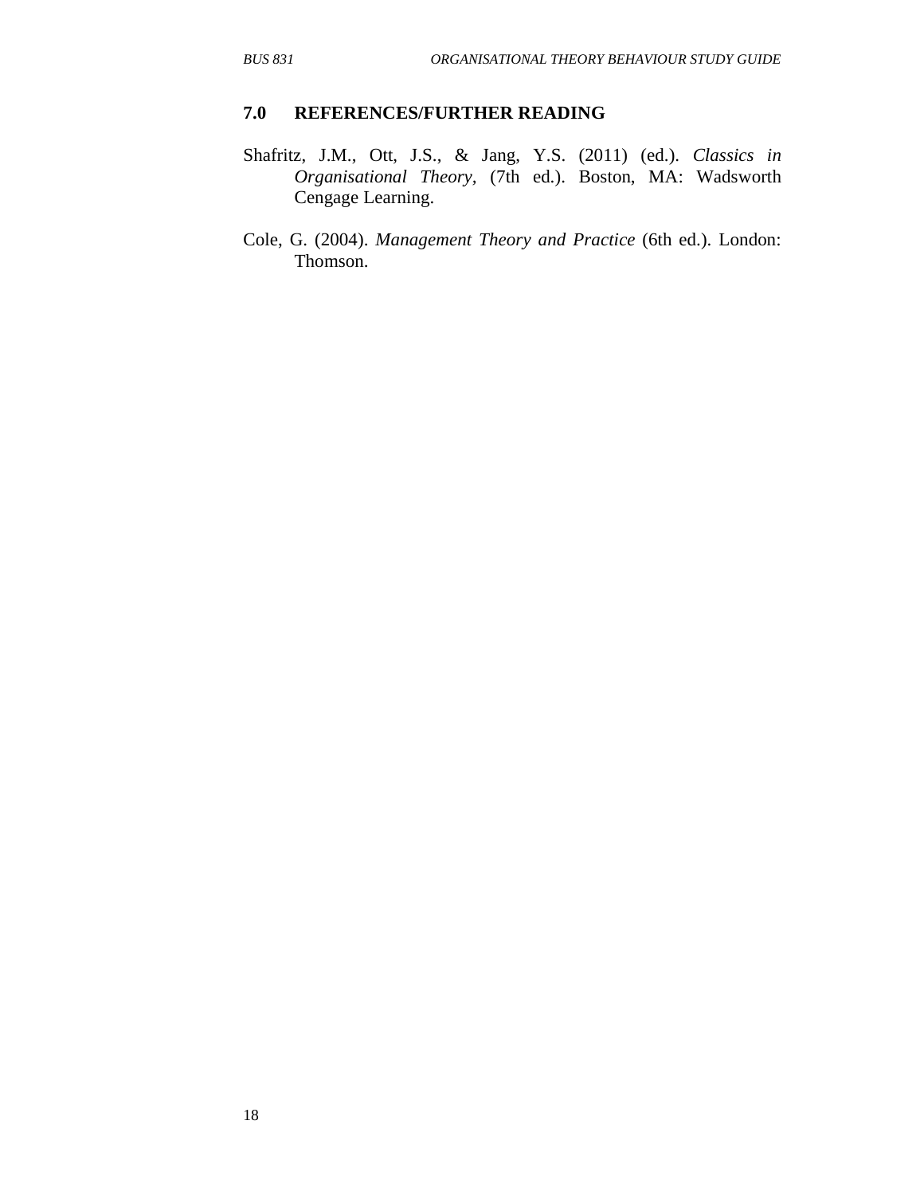## 7.0 REFERENCES/FURTHER READING

Shafritz, J.M., Ott, J.S., & Jang, Y.S. (2011) (ed.). *Classics in Organisational Theory,* (7th ed.). Boston, MA: Wadsworth Cengage Learning.

Cole, G. (2004). *Management Theory and Practice* (6th ed.). London: Thomson.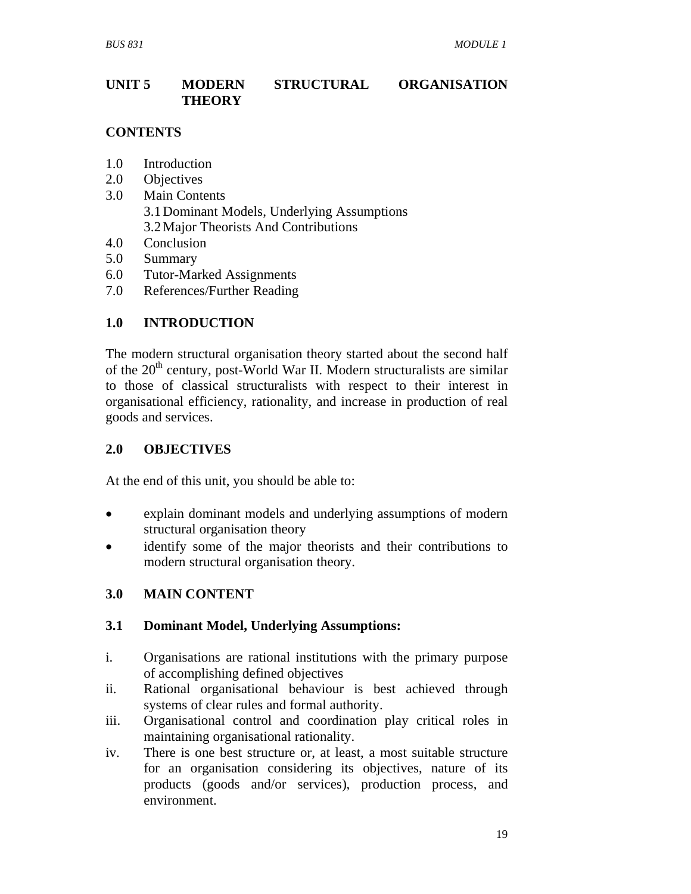# UNIT 5 MODERN STRUCTURAL ORGANISATION THEORY

## CONTENTS

1.0 Introduction
2.0 Objectives
3.0 Main Contents
    3.1 Dominant Models, Underlying Assumptions
    3.2 Major Theorists And Contributions
4.0 Conclusion
5.0 Summary
6.0 Tutor-Marked Assignments
7.0 References/Further Reading

## 1.0 INTRODUCTION

The modern structural organisation theory started about the second half of the 20th century, post-World War II. Modern structuralists are similar to those of classical structuralists with respect to their interest in organisational efficiency, rationality, and increase in production of real goods and services.

## 2.0 OBJECTIVES

At the end of this unit, you should be able to:

- explain dominant models and underlying assumptions of modern structural organisation theory
- identify some of the major theorists and their contributions to modern structural organisation theory.

## 3.0 MAIN CONTENT

### 3.1 Dominant Model, Underlying Assumptions:

i. Organisations are rational institutions with the primary purpose of accomplishing defined objectives
ii. Rational organisational behaviour is best achieved through systems of clear rules and formal authority.
iii. Organisational control and coordination play critical roles in maintaining organisational rationality.
iv. There is one best structure or, at least, a most suitable structure for an organisation considering its objectives, nature of its products (goods and/or services), production process, and environment.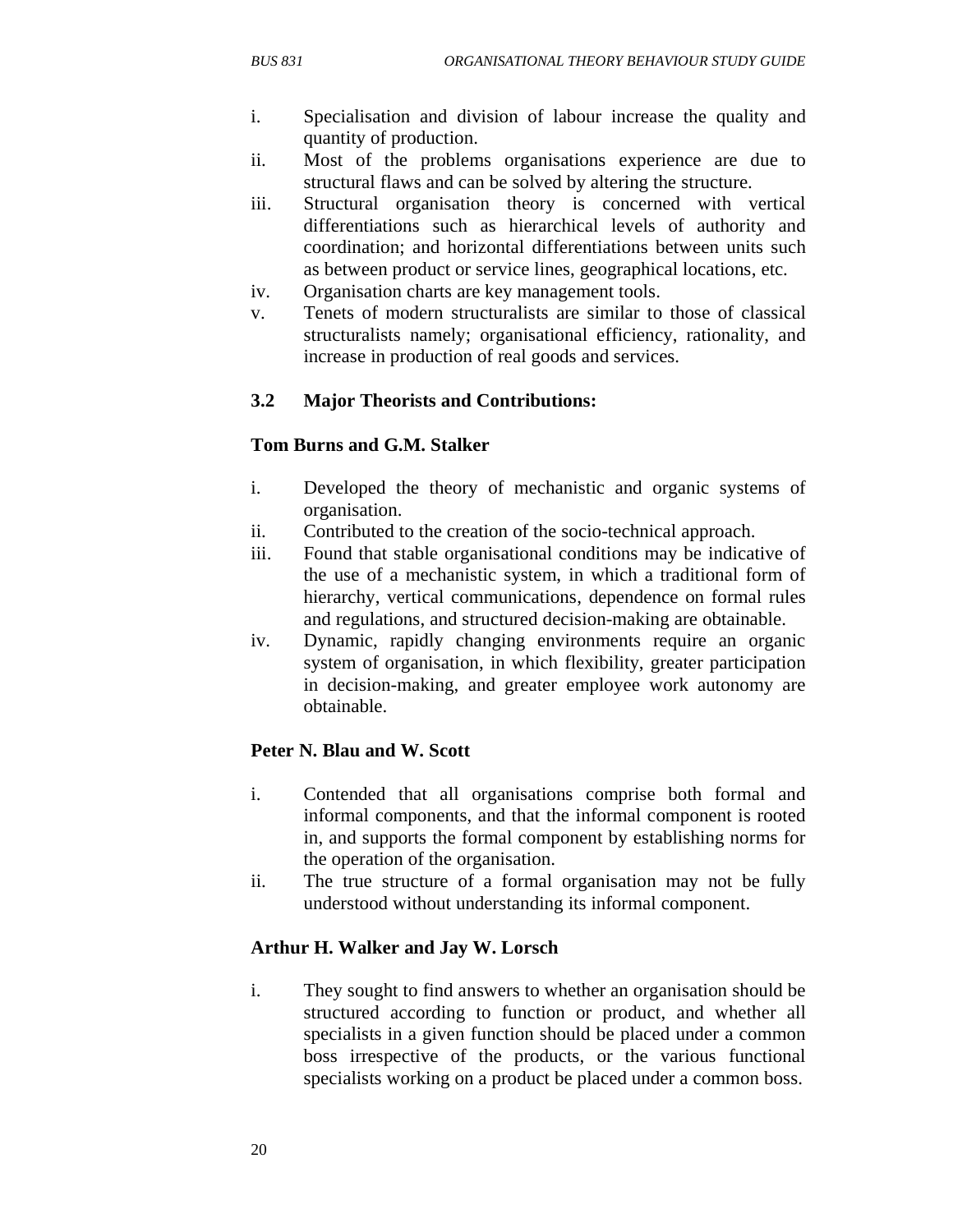i. Specialisation and division of labour increase the quality and quantity of production.
ii. Most of the problems organisations experience are due to structural flaws and can be solved by altering the structure.
iii. Structural organisation theory is concerned with vertical differentiations such as hierarchical levels of authority and coordination; and horizontal differentiations between units such as between product or service lines, geographical locations, etc.
iv. Organisation charts are key management tools.
v. Tenets of modern structuralists are similar to those of classical structuralists namely; organisational efficiency, rationality, and increase in production of real goods and services.

### 3.2 Major Theorists and Contributions:

**Tom Burns and G.M. Stalker**

i. Developed the theory of mechanistic and organic systems of organisation.
ii. Contributed to the creation of the socio-technical approach.
iii. Found that stable organisational conditions may be indicative of the use of a mechanistic system, in which a traditional form of hierarchy, vertical communications, dependence on formal rules and regulations, and structured decision-making are obtainable.
iv. Dynamic, rapidly changing environments require an organic system of organisation, in which flexibility, greater participation in decision-making, and greater employee work autonomy are obtainable.

**Peter N. Blau and W. Scott**

i. Contended that all organisations comprise both formal and informal components, and that the informal component is rooted in, and supports the formal component by establishing norms for the operation of the organisation.
ii. The true structure of a formal organisation may not be fully understood without understanding its informal component.

**Arthur H. Walker and Jay W. Lorsch**

i. They sought to find answers to whether an organisation should be structured according to function or product, and whether all specialists in a given function should be placed under a common boss irrespective of the products, or the various functional specialists working on a product be placed under a common boss.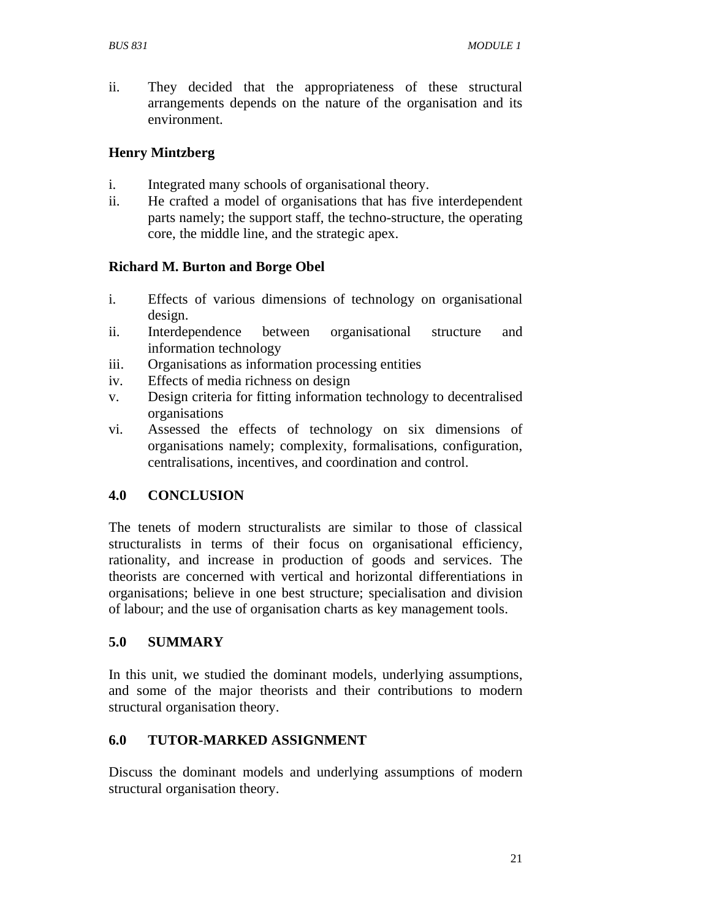ii. They decided that the appropriateness of these structural arrangements depends on the nature of the organisation and its environment.

**Henry Mintzberg**

i. Integrated many schools of organisational theory.
ii. He crafted a model of organisations that has five interdependent parts namely; the support staff, the techno-structure, the operating core, the middle line, and the strategic apex.

**Richard M. Burton and Borge Obel**

i. Effects of various dimensions of technology on organisational design.
ii. Interdependence between organisational structure and information technology
iii. Organisations as information processing entities
iv. Effects of media richness on design
v. Design criteria for fitting information technology to decentralised organisations
vi. Assessed the effects of technology on six dimensions of organisations namely; complexity, formalisations, configuration, centralisations, incentives, and coordination and control.

## 4.0 CONCLUSION

The tenets of modern structuralists are similar to those of classical structuralists in terms of their focus on organisational efficiency, rationality, and increase in production of goods and services. The theorists are concerned with vertical and horizontal differentiations in organisations; believe in one best structure; specialisation and division of labour; and the use of organisation charts as key management tools.

## 5.0 SUMMARY

In this unit, we studied the dominant models, underlying assumptions, and some of the major theorists and their contributions to modern structural organisation theory.

## 6.0 TUTOR-MARKED ASSIGNMENT

Discuss the dominant models and underlying assumptions of modern structural organisation theory.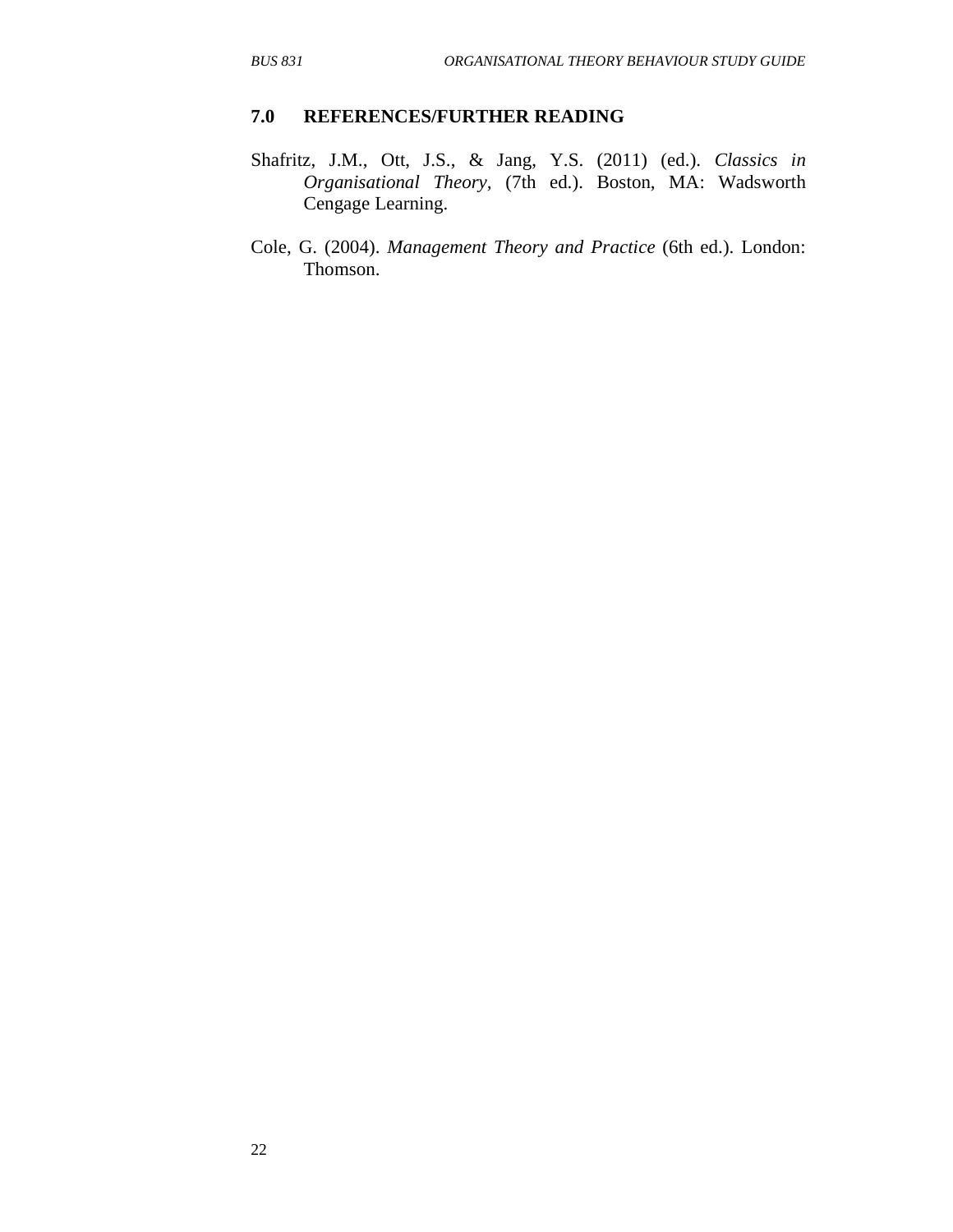## 7.0 REFERENCES/FURTHER READING

Shafritz, J.M., Ott, J.S., & Jang, Y.S. (2011) (ed.). *Classics in Organisational Theory,* (7th ed.). Boston, MA: Wadsworth Cengage Learning.

Cole, G. (2004). *Management Theory and Practice* (6th ed.). London: Thomson.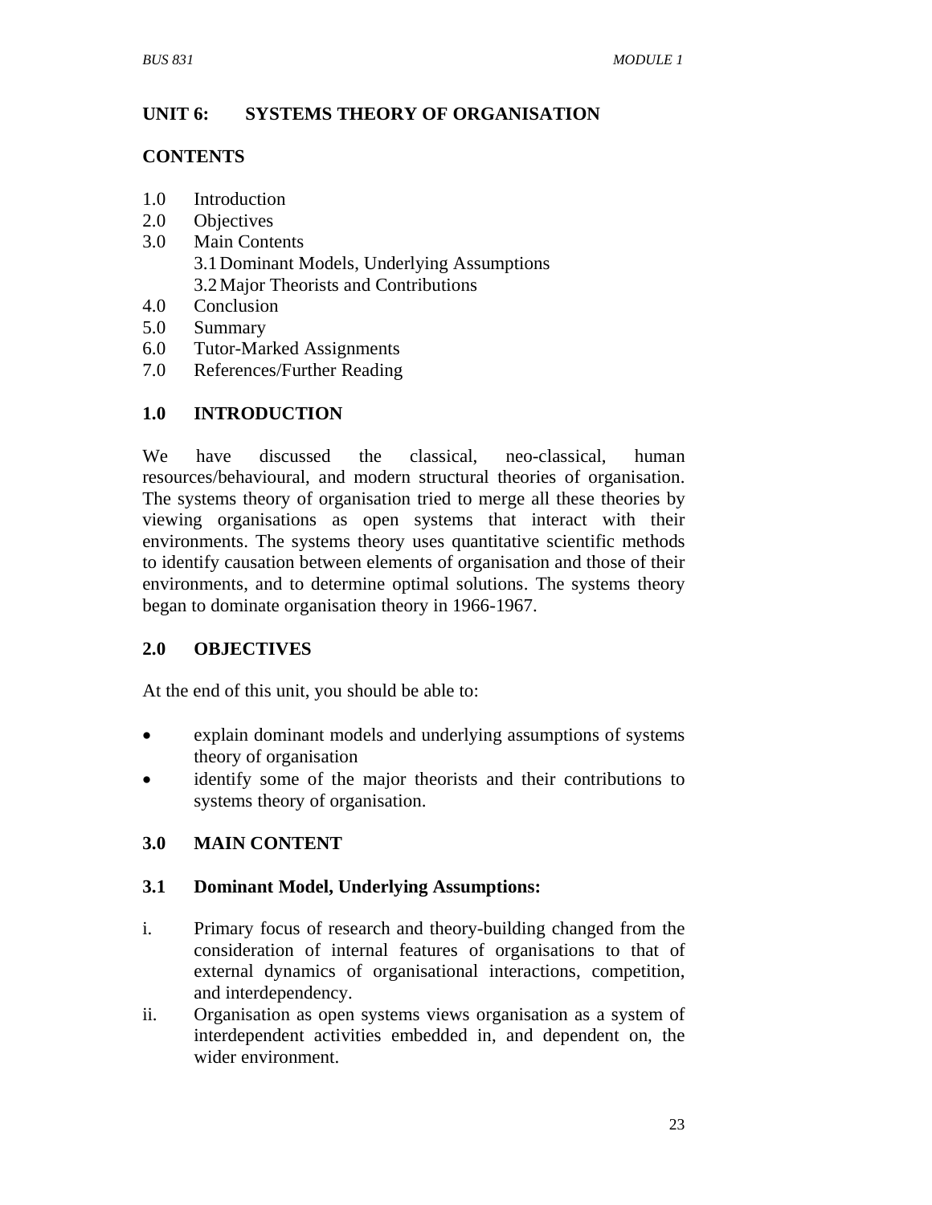## UNIT 6: SYSTEMS THEORY OF ORGANISATION

### CONTENTS

1.0 Introduction
2.0 Objectives
3.0 Main Contents
  3.1 Dominant Models, Underlying Assumptions
  3.2 Major Theorists and Contributions
4.0 Conclusion
5.0 Summary
6.0 Tutor-Marked Assignments
7.0 References/Further Reading

### 1.0 INTRODUCTION

We have discussed the classical, neo-classical, human resources/behavioural, and modern structural theories of organisation. The systems theory of organisation tried to merge all these theories by viewing organisations as open systems that interact with their environments. The systems theory uses quantitative scientific methods to identify causation between elements of organisation and those of their environments, and to determine optimal solutions. The systems theory began to dominate organisation theory in 1966-1967.

### 2.0 OBJECTIVES

At the end of this unit, you should be able to:

- explain dominant models and underlying assumptions of systems theory of organisation
- identify some of the major theorists and their contributions to systems theory of organisation.

### 3.0 MAIN CONTENT

#### 3.1 Dominant Model, Underlying Assumptions:

i. Primary focus of research and theory-building changed from the consideration of internal features of organisations to that of external dynamics of organisational interactions, competition, and interdependency.
ii. Organisation as open systems views organisation as a system of interdependent activities embedded in, and dependent on, the wider environment.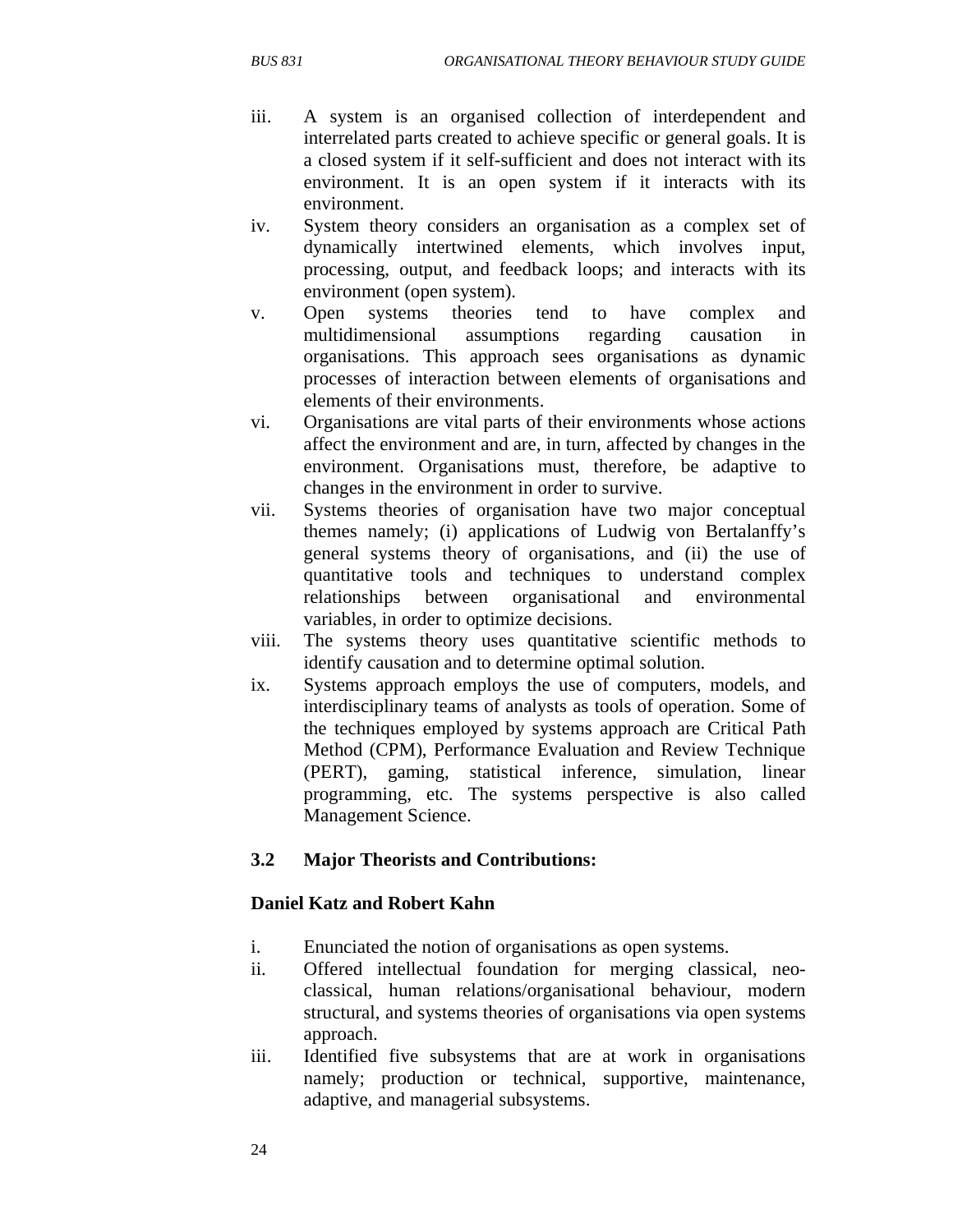iii. A system is an organised collection of interdependent and interrelated parts created to achieve specific or general goals. It is a closed system if it self-sufficient and does not interact with its environment. It is an open system if it interacts with its environment.

iv. System theory considers an organisation as a complex set of dynamically intertwined elements, which involves input, processing, output, and feedback loops; and interacts with its environment (open system).

v. Open systems theories tend to have complex and multidimensional assumptions regarding causation in organisations. This approach sees organisations as dynamic processes of interaction between elements of organisations and elements of their environments.

vi. Organisations are vital parts of their environments whose actions affect the environment and are, in turn, affected by changes in the environment. Organisations must, therefore, be adaptive to changes in the environment in order to survive.

vii. Systems theories of organisation have two major conceptual themes namely; (i) applications of Ludwig von Bertalanffy's general systems theory of organisations, and (ii) the use of quantitative tools and techniques to understand complex relationships between organisational and environmental variables, in order to optimize decisions.

viii. The systems theory uses quantitative scientific methods to identify causation and to determine optimal solution.

ix. Systems approach employs the use of computers, models, and interdisciplinary teams of analysts as tools of operation. Some of the techniques employed by systems approach are Critical Path Method (CPM), Performance Evaluation and Review Technique (PERT), gaming, statistical inference, simulation, linear programming, etc. The systems perspective is also called Management Science.

## 3.2 Major Theorists and Contributions:

**Daniel Katz and Robert Kahn**

i. Enunciated the notion of organisations as open systems.

ii. Offered intellectual foundation for merging classical, neo-classical, human relations/organisational behaviour, modern structural, and systems theories of organisations via open systems approach.

iii. Identified five subsystems that are at work in organisations namely; production or technical, supportive, maintenance, adaptive, and managerial subsystems.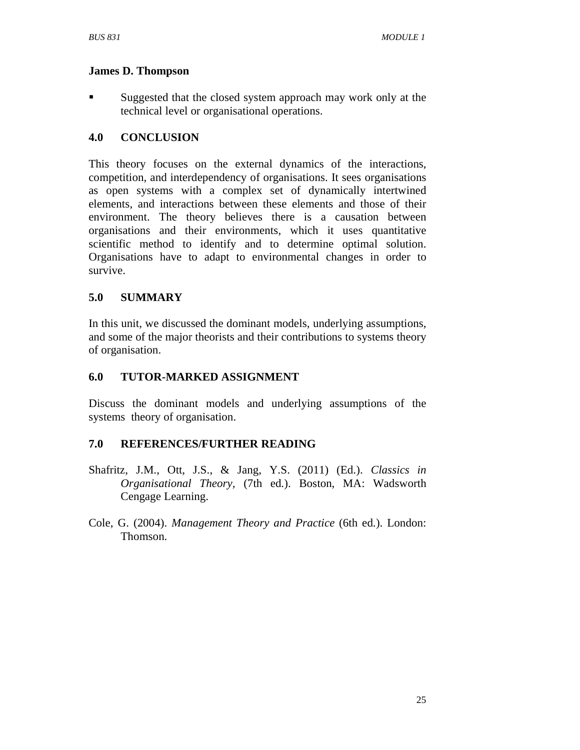**James D. Thompson**

- Suggested that the closed system approach may work only at the technical level or organisational operations.

## 4.0 CONCLUSION

This theory focuses on the external dynamics of the interactions, competition, and interdependency of organisations. It sees organisations as open systems with a complex set of dynamically intertwined elements, and interactions between these elements and those of their environment. The theory believes there is a causation between organisations and their environments, which it uses quantitative scientific method to identify and to determine optimal solution. Organisations have to adapt to environmental changes in order to survive.

## 5.0 SUMMARY

In this unit, we discussed the dominant models, underlying assumptions, and some of the major theorists and their contributions to systems theory of organisation.

## 6.0 TUTOR-MARKED ASSIGNMENT

Discuss the dominant models and underlying assumptions of the systems theory of organisation.

## 7.0 REFERENCES/FURTHER READING

Shafritz, J.M., Ott, J.S., & Jang, Y.S. (2011) (Ed.). *Classics in Organisational Theory*, (7th ed.). Boston, MA: Wadsworth Cengage Learning.

Cole, G. (2004). *Management Theory and Practice* (6th ed.). London: Thomson.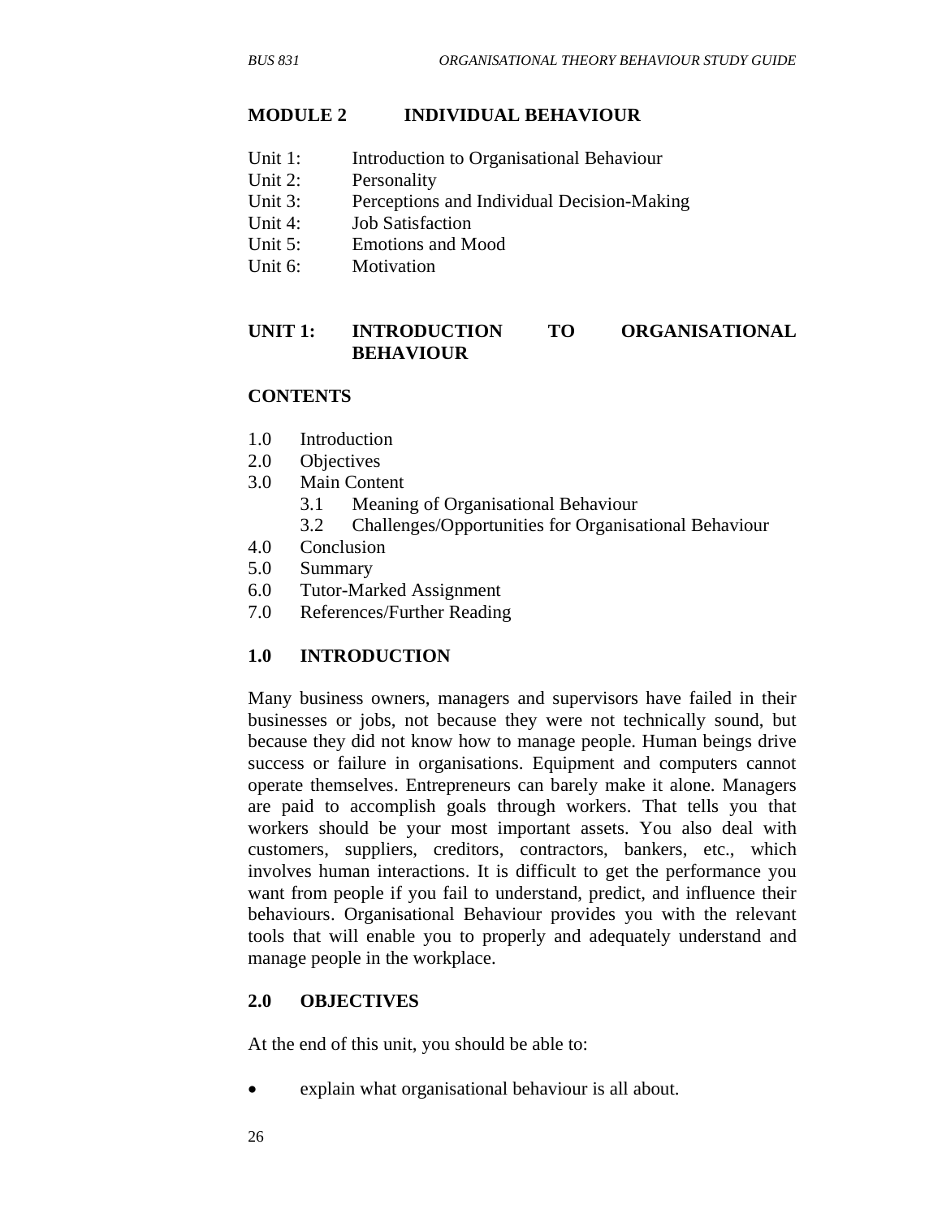## MODULE 2 INDIVIDUAL BEHAVIOUR

Unit 1: Introduction to Organisational Behaviour
Unit 2: Personality
Unit 3: Perceptions and Individual Decision-Making
Unit 4: Job Satisfaction
Unit 5: Emotions and Mood
Unit 6: Motivation

## UNIT 1: INTRODUCTION TO ORGANISATIONAL BEHAVIOUR

**CONTENTS**

1.0 Introduction
2.0 Objectives
3.0 Main Content
   3.1 Meaning of Organisational Behaviour
   3.2 Challenges/Opportunities for Organisational Behaviour
4.0 Conclusion
5.0 Summary
6.0 Tutor-Marked Assignment
7.0 References/Further Reading

### 1.0 INTRODUCTION

Many business owners, managers and supervisors have failed in their businesses or jobs, not because they were not technically sound, but because they did not know how to manage people. Human beings drive success or failure in organisations. Equipment and computers cannot operate themselves. Entrepreneurs can barely make it alone. Managers are paid to accomplish goals through workers. That tells you that workers should be your most important assets. You also deal with customers, suppliers, creditors, contractors, bankers, etc., which involves human interactions. It is difficult to get the performance you want from people if you fail to understand, predict, and influence their behaviours. Organisational Behaviour provides you with the relevant tools that will enable you to properly and adequately understand and manage people in the workplace.

### 2.0 OBJECTIVES

At the end of this unit, you should be able to:

- explain what organisational behaviour is all about.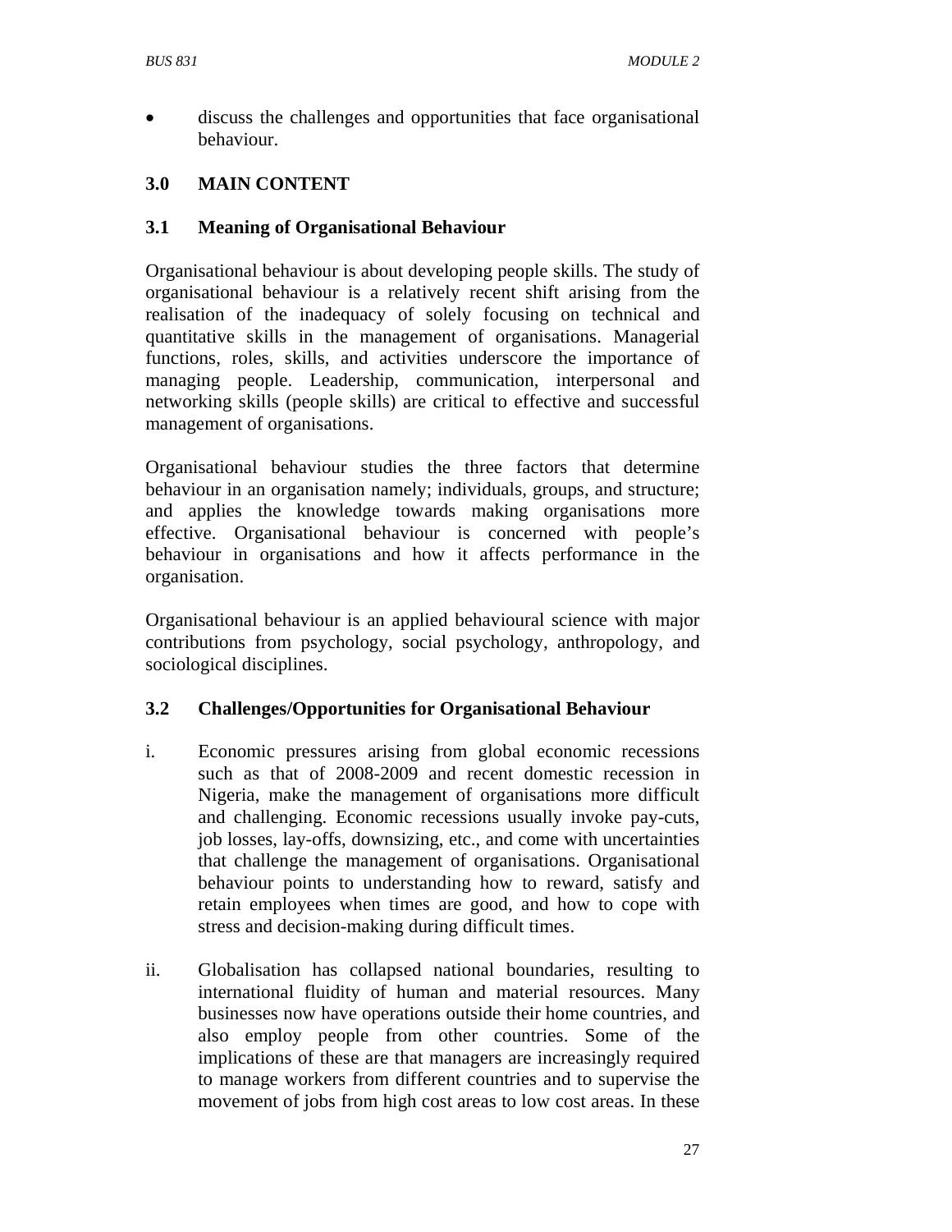- discuss the challenges and opportunities that face organisational behaviour.

## 3.0 MAIN CONTENT

### 3.1 Meaning of Organisational Behaviour

Organisational behaviour is about developing people skills. The study of organisational behaviour is a relatively recent shift arising from the realisation of the inadequacy of solely focusing on technical and quantitative skills in the management of organisations. Managerial functions, roles, skills, and activities underscore the importance of managing people. Leadership, communication, interpersonal and networking skills (people skills) are critical to effective and successful management of organisations.

Organisational behaviour studies the three factors that determine behaviour in an organisation namely; individuals, groups, and structure; and applies the knowledge towards making organisations more effective. Organisational behaviour is concerned with people's behaviour in organisations and how it affects performance in the organisation.

Organisational behaviour is an applied behavioural science with major contributions from psychology, social psychology, anthropology, and sociological disciplines.

### 3.2 Challenges/Opportunities for Organisational Behaviour

i. Economic pressures arising from global economic recessions such as that of 2008-2009 and recent domestic recession in Nigeria, make the management of organisations more difficult and challenging. Economic recessions usually invoke pay-cuts, job losses, lay-offs, downsizing, etc., and come with uncertainties that challenge the management of organisations. Organisational behaviour points to understanding how to reward, satisfy and retain employees when times are good, and how to cope with stress and decision-making during difficult times.

ii. Globalisation has collapsed national boundaries, resulting to international fluidity of human and material resources. Many businesses now have operations outside their home countries, and also employ people from other countries. Some of the implications of these are that managers are increasingly required to manage workers from different countries and to supervise the movement of jobs from high cost areas to low cost areas. In these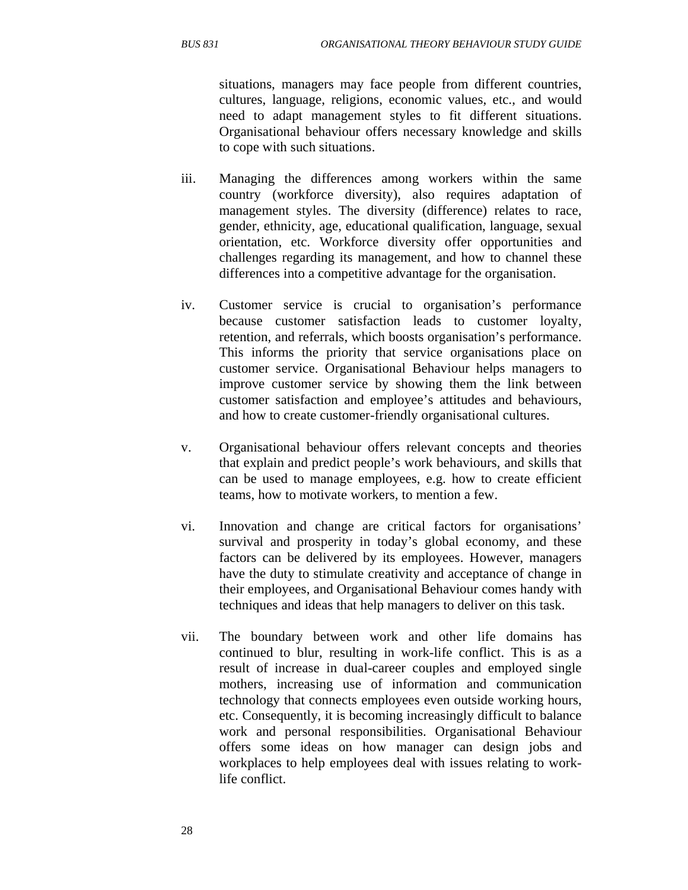situations, managers may face people from different countries, cultures, language, religions, economic values, etc., and would need to adapt management styles to fit different situations. Organisational behaviour offers necessary knowledge and skills to cope with such situations.

iii. Managing the differences among workers within the same country (workforce diversity), also requires adaptation of management styles. The diversity (difference) relates to race, gender, ethnicity, age, educational qualification, language, sexual orientation, etc. Workforce diversity offer opportunities and challenges regarding its management, and how to channel these differences into a competitive advantage for the organisation.

iv. Customer service is crucial to organisation's performance because customer satisfaction leads to customer loyalty, retention, and referrals, which boosts organisation's performance. This informs the priority that service organisations place on customer service. Organisational Behaviour helps managers to improve customer service by showing them the link between customer satisfaction and employee's attitudes and behaviours, and how to create customer-friendly organisational cultures.

v. Organisational behaviour offers relevant concepts and theories that explain and predict people's work behaviours, and skills that can be used to manage employees, e.g. how to create efficient teams, how to motivate workers, to mention a few.

vi. Innovation and change are critical factors for organisations' survival and prosperity in today's global economy, and these factors can be delivered by its employees. However, managers have the duty to stimulate creativity and acceptance of change in their employees, and Organisational Behaviour comes handy with techniques and ideas that help managers to deliver on this task.

vii. The boundary between work and other life domains has continued to blur, resulting in work-life conflict. This is as a result of increase in dual-career couples and employed single mothers, increasing use of information and communication technology that connects employees even outside working hours, etc. Consequently, it is becoming increasingly difficult to balance work and personal responsibilities. Organisational Behaviour offers some ideas on how manager can design jobs and workplaces to help employees deal with issues relating to work-life conflict.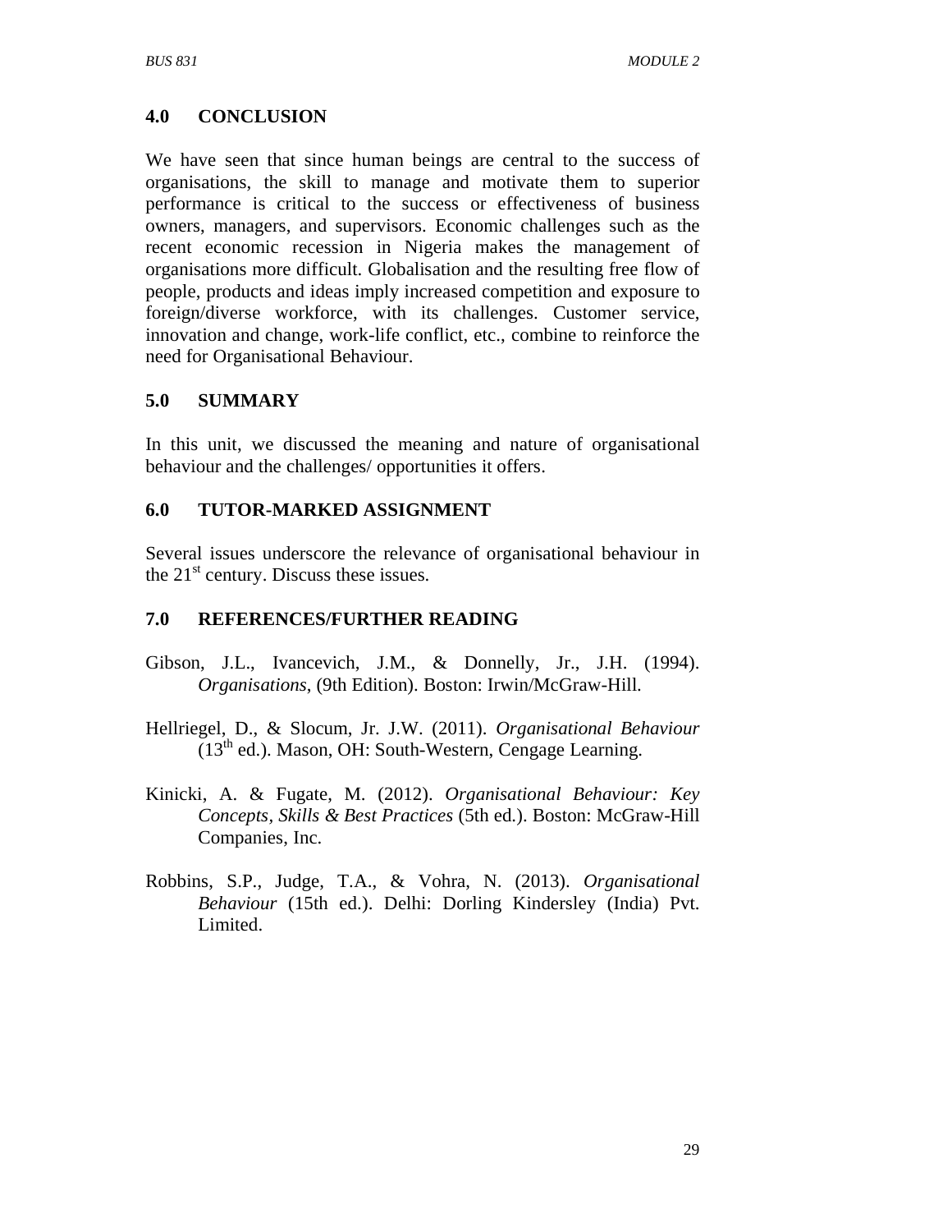## 4.0 CONCLUSION

We have seen that since human beings are central to the success of organisations, the skill to manage and motivate them to superior performance is critical to the success or effectiveness of business owners, managers, and supervisors. Economic challenges such as the recent economic recession in Nigeria makes the management of organisations more difficult. Globalisation and the resulting free flow of people, products and ideas imply increased competition and exposure to foreign/diverse workforce, with its challenges. Customer service, innovation and change, work-life conflict, etc., combine to reinforce the need for Organisational Behaviour.

## 5.0 SUMMARY

In this unit, we discussed the meaning and nature of organisational behaviour and the challenges/ opportunities it offers.

## 6.0 TUTOR-MARKED ASSIGNMENT

Several issues underscore the relevance of organisational behaviour in the 21st century. Discuss these issues.

## 7.0 REFERENCES/FURTHER READING

Gibson, J.L., Ivancevich, J.M., & Donnelly, Jr., J.H. (1994). *Organisations*, (9th Edition). Boston: Irwin/McGraw-Hill.

Hellriegel, D., & Slocum, Jr. J.W. (2011). *Organisational Behaviour* (13th ed.). Mason, OH: South-Western, Cengage Learning.

Kinicki, A. & Fugate, M. (2012). *Organisational Behaviour: Key Concepts, Skills & Best Practices* (5th ed.). Boston: McGraw-Hill Companies, Inc.

Robbins, S.P., Judge, T.A., & Vohra, N. (2013). *Organisational Behaviour* (15th ed.). Delhi: Dorling Kindersley (India) Pvt. Limited.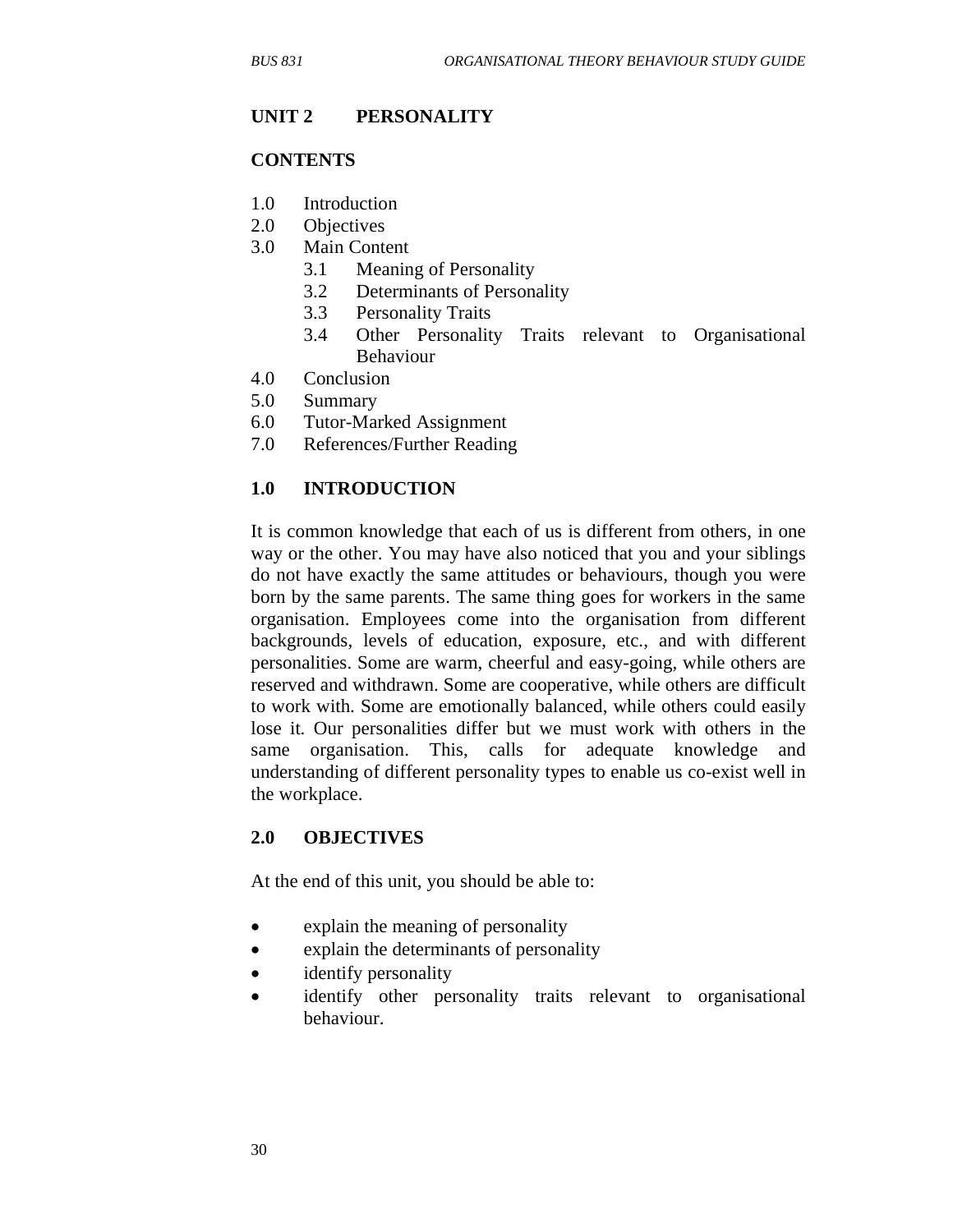## UNIT 2 PERSONALITY

### CONTENTS

1.0 Introduction
2.0 Objectives
3.0 Main Content
   3.1 Meaning of Personality
   3.2 Determinants of Personality
   3.3 Personality Traits
   3.4 Other Personality Traits relevant to Organisational Behaviour
4.0 Conclusion
5.0 Summary
6.0 Tutor-Marked Assignment
7.0 References/Further Reading

### 1.0 INTRODUCTION

It is common knowledge that each of us is different from others, in one way or the other. You may have also noticed that you and your siblings do not have exactly the same attitudes or behaviours, though you were born by the same parents. The same thing goes for workers in the same organisation. Employees come into the organisation from different backgrounds, levels of education, exposure, etc., and with different personalities. Some are warm, cheerful and easy-going, while others are reserved and withdrawn. Some are cooperative, while others are difficult to work with. Some are emotionally balanced, while others could easily lose it. Our personalities differ but we must work with others in the same organisation. This, calls for adequate knowledge and understanding of different personality types to enable us co-exist well in the workplace.

### 2.0 OBJECTIVES

At the end of this unit, you should be able to:

- explain the meaning of personality
- explain the determinants of personality
- identify personality
- identify other personality traits relevant to organisational behaviour.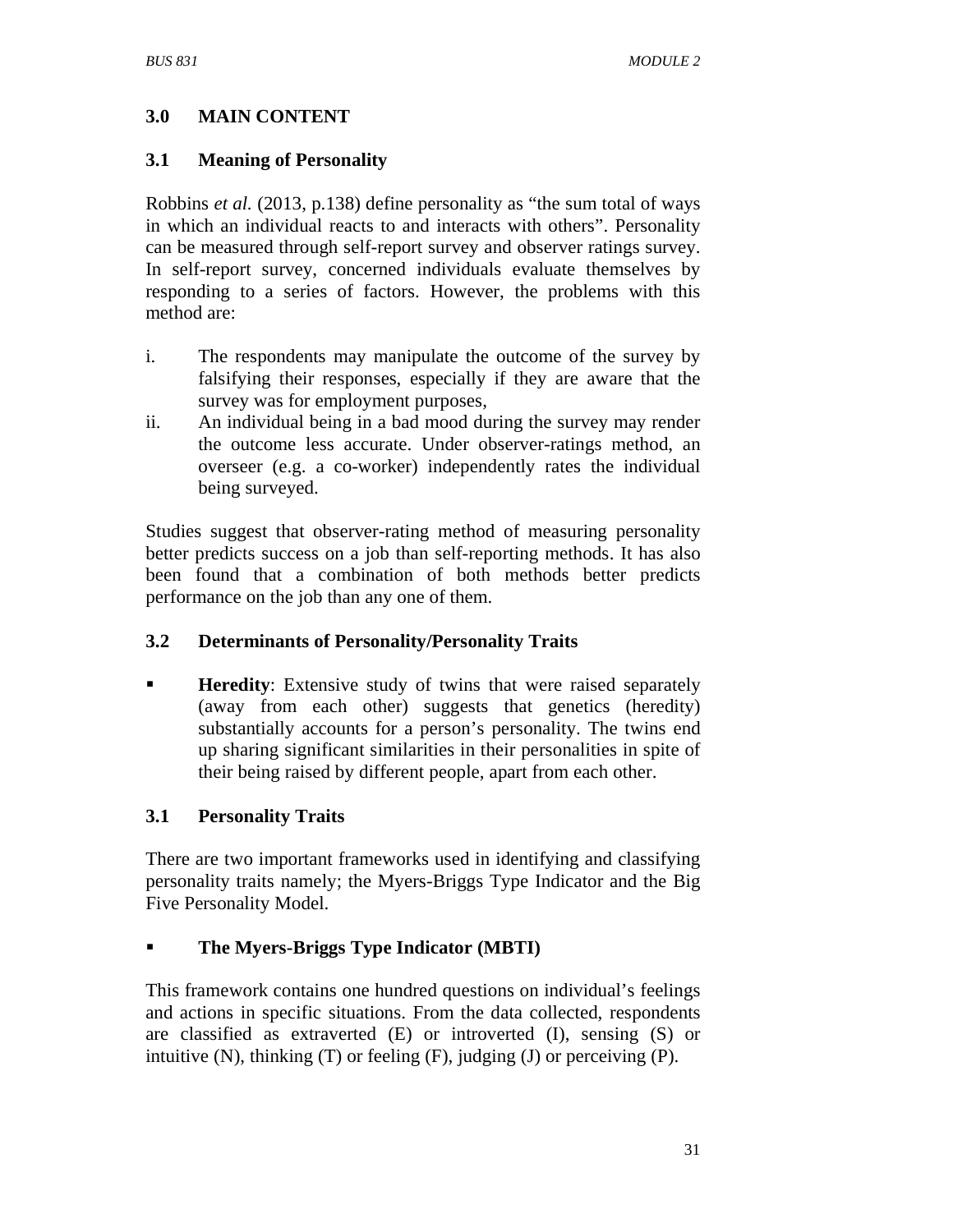## 3.0 MAIN CONTENT

### 3.1 Meaning of Personality

Robbins *et al.* (2013, p.138) define personality as "the sum total of ways in which an individual reacts to and interacts with others". Personality can be measured through self-report survey and observer ratings survey. In self-report survey, concerned individuals evaluate themselves by responding to a series of factors. However, the problems with this method are:

i. The respondents may manipulate the outcome of the survey by falsifying their responses, especially if they are aware that the survey was for employment purposes,
ii. An individual being in a bad mood during the survey may render the outcome less accurate. Under observer-ratings method, an overseer (e.g. a co-worker) independently rates the individual being surveyed.

Studies suggest that observer-rating method of measuring personality better predicts success on a job than self-reporting methods. It has also been found that a combination of both methods better predicts performance on the job than any one of them.

### 3.2 Determinants of Personality/Personality Traits

- **Heredity**: Extensive study of twins that were raised separately (away from each other) suggests that genetics (heredity) substantially accounts for a person's personality. The twins end up sharing significant similarities in their personalities in spite of their being raised by different people, apart from each other.

### 3.1 Personality Traits

There are two important frameworks used in identifying and classifying personality traits namely; the Myers-Briggs Type Indicator and the Big Five Personality Model.

- **The Myers-Briggs Type Indicator (MBTI)**

This framework contains one hundred questions on individual's feelings and actions in specific situations. From the data collected, respondents are classified as extraverted (E) or introverted (I), sensing (S) or intuitive (N), thinking (T) or feeling (F), judging (J) or perceiving (P).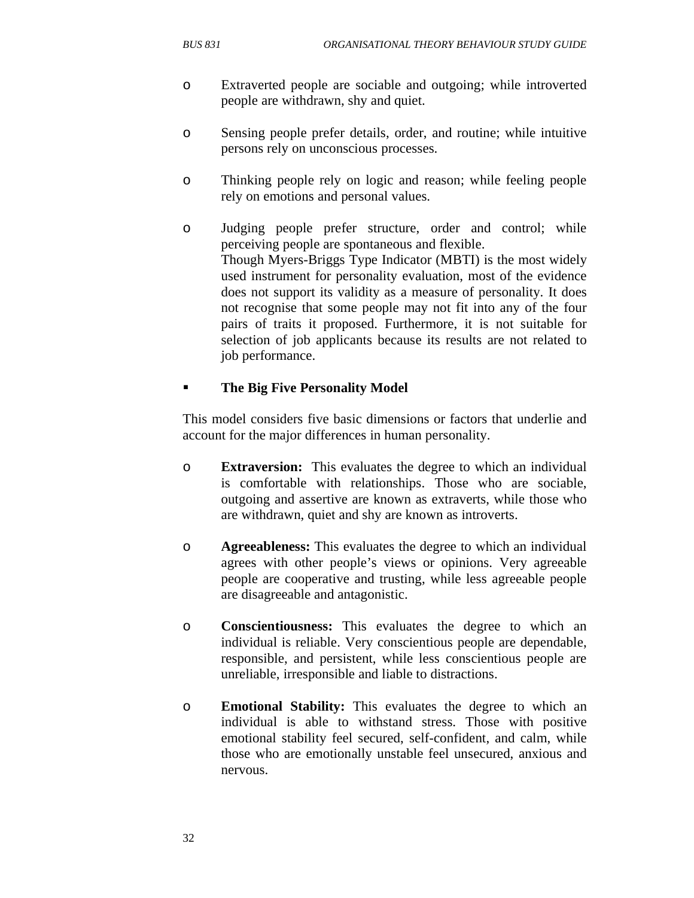- Extraverted people are sociable and outgoing; while introverted people are withdrawn, shy and quiet.

- Sensing people prefer details, order, and routine; while intuitive persons rely on unconscious processes.

- Thinking people rely on logic and reason; while feeling people rely on emotions and personal values.

- Judging people prefer structure, order and control; while perceiving people are spontaneous and flexible.
  Though Myers-Briggs Type Indicator (MBTI) is the most widely used instrument for personality evaluation, most of the evidence does not support its validity as a measure of personality. It does not recognise that some people may not fit into any of the four pairs of traits it proposed. Furthermore, it is not suitable for selection of job applicants because its results are not related to job performance.

- **The Big Five Personality Model**

This model considers five basic dimensions or factors that underlie and account for the major differences in human personality.

- **Extraversion:** This evaluates the degree to which an individual is comfortable with relationships. Those who are sociable, outgoing and assertive are known as extraverts, while those who are withdrawn, quiet and shy are known as introverts.

- **Agreeableness:** This evaluates the degree to which an individual agrees with other people's views or opinions. Very agreeable people are cooperative and trusting, while less agreeable people are disagreeable and antagonistic.

- **Conscientiousness:** This evaluates the degree to which an individual is reliable. Very conscientious people are dependable, responsible, and persistent, while less conscientious people are unreliable, irresponsible and liable to distractions.

- **Emotional Stability:** This evaluates the degree to which an individual is able to withstand stress. Those with positive emotional stability feel secured, self-confident, and calm, while those who are emotionally unstable feel unsecured, anxious and nervous.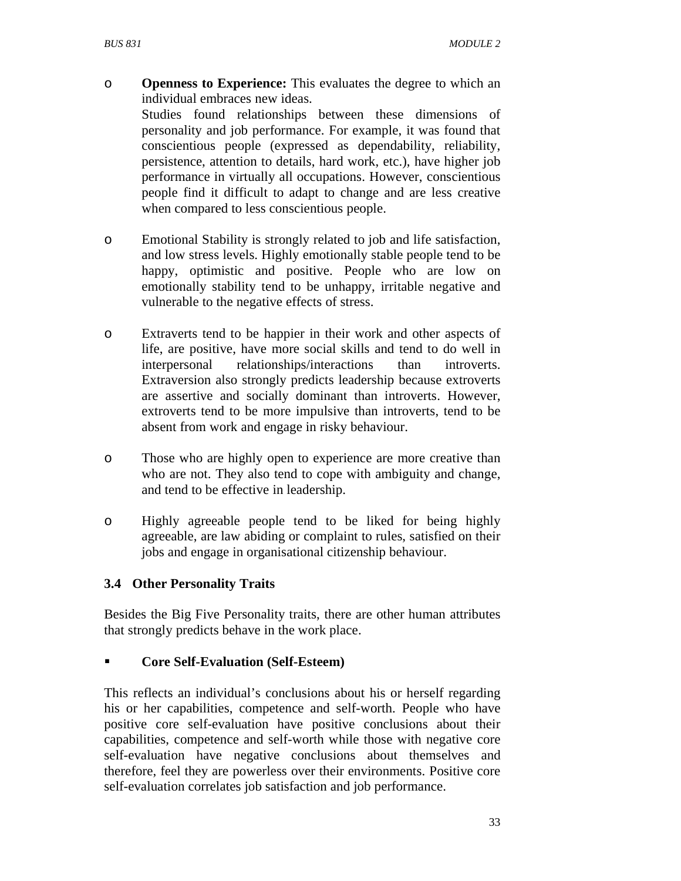- **Openness to Experience:** This evaluates the degree to which an individual embraces new ideas.

  Studies found relationships between these dimensions of personality and job performance. For example, it was found that conscientious people (expressed as dependability, reliability, persistence, attention to details, hard work, etc.), have higher job performance in virtually all occupations. However, conscientious people find it difficult to adapt to change and are less creative when compared to less conscientious people.

- Emotional Stability is strongly related to job and life satisfaction, and low stress levels. Highly emotionally stable people tend to be happy, optimistic and positive. People who are low on emotionally stability tend to be unhappy, irritable negative and vulnerable to the negative effects of stress.

- Extraverts tend to be happier in their work and other aspects of life, are positive, have more social skills and tend to do well in interpersonal relationships/interactions than introverts. Extraversion also strongly predicts leadership because extroverts are assertive and socially dominant than introverts. However, extroverts tend to be more impulsive than introverts, tend to be absent from work and engage in risky behaviour.

- Those who are highly open to experience are more creative than who are not. They also tend to cope with ambiguity and change, and tend to be effective in leadership.

- Highly agreeable people tend to be liked for being highly agreeable, are law abiding or complaint to rules, satisfied on their jobs and engage in organisational citizenship behaviour.

### 3.4 Other Personality Traits

Besides the Big Five Personality traits, there are other human attributes that strongly predicts behave in the work place.

- **Core Self-Evaluation (Self-Esteem)**

This reflects an individual's conclusions about his or herself regarding his or her capabilities, competence and self-worth. People who have positive core self-evaluation have positive conclusions about their capabilities, competence and self-worth while those with negative core self-evaluation have negative conclusions about themselves and therefore, feel they are powerless over their environments. Positive core self-evaluation correlates job satisfaction and job performance.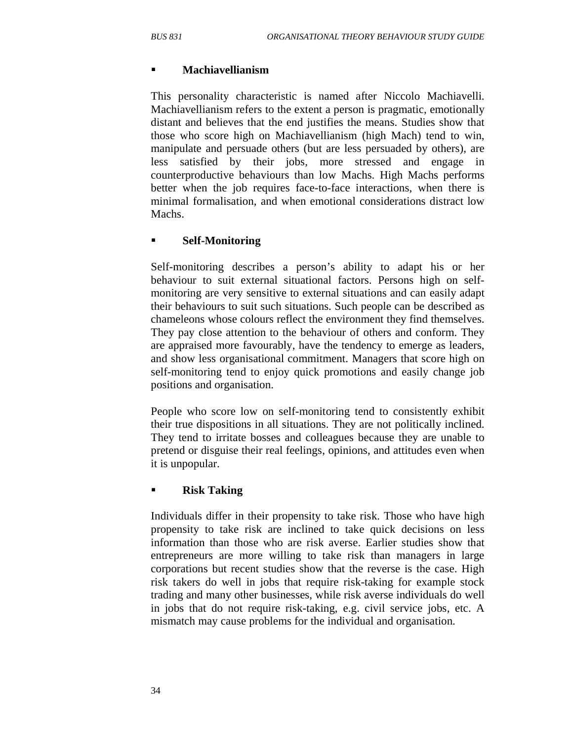- **Machiavellianism**

This personality characteristic is named after Niccolo Machiavelli. Machiavellianism refers to the extent a person is pragmatic, emotionally distant and believes that the end justifies the means. Studies show that those who score high on Machiavellianism (high Mach) tend to win, manipulate and persuade others (but are less persuaded by others), are less satisfied by their jobs, more stressed and engage in counterproductive behaviours than low Machs. High Machs performs better when the job requires face-to-face interactions, when there is minimal formalisation, and when emotional considerations distract low Machs.

- **Self-Monitoring**

Self-monitoring describes a person's ability to adapt his or her behaviour to suit external situational factors. Persons high on self-monitoring are very sensitive to external situations and can easily adapt their behaviours to suit such situations. Such people can be described as chameleons whose colours reflect the environment they find themselves. They pay close attention to the behaviour of others and conform. They are appraised more favourably, have the tendency to emerge as leaders, and show less organisational commitment. Managers that score high on self-monitoring tend to enjoy quick promotions and easily change job positions and organisation.

People who score low on self-monitoring tend to consistently exhibit their true dispositions in all situations. They are not politically inclined. They tend to irritate bosses and colleagues because they are unable to pretend or disguise their real feelings, opinions, and attitudes even when it is unpopular.

- **Risk Taking**

Individuals differ in their propensity to take risk. Those who have high propensity to take risk are inclined to take quick decisions on less information than those who are risk averse. Earlier studies show that entrepreneurs are more willing to take risk than managers in large corporations but recent studies show that the reverse is the case. High risk takers do well in jobs that require risk-taking for example stock trading and many other businesses, while risk averse individuals do well in jobs that do not require risk-taking, e.g. civil service jobs, etc. A mismatch may cause problems for the individual and organisation.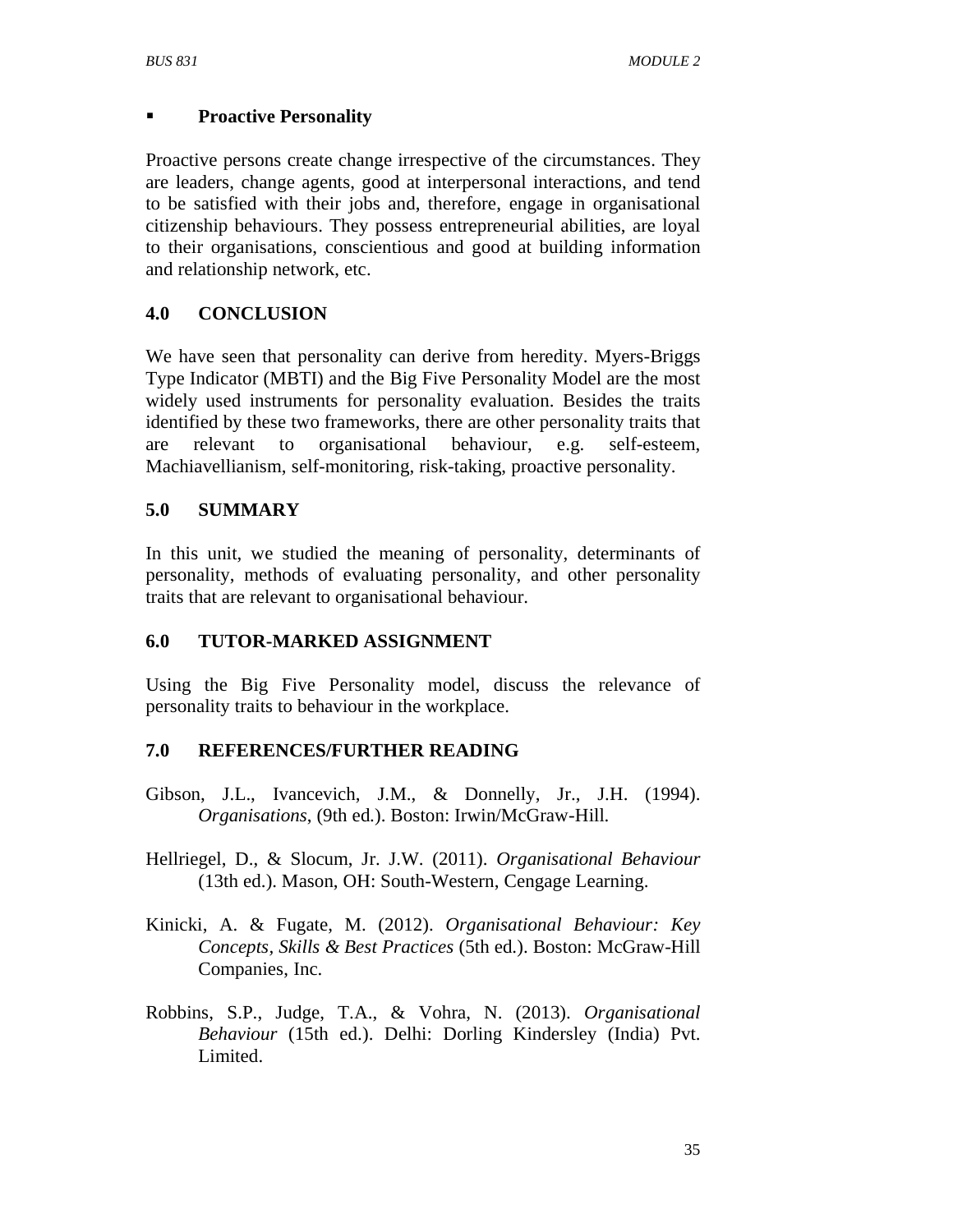- **Proactive Personality**

Proactive persons create change irrespective of the circumstances. They are leaders, change agents, good at interpersonal interactions, and tend to be satisfied with their jobs and, therefore, engage in organisational citizenship behaviours. They possess entrepreneurial abilities, are loyal to their organisations, conscientious and good at building information and relationship network, etc.

## 4.0 CONCLUSION

We have seen that personality can derive from heredity. Myers-Briggs Type Indicator (MBTI) and the Big Five Personality Model are the most widely used instruments for personality evaluation. Besides the traits identified by these two frameworks, there are other personality traits that are relevant to organisational behaviour, e.g. self-esteem, Machiavellianism, self-monitoring, risk-taking, proactive personality.

## 5.0 SUMMARY

In this unit, we studied the meaning of personality, determinants of personality, methods of evaluating personality, and other personality traits that are relevant to organisational behaviour.

## 6.0 TUTOR-MARKED ASSIGNMENT

Using the Big Five Personality model, discuss the relevance of personality traits to behaviour in the workplace.

## 7.0 REFERENCES/FURTHER READING

Gibson, J.L., Ivancevich, J.M., & Donnelly, Jr., J.H. (1994). *Organisations*, (9th ed.). Boston: Irwin/McGraw-Hill.

Hellriegel, D., & Slocum, Jr. J.W. (2011). *Organisational Behaviour* (13th ed.). Mason, OH: South-Western, Cengage Learning.

Kinicki, A. & Fugate, M. (2012). *Organisational Behaviour: Key Concepts, Skills & Best Practices* (5th ed.). Boston: McGraw-Hill Companies, Inc.

Robbins, S.P., Judge, T.A., & Vohra, N. (2013). *Organisational Behaviour* (15th ed.). Delhi: Dorling Kindersley (India) Pvt. Limited.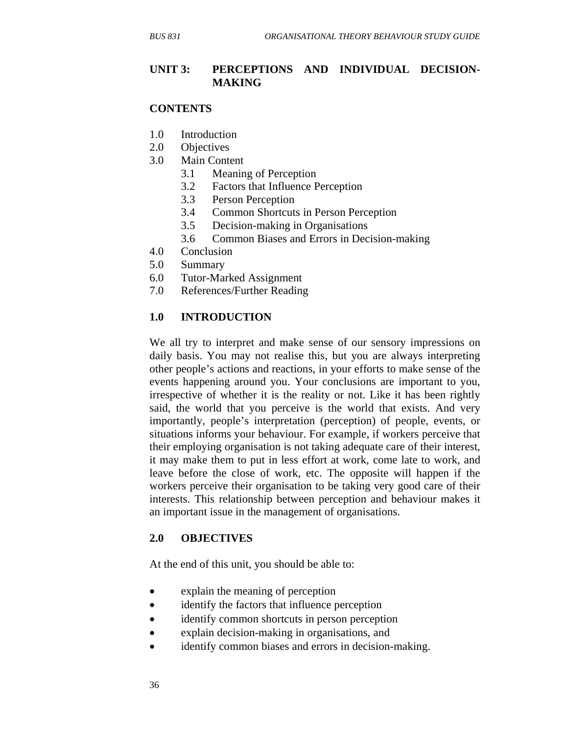## UNIT 3: PERCEPTIONS AND INDIVIDUAL DECISION-MAKING

**CONTENTS**

1.0 Introduction
2.0 Objectives
3.0 Main Content
    3.1 Meaning of Perception
    3.2 Factors that Influence Perception
    3.3 Person Perception
    3.4 Common Shortcuts in Person Perception
    3.5 Decision-making in Organisations
    3.6 Common Biases and Errors in Decision-making
4.0 Conclusion
5.0 Summary
6.0 Tutor-Marked Assignment
7.0 References/Further Reading

### 1.0 INTRODUCTION

We all try to interpret and make sense of our sensory impressions on daily basis. You may not realise this, but you are always interpreting other people's actions and reactions, in your efforts to make sense of the events happening around you. Your conclusions are important to you, irrespective of whether it is the reality or not. Like it has been rightly said, the world that you perceive is the world that exists. And very importantly, people's interpretation (perception) of people, events, or situations informs your behaviour. For example, if workers perceive that their employing organisation is not taking adequate care of their interest, it may make them to put in less effort at work, come late to work, and leave before the close of work, etc. The opposite will happen if the workers perceive their organisation to be taking very good care of their interests. This relationship between perception and behaviour makes it an important issue in the management of organisations.

### 2.0 OBJECTIVES

At the end of this unit, you should be able to:

- explain the meaning of perception
- identify the factors that influence perception
- identify common shortcuts in person perception
- explain decision-making in organisations, and
- identify common biases and errors in decision-making.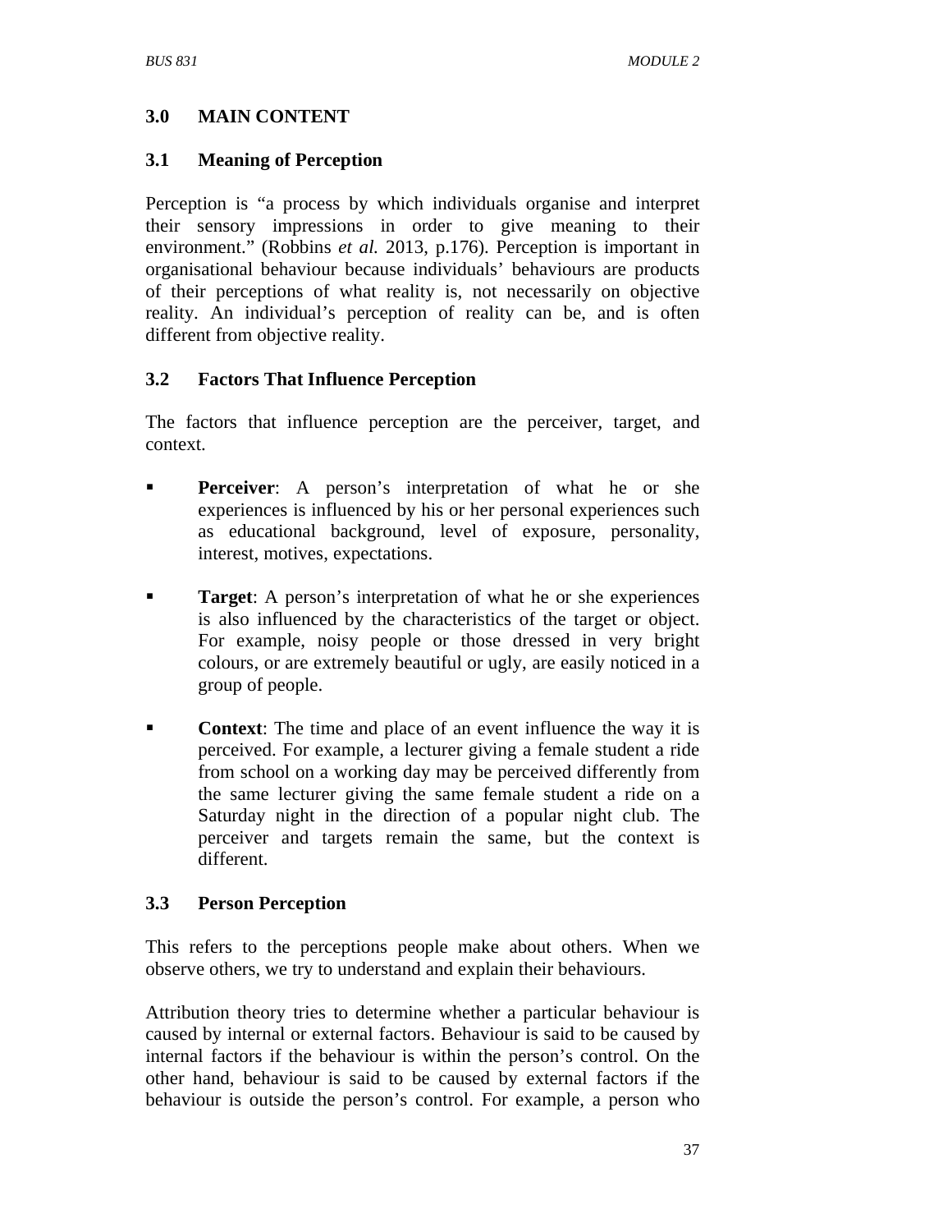## 3.0 MAIN CONTENT

### 3.1 Meaning of Perception

Perception is "a process by which individuals organise and interpret their sensory impressions in order to give meaning to their environment." (Robbins *et al.* 2013, p.176). Perception is important in organisational behaviour because individuals' behaviours are products of their perceptions of what reality is, not necessarily on objective reality. An individual's perception of reality can be, and is often different from objective reality.

### 3.2 Factors That Influence Perception

The factors that influence perception are the perceiver, target, and context.

- **Perceiver**: A person's interpretation of what he or she experiences is influenced by his or her personal experiences such as educational background, level of exposure, personality, interest, motives, expectations.
- **Target**: A person's interpretation of what he or she experiences is also influenced by the characteristics of the target or object. For example, noisy people or those dressed in very bright colours, or are extremely beautiful or ugly, are easily noticed in a group of people.
- **Context**: The time and place of an event influence the way it is perceived. For example, a lecturer giving a female student a ride from school on a working day may be perceived differently from the same lecturer giving the same female student a ride on a Saturday night in the direction of a popular night club. The perceiver and targets remain the same, but the context is different.

### 3.3 Person Perception

This refers to the perceptions people make about others. When we observe others, we try to understand and explain their behaviours.

Attribution theory tries to determine whether a particular behaviour is caused by internal or external factors. Behaviour is said to be caused by internal factors if the behaviour is within the person's control. On the other hand, behaviour is said to be caused by external factors if the behaviour is outside the person's control. For example, a person who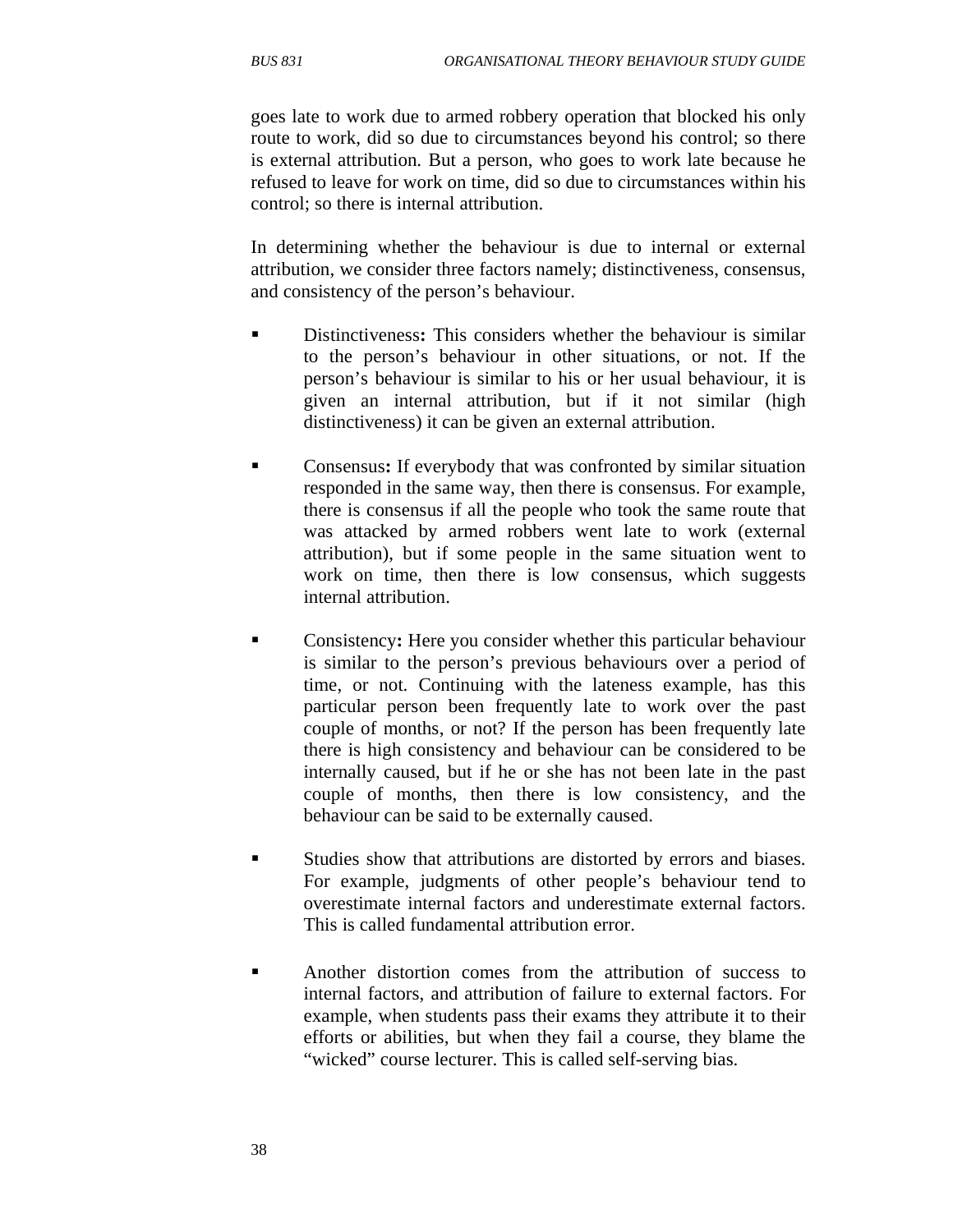goes late to work due to armed robbery operation that blocked his only route to work, did so due to circumstances beyond his control; so there is external attribution. But a person, who goes to work late because he refused to leave for work on time, did so due to circumstances within his control; so there is internal attribution.

In determining whether the behaviour is due to internal or external attribution, we consider three factors namely; distinctiveness, consensus, and consistency of the person's behaviour.

- Distinctiveness**:** This considers whether the behaviour is similar to the person's behaviour in other situations, or not. If the person's behaviour is similar to his or her usual behaviour, it is given an internal attribution, but if it not similar (high distinctiveness) it can be given an external attribution.

- Consensus**:** If everybody that was confronted by similar situation responded in the same way, then there is consensus. For example, there is consensus if all the people who took the same route that was attacked by armed robbers went late to work (external attribution), but if some people in the same situation went to work on time, then there is low consensus, which suggests internal attribution.

- Consistency**:** Here you consider whether this particular behaviour is similar to the person's previous behaviours over a period of time, or not. Continuing with the lateness example, has this particular person been frequently late to work over the past couple of months, or not? If the person has been frequently late there is high consistency and behaviour can be considered to be internally caused, but if he or she has not been late in the past couple of months, then there is low consistency, and the behaviour can be said to be externally caused.

- Studies show that attributions are distorted by errors and biases. For example, judgments of other people's behaviour tend to overestimate internal factors and underestimate external factors. This is called fundamental attribution error.

- Another distortion comes from the attribution of success to internal factors, and attribution of failure to external factors. For example, when students pass their exams they attribute it to their efforts or abilities, but when they fail a course, they blame the "wicked" course lecturer. This is called self-serving bias.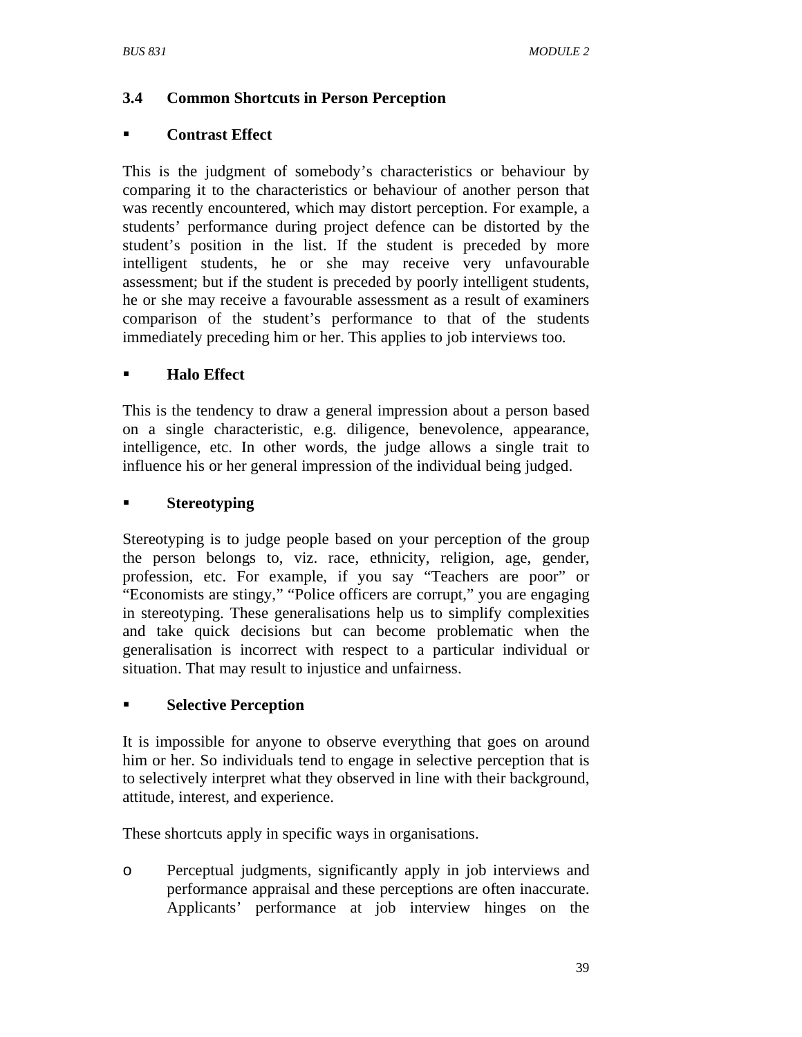### 3.4 Common Shortcuts in Person Perception

- **Contrast Effect**

This is the judgment of somebody's characteristics or behaviour by comparing it to the characteristics or behaviour of another person that was recently encountered, which may distort perception. For example, a students' performance during project defence can be distorted by the student's position in the list. If the student is preceded by more intelligent students, he or she may receive very unfavourable assessment; but if the student is preceded by poorly intelligent students, he or she may receive a favourable assessment as a result of examiners comparison of the student's performance to that of the students immediately preceding him or her. This applies to job interviews too.

- **Halo Effect**

This is the tendency to draw a general impression about a person based on a single characteristic, e.g. diligence, benevolence, appearance, intelligence, etc. In other words, the judge allows a single trait to influence his or her general impression of the individual being judged.

- **Stereotyping**

Stereotyping is to judge people based on your perception of the group the person belongs to, viz. race, ethnicity, religion, age, gender, profession, etc. For example, if you say "Teachers are poor" or "Economists are stingy," "Police officers are corrupt," you are engaging in stereotyping. These generalisations help us to simplify complexities and take quick decisions but can become problematic when the generalisation is incorrect with respect to a particular individual or situation. That may result to injustice and unfairness.

- **Selective Perception**

It is impossible for anyone to observe everything that goes on around him or her. So individuals tend to engage in selective perception that is to selectively interpret what they observed in line with their background, attitude, interest, and experience.

These shortcuts apply in specific ways in organisations.

- Perceptual judgments, significantly apply in job interviews and performance appraisal and these perceptions are often inaccurate. Applicants' performance at job interview hinges on the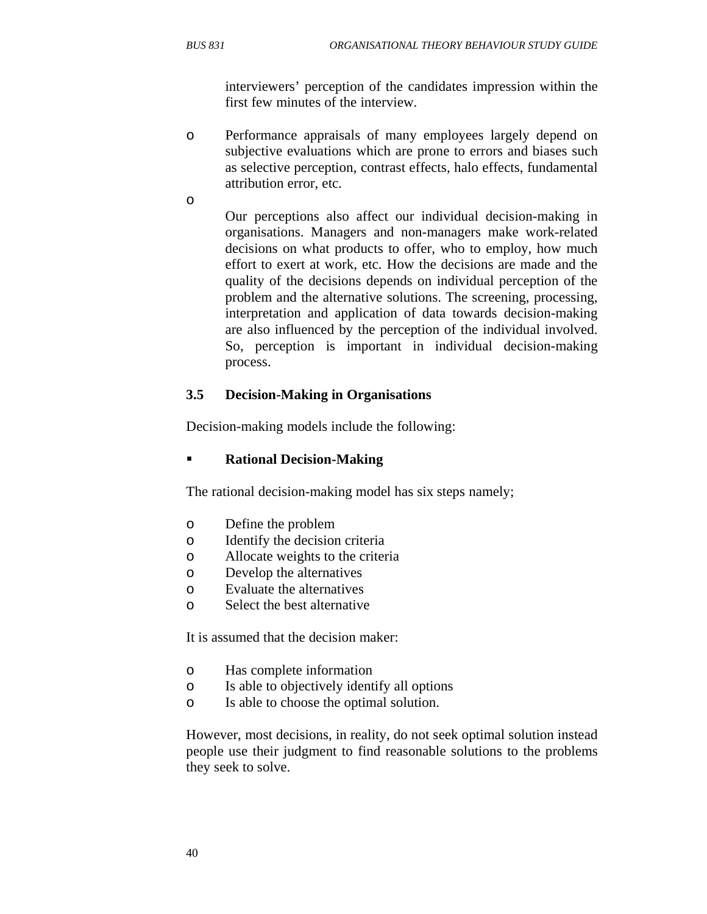interviewers' perception of the candidates impression within the first few minutes of the interview.

- Performance appraisals of many employees largely depend on subjective evaluations which are prone to errors and biases such as selective perception, contrast effects, halo effects, fundamental attribution error, etc.
- Our perceptions also affect our individual decision-making in organisations. Managers and non-managers make work-related decisions on what products to offer, who to employ, how much effort to exert at work, etc. How the decisions are made and the quality of the decisions depends on individual perception of the problem and the alternative solutions. The screening, processing, interpretation and application of data towards decision-making are also influenced by the perception of the individual involved. So, perception is important in individual decision-making process.

### 3.5 Decision-Making in Organisations

Decision-making models include the following:

- **Rational Decision-Making**

The rational decision-making model has six steps namely;

- Define the problem
- Identify the decision criteria
- Allocate weights to the criteria
- Develop the alternatives
- Evaluate the alternatives
- Select the best alternative

It is assumed that the decision maker:

- Has complete information
- Is able to objectively identify all options
- Is able to choose the optimal solution.

However, most decisions, in reality, do not seek optimal solution instead people use their judgment to find reasonable solutions to the problems they seek to solve.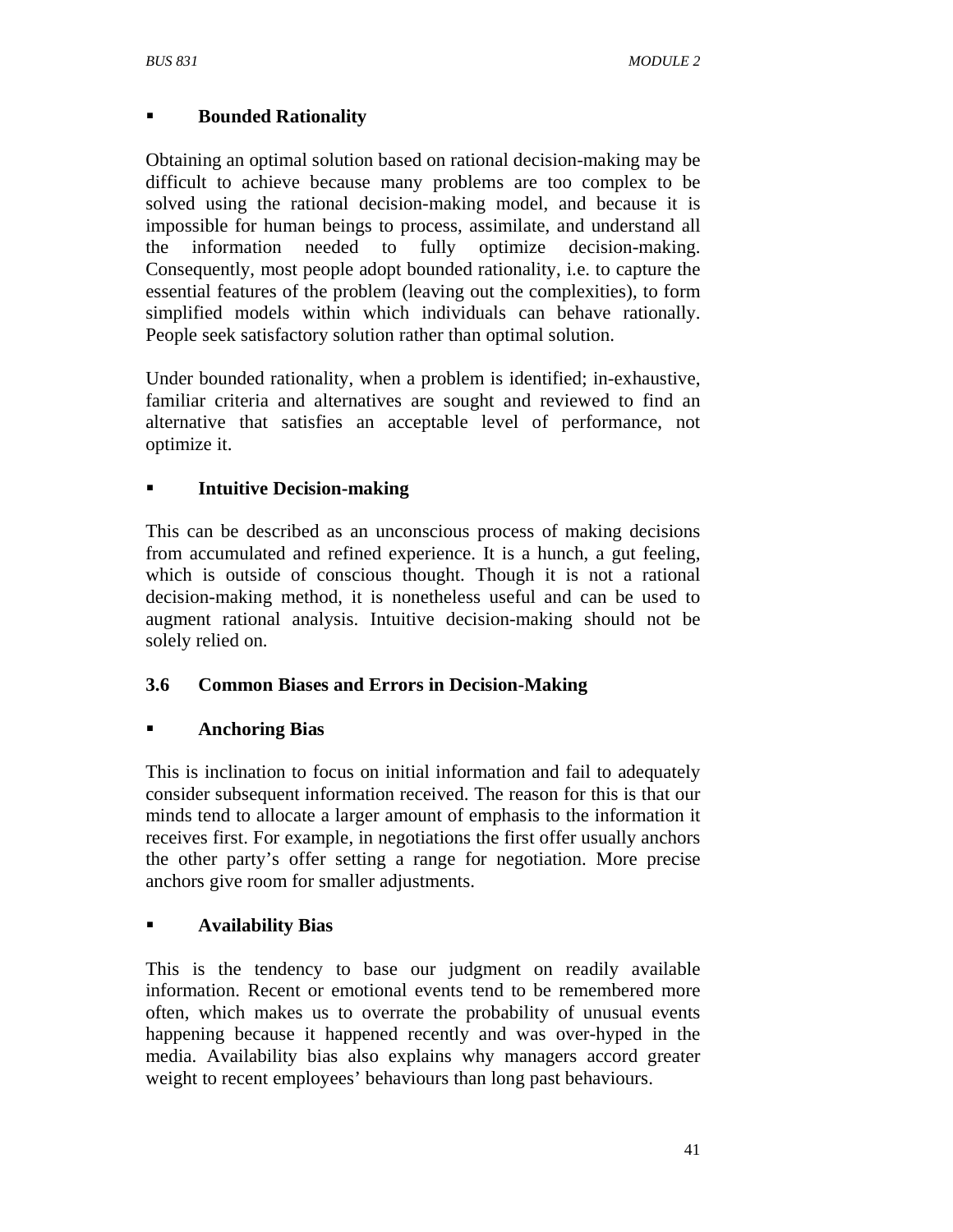- **Bounded Rationality**

Obtaining an optimal solution based on rational decision-making may be difficult to achieve because many problems are too complex to be solved using the rational decision-making model, and because it is impossible for human beings to process, assimilate, and understand all the information needed to fully optimize decision-making. Consequently, most people adopt bounded rationality, i.e. to capture the essential features of the problem (leaving out the complexities), to form simplified models within which individuals can behave rationally. People seek satisfactory solution rather than optimal solution.

Under bounded rationality, when a problem is identified; in-exhaustive, familiar criteria and alternatives are sought and reviewed to find an alternative that satisfies an acceptable level of performance, not optimize it.

- **Intuitive Decision-making**

This can be described as an unconscious process of making decisions from accumulated and refined experience. It is a hunch, a gut feeling, which is outside of conscious thought. Though it is not a rational decision-making method, it is nonetheless useful and can be used to augment rational analysis. Intuitive decision-making should not be solely relied on.

### 3.6 Common Biases and Errors in Decision-Making

- **Anchoring Bias**

This is inclination to focus on initial information and fail to adequately consider subsequent information received. The reason for this is that our minds tend to allocate a larger amount of emphasis to the information it receives first. For example, in negotiations the first offer usually anchors the other party's offer setting a range for negotiation. More precise anchors give room for smaller adjustments.

- **Availability Bias**

This is the tendency to base our judgment on readily available information. Recent or emotional events tend to be remembered more often, which makes us to overrate the probability of unusual events happening because it happened recently and was over-hyped in the media. Availability bias also explains why managers accord greater weight to recent employees' behaviours than long past behaviours.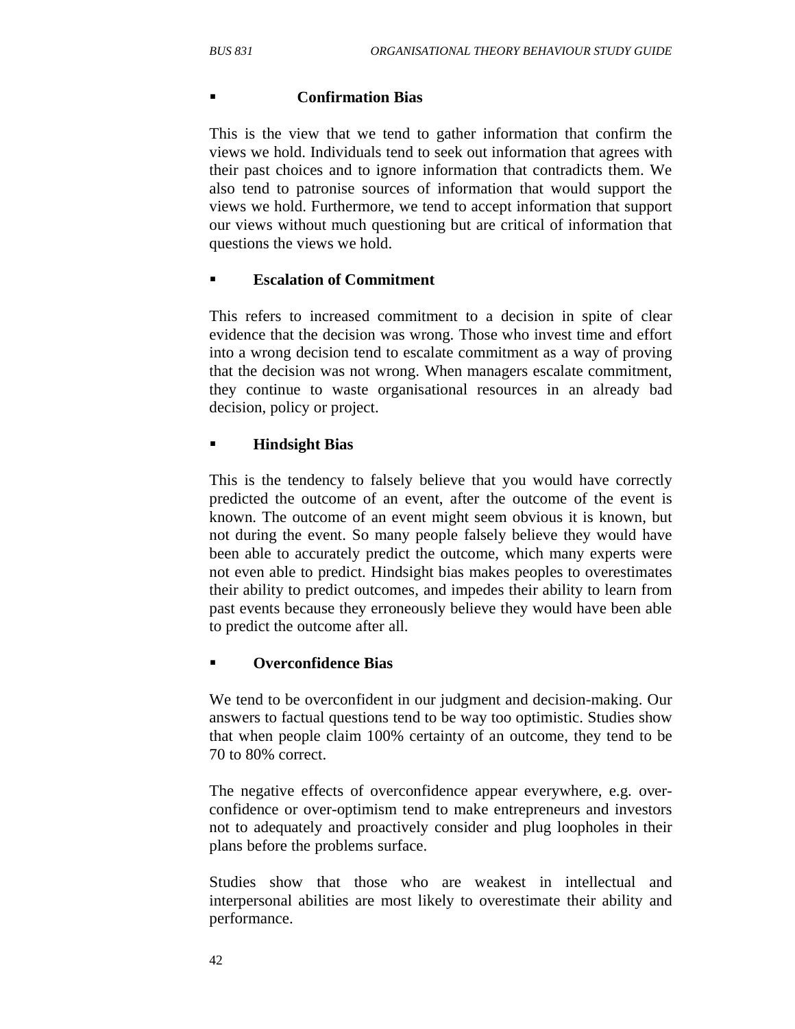- **Confirmation Bias**

This is the view that we tend to gather information that confirm the views we hold. Individuals tend to seek out information that agrees with their past choices and to ignore information that contradicts them. We also tend to patronise sources of information that would support the views we hold. Furthermore, we tend to accept information that support our views without much questioning but are critical of information that questions the views we hold.

- **Escalation of Commitment**

This refers to increased commitment to a decision in spite of clear evidence that the decision was wrong. Those who invest time and effort into a wrong decision tend to escalate commitment as a way of proving that the decision was not wrong. When managers escalate commitment, they continue to waste organisational resources in an already bad decision, policy or project.

- **Hindsight Bias**

This is the tendency to falsely believe that you would have correctly predicted the outcome of an event, after the outcome of the event is known. The outcome of an event might seem obvious it is known, but not during the event. So many people falsely believe they would have been able to accurately predict the outcome, which many experts were not even able to predict. Hindsight bias makes peoples to overestimates their ability to predict outcomes, and impedes their ability to learn from past events because they erroneously believe they would have been able to predict the outcome after all.

- **Overconfidence Bias**

We tend to be overconfident in our judgment and decision-making. Our answers to factual questions tend to be way too optimistic. Studies show that when people claim 100% certainty of an outcome, they tend to be 70 to 80% correct.

The negative effects of overconfidence appear everywhere, e.g. over-confidence or over-optimism tend to make entrepreneurs and investors not to adequately and proactively consider and plug loopholes in their plans before the problems surface.

Studies show that those who are weakest in intellectual and interpersonal abilities are most likely to overestimate their ability and performance.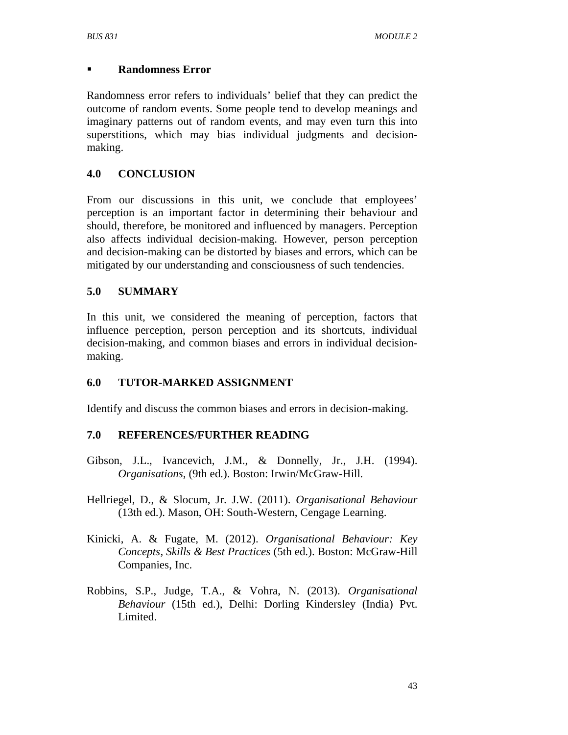- **Randomness Error**

Randomness error refers to individuals' belief that they can predict the outcome of random events. Some people tend to develop meanings and imaginary patterns out of random events, and may even turn this into superstitions, which may bias individual judgments and decision-making.

## 4.0 CONCLUSION

From our discussions in this unit, we conclude that employees' perception is an important factor in determining their behaviour and should, therefore, be monitored and influenced by managers. Perception also affects individual decision-making. However, person perception and decision-making can be distorted by biases and errors, which can be mitigated by our understanding and consciousness of such tendencies.

## 5.0 SUMMARY

In this unit, we considered the meaning of perception, factors that influence perception, person perception and its shortcuts, individual decision-making, and common biases and errors in individual decision-making.

## 6.0 TUTOR-MARKED ASSIGNMENT

Identify and discuss the common biases and errors in decision-making.

## 7.0 REFERENCES/FURTHER READING

Gibson, J.L., Ivancevich, J.M., & Donnelly, Jr., J.H. (1994). *Organisations*, (9th ed.). Boston: Irwin/McGraw-Hill.

Hellriegel, D., & Slocum, Jr. J.W. (2011). *Organisational Behaviour* (13th ed.). Mason, OH: South-Western, Cengage Learning.

Kinicki, A. & Fugate, M. (2012). *Organisational Behaviour: Key Concepts, Skills & Best Practices* (5th ed.). Boston: McGraw-Hill Companies, Inc.

Robbins, S.P., Judge, T.A., & Vohra, N. (2013). *Organisational Behaviour* (15th ed.), Delhi: Dorling Kindersley (India) Pvt. Limited.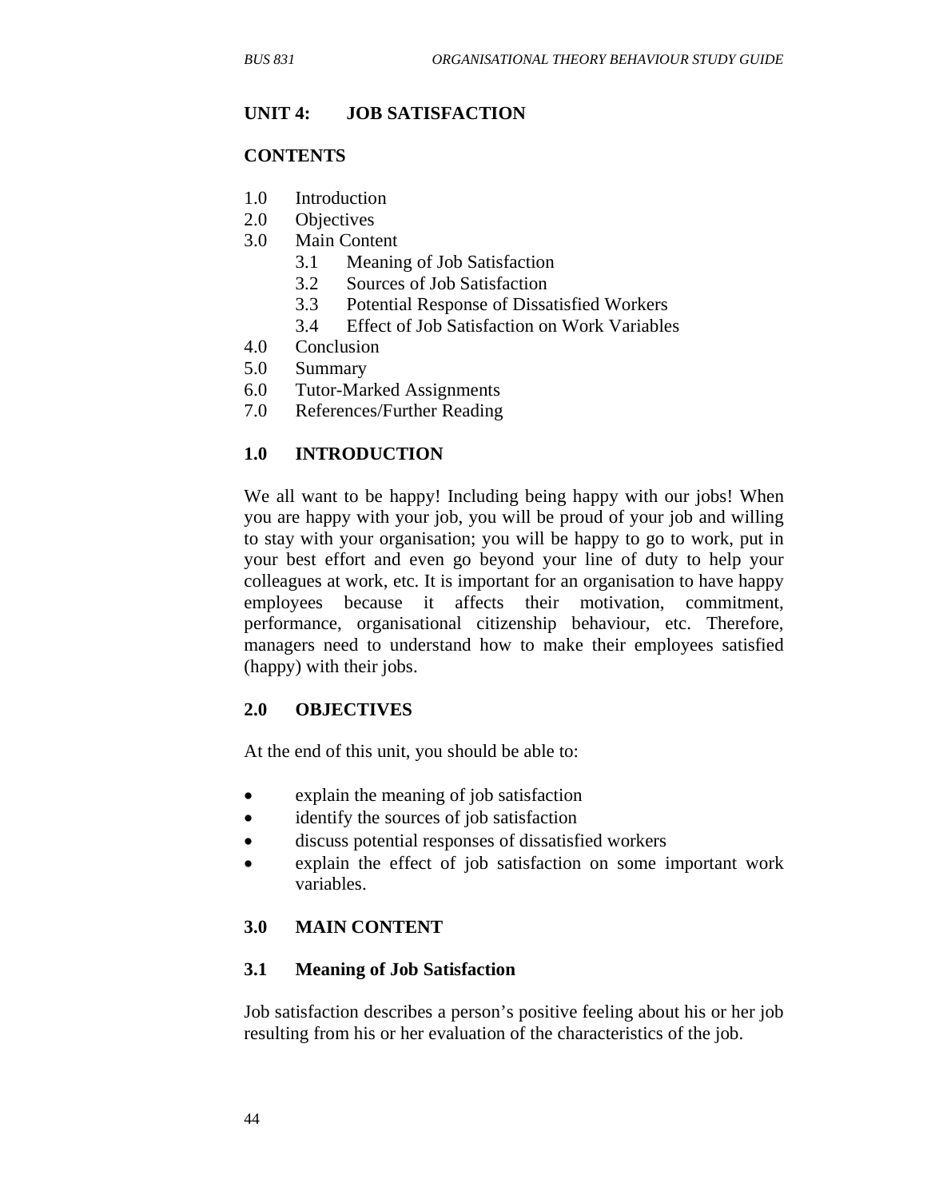## UNIT 4: JOB SATISFACTION

**CONTENTS**

- 1.0 Introduction
- 2.0 Objectives
- 3.0 Main Content
    - 3.1 Meaning of Job Satisfaction
    - 3.2 Sources of Job Satisfaction
    - 3.3 Potential Response of Dissatisfied Workers
    - 3.4 Effect of Job Satisfaction on Work Variables
- 4.0 Conclusion
- 5.0 Summary
- 6.0 Tutor-Marked Assignments
- 7.0 References/Further Reading

### 1.0 INTRODUCTION

We all want to be happy! Including being happy with our jobs! When you are happy with your job, you will be proud of your job and willing to stay with your organisation; you will be happy to go to work, put in your best effort and even go beyond your line of duty to help your colleagues at work, etc. It is important for an organisation to have happy employees because it affects their motivation, commitment, performance, organisational citizenship behaviour, etc. Therefore, managers need to understand how to make their employees satisfied (happy) with their jobs.

### 2.0 OBJECTIVES

At the end of this unit, you should be able to:

- explain the meaning of job satisfaction
- identify the sources of job satisfaction
- discuss potential responses of dissatisfied workers
- explain the effect of job satisfaction on some important work variables.

### 3.0 MAIN CONTENT

#### 3.1 Meaning of Job Satisfaction

Job satisfaction describes a person's positive feeling about his or her job resulting from his or her evaluation of the characteristics of the job.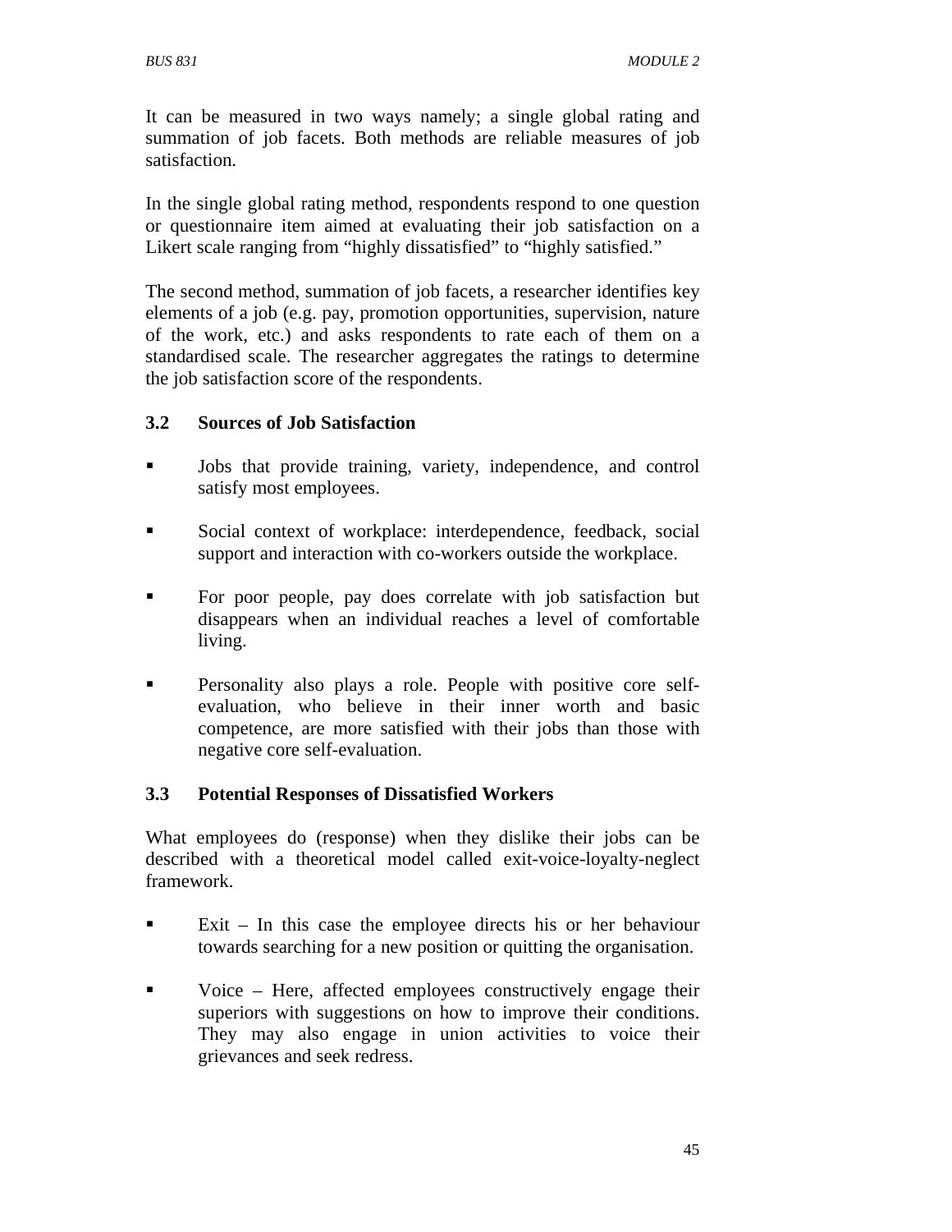It can be measured in two ways namely; a single global rating and summation of job facets. Both methods are reliable measures of job satisfaction.

In the single global rating method, respondents respond to one question or questionnaire item aimed at evaluating their job satisfaction on a Likert scale ranging from "highly dissatisfied" to "highly satisfied."

The second method, summation of job facets, a researcher identifies key elements of a job (e.g. pay, promotion opportunities, supervision, nature of the work, etc.) and asks respondents to rate each of them on a standardised scale. The researcher aggregates the ratings to determine the job satisfaction score of the respondents.

### 3.2 Sources of Job Satisfaction

- Jobs that provide training, variety, independence, and control satisfy most employees.
- Social context of workplace: interdependence, feedback, social support and interaction with co-workers outside the workplace.
- For poor people, pay does correlate with job satisfaction but disappears when an individual reaches a level of comfortable living.
- Personality also plays a role. People with positive core self-evaluation, who believe in their inner worth and basic competence, are more satisfied with their jobs than those with negative core self-evaluation.

### 3.3 Potential Responses of Dissatisfied Workers

What employees do (response) when they dislike their jobs can be described with a theoretical model called exit-voice-loyalty-neglect framework.

- Exit – In this case the employee directs his or her behaviour towards searching for a new position or quitting the organisation.
- Voice – Here, affected employees constructively engage their superiors with suggestions on how to improve their conditions. They may also engage in union activities to voice their grievances and seek redress.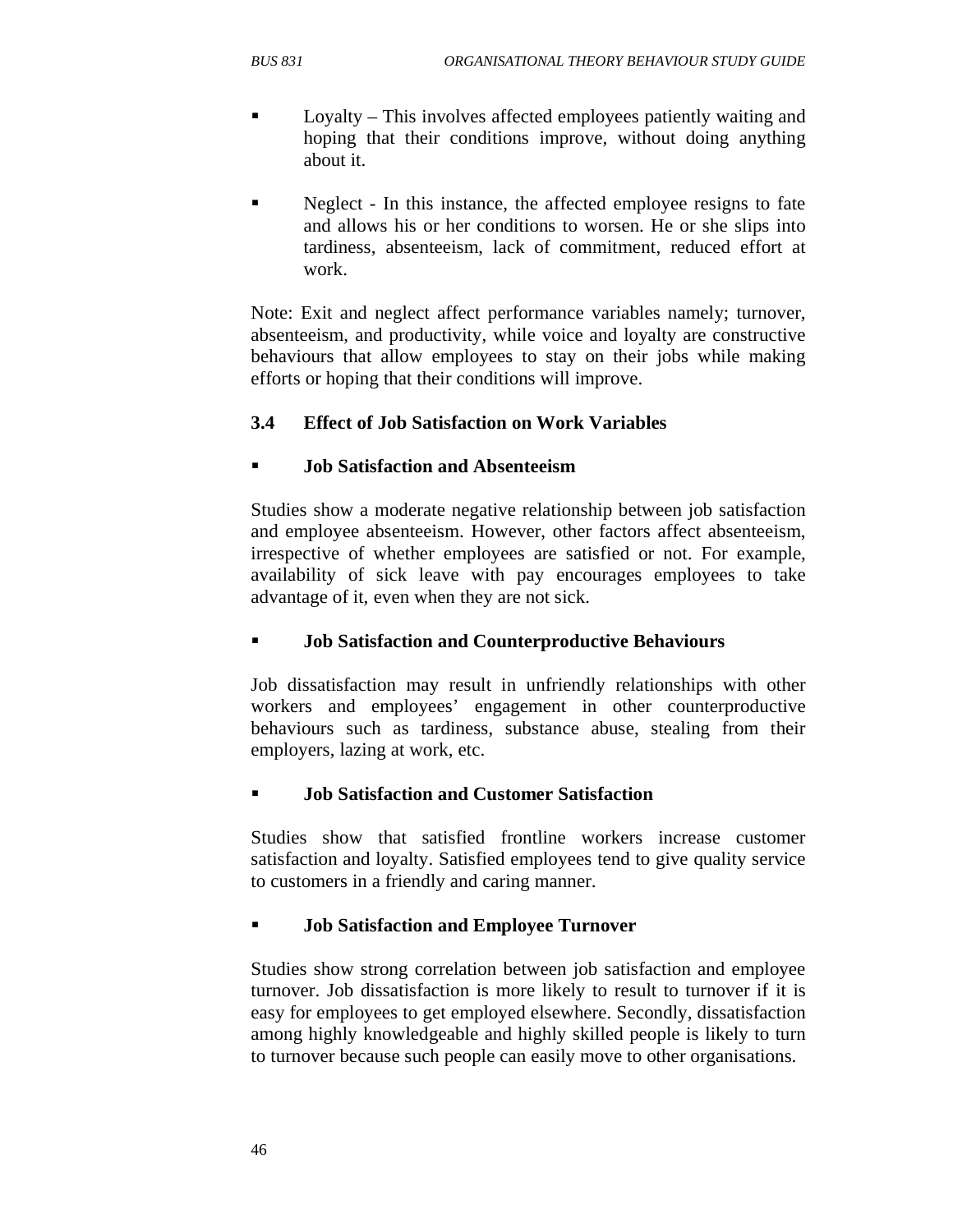- Loyalty – This involves affected employees patiently waiting and hoping that their conditions improve, without doing anything about it.
- Neglect - In this instance, the affected employee resigns to fate and allows his or her conditions to worsen. He or she slips into tardiness, absenteeism, lack of commitment, reduced effort at work.

Note: Exit and neglect affect performance variables namely; turnover, absenteeism, and productivity, while voice and loyalty are constructive behaviours that allow employees to stay on their jobs while making efforts or hoping that their conditions will improve.

### 3.4 Effect of Job Satisfaction on Work Variables

- **Job Satisfaction and Absenteeism**

Studies show a moderate negative relationship between job satisfaction and employee absenteeism. However, other factors affect absenteeism, irrespective of whether employees are satisfied or not. For example, availability of sick leave with pay encourages employees to take advantage of it, even when they are not sick.

- **Job Satisfaction and Counterproductive Behaviours**

Job dissatisfaction may result in unfriendly relationships with other workers and employees' engagement in other counterproductive behaviours such as tardiness, substance abuse, stealing from their employers, lazing at work, etc.

- **Job Satisfaction and Customer Satisfaction**

Studies show that satisfied frontline workers increase customer satisfaction and loyalty. Satisfied employees tend to give quality service to customers in a friendly and caring manner.

- **Job Satisfaction and Employee Turnover**

Studies show strong correlation between job satisfaction and employee turnover. Job dissatisfaction is more likely to result to turnover if it is easy for employees to get employed elsewhere. Secondly, dissatisfaction among highly knowledgeable and highly skilled people is likely to turn to turnover because such people can easily move to other organisations.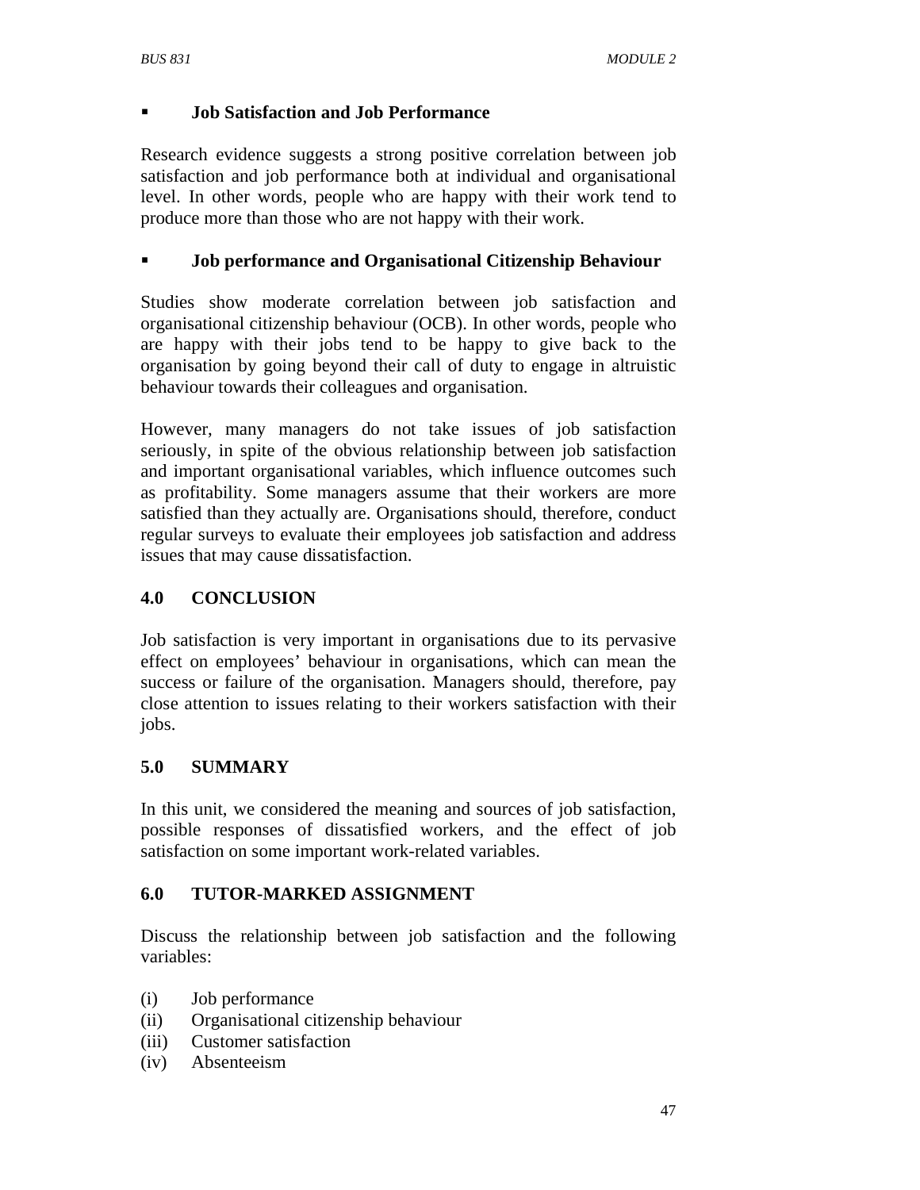- **Job Satisfaction and Job Performance**

Research evidence suggests a strong positive correlation between job satisfaction and job performance both at individual and organisational level. In other words, people who are happy with their work tend to produce more than those who are not happy with their work.

- **Job performance and Organisational Citizenship Behaviour**

Studies show moderate correlation between job satisfaction and organisational citizenship behaviour (OCB). In other words, people who are happy with their jobs tend to be happy to give back to the organisation by going beyond their call of duty to engage in altruistic behaviour towards their colleagues and organisation.

However, many managers do not take issues of job satisfaction seriously, in spite of the obvious relationship between job satisfaction and important organisational variables, which influence outcomes such as profitability. Some managers assume that their workers are more satisfied than they actually are. Organisations should, therefore, conduct regular surveys to evaluate their employees job satisfaction and address issues that may cause dissatisfaction.

## 4.0 CONCLUSION

Job satisfaction is very important in organisations due to its pervasive effect on employees' behaviour in organisations, which can mean the success or failure of the organisation. Managers should, therefore, pay close attention to issues relating to their workers satisfaction with their jobs.

## 5.0 SUMMARY

In this unit, we considered the meaning and sources of job satisfaction, possible responses of dissatisfied workers, and the effect of job satisfaction on some important work-related variables.

## 6.0 TUTOR-MARKED ASSIGNMENT

Discuss the relationship between job satisfaction and the following variables:

(i) Job performance
(ii) Organisational citizenship behaviour
(iii) Customer satisfaction
(iv) Absenteeism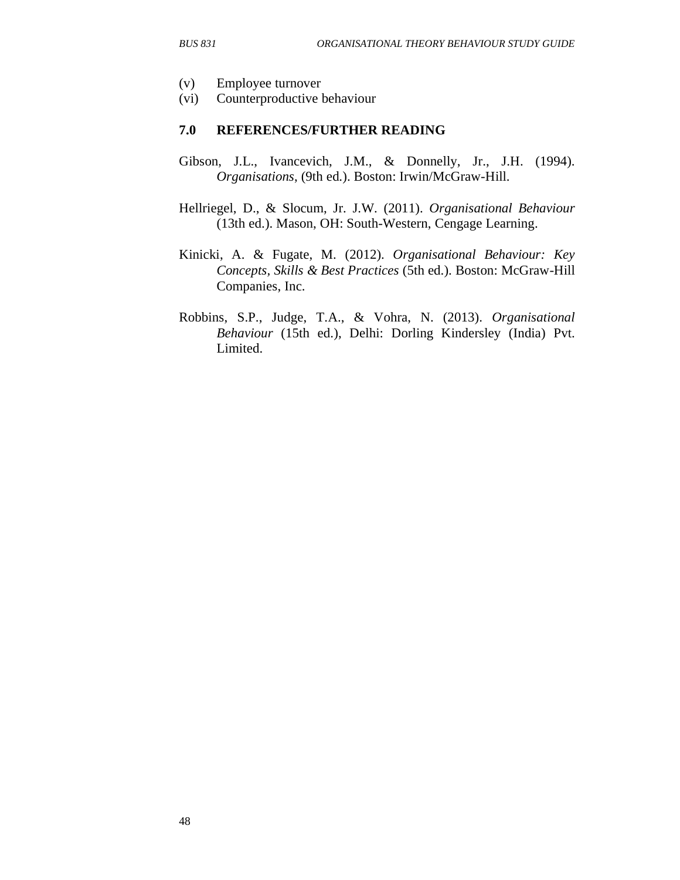(v) Employee turnover
(vi) Counterproductive behaviour

## 7.0 REFERENCES/FURTHER READING

Gibson, J.L., Ivancevich, J.M., & Donnelly, Jr., J.H. (1994). *Organisations*, (9th ed.). Boston: Irwin/McGraw-Hill.

Hellriegel, D., & Slocum, Jr. J.W. (2011). *Organisational Behaviour* (13th ed.). Mason, OH: South-Western, Cengage Learning.

Kinicki, A. & Fugate, M. (2012). *Organisational Behaviour: Key Concepts, Skills & Best Practices* (5th ed.). Boston: McGraw-Hill Companies, Inc.

Robbins, S.P., Judge, T.A., & Vohra, N. (2013). *Organisational Behaviour* (15th ed.), Delhi: Dorling Kindersley (India) Pvt. Limited.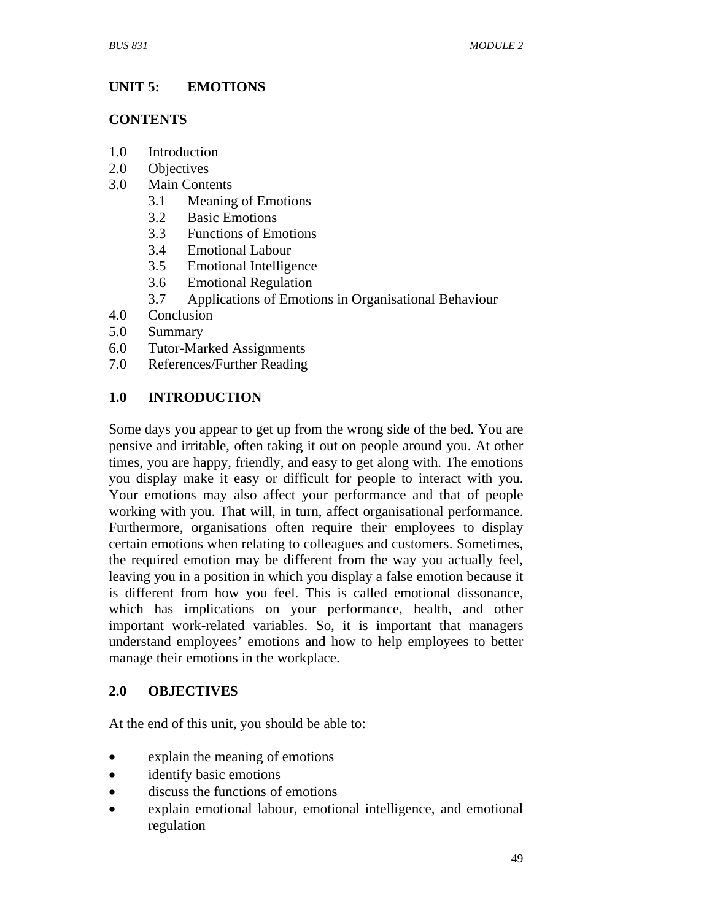## UNIT 5: EMOTIONS

**CONTENTS**

- 1.0 Introduction
- 2.0 Objectives
- 3.0 Main Contents
  - 3.1 Meaning of Emotions
  - 3.2 Basic Emotions
  - 3.3 Functions of Emotions
  - 3.4 Emotional Labour
  - 3.5 Emotional Intelligence
  - 3.6 Emotional Regulation
  - 3.7 Applications of Emotions in Organisational Behaviour
- 4.0 Conclusion
- 5.0 Summary
- 6.0 Tutor-Marked Assignments
- 7.0 References/Further Reading

### 1.0 INTRODUCTION

Some days you appear to get up from the wrong side of the bed. You are pensive and irritable, often taking it out on people around you. At other times, you are happy, friendly, and easy to get along with. The emotions you display make it easy or difficult for people to interact with you. Your emotions may also affect your performance and that of people working with you. That will, in turn, affect organisational performance. Furthermore, organisations often require their employees to display certain emotions when relating to colleagues and customers. Sometimes, the required emotion may be different from the way you actually feel, leaving you in a position in which you display a false emotion because it is different from how you feel. This is called emotional dissonance, which has implications on your performance, health, and other important work-related variables. So, it is important that managers understand employees' emotions and how to help employees to better manage their emotions in the workplace.

### 2.0 OBJECTIVES

At the end of this unit, you should be able to:

- explain the meaning of emotions
- identify basic emotions
- discuss the functions of emotions
- explain emotional labour, emotional intelligence, and emotional regulation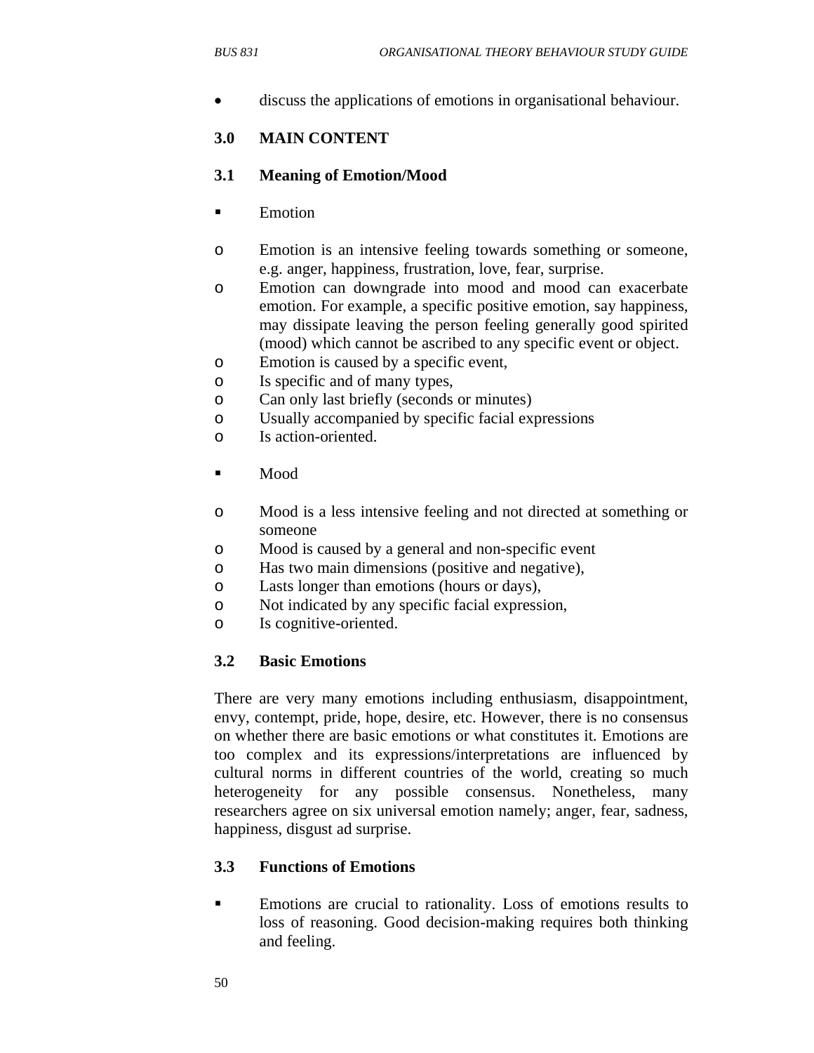- discuss the applications of emotions in organisational behaviour.

## 3.0 MAIN CONTENT

### 3.1 Meaning of Emotion/Mood

- Emotion

  - Emotion is an intensive feeling towards something or someone, e.g. anger, happiness, frustration, love, fear, surprise.
  - Emotion can downgrade into mood and mood can exacerbate emotion. For example, a specific positive emotion, say happiness, may dissipate leaving the person feeling generally good spirited (mood) which cannot be ascribed to any specific event or object.
  - Emotion is caused by a specific event,
  - Is specific and of many types,
  - Can only last briefly (seconds or minutes)
  - Usually accompanied by specific facial expressions
  - Is action-oriented.

- Mood

  - Mood is a less intensive feeling and not directed at something or someone
  - Mood is caused by a general and non-specific event
  - Has two main dimensions (positive and negative),
  - Lasts longer than emotions (hours or days),
  - Not indicated by any specific facial expression,
  - Is cognitive-oriented.

### 3.2 Basic Emotions

There are very many emotions including enthusiasm, disappointment, envy, contempt, pride, hope, desire, etc. However, there is no consensus on whether there are basic emotions or what constitutes it. Emotions are too complex and its expressions/interpretations are influenced by cultural norms in different countries of the world, creating so much heterogeneity for any possible consensus. Nonetheless, many researchers agree on six universal emotion namely; anger, fear, sadness, happiness, disgust ad surprise.

### 3.3 Functions of Emotions

- Emotions are crucial to rationality. Loss of emotions results to loss of reasoning. Good decision-making requires both thinking and feeling.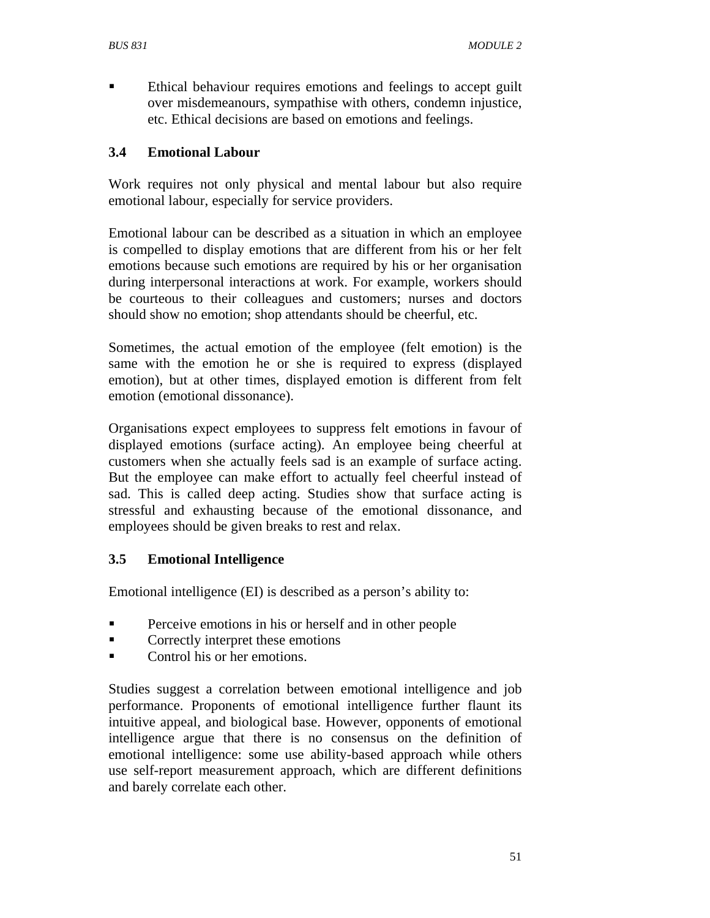- Ethical behaviour requires emotions and feelings to accept guilt over misdemeanours, sympathise with others, condemn injustice, etc. Ethical decisions are based on emotions and feelings.

### 3.4 Emotional Labour

Work requires not only physical and mental labour but also require emotional labour, especially for service providers.

Emotional labour can be described as a situation in which an employee is compelled to display emotions that are different from his or her felt emotions because such emotions are required by his or her organisation during interpersonal interactions at work. For example, workers should be courteous to their colleagues and customers; nurses and doctors should show no emotion; shop attendants should be cheerful, etc.

Sometimes, the actual emotion of the employee (felt emotion) is the same with the emotion he or she is required to express (displayed emotion), but at other times, displayed emotion is different from felt emotion (emotional dissonance).

Organisations expect employees to suppress felt emotions in favour of displayed emotions (surface acting). An employee being cheerful at customers when she actually feels sad is an example of surface acting. But the employee can make effort to actually feel cheerful instead of sad. This is called deep acting. Studies show that surface acting is stressful and exhausting because of the emotional dissonance, and employees should be given breaks to rest and relax.

### 3.5 Emotional Intelligence

Emotional intelligence (EI) is described as a person's ability to:

- Perceive emotions in his or herself and in other people
- Correctly interpret these emotions
- Control his or her emotions.

Studies suggest a correlation between emotional intelligence and job performance. Proponents of emotional intelligence further flaunt its intuitive appeal, and biological base. However, opponents of emotional intelligence argue that there is no consensus on the definition of emotional intelligence: some use ability-based approach while others use self-report measurement approach, which are different definitions and barely correlate each other.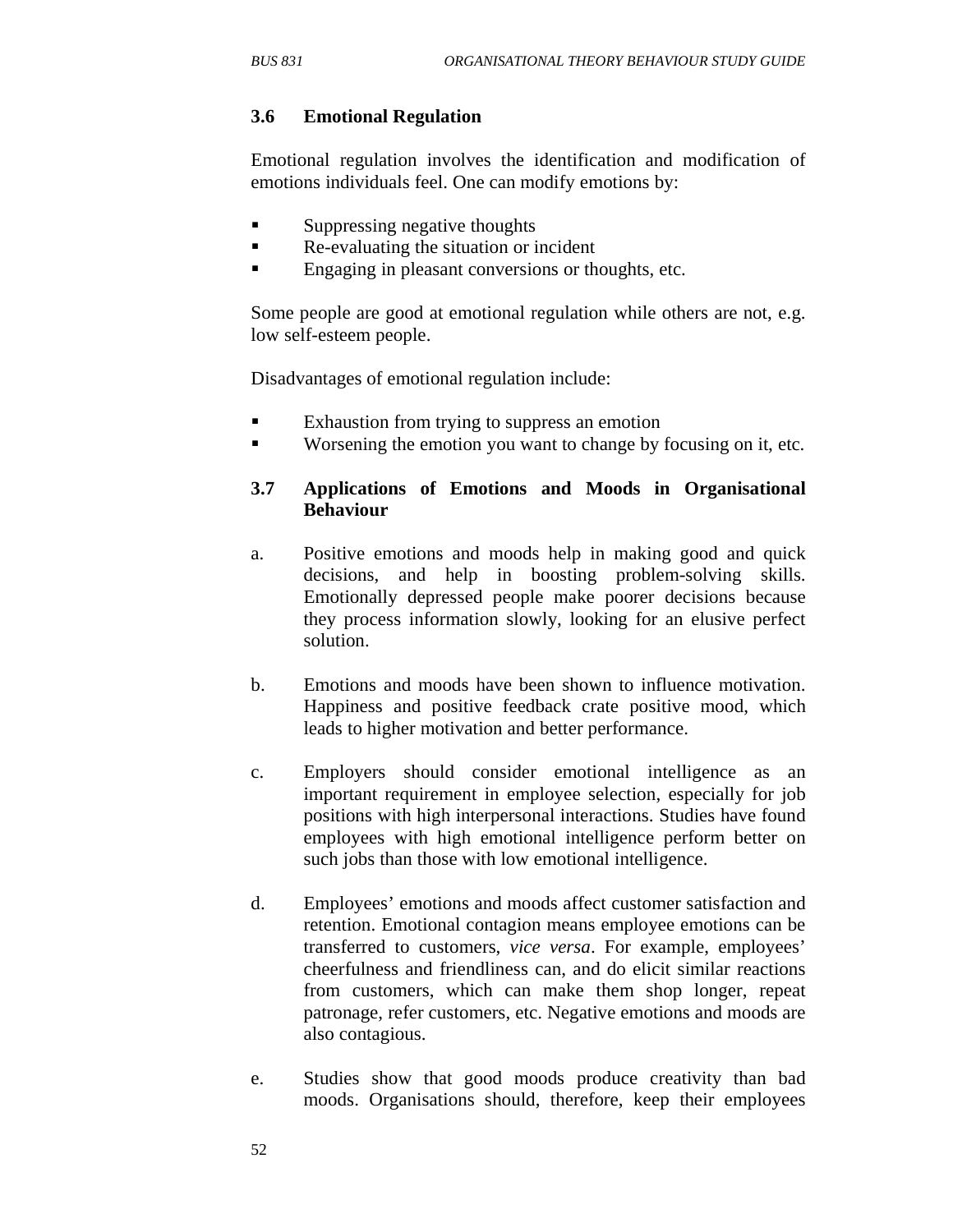### 3.6 Emotional Regulation

Emotional regulation involves the identification and modification of emotions individuals feel. One can modify emotions by:

- Suppressing negative thoughts
- Re-evaluating the situation or incident
- Engaging in pleasant conversions or thoughts, etc.

Some people are good at emotional regulation while others are not, e.g. low self-esteem people.

Disadvantages of emotional regulation include:

- Exhaustion from trying to suppress an emotion
- Worsening the emotion you want to change by focusing on it, etc.

### 3.7 Applications of Emotions and Moods in Organisational Behaviour

a. Positive emotions and moods help in making good and quick decisions, and help in boosting problem-solving skills. Emotionally depressed people make poorer decisions because they process information slowly, looking for an elusive perfect solution.

b. Emotions and moods have been shown to influence motivation. Happiness and positive feedback crate positive mood, which leads to higher motivation and better performance.

c. Employers should consider emotional intelligence as an important requirement in employee selection, especially for job positions with high interpersonal interactions. Studies have found employees with high emotional intelligence perform better on such jobs than those with low emotional intelligence.

d. Employees' emotions and moods affect customer satisfaction and retention. Emotional contagion means employee emotions can be transferred to customers, *vice versa*. For example, employees' cheerfulness and friendliness can, and do elicit similar reactions from customers, which can make them shop longer, repeat patronage, refer customers, etc. Negative emotions and moods are also contagious.

e. Studies show that good moods produce creativity than bad moods. Organisations should, therefore, keep their employees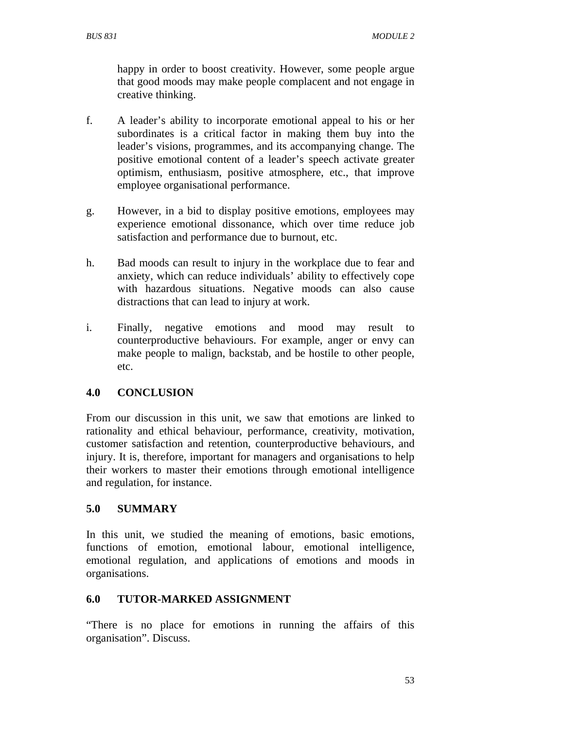happy in order to boost creativity. However, some people argue that good moods may make people complacent and not engage in creative thinking.

f. A leader's ability to incorporate emotional appeal to his or her subordinates is a critical factor in making them buy into the leader's visions, programmes, and its accompanying change. The positive emotional content of a leader's speech activate greater optimism, enthusiasm, positive atmosphere, etc., that improve employee organisational performance.

g. However, in a bid to display positive emotions, employees may experience emotional dissonance, which over time reduce job satisfaction and performance due to burnout, etc.

h. Bad moods can result to injury in the workplace due to fear and anxiety, which can reduce individuals' ability to effectively cope with hazardous situations. Negative moods can also cause distractions that can lead to injury at work.

i. Finally, negative emotions and mood may result to counterproductive behaviours. For example, anger or envy can make people to malign, backstab, and be hostile to other people, etc.

## 4.0 CONCLUSION

From our discussion in this unit, we saw that emotions are linked to rationality and ethical behaviour, performance, creativity, motivation, customer satisfaction and retention, counterproductive behaviours, and injury. It is, therefore, important for managers and organisations to help their workers to master their emotions through emotional intelligence and regulation, for instance.

## 5.0 SUMMARY

In this unit, we studied the meaning of emotions, basic emotions, functions of emotion, emotional labour, emotional intelligence, emotional regulation, and applications of emotions and moods in organisations.

## 6.0 TUTOR-MARKED ASSIGNMENT

"There is no place for emotions in running the affairs of this organisation". Discuss.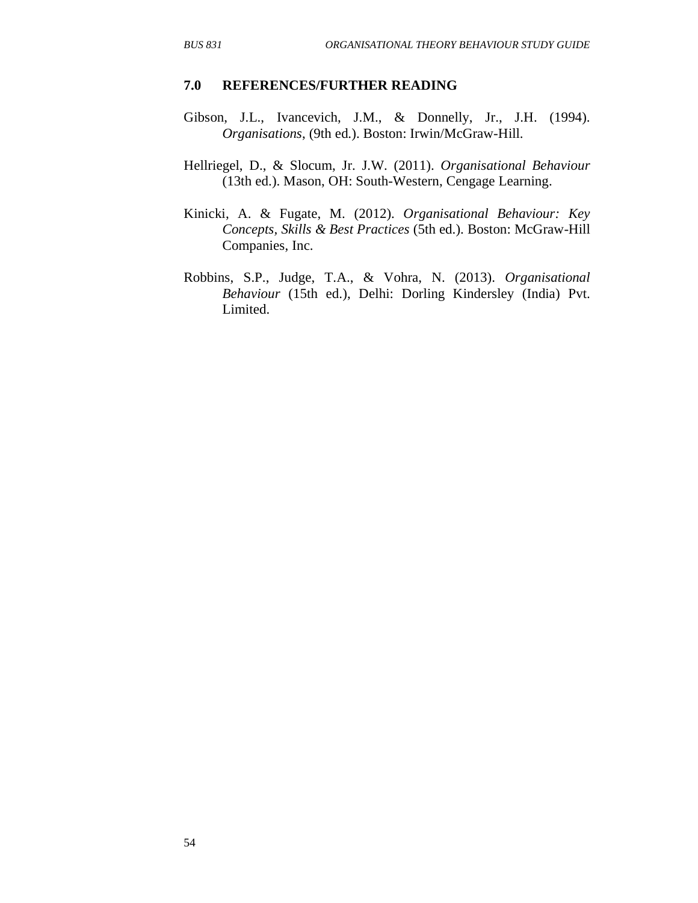## 7.0 REFERENCES/FURTHER READING

Gibson, J.L., Ivancevich, J.M., & Donnelly, Jr., J.H. (1994). *Organisations*, (9th ed.). Boston: Irwin/McGraw-Hill.

Hellriegel, D., & Slocum, Jr. J.W. (2011). *Organisational Behaviour* (13th ed.). Mason, OH: South-Western, Cengage Learning.

Kinicki, A. & Fugate, M. (2012). *Organisational Behaviour: Key Concepts, Skills & Best Practices* (5th ed.). Boston: McGraw-Hill Companies, Inc.

Robbins, S.P., Judge, T.A., & Vohra, N. (2013). *Organisational Behaviour* (15th ed.), Delhi: Dorling Kindersley (India) Pvt. Limited.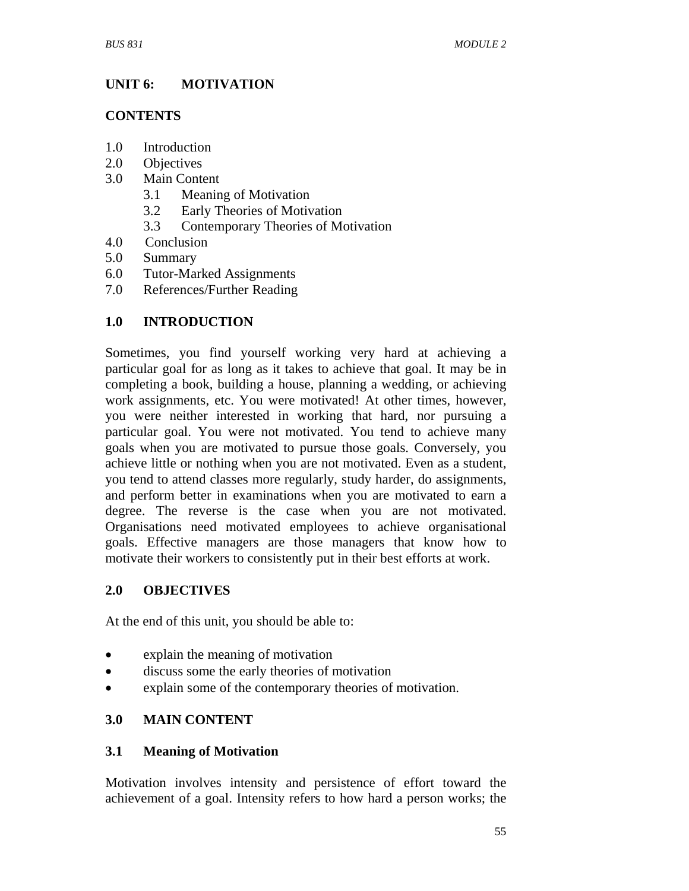# UNIT 6: MOTIVATION

## CONTENTS

1.0 Introduction
2.0 Objectives
3.0 Main Content
   3.1 Meaning of Motivation
   3.2 Early Theories of Motivation
   3.3 Contemporary Theories of Motivation
4.0 Conclusion
5.0 Summary
6.0 Tutor-Marked Assignments
7.0 References/Further Reading

## 1.0 INTRODUCTION

Sometimes, you find yourself working very hard at achieving a particular goal for as long as it takes to achieve that goal. It may be in completing a book, building a house, planning a wedding, or achieving work assignments, etc. You were motivated! At other times, however, you were neither interested in working that hard, nor pursuing a particular goal. You were not motivated. You tend to achieve many goals when you are motivated to pursue those goals. Conversely, you achieve little or nothing when you are not motivated. Even as a student, you tend to attend classes more regularly, study harder, do assignments, and perform better in examinations when you are motivated to earn a degree. The reverse is the case when you are not motivated. Organisations need motivated employees to achieve organisational goals. Effective managers are those managers that know how to motivate their workers to consistently put in their best efforts at work.

## 2.0 OBJECTIVES

At the end of this unit, you should be able to:

- explain the meaning of motivation
- discuss some the early theories of motivation
- explain some of the contemporary theories of motivation.

## 3.0 MAIN CONTENT

### 3.1 Meaning of Motivation

Motivation involves intensity and persistence of effort toward the achievement of a goal. Intensity refers to how hard a person works; the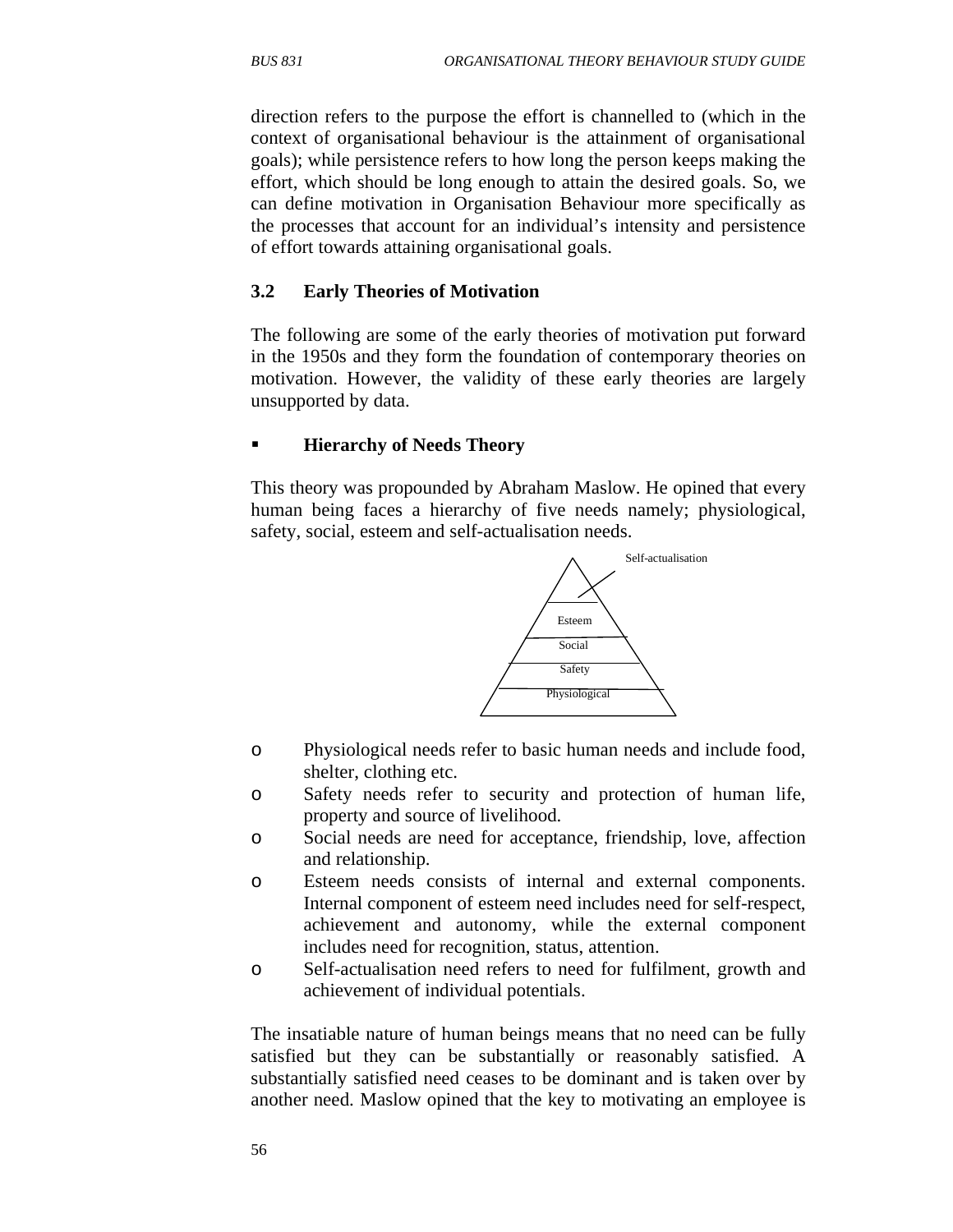direction refers to the purpose the effort is channelled to (which in the context of organisational behaviour is the attainment of organisational goals); while persistence refers to how long the person keeps making the effort, which should be long enough to attain the desired goals. So, we can define motivation in Organisation Behaviour more specifically as the processes that account for an individual's intensity and persistence of effort towards attaining organisational goals.

### 3.2 Early Theories of Motivation

The following are some of the early theories of motivation put forward in the 1950s and they form the foundation of contemporary theories on motivation. However, the validity of these early theories are largely unsupported by data.

- **Hierarchy of Needs Theory**

This theory was propounded by Abraham Maslow. He opined that every human being faces a hierarchy of five needs namely; physiological, safety, social, esteem and self-actualisation needs.

Self-actualisation
Esteem
Social
Safety
Physiological

- Physiological needs refer to basic human needs and include food, shelter, clothing etc.
- Safety needs refer to security and protection of human life, property and source of livelihood.
- Social needs are need for acceptance, friendship, love, affection and relationship.
- Esteem needs consists of internal and external components. Internal component of esteem need includes need for self-respect, achievement and autonomy, while the external component includes need for recognition, status, attention.
- Self-actualisation need refers to need for fulfilment, growth and achievement of individual potentials.

The insatiable nature of human beings means that no need can be fully satisfied but they can be substantially or reasonably satisfied. A substantially satisfied need ceases to be dominant and is taken over by another need. Maslow opined that the key to motivating an employee is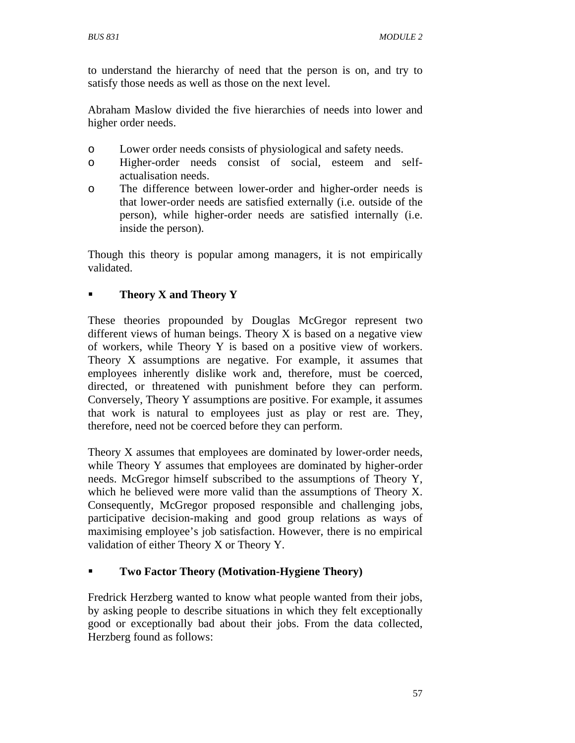to understand the hierarchy of need that the person is on, and try to satisfy those needs as well as those on the next level.

Abraham Maslow divided the five hierarchies of needs into lower and higher order needs.

- Lower order needs consists of physiological and safety needs.
- Higher-order needs consist of social, esteem and self-actualisation needs.
- The difference between lower-order and higher-order needs is that lower-order needs are satisfied externally (i.e. outside of the person), while higher-order needs are satisfied internally (i.e. inside the person).

Though this theory is popular among managers, it is not empirically validated.

- **Theory X and Theory Y**

These theories propounded by Douglas McGregor represent two different views of human beings. Theory X is based on a negative view of workers, while Theory Y is based on a positive view of workers. Theory X assumptions are negative. For example, it assumes that employees inherently dislike work and, therefore, must be coerced, directed, or threatened with punishment before they can perform. Conversely, Theory Y assumptions are positive. For example, it assumes that work is natural to employees just as play or rest are. They, therefore, need not be coerced before they can perform.

Theory X assumes that employees are dominated by lower-order needs, while Theory Y assumes that employees are dominated by higher-order needs. McGregor himself subscribed to the assumptions of Theory Y, which he believed were more valid than the assumptions of Theory X. Consequently, McGregor proposed responsible and challenging jobs, participative decision-making and good group relations as ways of maximising employee's job satisfaction. However, there is no empirical validation of either Theory X or Theory Y.

- **Two Factor Theory (Motivation-Hygiene Theory)**

Fredrick Herzberg wanted to know what people wanted from their jobs, by asking people to describe situations in which they felt exceptionally good or exceptionally bad about their jobs. From the data collected, Herzberg found as follows: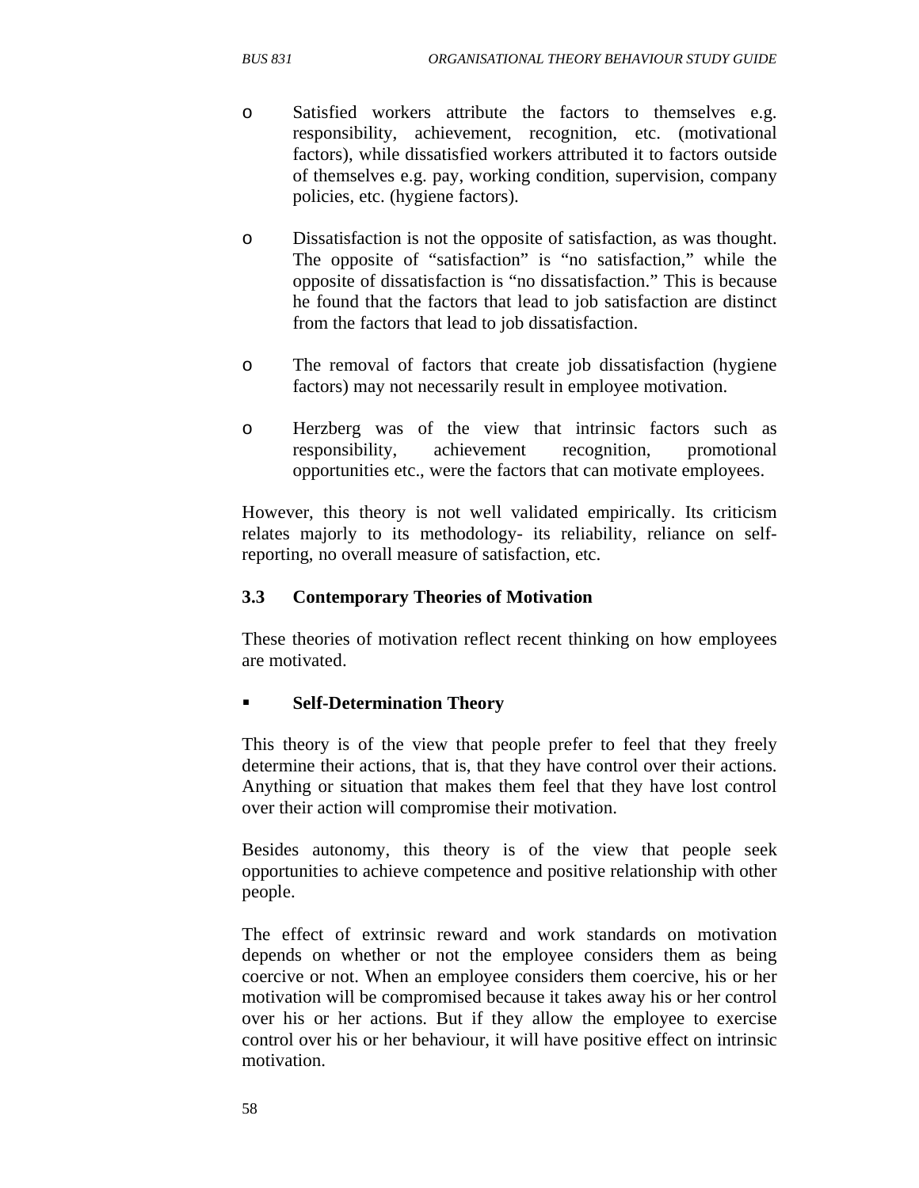- Satisfied workers attribute the factors to themselves e.g. responsibility, achievement, recognition, etc. (motivational factors), while dissatisfied workers attributed it to factors outside of themselves e.g. pay, working condition, supervision, company policies, etc. (hygiene factors).

- Dissatisfaction is not the opposite of satisfaction, as was thought. The opposite of "satisfaction" is "no satisfaction," while the opposite of dissatisfaction is "no dissatisfaction." This is because he found that the factors that lead to job satisfaction are distinct from the factors that lead to job dissatisfaction.

- The removal of factors that create job dissatisfaction (hygiene factors) may not necessarily result in employee motivation.

- Herzberg was of the view that intrinsic factors such as responsibility, achievement recognition, promotional opportunities etc., were the factors that can motivate employees.

However, this theory is not well validated empirically. Its criticism relates majorly to its methodology- its reliability, reliance on self-reporting, no overall measure of satisfaction, etc.

### 3.3 Contemporary Theories of Motivation

These theories of motivation reflect recent thinking on how employees are motivated.

- **Self-Determination Theory**

This theory is of the view that people prefer to feel that they freely determine their actions, that is, that they have control over their actions. Anything or situation that makes them feel that they have lost control over their action will compromise their motivation.

Besides autonomy, this theory is of the view that people seek opportunities to achieve competence and positive relationship with other people.

The effect of extrinsic reward and work standards on motivation depends on whether or not the employee considers them as being coercive or not. When an employee considers them coercive, his or her motivation will be compromised because it takes away his or her control over his or her actions. But if they allow the employee to exercise control over his or her behaviour, it will have positive effect on intrinsic motivation.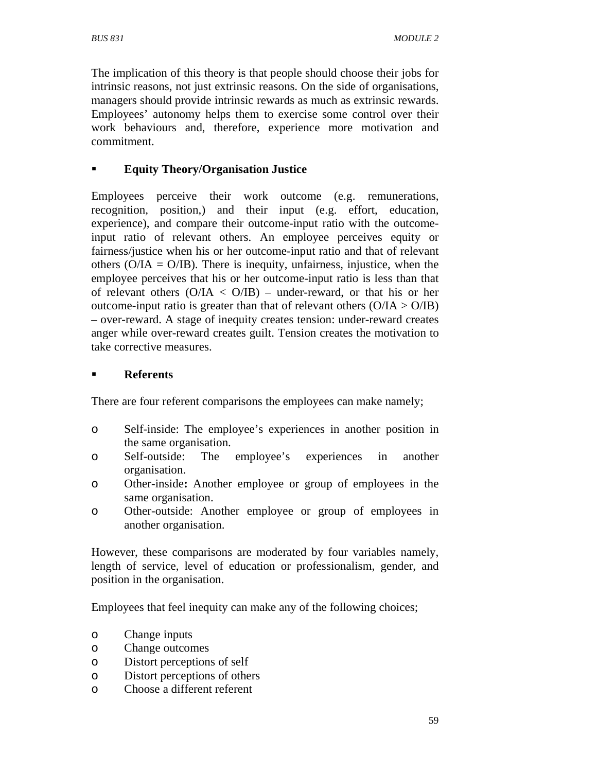The implication of this theory is that people should choose their jobs for intrinsic reasons, not just extrinsic reasons. On the side of organisations, managers should provide intrinsic rewards as much as extrinsic rewards. Employees' autonomy helps them to exercise some control over their work behaviours and, therefore, experience more motivation and commitment.

- **Equity Theory/Organisation Justice**

Employees perceive their work outcome (e.g. remunerations, recognition, position,) and their input (e.g. effort, education, experience), and compare their outcome-input ratio with the outcome-input ratio of relevant others. An employee perceives equity or fairness/justice when his or her outcome-input ratio and that of relevant others ($O/IA = O/IB$). There is inequity, unfairness, injustice, when the employee perceives that his or her outcome-input ratio is less than that of relevant others ($O/IA < O/IB$) – under-reward, or that his or her outcome-input ratio is greater than that of relevant others ($O/IA > O/IB$) – over-reward. A stage of inequity creates tension: under-reward creates anger while over-reward creates guilt. Tension creates the motivation to take corrective measures.

- **Referents**

There are four referent comparisons the employees can make namely;

- Self-inside: The employee's experiences in another position in the same organisation.
- Self-outside: The employee's experiences in another organisation.
- Other-inside**:** Another employee or group of employees in the same organisation.
- Other-outside: Another employee or group of employees in another organisation.

However, these comparisons are moderated by four variables namely, length of service, level of education or professionalism, gender, and position in the organisation.

Employees that feel inequity can make any of the following choices;

- Change inputs
- Change outcomes
- Distort perceptions of self
- Distort perceptions of others
- Choose a different referent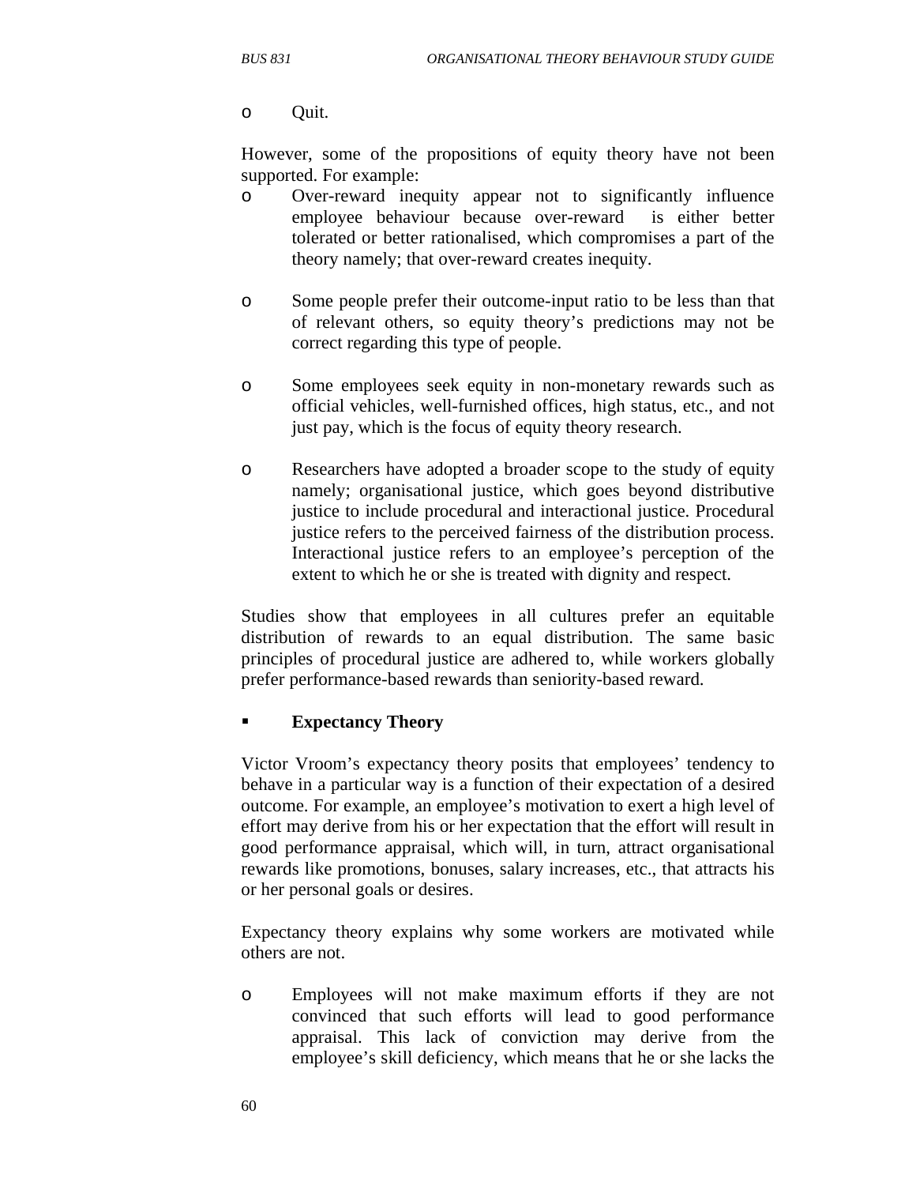- Quit.

However, some of the propositions of equity theory have not been supported. For example:

- Over-reward inequity appear not to significantly influence employee behaviour because over-reward is either better tolerated or better rationalised, which compromises a part of the theory namely; that over-reward creates inequity.

- Some people prefer their outcome-input ratio to be less than that of relevant others, so equity theory's predictions may not be correct regarding this type of people.

- Some employees seek equity in non-monetary rewards such as official vehicles, well-furnished offices, high status, etc., and not just pay, which is the focus of equity theory research.

- Researchers have adopted a broader scope to the study of equity namely; organisational justice, which goes beyond distributive justice to include procedural and interactional justice. Procedural justice refers to the perceived fairness of the distribution process. Interactional justice refers to an employee's perception of the extent to which he or she is treated with dignity and respect.

Studies show that employees in all cultures prefer an equitable distribution of rewards to an equal distribution. The same basic principles of procedural justice are adhered to, while workers globally prefer performance-based rewards than seniority-based reward.

- **Expectancy Theory**

Victor Vroom's expectancy theory posits that employees' tendency to behave in a particular way is a function of their expectation of a desired outcome. For example, an employee's motivation to exert a high level of effort may derive from his or her expectation that the effort will result in good performance appraisal, which will, in turn, attract organisational rewards like promotions, bonuses, salary increases, etc., that attracts his or her personal goals or desires.

Expectancy theory explains why some workers are motivated while others are not.

- Employees will not make maximum efforts if they are not convinced that such efforts will lead to good performance appraisal. This lack of conviction may derive from the employee's skill deficiency, which means that he or she lacks the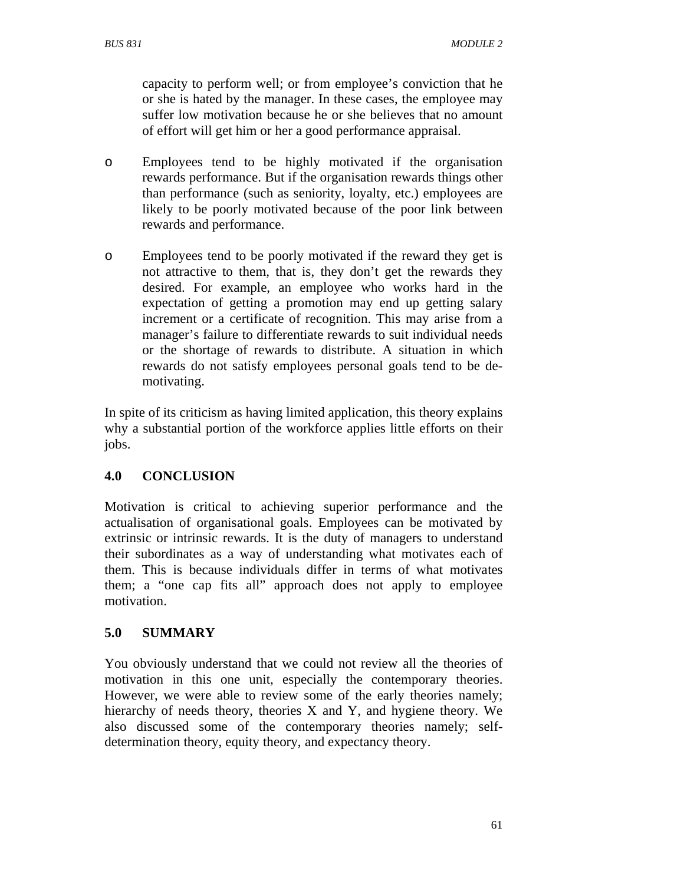capacity to perform well; or from employee's conviction that he or she is hated by the manager. In these cases, the employee may suffer low motivation because he or she believes that no amount of effort will get him or her a good performance appraisal.

- Employees tend to be highly motivated if the organisation rewards performance. But if the organisation rewards things other than performance (such as seniority, loyalty, etc.) employees are likely to be poorly motivated because of the poor link between rewards and performance.

- Employees tend to be poorly motivated if the reward they get is not attractive to them, that is, they don't get the rewards they desired. For example, an employee who works hard in the expectation of getting a promotion may end up getting salary increment or a certificate of recognition. This may arise from a manager's failure to differentiate rewards to suit individual needs or the shortage of rewards to distribute. A situation in which rewards do not satisfy employees personal goals tend to be de-motivating.

In spite of its criticism as having limited application, this theory explains why a substantial portion of the workforce applies little efforts on their jobs.

## 4.0 CONCLUSION

Motivation is critical to achieving superior performance and the actualisation of organisational goals. Employees can be motivated by extrinsic or intrinsic rewards. It is the duty of managers to understand their subordinates as a way of understanding what motivates each of them. This is because individuals differ in terms of what motivates them; a "one cap fits all" approach does not apply to employee motivation.

## 5.0 SUMMARY

You obviously understand that we could not review all the theories of motivation in this one unit, especially the contemporary theories. However, we were able to review some of the early theories namely; hierarchy of needs theory, theories X and Y, and hygiene theory. We also discussed some of the contemporary theories namely; self-determination theory, equity theory, and expectancy theory.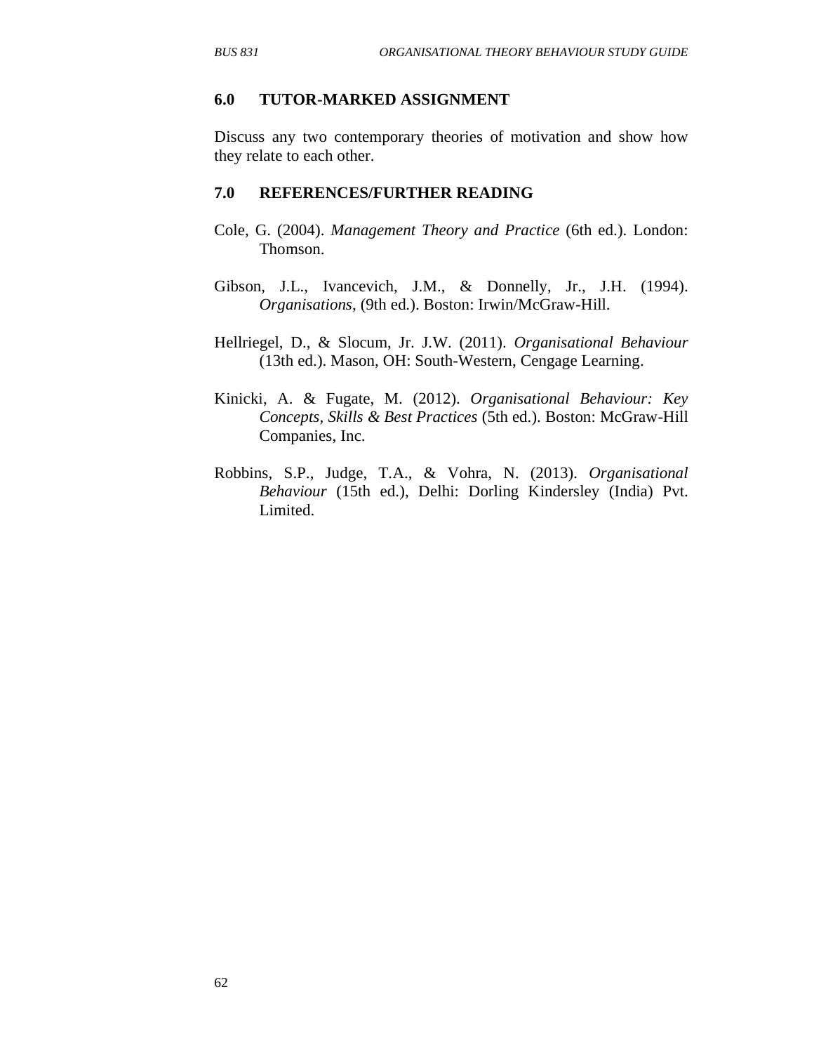## 6.0 TUTOR-MARKED ASSIGNMENT

Discuss any two contemporary theories of motivation and show how they relate to each other.

## 7.0 REFERENCES/FURTHER READING

Cole, G. (2004). *Management Theory and Practice* (6th ed.). London: Thomson.

Gibson, J.L., Ivancevich, J.M., & Donnelly, Jr., J.H. (1994). *Organisations*, (9th ed.). Boston: Irwin/McGraw-Hill.

Hellriegel, D., & Slocum, Jr. J.W. (2011). *Organisational Behaviour* (13th ed.). Mason, OH: South-Western, Cengage Learning.

Kinicki, A. & Fugate, M. (2012). *Organisational Behaviour: Key Concepts, Skills & Best Practices* (5th ed.). Boston: McGraw-Hill Companies, Inc.

Robbins, S.P., Judge, T.A., & Vohra, N. (2013). *Organisational Behaviour* (15th ed.), Delhi: Dorling Kindersley (India) Pvt. Limited.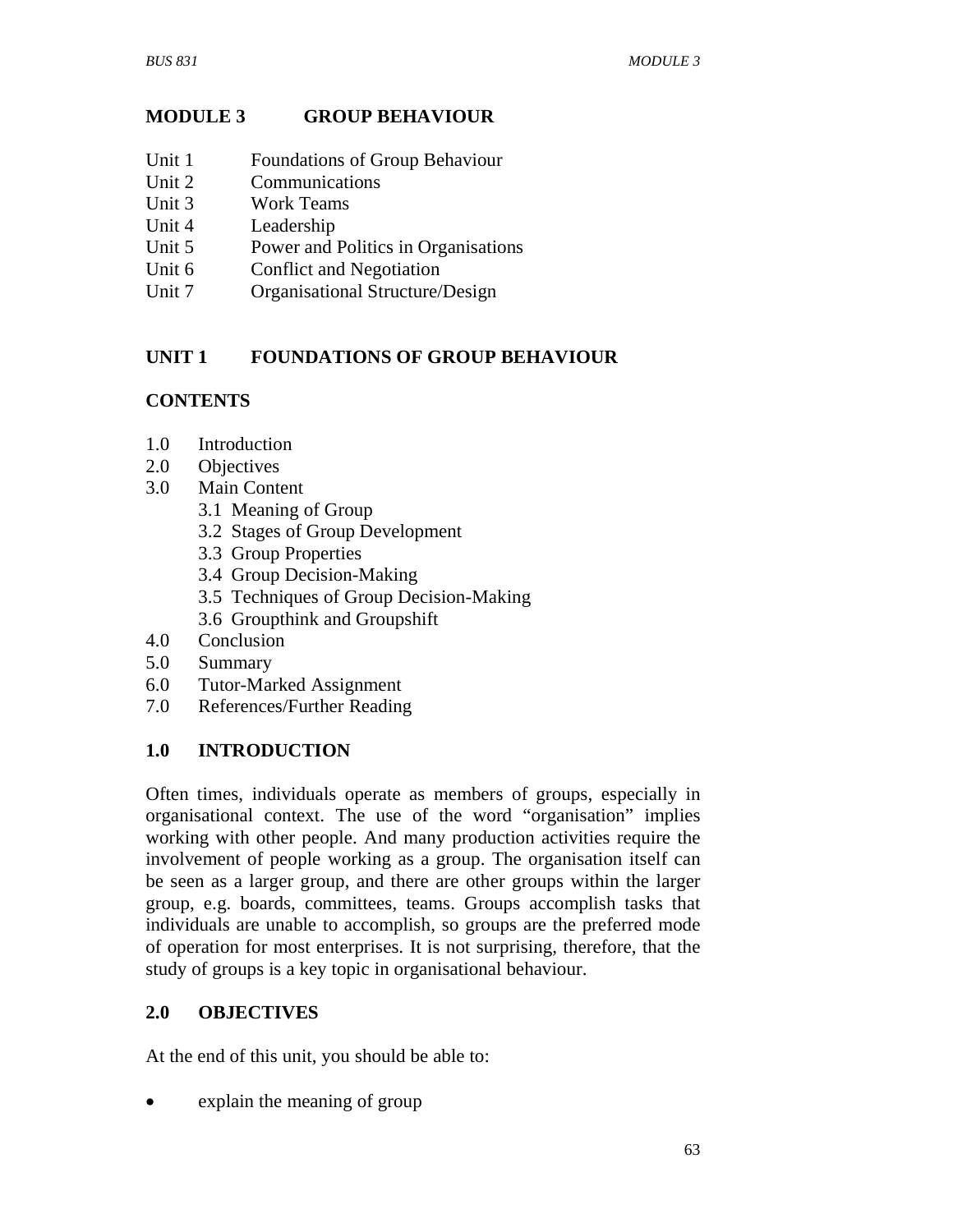# MODULE 3 GROUP BEHAVIOUR

- Unit 1 Foundations of Group Behaviour
- Unit 2 Communications
- Unit 3 Work Teams
- Unit 4 Leadership
- Unit 5 Power and Politics in Organisations
- Unit 6 Conflict and Negotiation
- Unit 7 Organisational Structure/Design

## UNIT 1 FOUNDATIONS OF GROUP BEHAVIOUR

### CONTENTS

- 1.0 Introduction
- 2.0 Objectives
- 3.0 Main Content
  - 3.1 Meaning of Group
  - 3.2 Stages of Group Development
  - 3.3 Group Properties
  - 3.4 Group Decision-Making
  - 3.5 Techniques of Group Decision-Making
  - 3.6 Groupthink and Groupshift
- 4.0 Conclusion
- 5.0 Summary
- 6.0 Tutor-Marked Assignment
- 7.0 References/Further Reading

### 1.0 INTRODUCTION

Often times, individuals operate as members of groups, especially in organisational context. The use of the word "organisation" implies working with other people. And many production activities require the involvement of people working as a group. The organisation itself can be seen as a larger group, and there are other groups within the larger group, e.g. boards, committees, teams. Groups accomplish tasks that individuals are unable to accomplish, so groups are the preferred mode of operation for most enterprises. It is not surprising, therefore, that the study of groups is a key topic in organisational behaviour.

### 2.0 OBJECTIVES

At the end of this unit, you should be able to:

- explain the meaning of group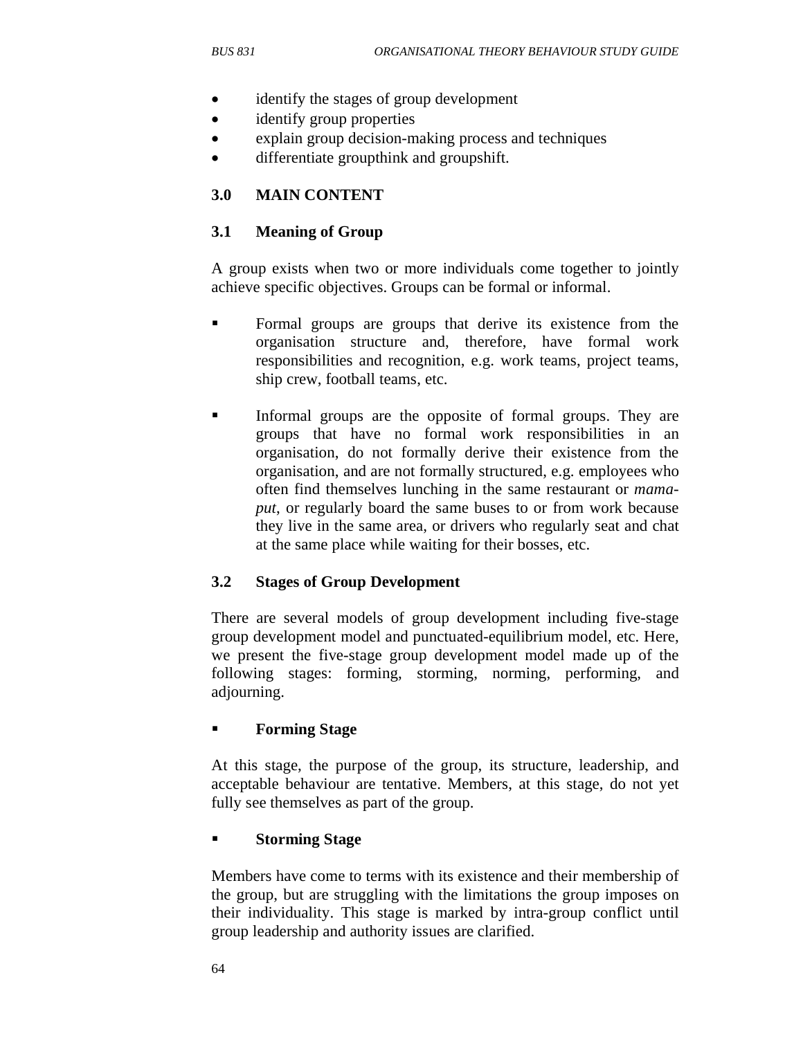- identify the stages of group development
- identify group properties
- explain group decision-making process and techniques
- differentiate groupthink and groupshift.

## 3.0 MAIN CONTENT

### 3.1 Meaning of Group

A group exists when two or more individuals come together to jointly achieve specific objectives. Groups can be formal or informal.

- Formal groups are groups that derive its existence from the organisation structure and, therefore, have formal work responsibilities and recognition, e.g. work teams, project teams, ship crew, football teams, etc.

- Informal groups are the opposite of formal groups. They are groups that have no formal work responsibilities in an organisation, do not formally derive their existence from the organisation, and are not formally structured, e.g. employees who often find themselves lunching in the same restaurant or *mama-put*, or regularly board the same buses to or from work because they live in the same area, or drivers who regularly seat and chat at the same place while waiting for their bosses, etc.

### 3.2 Stages of Group Development

There are several models of group development including five-stage group development model and punctuated-equilibrium model, etc. Here, we present the five-stage group development model made up of the following stages: forming, storming, norming, performing, and adjourning.

- **Forming Stage**

At this stage, the purpose of the group, its structure, leadership, and acceptable behaviour are tentative. Members, at this stage, do not yet fully see themselves as part of the group.

- **Storming Stage**

Members have come to terms with its existence and their membership of the group, but are struggling with the limitations the group imposes on their individuality. This stage is marked by intra-group conflict until group leadership and authority issues are clarified.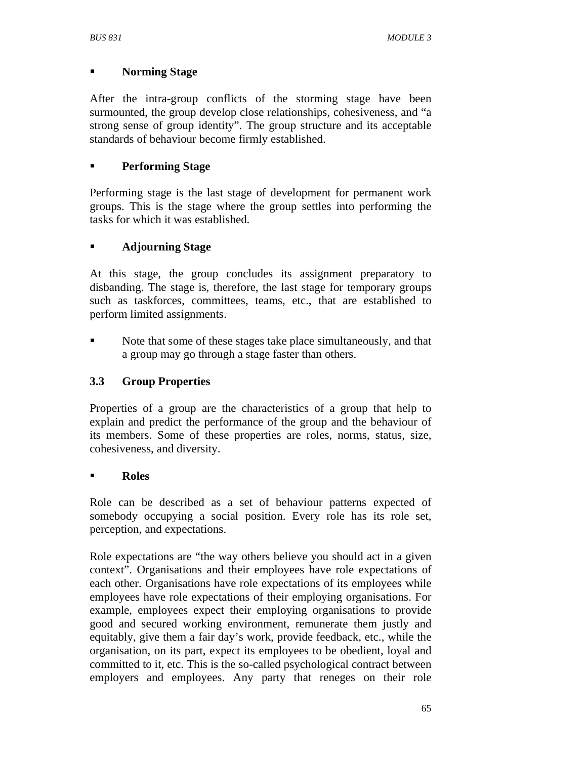- **Norming Stage**

After the intra-group conflicts of the storming stage have been surmounted, the group develop close relationships, cohesiveness, and "a strong sense of group identity". The group structure and its acceptable standards of behaviour become firmly established.

- **Performing Stage**

Performing stage is the last stage of development for permanent work groups. This is the stage where the group settles into performing the tasks for which it was established.

- **Adjourning Stage**

At this stage, the group concludes its assignment preparatory to disbanding. The stage is, therefore, the last stage for temporary groups such as taskforces, committees, teams, etc., that are established to perform limited assignments.

- Note that some of these stages take place simultaneously, and that a group may go through a stage faster than others.

## 3.3 Group Properties

Properties of a group are the characteristics of a group that help to explain and predict the performance of the group and the behaviour of its members. Some of these properties are roles, norms, status, size, cohesiveness, and diversity.

- **Roles**

Role can be described as a set of behaviour patterns expected of somebody occupying a social position. Every role has its role set, perception, and expectations.

Role expectations are "the way others believe you should act in a given context". Organisations and their employees have role expectations of each other. Organisations have role expectations of its employees while employees have role expectations of their employing organisations. For example, employees expect their employing organisations to provide good and secured working environment, remunerate them justly and equitably, give them a fair day's work, provide feedback, etc., while the organisation, on its part, expect its employees to be obedient, loyal and committed to it, etc. This is the so-called psychological contract between employers and employees. Any party that reneges on their role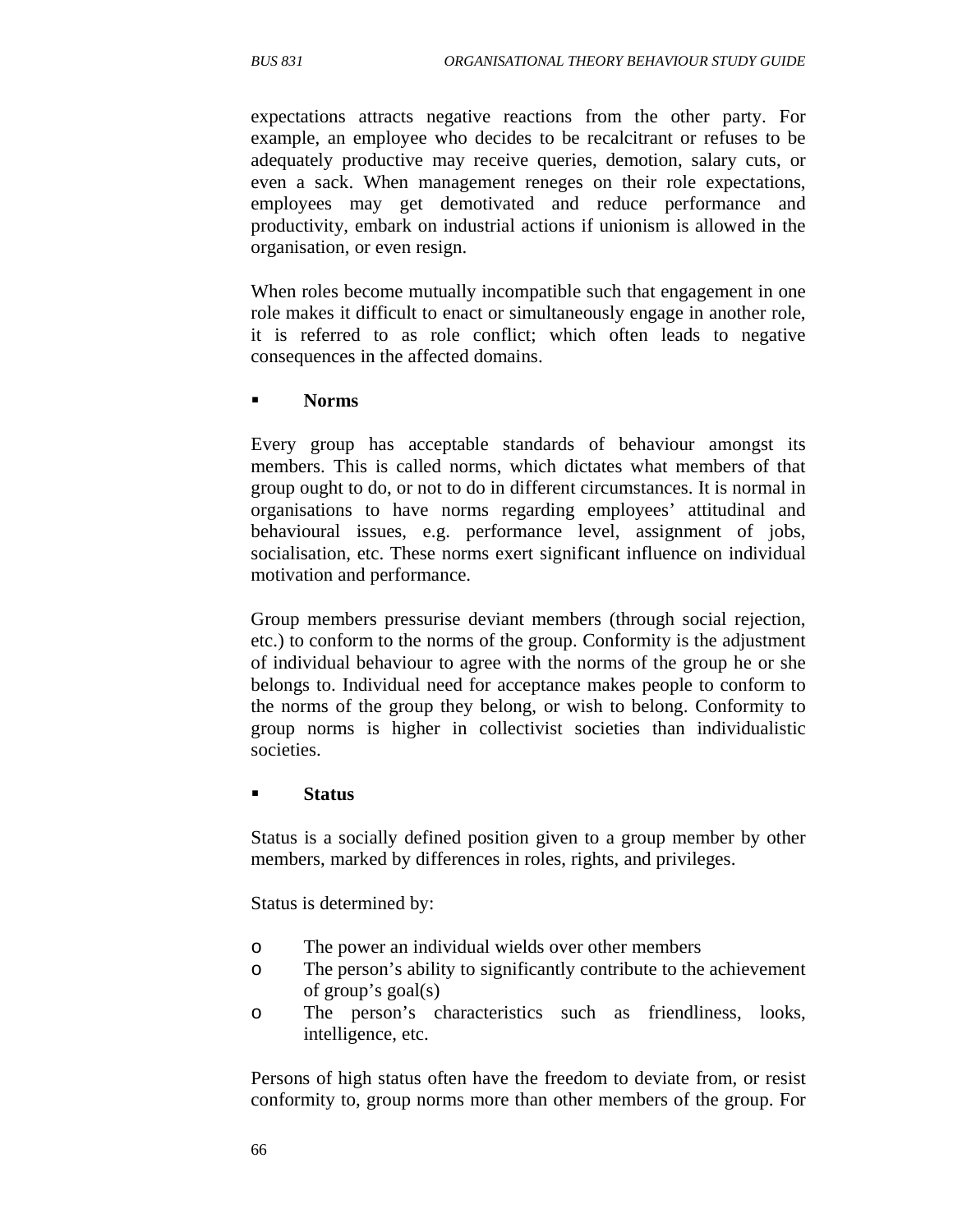expectations attracts negative reactions from the other party. For example, an employee who decides to be recalcitrant or refuses to be adequately productive may receive queries, demotion, salary cuts, or even a sack. When management reneges on their role expectations, employees may get demotivated and reduce performance and productivity, embark on industrial actions if unionism is allowed in the organisation, or even resign.

When roles become mutually incompatible such that engagement in one role makes it difficult to enact or simultaneously engage in another role, it is referred to as role conflict; which often leads to negative consequences in the affected domains.

- **Norms**

Every group has acceptable standards of behaviour amongst its members. This is called norms, which dictates what members of that group ought to do, or not to do in different circumstances. It is normal in organisations to have norms regarding employees' attitudinal and behavioural issues, e.g. performance level, assignment of jobs, socialisation, etc. These norms exert significant influence on individual motivation and performance.

Group members pressurise deviant members (through social rejection, etc.) to conform to the norms of the group. Conformity is the adjustment of individual behaviour to agree with the norms of the group he or she belongs to. Individual need for acceptance makes people to conform to the norms of the group they belong, or wish to belong. Conformity to group norms is higher in collectivist societies than individualistic societies.

- **Status**

Status is a socially defined position given to a group member by other members, marked by differences in roles, rights, and privileges.

Status is determined by:

- The power an individual wields over other members
- The person's ability to significantly contribute to the achievement of group's goal(s)
- The person's characteristics such as friendliness, looks, intelligence, etc.

Persons of high status often have the freedom to deviate from, or resist conformity to, group norms more than other members of the group. For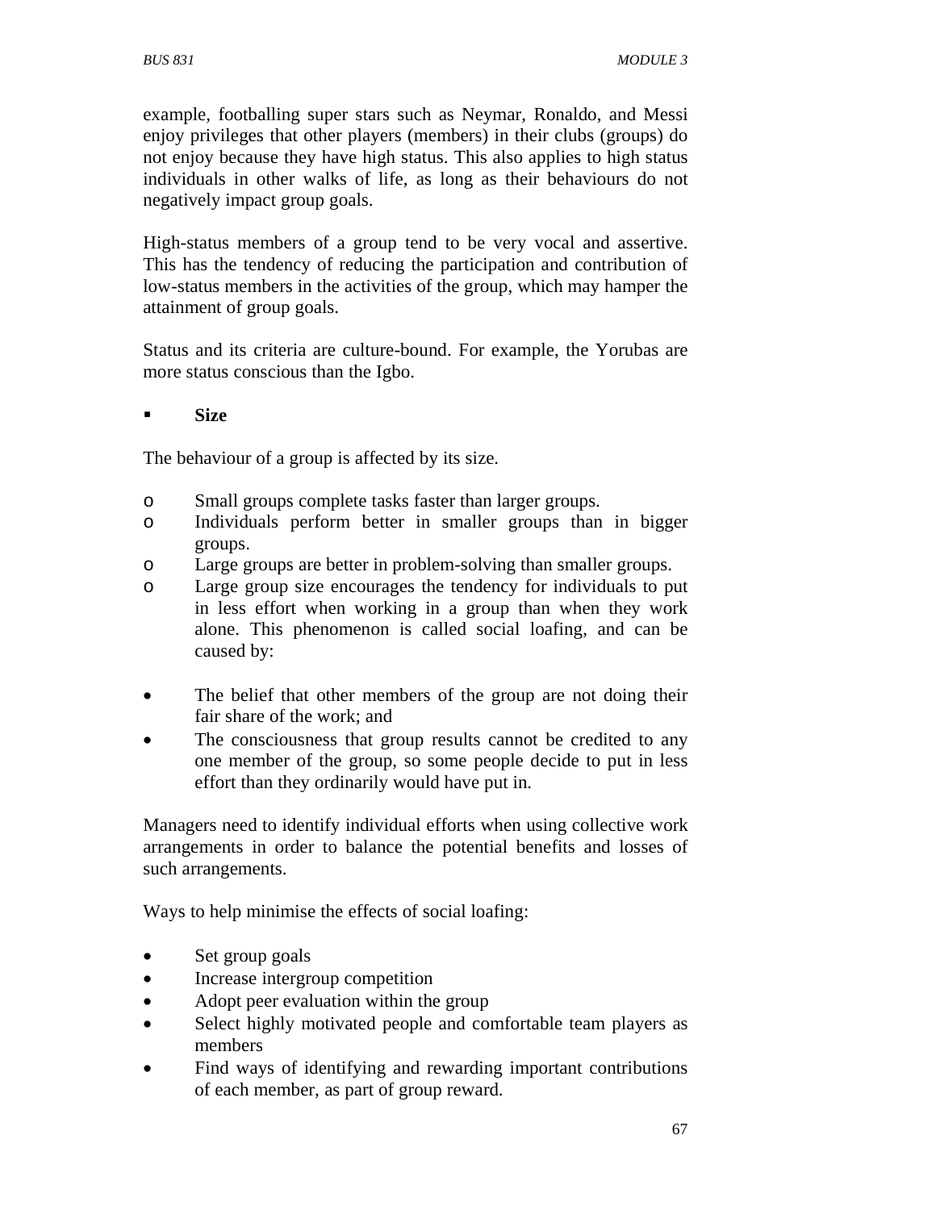example, footballing super stars such as Neymar, Ronaldo, and Messi enjoy privileges that other players (members) in their clubs (groups) do not enjoy because they have high status. This also applies to high status individuals in other walks of life, as long as their behaviours do not negatively impact group goals.

High-status members of a group tend to be very vocal and assertive. This has the tendency of reducing the participation and contribution of low-status members in the activities of the group, which may hamper the attainment of group goals.

Status and its criteria are culture-bound. For example, the Yorubas are more status conscious than the Igbo.

- **Size**

The behaviour of a group is affected by its size.

- Small groups complete tasks faster than larger groups.
- Individuals perform better in smaller groups than in bigger groups.
- Large groups are better in problem-solving than smaller groups.
- Large group size encourages the tendency for individuals to put in less effort when working in a group than when they work alone. This phenomenon is called social loafing, and can be caused by:

- The belief that other members of the group are not doing their fair share of the work; and
- The consciousness that group results cannot be credited to any one member of the group, so some people decide to put in less effort than they ordinarily would have put in.

Managers need to identify individual efforts when using collective work arrangements in order to balance the potential benefits and losses of such arrangements.

Ways to help minimise the effects of social loafing:

- Set group goals
- Increase intergroup competition
- Adopt peer evaluation within the group
- Select highly motivated people and comfortable team players as members
- Find ways of identifying and rewarding important contributions of each member, as part of group reward.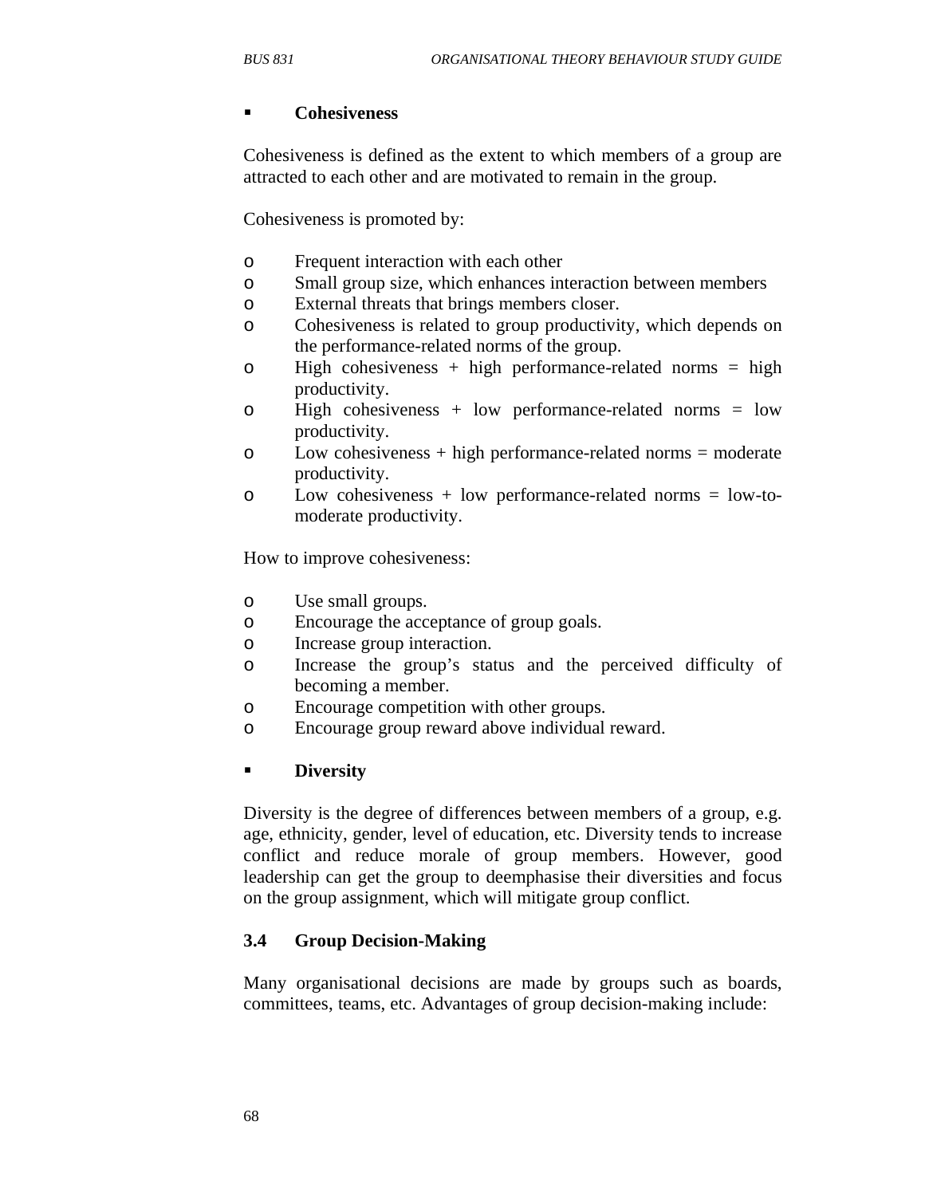- **Cohesiveness**

Cohesiveness is defined as the extent to which members of a group are attracted to each other and are motivated to remain in the group.

Cohesiveness is promoted by:

- Frequent interaction with each other
- Small group size, which enhances interaction between members
- External threats that brings members closer.
- Cohesiveness is related to group productivity, which depends on the performance-related norms of the group.
- High cohesiveness + high performance-related norms = high productivity.
- High cohesiveness + low performance-related norms = low productivity.
- Low cohesiveness + high performance-related norms = moderate productivity.
- Low cohesiveness + low performance-related norms = low-to-moderate productivity.

How to improve cohesiveness:

- Use small groups.
- Encourage the acceptance of group goals.
- Increase group interaction.
- Increase the group's status and the perceived difficulty of becoming a member.
- Encourage competition with other groups.
- Encourage group reward above individual reward.

- **Diversity**

Diversity is the degree of differences between members of a group, e.g. age, ethnicity, gender, level of education, etc. Diversity tends to increase conflict and reduce morale of group members. However, good leadership can get the group to deemphasise their diversities and focus on the group assignment, which will mitigate group conflict.

### 3.4 Group Decision-Making

Many organisational decisions are made by groups such as boards, committees, teams, etc. Advantages of group decision-making include: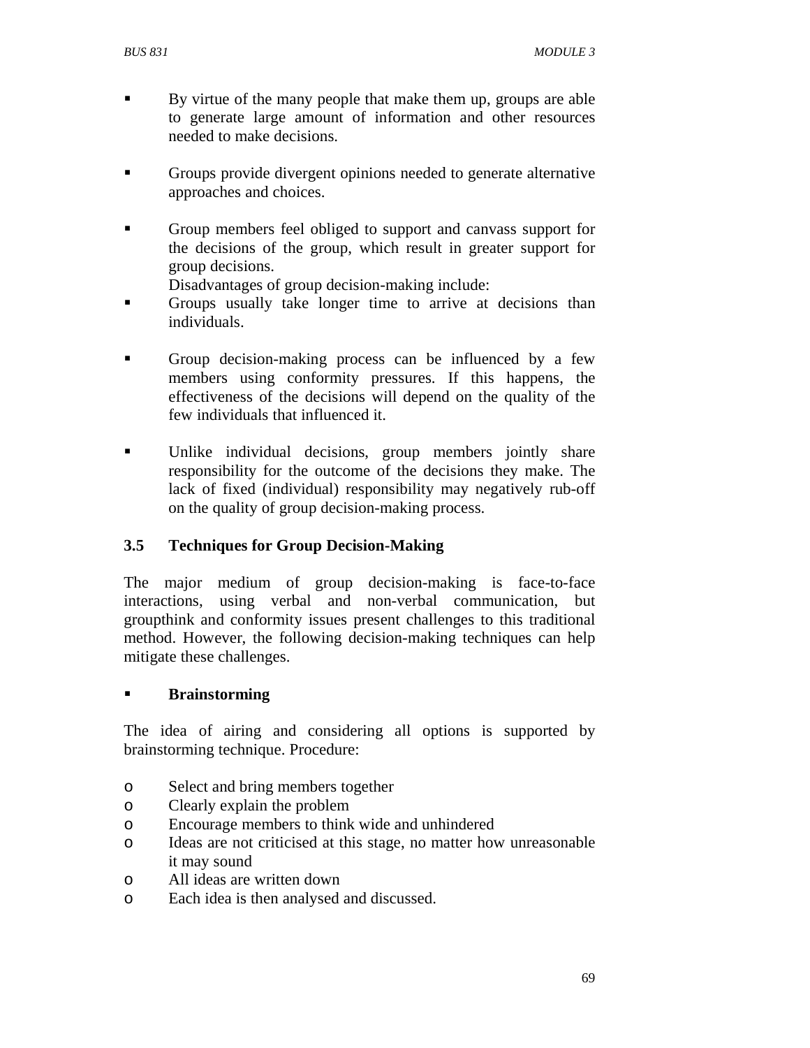- By virtue of the many people that make them up, groups are able to generate large amount of information and other resources needed to make decisions.

- Groups provide divergent opinions needed to generate alternative approaches and choices.

- Group members feel obliged to support and canvass support for the decisions of the group, which result in greater support for group decisions.

  Disadvantages of group decision-making include:

- Groups usually take longer time to arrive at decisions than individuals.

- Group decision-making process can be influenced by a few members using conformity pressures. If this happens, the effectiveness of the decisions will depend on the quality of the few individuals that influenced it.

- Unlike individual decisions, group members jointly share responsibility for the outcome of the decisions they make. The lack of fixed (individual) responsibility may negatively rub-off on the quality of group decision-making process.

### 3.5 Techniques for Group Decision-Making

The major medium of group decision-making is face-to-face interactions, using verbal and non-verbal communication, but groupthink and conformity issues present challenges to this traditional method. However, the following decision-making techniques can help mitigate these challenges.

- **Brainstorming**

The idea of airing and considering all options is supported by brainstorming technique. Procedure:

- Select and bring members together
- Clearly explain the problem
- Encourage members to think wide and unhindered
- Ideas are not criticised at this stage, no matter how unreasonable it may sound
- All ideas are written down
- Each idea is then analysed and discussed.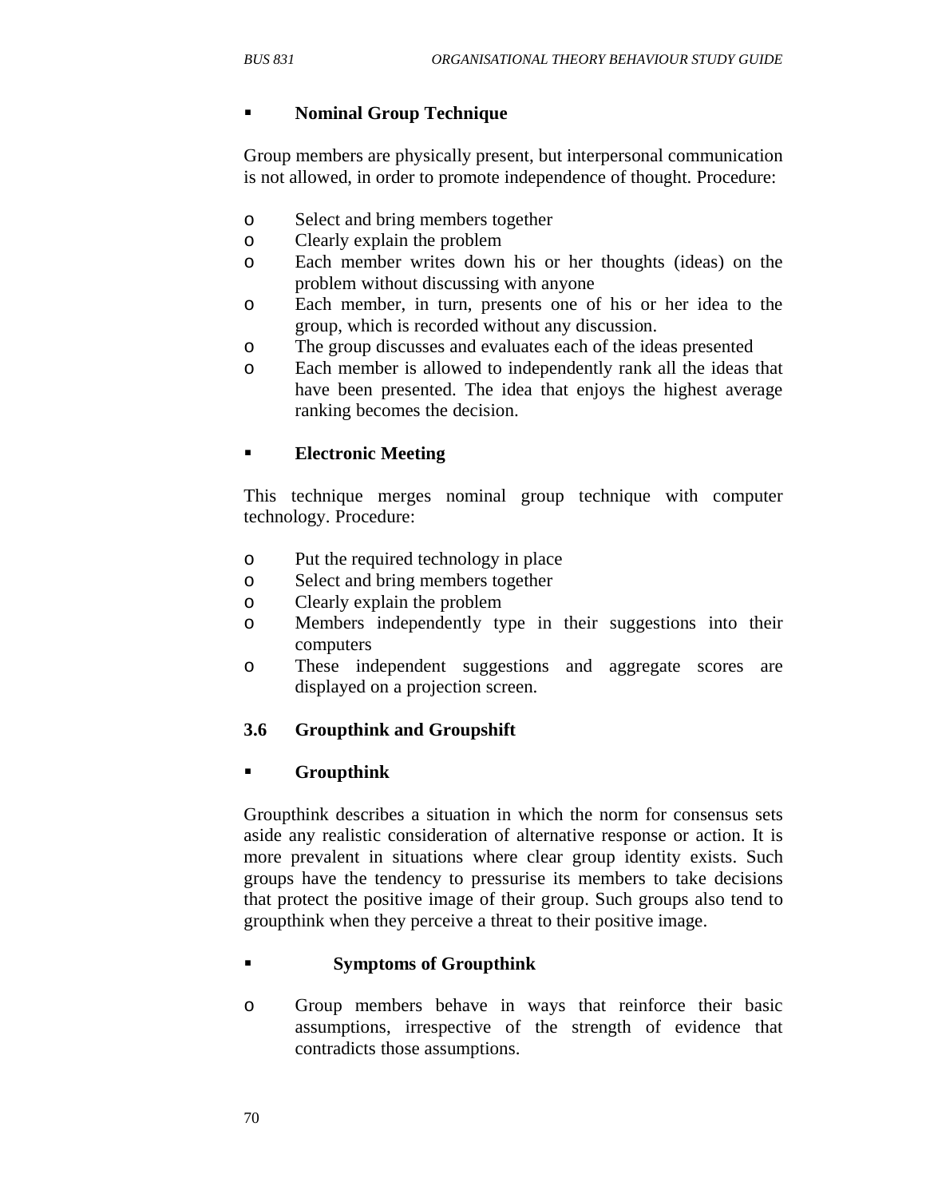- **Nominal Group Technique**

Group members are physically present, but interpersonal communication is not allowed, in order to promote independence of thought. Procedure:

- o Select and bring members together
- o Clearly explain the problem
- o Each member writes down his or her thoughts (ideas) on the problem without discussing with anyone
- o Each member, in turn, presents one of his or her idea to the group, which is recorded without any discussion.
- o The group discusses and evaluates each of the ideas presented
- o Each member is allowed to independently rank all the ideas that have been presented. The idea that enjoys the highest average ranking becomes the decision.

- **Electronic Meeting**

This technique merges nominal group technique with computer technology. Procedure:

- o Put the required technology in place
- o Select and bring members together
- o Clearly explain the problem
- o Members independently type in their suggestions into their computers
- o These independent suggestions and aggregate scores are displayed on a projection screen.

### 3.6 Groupthink and Groupshift

- **Groupthink**

Groupthink describes a situation in which the norm for consensus sets aside any realistic consideration of alternative response or action. It is more prevalent in situations where clear group identity exists. Such groups have the tendency to pressurise its members to take decisions that protect the positive image of their group. Such groups also tend to groupthink when they perceive a threat to their positive image.

- **Symptoms of Groupthink**

- o Group members behave in ways that reinforce their basic assumptions, irrespective of the strength of evidence that contradicts those assumptions.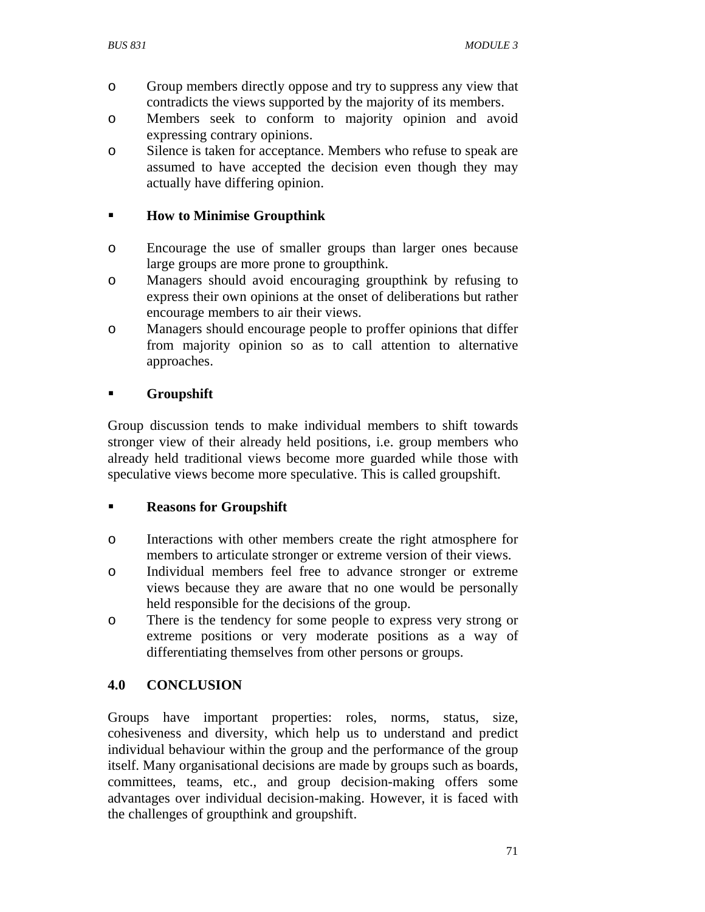- Group members directly oppose and try to suppress any view that contradicts the views supported by the majority of its members.
- Members seek to conform to majority opinion and avoid expressing contrary opinions.
- Silence is taken for acceptance. Members who refuse to speak are assumed to have accepted the decision even though they may actually have differing opinion.

**How to Minimise Groupthink**

- Encourage the use of smaller groups than larger ones because large groups are more prone to groupthink.
- Managers should avoid encouraging groupthink by refusing to express their own opinions at the onset of deliberations but rather encourage members to air their views.
- Managers should encourage people to proffer opinions that differ from majority opinion so as to call attention to alternative approaches.

**Groupshift**

Group discussion tends to make individual members to shift towards stronger view of their already held positions, i.e. group members who already held traditional views become more guarded while those with speculative views become more speculative. This is called groupshift.

**Reasons for Groupshift**

- Interactions with other members create the right atmosphere for members to articulate stronger or extreme version of their views.
- Individual members feel free to advance stronger or extreme views because they are aware that no one would be personally held responsible for the decisions of the group.
- There is the tendency for some people to express very strong or extreme positions or very moderate positions as a way of differentiating themselves from other persons or groups.

## 4.0 CONCLUSION

Groups have important properties: roles, norms, status, size, cohesiveness and diversity, which help us to understand and predict individual behaviour within the group and the performance of the group itself. Many organisational decisions are made by groups such as boards, committees, teams, etc., and group decision-making offers some advantages over individual decision-making. However, it is faced with the challenges of groupthink and groupshift.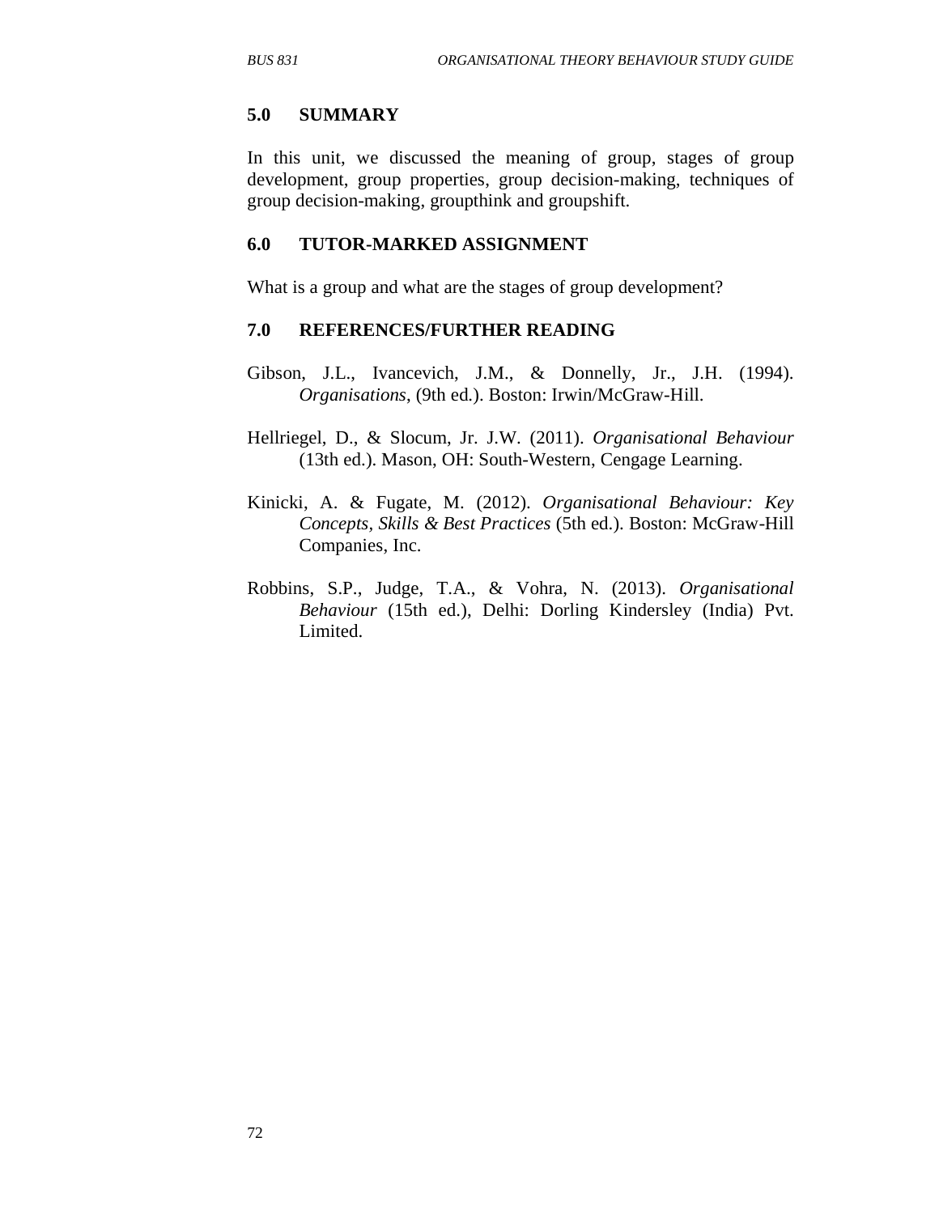## 5.0 SUMMARY

In this unit, we discussed the meaning of group, stages of group development, group properties, group decision-making, techniques of group decision-making, groupthink and groupshift.

## 6.0 TUTOR-MARKED ASSIGNMENT

What is a group and what are the stages of group development?

## 7.0 REFERENCES/FURTHER READING

Gibson, J.L., Ivancevich, J.M., & Donnelly, Jr., J.H. (1994). *Organisations*, (9th ed.). Boston: Irwin/McGraw-Hill.

Hellriegel, D., & Slocum, Jr. J.W. (2011). *Organisational Behaviour* (13th ed.). Mason, OH: South-Western, Cengage Learning.

Kinicki, A. & Fugate, M. (2012). *Organisational Behaviour: Key Concepts, Skills & Best Practices* (5th ed.). Boston: McGraw-Hill Companies, Inc.

Robbins, S.P., Judge, T.A., & Vohra, N. (2013). *Organisational Behaviour* (15th ed.), Delhi: Dorling Kindersley (India) Pvt. Limited.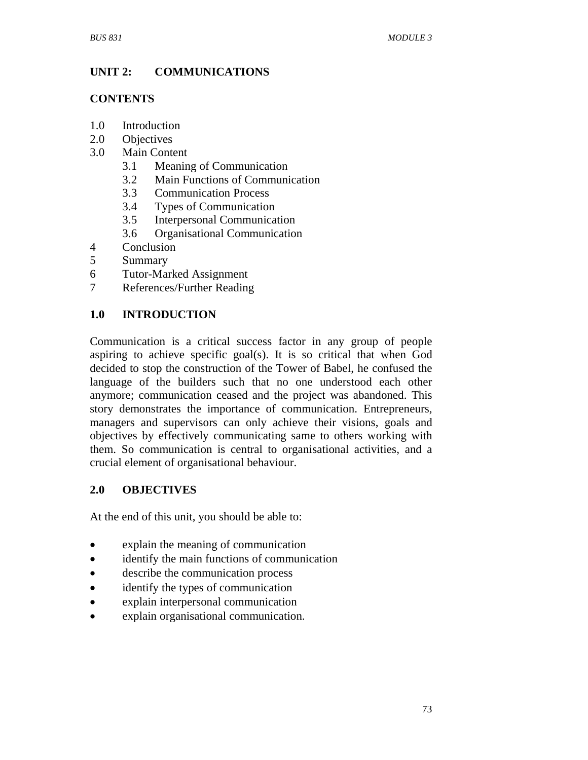## UNIT 2: COMMUNICATIONS

### CONTENTS

1.0 Introduction
2.0 Objectives
3.0 Main Content
    3.1 Meaning of Communication
    3.2 Main Functions of Communication
    3.3 Communication Process
    3.4 Types of Communication
    3.5 Interpersonal Communication
    3.6 Organisational Communication
4 Conclusion
5 Summary
6 Tutor-Marked Assignment
7 References/Further Reading

### 1.0 INTRODUCTION

Communication is a critical success factor in any group of people aspiring to achieve specific goal(s). It is so critical that when God decided to stop the construction of the Tower of Babel, he confused the language of the builders such that no one understood each other anymore; communication ceased and the project was abandoned. This story demonstrates the importance of communication. Entrepreneurs, managers and supervisors can only achieve their visions, goals and objectives by effectively communicating same to others working with them. So communication is central to organisational activities, and a crucial element of organisational behaviour.

### 2.0 OBJECTIVES

At the end of this unit, you should be able to:

- explain the meaning of communication
- identify the main functions of communication
- describe the communication process
- identify the types of communication
- explain interpersonal communication
- explain organisational communication.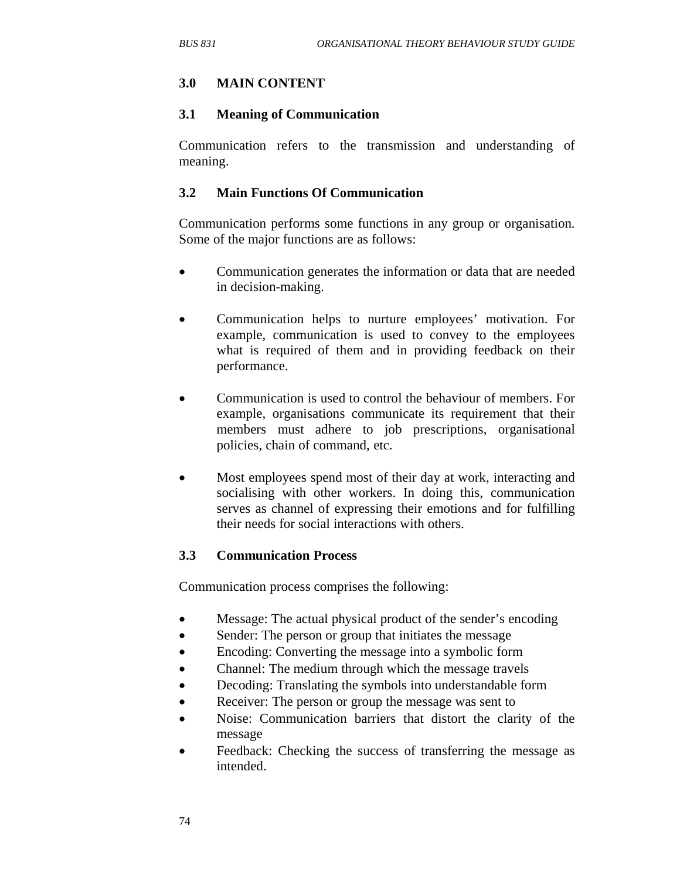## 3.0 MAIN CONTENT

### 3.1 Meaning of Communication

Communication refers to the transmission and understanding of meaning.

### 3.2 Main Functions Of Communication

Communication performs some functions in any group or organisation. Some of the major functions are as follows:

- Communication generates the information or data that are needed in decision-making.
- Communication helps to nurture employees' motivation. For example, communication is used to convey to the employees what is required of them and in providing feedback on their performance.
- Communication is used to control the behaviour of members. For example, organisations communicate its requirement that their members must adhere to job prescriptions, organisational policies, chain of command, etc.
- Most employees spend most of their day at work, interacting and socialising with other workers. In doing this, communication serves as channel of expressing their emotions and for fulfilling their needs for social interactions with others.

### 3.3 Communication Process

Communication process comprises the following:

- Message: The actual physical product of the sender's encoding
- Sender: The person or group that initiates the message
- Encoding: Converting the message into a symbolic form
- Channel: The medium through which the message travels
- Decoding: Translating the symbols into understandable form
- Receiver: The person or group the message was sent to
- Noise: Communication barriers that distort the clarity of the message
- Feedback: Checking the success of transferring the message as intended.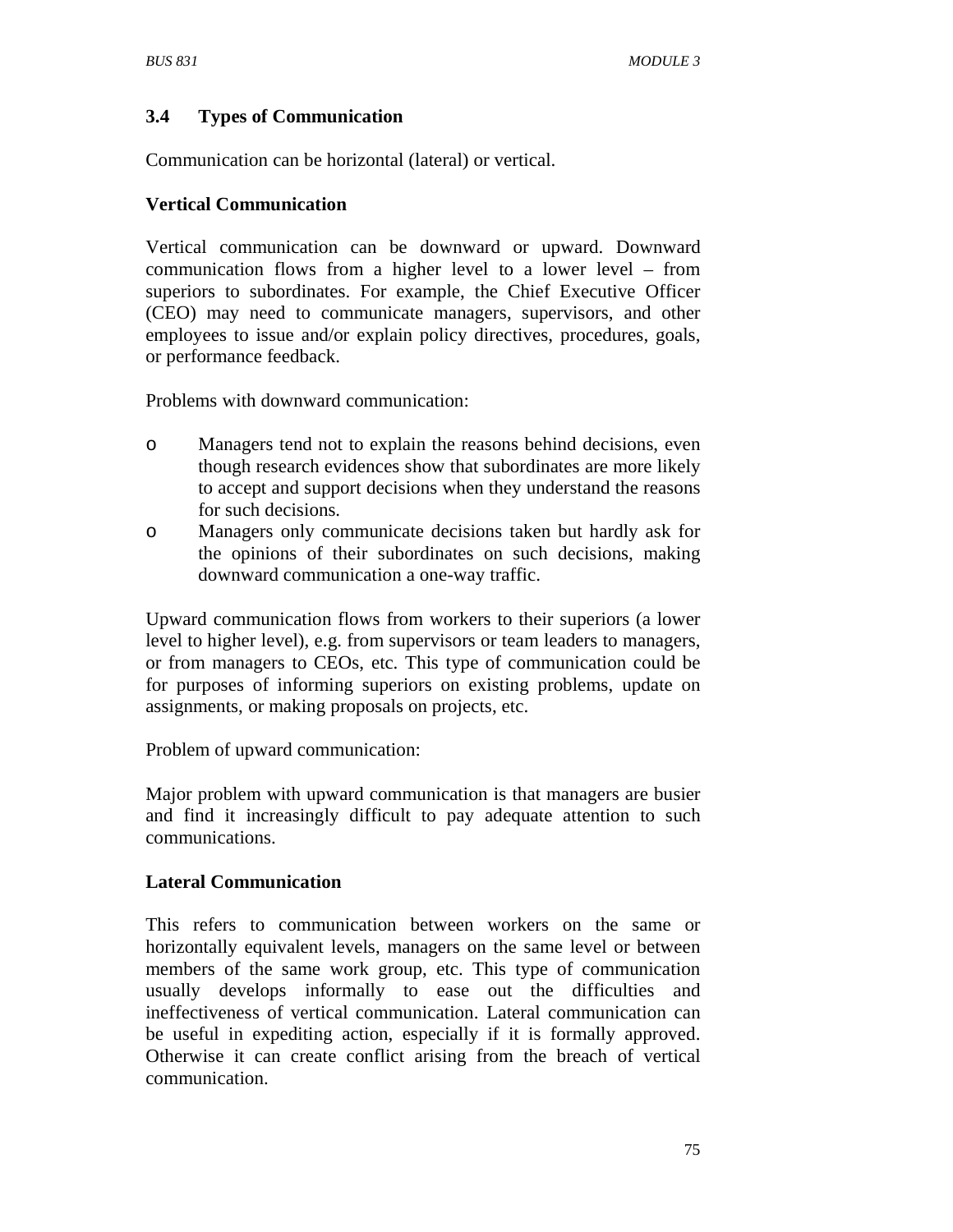### 3.4 Types of Communication

Communication can be horizontal (lateral) or vertical.

**Vertical Communication**

Vertical communication can be downward or upward. Downward communication flows from a higher level to a lower level – from superiors to subordinates. For example, the Chief Executive Officer (CEO) may need to communicate managers, supervisors, and other employees to issue and/or explain policy directives, procedures, goals, or performance feedback.

Problems with downward communication:

- Managers tend not to explain the reasons behind decisions, even though research evidences show that subordinates are more likely to accept and support decisions when they understand the reasons for such decisions.
- Managers only communicate decisions taken but hardly ask for the opinions of their subordinates on such decisions, making downward communication a one-way traffic.

Upward communication flows from workers to their superiors (a lower level to higher level), e.g. from supervisors or team leaders to managers, or from managers to CEOs, etc. This type of communication could be for purposes of informing superiors on existing problems, update on assignments, or making proposals on projects, etc.

Problem of upward communication:

Major problem with upward communication is that managers are busier and find it increasingly difficult to pay adequate attention to such communications.

**Lateral Communication**

This refers to communication between workers on the same or horizontally equivalent levels, managers on the same level or between members of the same work group, etc. This type of communication usually develops informally to ease out the difficulties and ineffectiveness of vertical communication. Lateral communication can be useful in expediting action, especially if it is formally approved. Otherwise it can create conflict arising from the breach of vertical communication.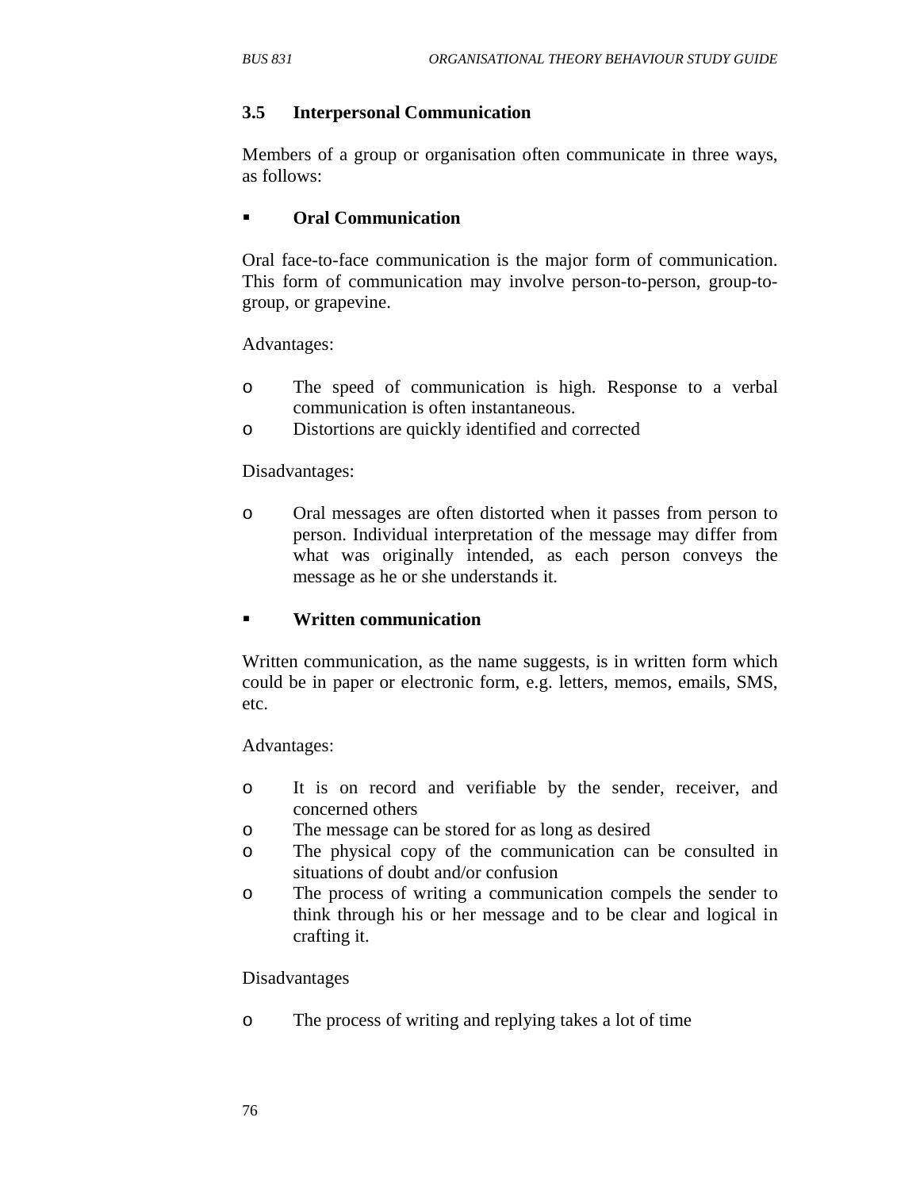### 3.5 Interpersonal Communication

Members of a group or organisation often communicate in three ways, as follows:

- **Oral Communication**

Oral face-to-face communication is the major form of communication. This form of communication may involve person-to-person, group-to-group, or grapevine.

Advantages:

- The speed of communication is high. Response to a verbal communication is often instantaneous.
- Distortions are quickly identified and corrected

Disadvantages:

- Oral messages are often distorted when it passes from person to person. Individual interpretation of the message may differ from what was originally intended, as each person conveys the message as he or she understands it.

- **Written communication**

Written communication, as the name suggests, is in written form which could be in paper or electronic form, e.g. letters, memos, emails, SMS, etc.

Advantages:

- It is on record and verifiable by the sender, receiver, and concerned others
- The message can be stored for as long as desired
- The physical copy of the communication can be consulted in situations of doubt and/or confusion
- The process of writing a communication compels the sender to think through his or her message and to be clear and logical in crafting it.

Disadvantages

- The process of writing and replying takes a lot of time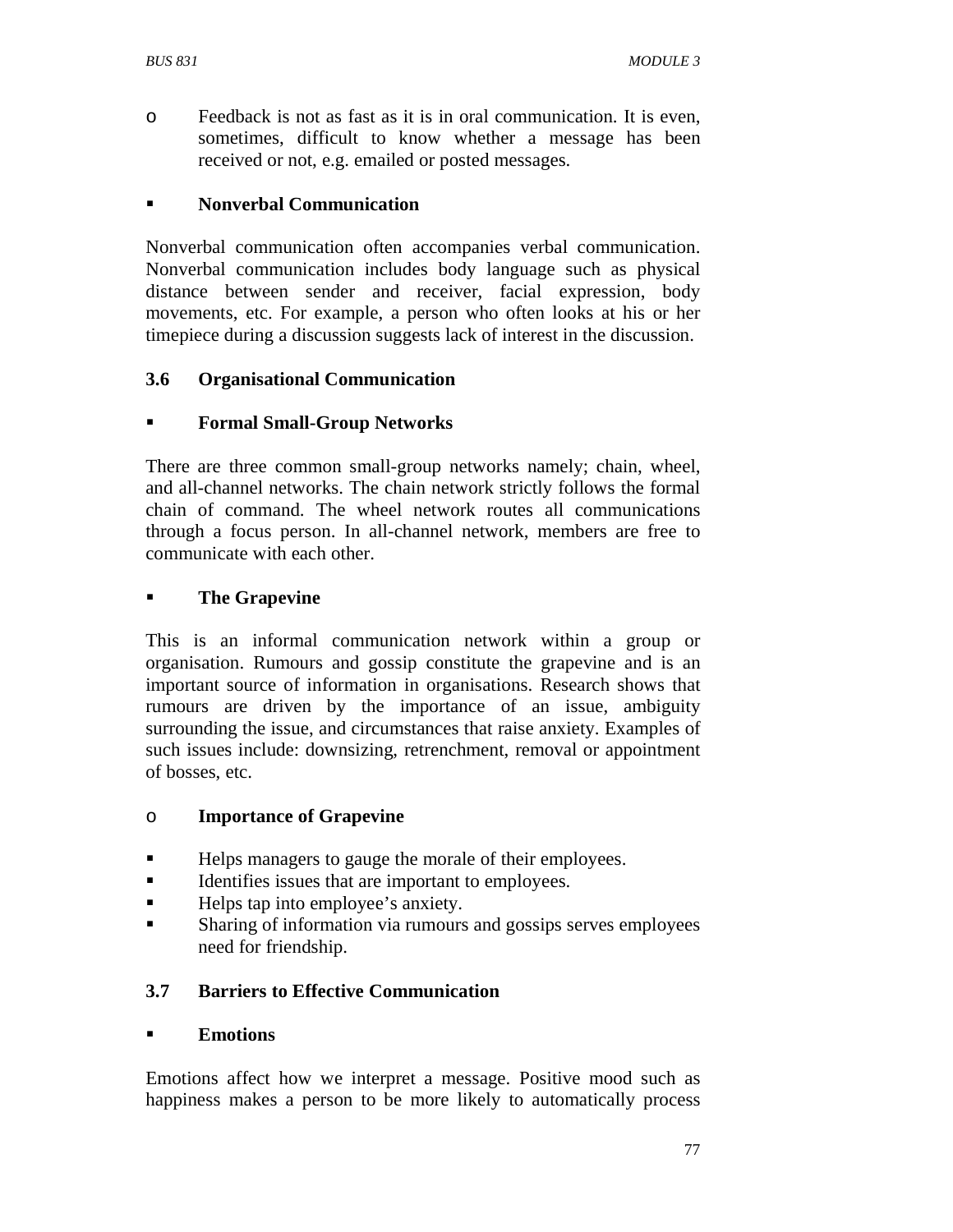- Feedback is not as fast as it is in oral communication. It is even, sometimes, difficult to know whether a message has been received or not, e.g. emailed or posted messages.

- **Nonverbal Communication**

Nonverbal communication often accompanies verbal communication. Nonverbal communication includes body language such as physical distance between sender and receiver, facial expression, body movements, etc. For example, a person who often looks at his or her timepiece during a discussion suggests lack of interest in the discussion.

## 3.6 Organisational Communication

- **Formal Small-Group Networks**

There are three common small-group networks namely; chain, wheel, and all-channel networks. The chain network strictly follows the formal chain of command. The wheel network routes all communications through a focus person. In all-channel network, members are free to communicate with each other.

- **The Grapevine**

This is an informal communication network within a group or organisation. Rumours and gossip constitute the grapevine and is an important source of information in organisations. Research shows that rumours are driven by the importance of an issue, ambiguity surrounding the issue, and circumstances that raise anxiety. Examples of such issues include: downsizing, retrenchment, removal or appointment of bosses, etc.

- **Importance of Grapevine**

- Helps managers to gauge the morale of their employees.
- Identifies issues that are important to employees.
- Helps tap into employee's anxiety.
- Sharing of information via rumours and gossips serves employees need for friendship.

## 3.7 Barriers to Effective Communication

- **Emotions**

Emotions affect how we interpret a message. Positive mood such as happiness makes a person to be more likely to automatically process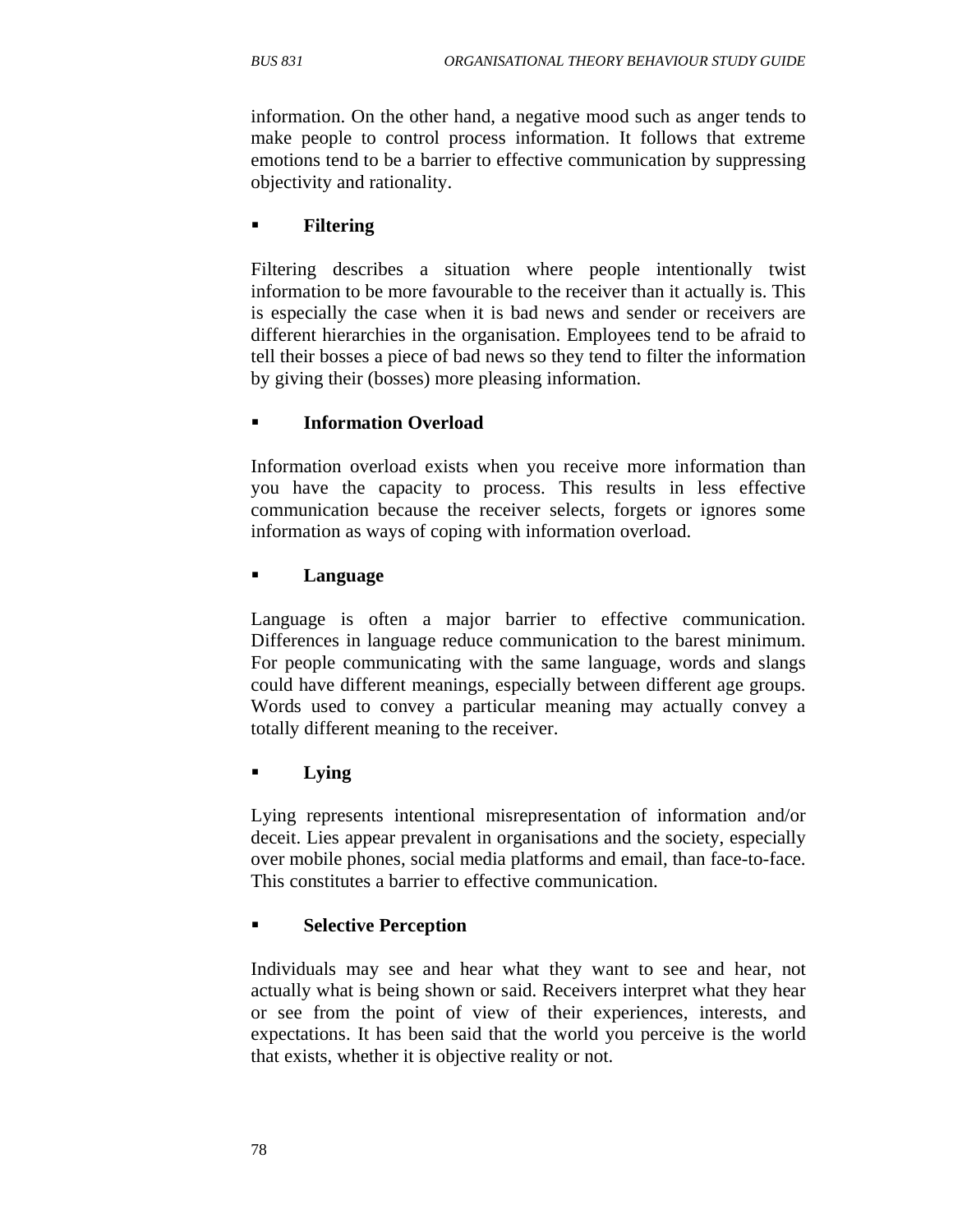information. On the other hand, a negative mood such as anger tends to make people to control process information. It follows that extreme emotions tend to be a barrier to effective communication by suppressing objectivity and rationality.

- **Filtering**

Filtering describes a situation where people intentionally twist information to be more favourable to the receiver than it actually is. This is especially the case when it is bad news and sender or receivers are different hierarchies in the organisation. Employees tend to be afraid to tell their bosses a piece of bad news so they tend to filter the information by giving their (bosses) more pleasing information.

- **Information Overload**

Information overload exists when you receive more information than you have the capacity to process. This results in less effective communication because the receiver selects, forgets or ignores some information as ways of coping with information overload.

- **Language**

Language is often a major barrier to effective communication. Differences in language reduce communication to the barest minimum. For people communicating with the same language, words and slangs could have different meanings, especially between different age groups. Words used to convey a particular meaning may actually convey a totally different meaning to the receiver.

- **Lying**

Lying represents intentional misrepresentation of information and/or deceit. Lies appear prevalent in organisations and the society, especially over mobile phones, social media platforms and email, than face-to-face. This constitutes a barrier to effective communication.

- **Selective Perception**

Individuals may see and hear what they want to see and hear, not actually what is being shown or said. Receivers interpret what they hear or see from the point of view of their experiences, interests, and expectations. It has been said that the world you perceive is the world that exists, whether it is objective reality or not.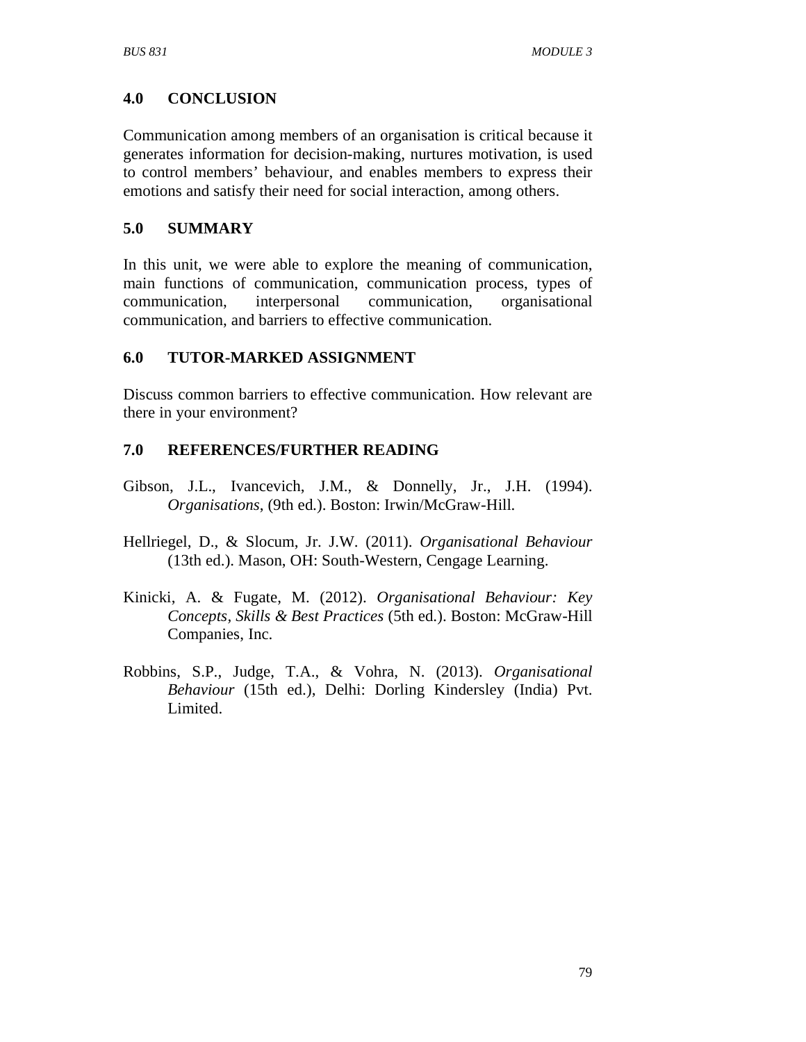## 4.0 CONCLUSION

Communication among members of an organisation is critical because it generates information for decision-making, nurtures motivation, is used to control members' behaviour, and enables members to express their emotions and satisfy their need for social interaction, among others.

## 5.0 SUMMARY

In this unit, we were able to explore the meaning of communication, main functions of communication, communication process, types of communication, interpersonal communication, organisational communication, and barriers to effective communication.

## 6.0 TUTOR-MARKED ASSIGNMENT

Discuss common barriers to effective communication. How relevant are there in your environment?

## 7.0 REFERENCES/FURTHER READING

Gibson, J.L., Ivancevich, J.M., & Donnelly, Jr., J.H. (1994). *Organisations*, (9th ed.). Boston: Irwin/McGraw-Hill.

Hellriegel, D., & Slocum, Jr. J.W. (2011). *Organisational Behaviour* (13th ed.). Mason, OH: South-Western, Cengage Learning.

Kinicki, A. & Fugate, M. (2012). *Organisational Behaviour: Key Concepts, Skills & Best Practices* (5th ed.). Boston: McGraw-Hill Companies, Inc.

Robbins, S.P., Judge, T.A., & Vohra, N. (2013). *Organisational Behaviour* (15th ed.), Delhi: Dorling Kindersley (India) Pvt. Limited.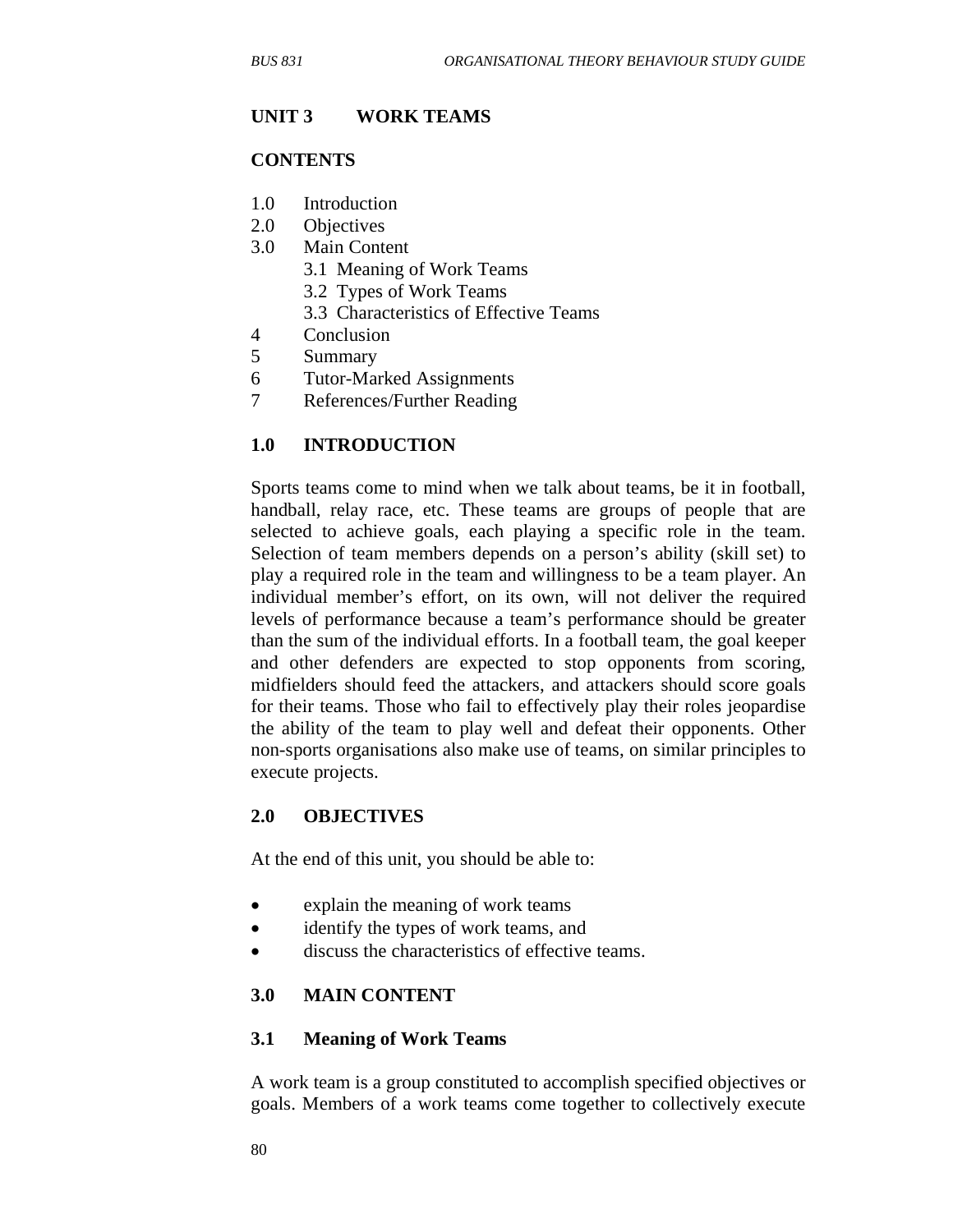## UNIT 3 WORK TEAMS

### CONTENTS

1.0 Introduction
2.0 Objectives
3.0 Main Content
   3.1 Meaning of Work Teams
   3.2 Types of Work Teams
   3.3 Characteristics of Effective Teams
4 Conclusion
5 Summary
6 Tutor-Marked Assignments
7 References/Further Reading

### 1.0 INTRODUCTION

Sports teams come to mind when we talk about teams, be it in football, handball, relay race, etc. These teams are groups of people that are selected to achieve goals, each playing a specific role in the team. Selection of team members depends on a person's ability (skill set) to play a required role in the team and willingness to be a team player. An individual member's effort, on its own, will not deliver the required levels of performance because a team's performance should be greater than the sum of the individual efforts. In a football team, the goal keeper and other defenders are expected to stop opponents from scoring, midfielders should feed the attackers, and attackers should score goals for their teams. Those who fail to effectively play their roles jeopardise the ability of the team to play well and defeat their opponents. Other non-sports organisations also make use of teams, on similar principles to execute projects.

### 2.0 OBJECTIVES

At the end of this unit, you should be able to:

- explain the meaning of work teams
- identify the types of work teams, and
- discuss the characteristics of effective teams.

### 3.0 MAIN CONTENT

### 3.1 Meaning of Work Teams

A work team is a group constituted to accomplish specified objectives or goals. Members of a work teams come together to collectively execute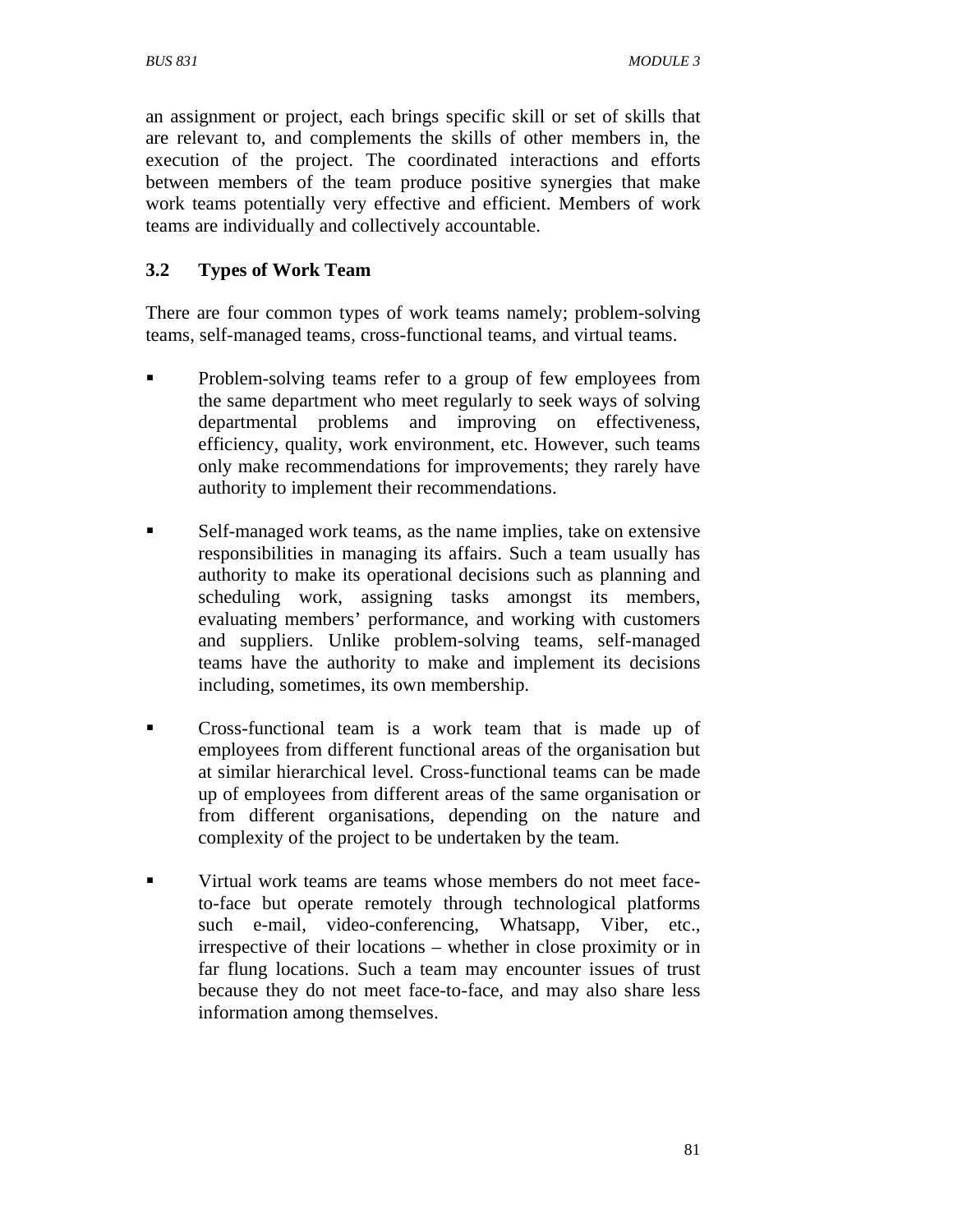an assignment or project, each brings specific skill or set of skills that are relevant to, and complements the skills of other members in, the execution of the project. The coordinated interactions and efforts between members of the team produce positive synergies that make work teams potentially very effective and efficient. Members of work teams are individually and collectively accountable.

### 3.2 Types of Work Team

There are four common types of work teams namely; problem-solving teams, self-managed teams, cross-functional teams, and virtual teams.

- Problem-solving teams refer to a group of few employees from the same department who meet regularly to seek ways of solving departmental problems and improving on effectiveness, efficiency, quality, work environment, etc. However, such teams only make recommendations for improvements; they rarely have authority to implement their recommendations.

- Self-managed work teams, as the name implies, take on extensive responsibilities in managing its affairs. Such a team usually has authority to make its operational decisions such as planning and scheduling work, assigning tasks amongst its members, evaluating members' performance, and working with customers and suppliers. Unlike problem-solving teams, self-managed teams have the authority to make and implement its decisions including, sometimes, its own membership.

- Cross-functional team is a work team that is made up of employees from different functional areas of the organisation but at similar hierarchical level. Cross-functional teams can be made up of employees from different areas of the same organisation or from different organisations, depending on the nature and complexity of the project to be undertaken by the team.

- Virtual work teams are teams whose members do not meet face-to-face but operate remotely through technological platforms such e-mail, video-conferencing, Whatsapp, Viber, etc., irrespective of their locations – whether in close proximity or in far flung locations. Such a team may encounter issues of trust because they do not meet face-to-face, and may also share less information among themselves.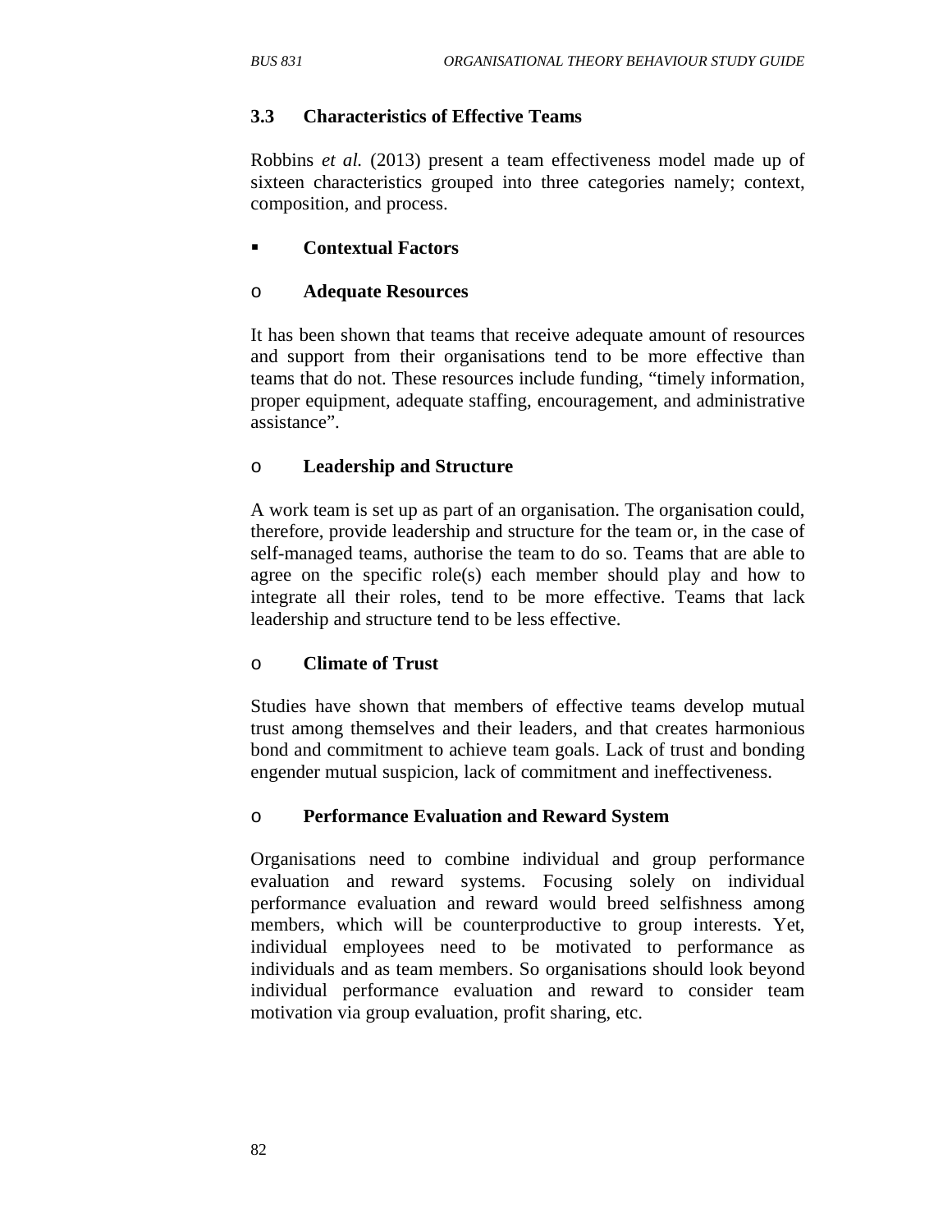### 3.3 Characteristics of Effective Teams

Robbins *et al.* (2013) present a team effectiveness model made up of sixteen characteristics grouped into three categories namely; context, composition, and process.

- **Contextual Factors**

  - **Adequate Resources**

It has been shown that teams that receive adequate amount of resources and support from their organisations tend to be more effective than teams that do not. These resources include funding, "timely information, proper equipment, adequate staffing, encouragement, and administrative assistance".

  - **Leadership and Structure**

A work team is set up as part of an organisation. The organisation could, therefore, provide leadership and structure for the team or, in the case of self-managed teams, authorise the team to do so. Teams that are able to agree on the specific role(s) each member should play and how to integrate all their roles, tend to be more effective. Teams that lack leadership and structure tend to be less effective.

  - **Climate of Trust**

Studies have shown that members of effective teams develop mutual trust among themselves and their leaders, and that creates harmonious bond and commitment to achieve team goals. Lack of trust and bonding engender mutual suspicion, lack of commitment and ineffectiveness.

  - **Performance Evaluation and Reward System**

Organisations need to combine individual and group performance evaluation and reward systems. Focusing solely on individual performance evaluation and reward would breed selfishness among members, which will be counterproductive to group interests. Yet, individual employees need to be motivated to performance as individuals and as team members. So organisations should look beyond individual performance evaluation and reward to consider team motivation via group evaluation, profit sharing, etc.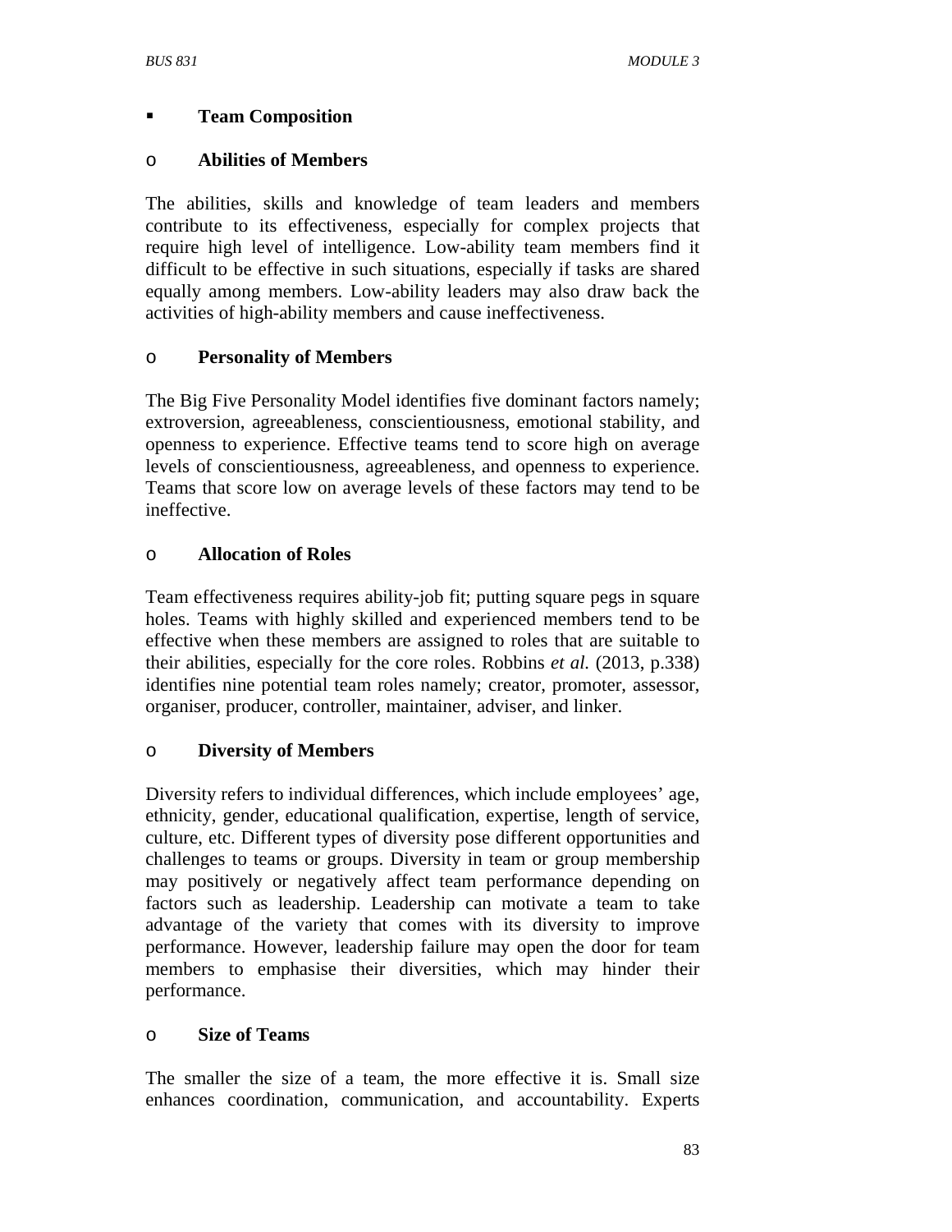- **Team Composition**

  - **Abilities of Members**

The abilities, skills and knowledge of team leaders and members contribute to its effectiveness, especially for complex projects that require high level of intelligence. Low-ability team members find it difficult to be effective in such situations, especially if tasks are shared equally among members. Low-ability leaders may also draw back the activities of high-ability members and cause ineffectiveness.

  - **Personality of Members**

The Big Five Personality Model identifies five dominant factors namely; extroversion, agreeableness, conscientiousness, emotional stability, and openness to experience. Effective teams tend to score high on average levels of conscientiousness, agreeableness, and openness to experience. Teams that score low on average levels of these factors may tend to be ineffective.

  - **Allocation of Roles**

Team effectiveness requires ability-job fit; putting square pegs in square holes. Teams with highly skilled and experienced members tend to be effective when these members are assigned to roles that are suitable to their abilities, especially for the core roles. Robbins *et al.* (2013, p.338) identifies nine potential team roles namely; creator, promoter, assessor, organiser, producer, controller, maintainer, adviser, and linker.

  - **Diversity of Members**

Diversity refers to individual differences, which include employees' age, ethnicity, gender, educational qualification, expertise, length of service, culture, etc. Different types of diversity pose different opportunities and challenges to teams or groups. Diversity in team or group membership may positively or negatively affect team performance depending on factors such as leadership. Leadership can motivate a team to take advantage of the variety that comes with its diversity to improve performance. However, leadership failure may open the door for team members to emphasise their diversities, which may hinder their performance.

  - **Size of Teams**

The smaller the size of a team, the more effective it is. Small size enhances coordination, communication, and accountability. Experts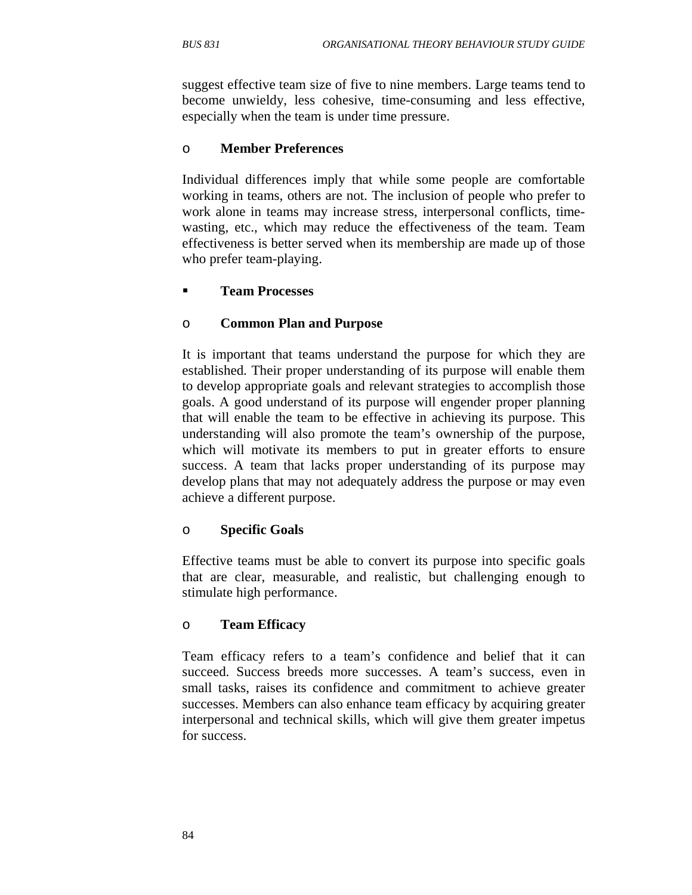suggest effective team size of five to nine members. Large teams tend to become unwieldy, less cohesive, time-consuming and less effective, especially when the team is under time pressure.

- **Member Preferences**

Individual differences imply that while some people are comfortable working in teams, others are not. The inclusion of people who prefer to work alone in teams may increase stress, interpersonal conflicts, time-wasting, etc., which may reduce the effectiveness of the team. Team effectiveness is better served when its membership are made up of those who prefer team-playing.

- **Team Processes**

- **Common Plan and Purpose**

It is important that teams understand the purpose for which they are established. Their proper understanding of its purpose will enable them to develop appropriate goals and relevant strategies to accomplish those goals. A good understand of its purpose will engender proper planning that will enable the team to be effective in achieving its purpose. This understanding will also promote the team's ownership of the purpose, which will motivate its members to put in greater efforts to ensure success. A team that lacks proper understanding of its purpose may develop plans that may not adequately address the purpose or may even achieve a different purpose.

- **Specific Goals**

Effective teams must be able to convert its purpose into specific goals that are clear, measurable, and realistic, but challenging enough to stimulate high performance.

- **Team Efficacy**

Team efficacy refers to a team's confidence and belief that it can succeed. Success breeds more successes. A team's success, even in small tasks, raises its confidence and commitment to achieve greater successes. Members can also enhance team efficacy by acquiring greater interpersonal and technical skills, which will give them greater impetus for success.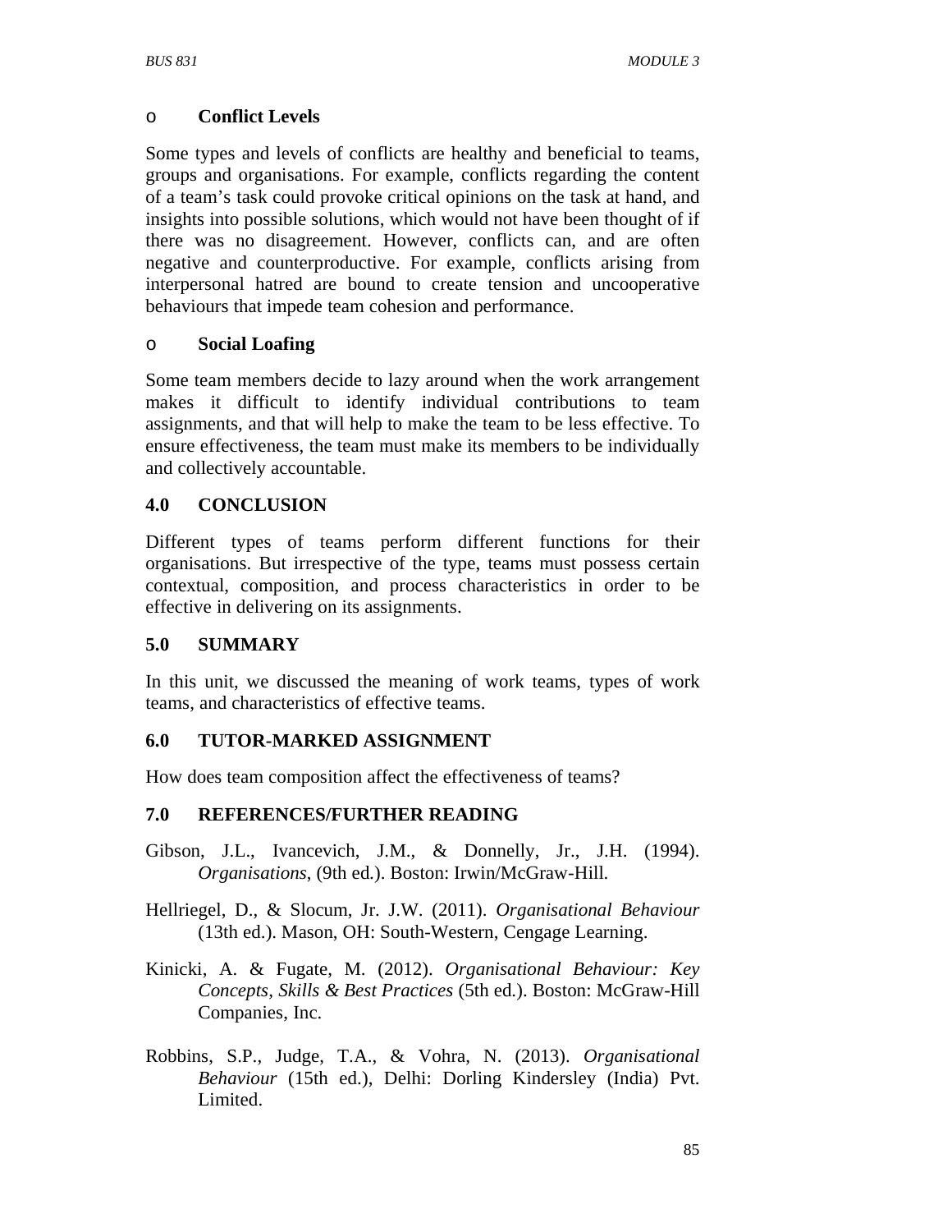- **Conflict Levels**

Some types and levels of conflicts are healthy and beneficial to teams, groups and organisations. For example, conflicts regarding the content of a team's task could provoke critical opinions on the task at hand, and insights into possible solutions, which would not have been thought of if there was no disagreement. However, conflicts can, and are often negative and counterproductive. For example, conflicts arising from interpersonal hatred are bound to create tension and uncooperative behaviours that impede team cohesion and performance.

- **Social Loafing**

Some team members decide to lazy around when the work arrangement makes it difficult to identify individual contributions to team assignments, and that will help to make the team to be less effective. To ensure effectiveness, the team must make its members to be individually and collectively accountable.

## 4.0 CONCLUSION

Different types of teams perform different functions for their organisations. But irrespective of the type, teams must possess certain contextual, composition, and process characteristics in order to be effective in delivering on its assignments.

## 5.0 SUMMARY

In this unit, we discussed the meaning of work teams, types of work teams, and characteristics of effective teams.

## 6.0 TUTOR-MARKED ASSIGNMENT

How does team composition affect the effectiveness of teams?

## 7.0 REFERENCES/FURTHER READING

Gibson, J.L., Ivancevich, J.M., & Donnelly, Jr., J.H. (1994). *Organisations*, (9th ed.). Boston: Irwin/McGraw-Hill.

Hellriegel, D., & Slocum, Jr. J.W. (2011). *Organisational Behaviour* (13th ed.). Mason, OH: South-Western, Cengage Learning.

Kinicki, A. & Fugate, M. (2012). *Organisational Behaviour: Key Concepts, Skills & Best Practices* (5th ed.). Boston: McGraw-Hill Companies, Inc.

Robbins, S.P., Judge, T.A., & Vohra, N. (2013). *Organisational Behaviour* (15th ed.), Delhi: Dorling Kindersley (India) Pvt. Limited.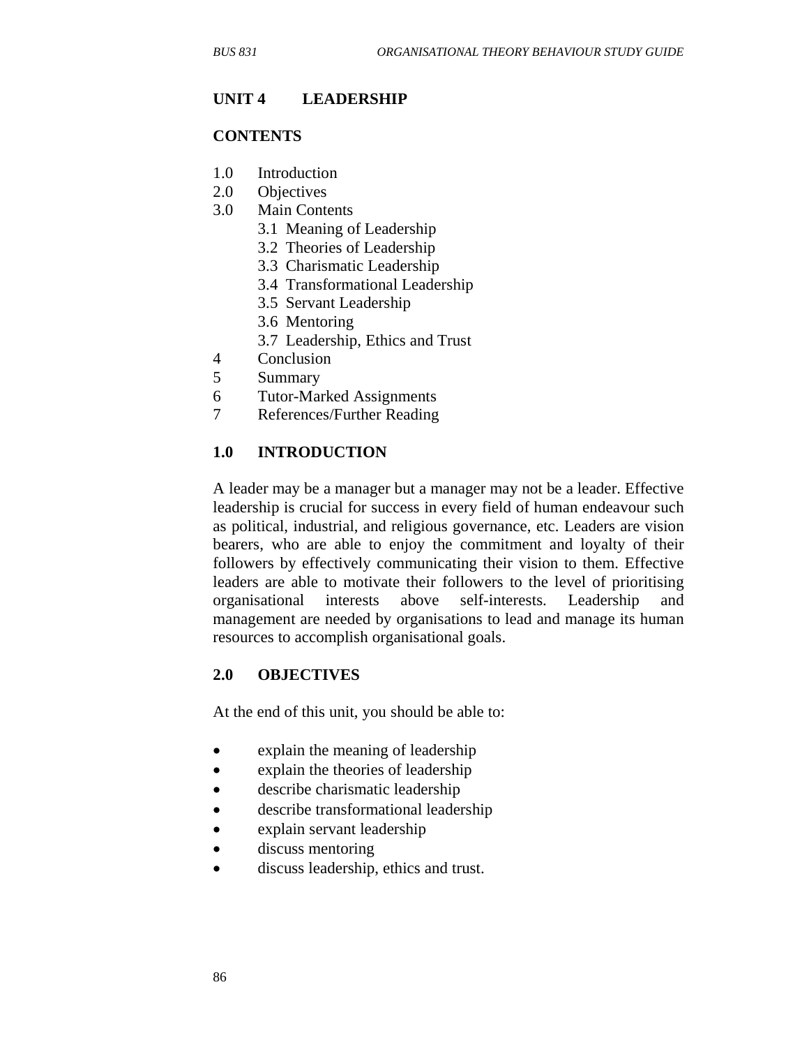## UNIT 4 LEADERSHIP

### CONTENTS

1.0 Introduction
2.0 Objectives
3.0 Main Contents
 3.1 Meaning of Leadership
 3.2 Theories of Leadership
 3.3 Charismatic Leadership
 3.4 Transformational Leadership
 3.5 Servant Leadership
 3.6 Mentoring
 3.7 Leadership, Ethics and Trust
4 Conclusion
5 Summary
6 Tutor-Marked Assignments
7 References/Further Reading

### 1.0 INTRODUCTION

A leader may be a manager but a manager may not be a leader. Effective leadership is crucial for success in every field of human endeavour such as political, industrial, and religious governance, etc. Leaders are vision bearers, who are able to enjoy the commitment and loyalty of their followers by effectively communicating their vision to them. Effective leaders are able to motivate their followers to the level of prioritising organisational interests above self-interests. Leadership and management are needed by organisations to lead and manage its human resources to accomplish organisational goals.

### 2.0 OBJECTIVES

At the end of this unit, you should be able to:

- explain the meaning of leadership
- explain the theories of leadership
- describe charismatic leadership
- describe transformational leadership
- explain servant leadership
- discuss mentoring
- discuss leadership, ethics and trust.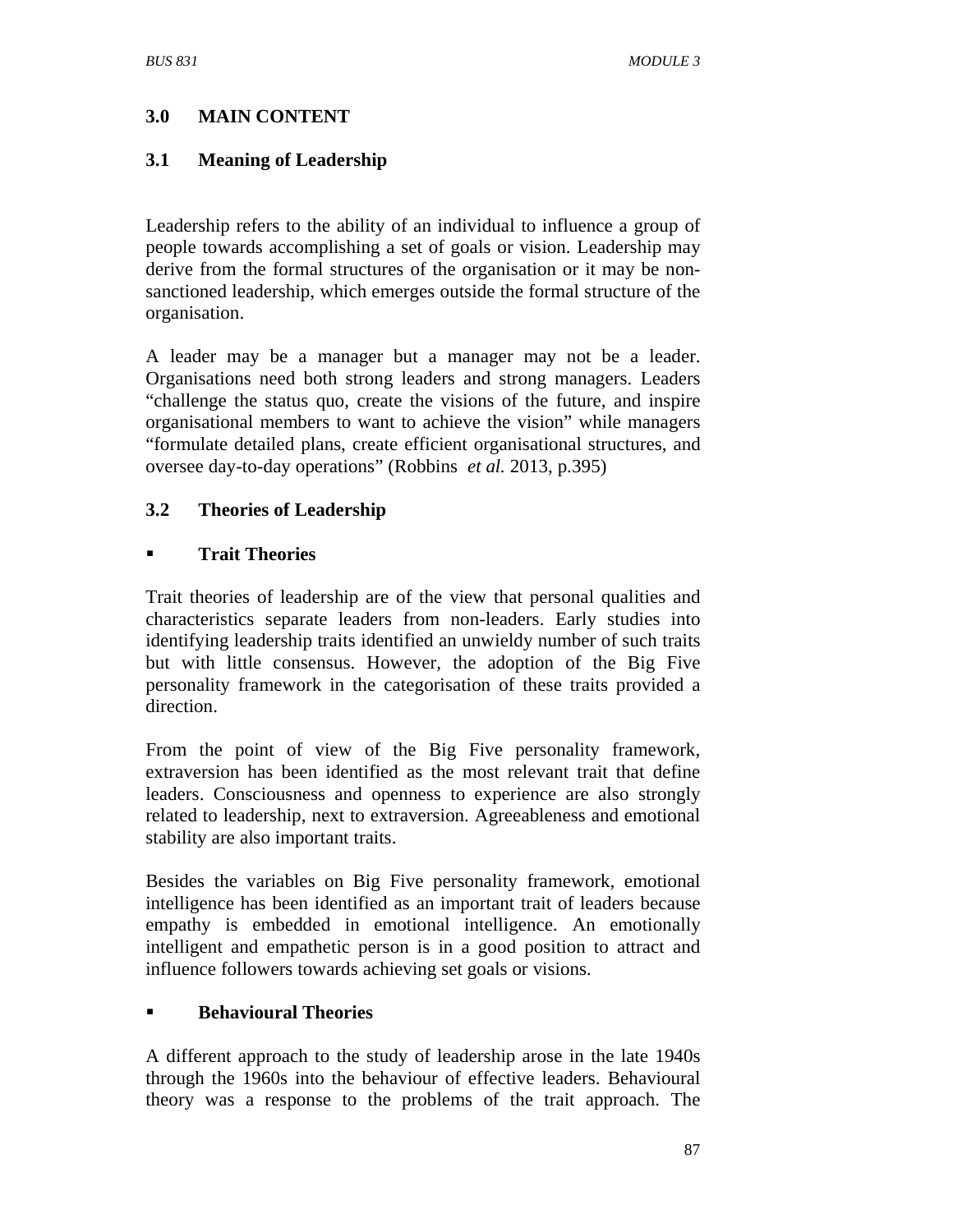## 3.0 MAIN CONTENT

### 3.1 Meaning of Leadership

Leadership refers to the ability of an individual to influence a group of people towards accomplishing a set of goals or vision. Leadership may derive from the formal structures of the organisation or it may be non-sanctioned leadership, which emerges outside the formal structure of the organisation.

A leader may be a manager but a manager may not be a leader. Organisations need both strong leaders and strong managers. Leaders "challenge the status quo, create the visions of the future, and inspire organisational members to want to achieve the vision" while managers "formulate detailed plans, create efficient organisational structures, and oversee day-to-day operations" (Robbins *et al.* 2013, p.395)

### 3.2 Theories of Leadership

- **Trait Theories**

Trait theories of leadership are of the view that personal qualities and characteristics separate leaders from non-leaders. Early studies into identifying leadership traits identified an unwieldy number of such traits but with little consensus. However, the adoption of the Big Five personality framework in the categorisation of these traits provided a direction.

From the point of view of the Big Five personality framework, extraversion has been identified as the most relevant trait that define leaders. Consciousness and openness to experience are also strongly related to leadership, next to extraversion. Agreeableness and emotional stability are also important traits.

Besides the variables on Big Five personality framework, emotional intelligence has been identified as an important trait of leaders because empathy is embedded in emotional intelligence. An emotionally intelligent and empathetic person is in a good position to attract and influence followers towards achieving set goals or visions.

- **Behavioural Theories**

A different approach to the study of leadership arose in the late 1940s through the 1960s into the behaviour of effective leaders. Behavioural theory was a response to the problems of the trait approach. The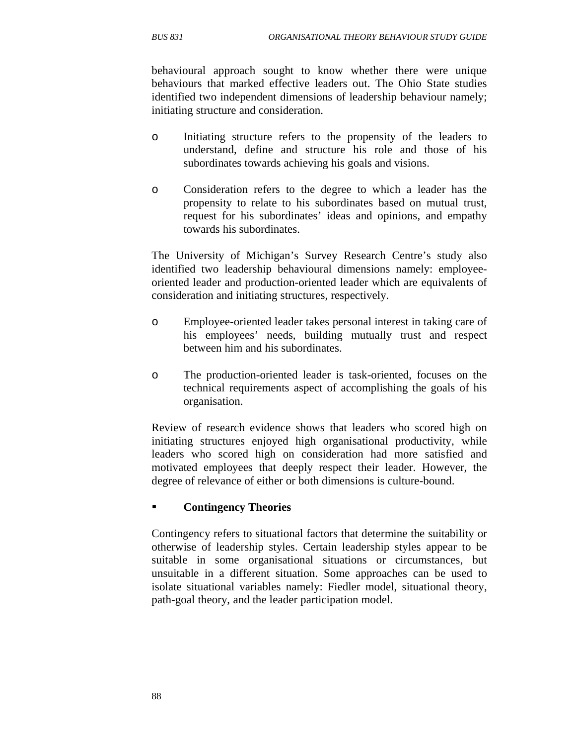behavioural approach sought to know whether there were unique behaviours that marked effective leaders out. The Ohio State studies identified two independent dimensions of leadership behaviour namely; initiating structure and consideration.

- Initiating structure refers to the propensity of the leaders to understand, define and structure his role and those of his subordinates towards achieving his goals and visions.

- Consideration refers to the degree to which a leader has the propensity to relate to his subordinates based on mutual trust, request for his subordinates' ideas and opinions, and empathy towards his subordinates.

The University of Michigan's Survey Research Centre's study also identified two leadership behavioural dimensions namely: employee-oriented leader and production-oriented leader which are equivalents of consideration and initiating structures, respectively.

- Employee-oriented leader takes personal interest in taking care of his employees' needs, building mutually trust and respect between him and his subordinates.

- The production-oriented leader is task-oriented, focuses on the technical requirements aspect of accomplishing the goals of his organisation.

Review of research evidence shows that leaders who scored high on initiating structures enjoyed high organisational productivity, while leaders who scored high on consideration had more satisfied and motivated employees that deeply respect their leader. However, the degree of relevance of either or both dimensions is culture-bound.

- **Contingency Theories**

Contingency refers to situational factors that determine the suitability or otherwise of leadership styles. Certain leadership styles appear to be suitable in some organisational situations or circumstances, but unsuitable in a different situation. Some approaches can be used to isolate situational variables namely: Fiedler model, situational theory, path-goal theory, and the leader participation model.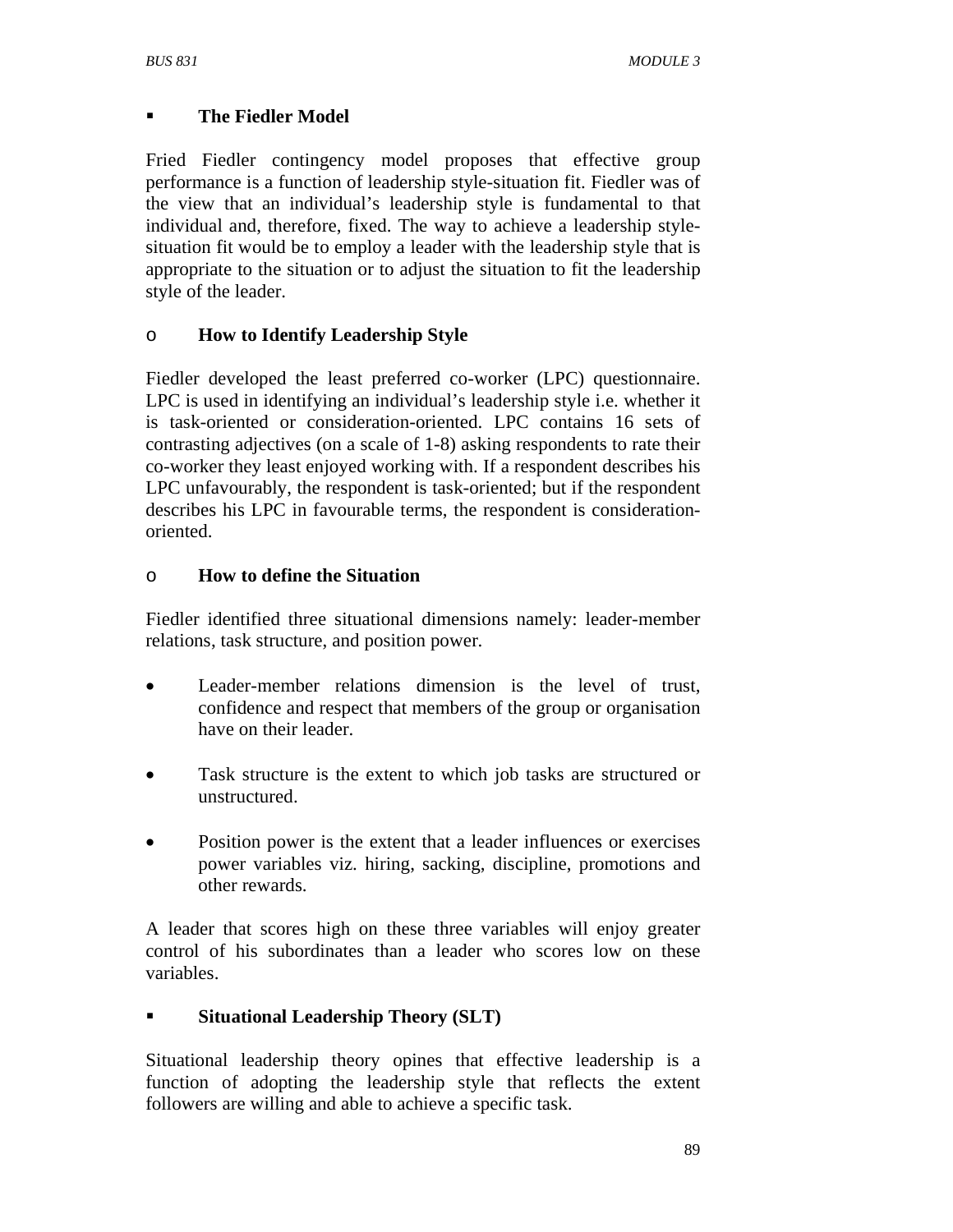- **The Fiedler Model**

Fried Fiedler contingency model proposes that effective group performance is a function of leadership style-situation fit. Fiedler was of the view that an individual's leadership style is fundamental to that individual and, therefore, fixed. The way to achieve a leadership style-situation fit would be to employ a leader with the leadership style that is appropriate to the situation or to adjust the situation to fit the leadership style of the leader.

- **How to Identify Leadership Style**

Fiedler developed the least preferred co-worker (LPC) questionnaire. LPC is used in identifying an individual's leadership style i.e. whether it is task-oriented or consideration-oriented. LPC contains 16 sets of contrasting adjectives (on a scale of 1-8) asking respondents to rate their co-worker they least enjoyed working with. If a respondent describes his LPC unfavourably, the respondent is task-oriented; but if the respondent describes his LPC in favourable terms, the respondent is consideration-oriented.

- **How to define the Situation**

Fiedler identified three situational dimensions namely: leader-member relations, task structure, and position power.

- Leader-member relations dimension is the level of trust, confidence and respect that members of the group or organisation have on their leader.
- Task structure is the extent to which job tasks are structured or unstructured.
- Position power is the extent that a leader influences or exercises power variables viz. hiring, sacking, discipline, promotions and other rewards.

A leader that scores high on these three variables will enjoy greater control of his subordinates than a leader who scores low on these variables.

- **Situational Leadership Theory (SLT)**

Situational leadership theory opines that effective leadership is a function of adopting the leadership style that reflects the extent followers are willing and able to achieve a specific task.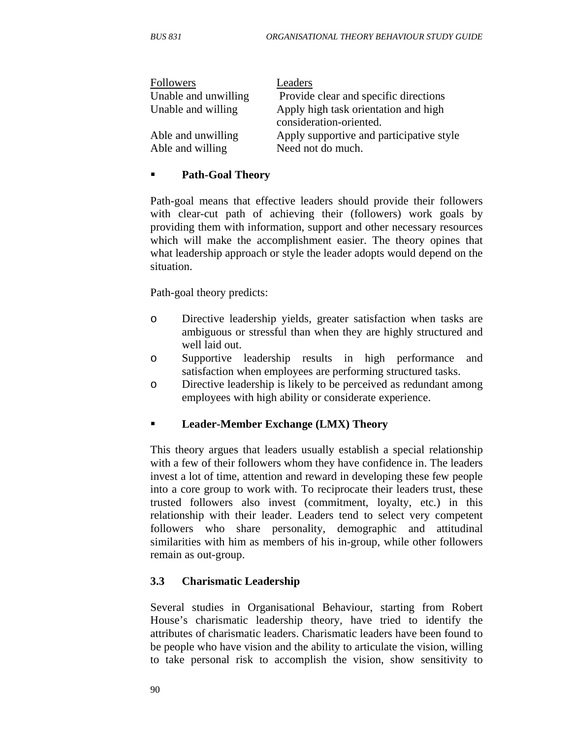| Followers | Leaders |
|---|---|
| Unable and unwilling | Provide clear and specific directions |
| Unable and willing | Apply high task orientation and high consideration-oriented. |
| Able and unwilling | Apply supportive and participative style |
| Able and willing | Need not do much. |

- **Path-Goal Theory**

Path-goal means that effective leaders should provide their followers with clear-cut path of achieving their (followers) work goals by providing them with information, support and other necessary resources which will make the accomplishment easier. The theory opines that what leadership approach or style the leader adopts would depend on the situation.

Path-goal theory predicts:

- Directive leadership yields, greater satisfaction when tasks are ambiguous or stressful than when they are highly structured and well laid out.
- Supportive leadership results in high performance and satisfaction when employees are performing structured tasks.
- Directive leadership is likely to be perceived as redundant among employees with high ability or considerate experience.

- **Leader-Member Exchange (LMX) Theory**

This theory argues that leaders usually establish a special relationship with a few of their followers whom they have confidence in. The leaders invest a lot of time, attention and reward in developing these few people into a core group to work with. To reciprocate their leaders trust, these trusted followers also invest (commitment, loyalty, etc.) in this relationship with their leader. Leaders tend to select very competent followers who share personality, demographic and attitudinal similarities with him as members of his in-group, while other followers remain as out-group.

### 3.3 Charismatic Leadership

Several studies in Organisational Behaviour, starting from Robert House's charismatic leadership theory, have tried to identify the attributes of charismatic leaders. Charismatic leaders have been found to be people who have vision and the ability to articulate the vision, willing to take personal risk to accomplish the vision, show sensitivity to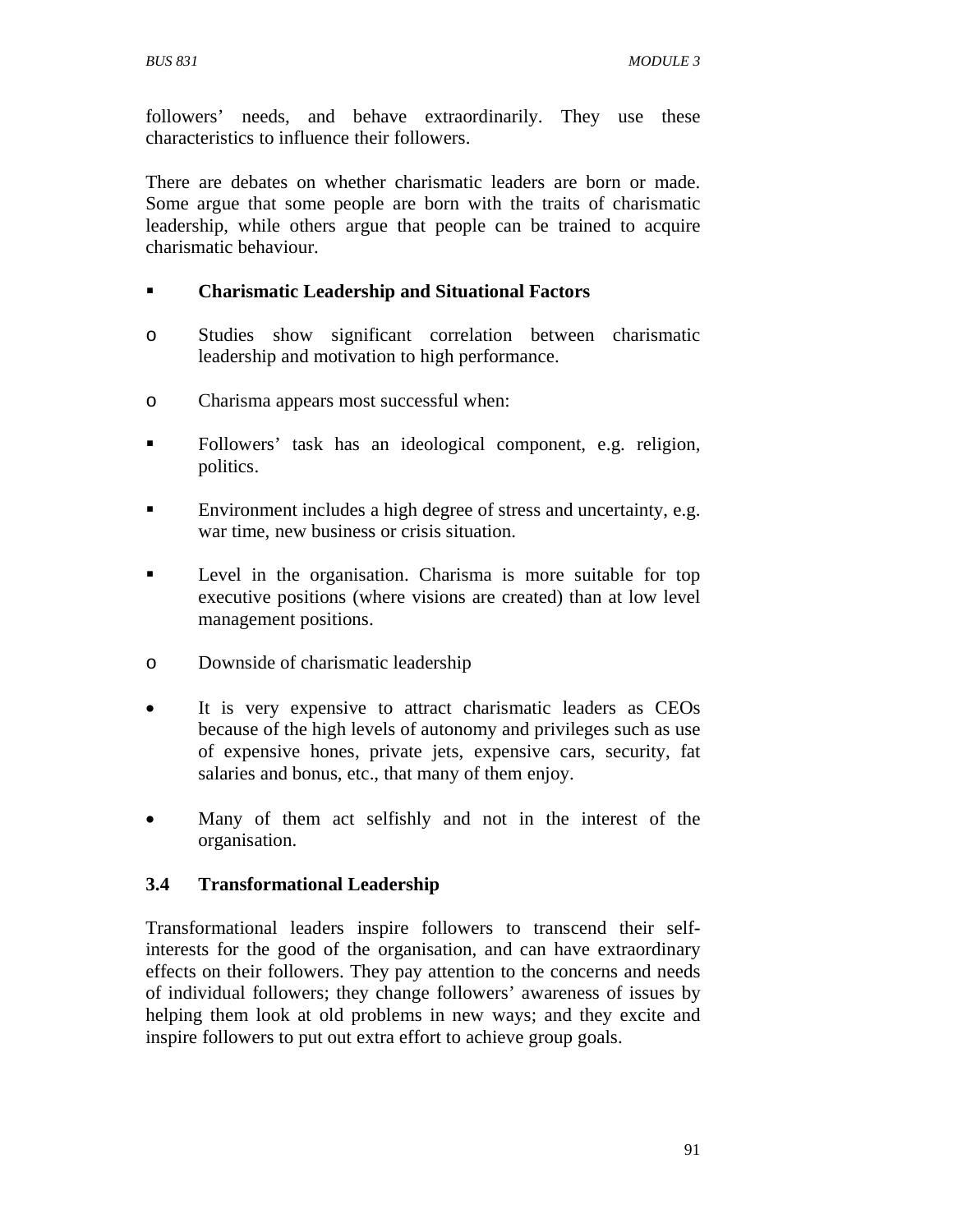followers' needs, and behave extraordinarily. They use these characteristics to influence their followers.

There are debates on whether charismatic leaders are born or made. Some argue that some people are born with the traits of charismatic leadership, while others argue that people can be trained to acquire charismatic behaviour.

- **Charismatic Leadership and Situational Factors**

  - Studies show significant correlation between charismatic leadership and motivation to high performance.

  - Charisma appears most successful when:

    - Followers' task has an ideological component, e.g. religion, politics.

    - Environment includes a high degree of stress and uncertainty, e.g. war time, new business or crisis situation.

    - Level in the organisation. Charisma is more suitable for top executive positions (where visions are created) than at low level management positions.

  - Downside of charismatic leadership

    - It is very expensive to attract charismatic leaders as CEOs because of the high levels of autonomy and privileges such as use of expensive hones, private jets, expensive cars, security, fat salaries and bonus, etc., that many of them enjoy.

    - Many of them act selfishly and not in the interest of the organisation.

### 3.4 Transformational Leadership

Transformational leaders inspire followers to transcend their self-interests for the good of the organisation, and can have extraordinary effects on their followers. They pay attention to the concerns and needs of individual followers; they change followers' awareness of issues by helping them look at old problems in new ways; and they excite and inspire followers to put out extra effort to achieve group goals.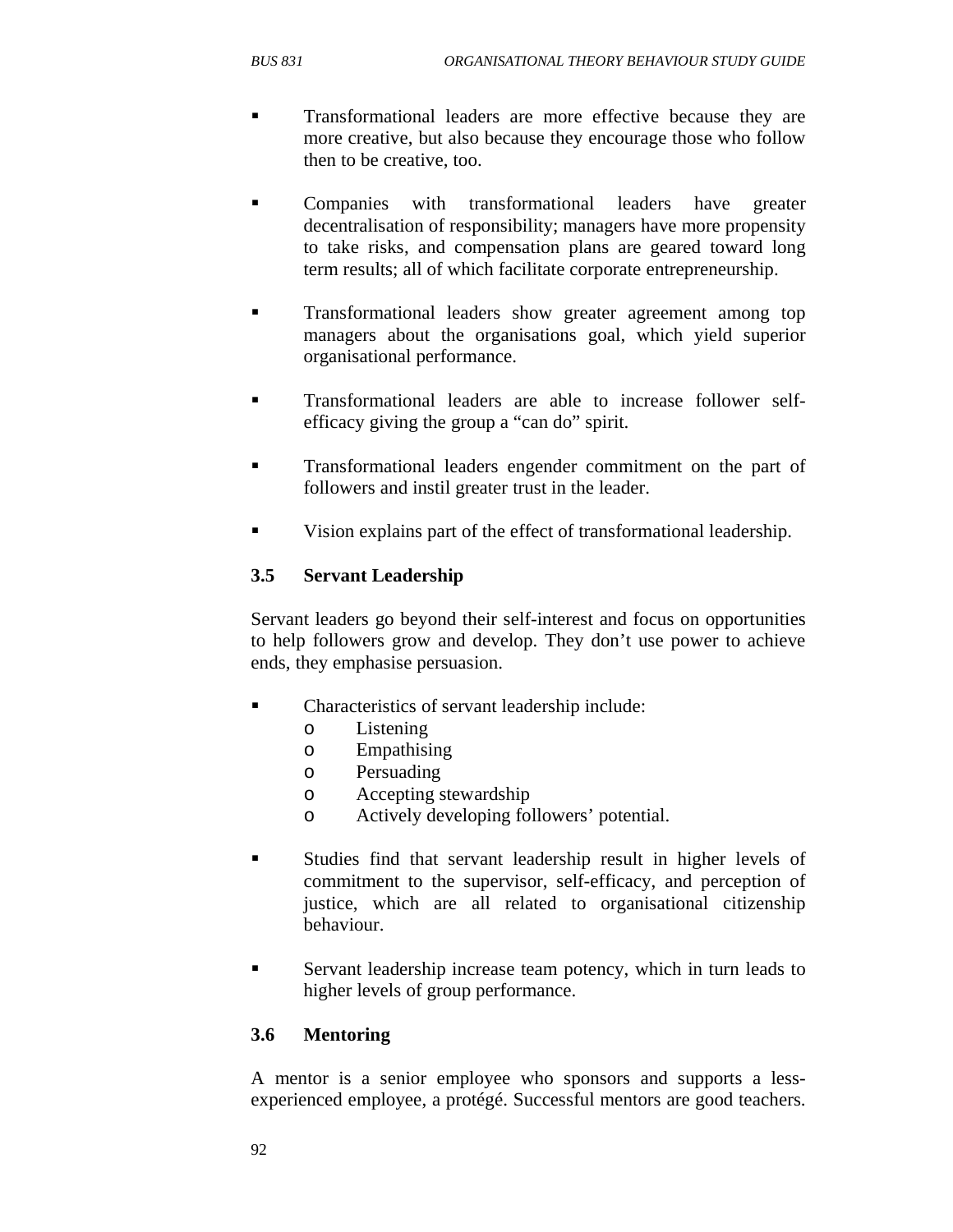- Transformational leaders are more effective because they are more creative, but also because they encourage those who follow then to be creative, too.

- Companies with transformational leaders have greater decentralisation of responsibility; managers have more propensity to take risks, and compensation plans are geared toward long term results; all of which facilitate corporate entrepreneurship.

- Transformational leaders show greater agreement among top managers about the organisations goal, which yield superior organisational performance.

- Transformational leaders are able to increase follower self-efficacy giving the group a "can do" spirit.

- Transformational leaders engender commitment on the part of followers and instil greater trust in the leader.

- Vision explains part of the effect of transformational leadership.

### 3.5 Servant Leadership

Servant leaders go beyond their self-interest and focus on opportunities to help followers grow and develop. They don't use power to achieve ends, they emphasise persuasion.

- Characteristics of servant leadership include:
    - Listening
    - Empathising
    - Persuading
    - Accepting stewardship
    - Actively developing followers' potential.

- Studies find that servant leadership result in higher levels of commitment to the supervisor, self-efficacy, and perception of justice, which are all related to organisational citizenship behaviour.

- Servant leadership increase team potency, which in turn leads to higher levels of group performance.

### 3.6 Mentoring

A mentor is a senior employee who sponsors and supports a less-experienced employee, a protégé. Successful mentors are good teachers.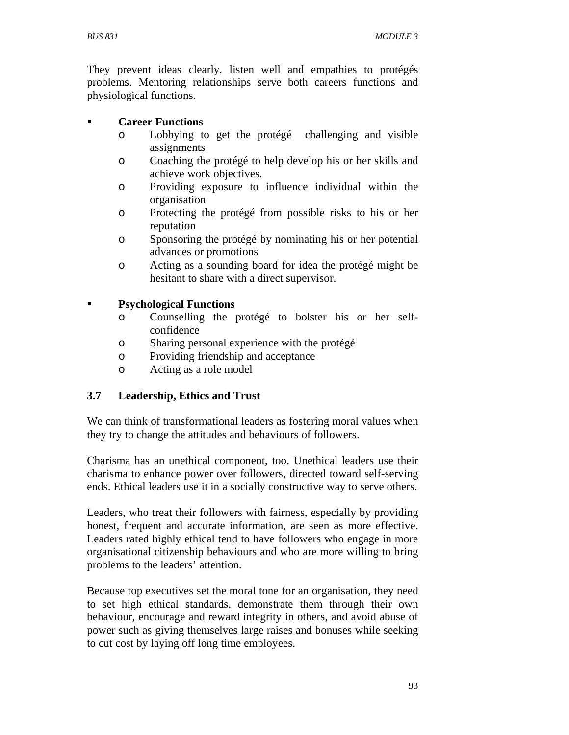They prevent ideas clearly, listen well and empathies to protégés problems. Mentoring relationships serve both careers functions and physiological functions.

- **Career Functions**
  - Lobbying to get the protégé challenging and visible assignments
  - Coaching the protégé to help develop his or her skills and achieve work objectives.
  - Providing exposure to influence individual within the organisation
  - Protecting the protégé from possible risks to his or her reputation
  - Sponsoring the protégé by nominating his or her potential advances or promotions
  - Acting as a sounding board for idea the protégé might be hesitant to share with a direct supervisor.

- **Psychological Functions**
  - Counselling the protégé to bolster his or her self-confidence
  - Sharing personal experience with the protégé
  - Providing friendship and acceptance
  - Acting as a role model

### 3.7 Leadership, Ethics and Trust

We can think of transformational leaders as fostering moral values when they try to change the attitudes and behaviours of followers.

Charisma has an unethical component, too. Unethical leaders use their charisma to enhance power over followers, directed toward self-serving ends. Ethical leaders use it in a socially constructive way to serve others.

Leaders, who treat their followers with fairness, especially by providing honest, frequent and accurate information, are seen as more effective. Leaders rated highly ethical tend to have followers who engage in more organisational citizenship behaviours and who are more willing to bring problems to the leaders' attention.

Because top executives set the moral tone for an organisation, they need to set high ethical standards, demonstrate them through their own behaviour, encourage and reward integrity in others, and avoid abuse of power such as giving themselves large raises and bonuses while seeking to cut cost by laying off long time employees.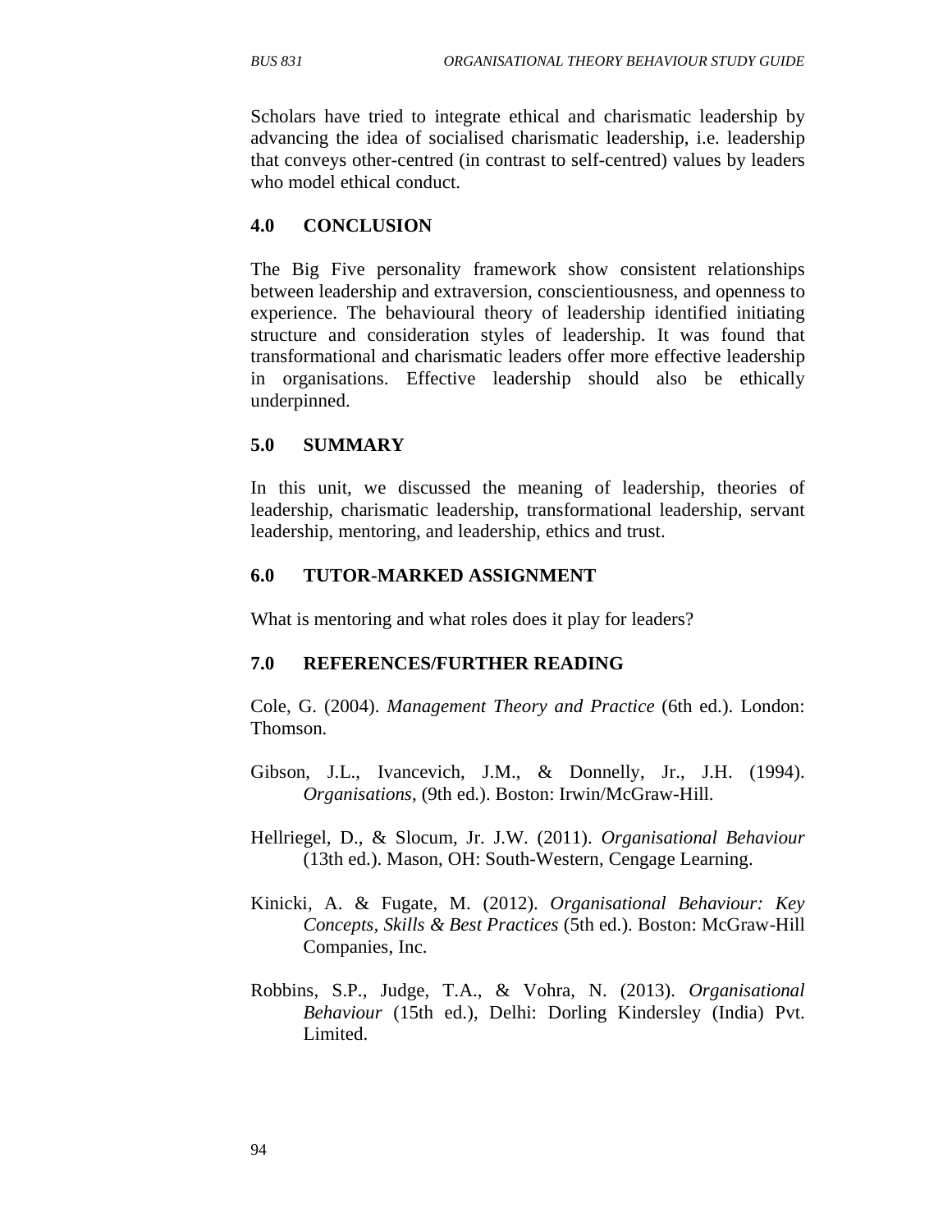Scholars have tried to integrate ethical and charismatic leadership by advancing the idea of socialised charismatic leadership, i.e. leadership that conveys other-centred (in contrast to self-centred) values by leaders who model ethical conduct.

## 4.0 CONCLUSION

The Big Five personality framework show consistent relationships between leadership and extraversion, conscientiousness, and openness to experience. The behavioural theory of leadership identified initiating structure and consideration styles of leadership. It was found that transformational and charismatic leaders offer more effective leadership in organisations. Effective leadership should also be ethically underpinned.

## 5.0 SUMMARY

In this unit, we discussed the meaning of leadership, theories of leadership, charismatic leadership, transformational leadership, servant leadership, mentoring, and leadership, ethics and trust.

## 6.0 TUTOR-MARKED ASSIGNMENT

What is mentoring and what roles does it play for leaders?

## 7.0 REFERENCES/FURTHER READING

Cole, G. (2004). *Management Theory and Practice* (6th ed.). London: Thomson.

Gibson, J.L., Ivancevich, J.M., & Donnelly, Jr., J.H. (1994). *Organisations*, (9th ed.). Boston: Irwin/McGraw-Hill.

Hellriegel, D., & Slocum, Jr. J.W. (2011). *Organisational Behaviour* (13th ed.). Mason, OH: South-Western, Cengage Learning.

Kinicki, A. & Fugate, M. (2012). *Organisational Behaviour: Key Concepts, Skills & Best Practices* (5th ed.). Boston: McGraw-Hill Companies, Inc.

Robbins, S.P., Judge, T.A., & Vohra, N. (2013). *Organisational Behaviour* (15th ed.), Delhi: Dorling Kindersley (India) Pvt. Limited.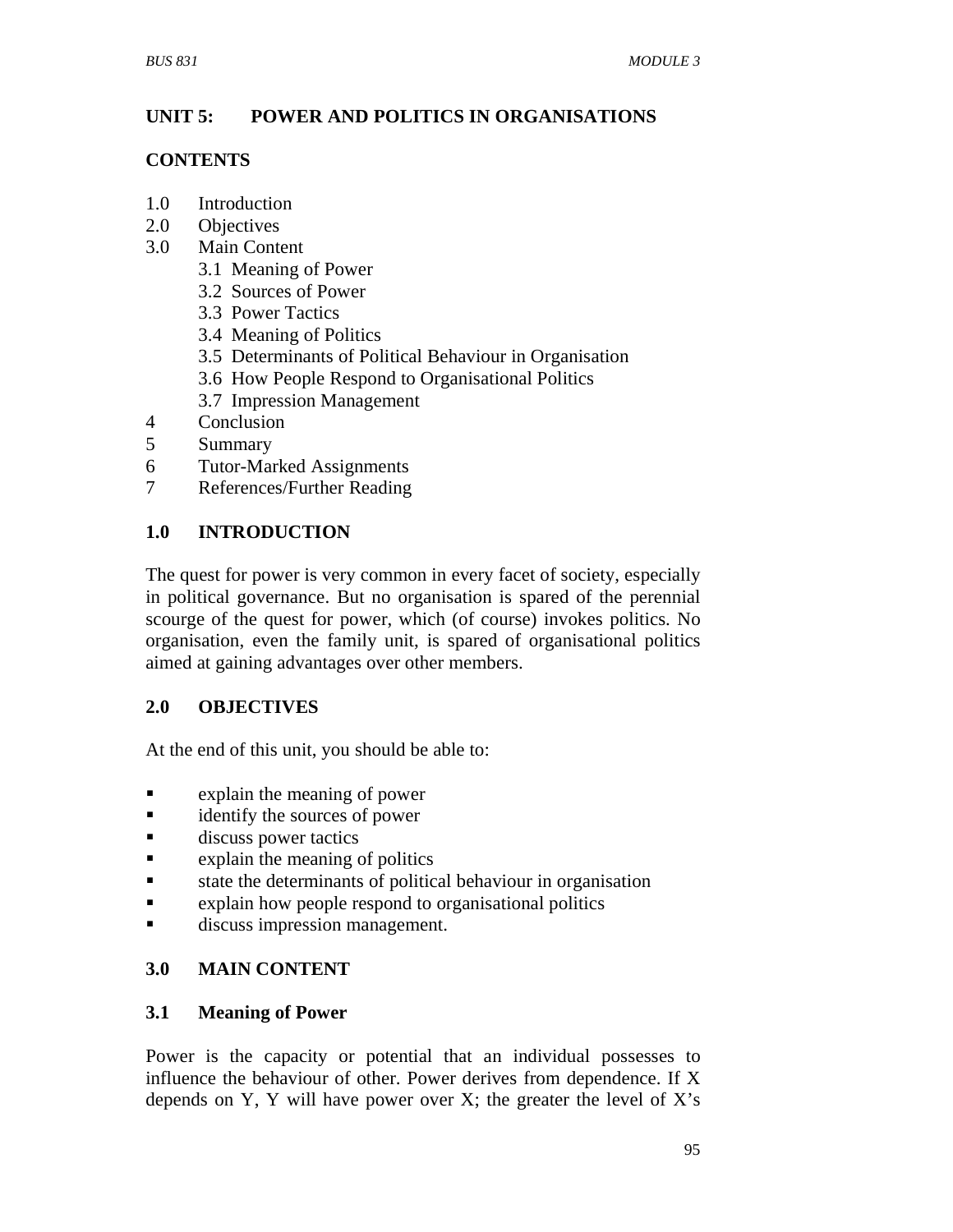## UNIT 5: POWER AND POLITICS IN ORGANISATIONS

### CONTENTS

1.0 Introduction
2.0 Objectives
3.0 Main Content
    3.1 Meaning of Power
    3.2 Sources of Power
    3.3 Power Tactics
    3.4 Meaning of Politics
    3.5 Determinants of Political Behaviour in Organisation
    3.6 How People Respond to Organisational Politics
    3.7 Impression Management
4 Conclusion
5 Summary
6 Tutor-Marked Assignments
7 References/Further Reading

### 1.0 INTRODUCTION

The quest for power is very common in every facet of society, especially in political governance. But no organisation is spared of the perennial scourge of the quest for power, which (of course) invokes politics. No organisation, even the family unit, is spared of organisational politics aimed at gaining advantages over other members.

### 2.0 OBJECTIVES

At the end of this unit, you should be able to:

- explain the meaning of power
- identify the sources of power
- discuss power tactics
- explain the meaning of politics
- state the determinants of political behaviour in organisation
- explain how people respond to organisational politics
- discuss impression management.

### 3.0 MAIN CONTENT

### 3.1 Meaning of Power

Power is the capacity or potential that an individual possesses to influence the behaviour of other. Power derives from dependence. If X depends on Y, Y will have power over X; the greater the level of X's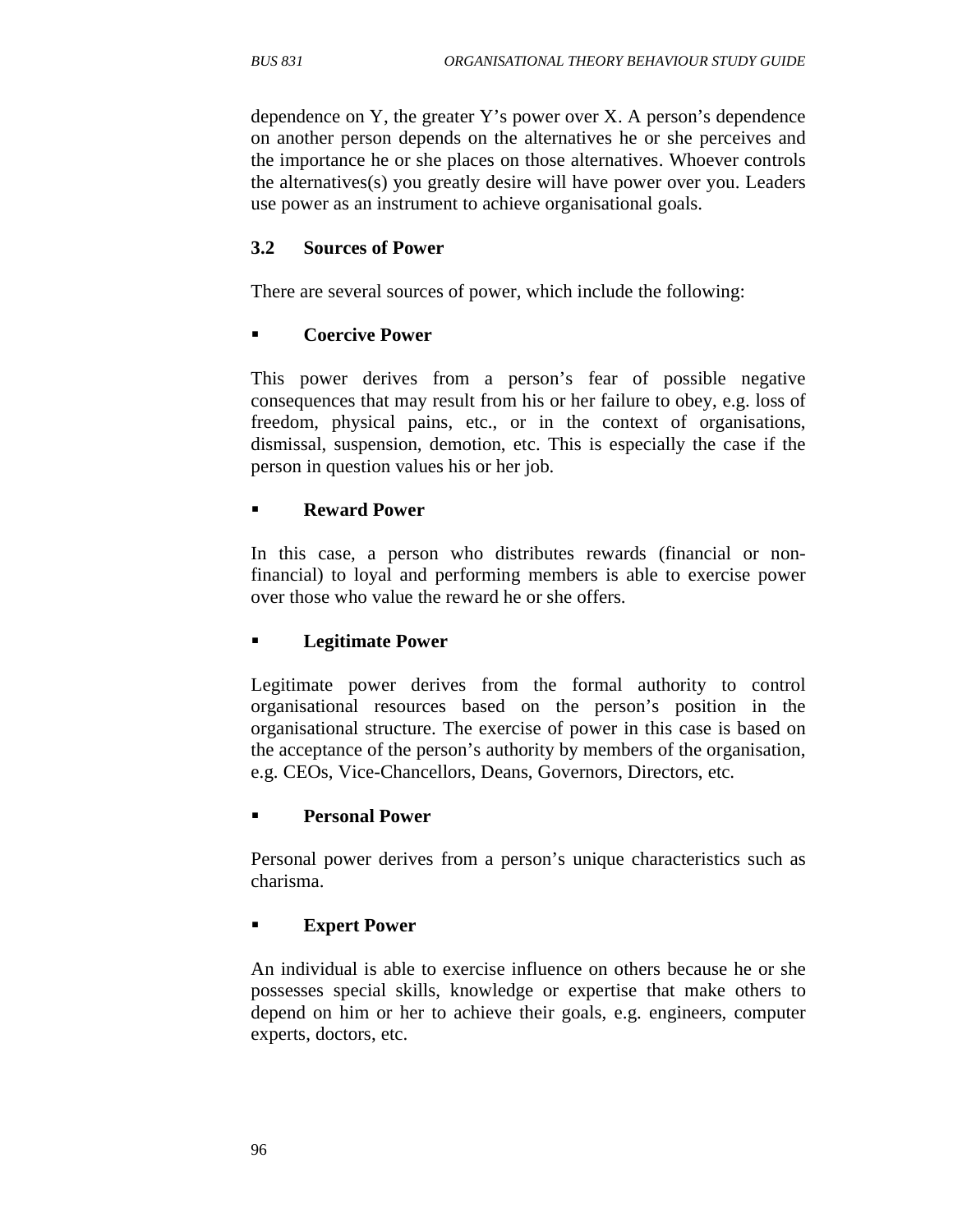dependence on Y, the greater Y's power over X. A person's dependence on another person depends on the alternatives he or she perceives and the importance he or she places on those alternatives. Whoever controls the alternatives(s) you greatly desire will have power over you. Leaders use power as an instrument to achieve organisational goals.

### 3.2 Sources of Power

There are several sources of power, which include the following:

- **Coercive Power**

This power derives from a person's fear of possible negative consequences that may result from his or her failure to obey, e.g. loss of freedom, physical pains, etc., or in the context of organisations, dismissal, suspension, demotion, etc. This is especially the case if the person in question values his or her job.

- **Reward Power**

In this case, a person who distributes rewards (financial or non-financial) to loyal and performing members is able to exercise power over those who value the reward he or she offers.

- **Legitimate Power**

Legitimate power derives from the formal authority to control organisational resources based on the person's position in the organisational structure. The exercise of power in this case is based on the acceptance of the person's authority by members of the organisation, e.g. CEOs, Vice-Chancellors, Deans, Governors, Directors, etc.

- **Personal Power**

Personal power derives from a person's unique characteristics such as charisma.

- **Expert Power**

An individual is able to exercise influence on others because he or she possesses special skills, knowledge or expertise that make others to depend on him or her to achieve their goals, e.g. engineers, computer experts, doctors, etc.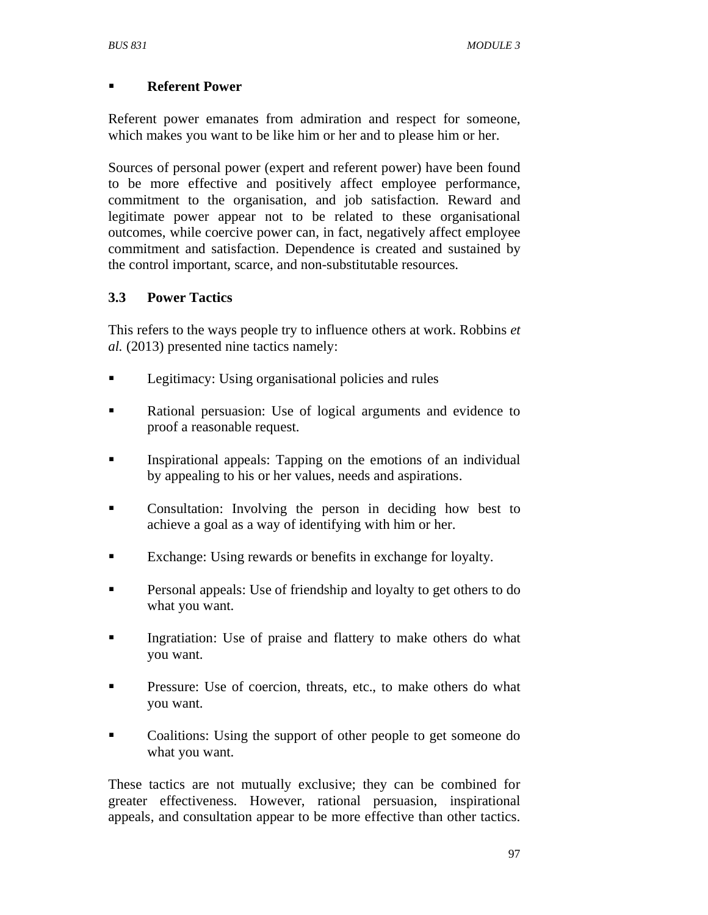- **Referent Power**

Referent power emanates from admiration and respect for someone, which makes you want to be like him or her and to please him or her.

Sources of personal power (expert and referent power) have been found to be more effective and positively affect employee performance, commitment to the organisation, and job satisfaction. Reward and legitimate power appear not to be related to these organisational outcomes, while coercive power can, in fact, negatively affect employee commitment and satisfaction. Dependence is created and sustained by the control important, scarce, and non-substitutable resources.

### 3.3 Power Tactics

This refers to the ways people try to influence others at work. Robbins *et al.* (2013) presented nine tactics namely:

- Legitimacy: Using organisational policies and rules
- Rational persuasion: Use of logical arguments and evidence to proof a reasonable request.
- Inspirational appeals: Tapping on the emotions of an individual by appealing to his or her values, needs and aspirations.
- Consultation: Involving the person in deciding how best to achieve a goal as a way of identifying with him or her.
- Exchange: Using rewards or benefits in exchange for loyalty.
- Personal appeals: Use of friendship and loyalty to get others to do what you want.
- Ingratiation: Use of praise and flattery to make others do what you want.
- Pressure: Use of coercion, threats, etc., to make others do what you want.
- Coalitions: Using the support of other people to get someone do what you want.

These tactics are not mutually exclusive; they can be combined for greater effectiveness. However, rational persuasion, inspirational appeals, and consultation appear to be more effective than other tactics.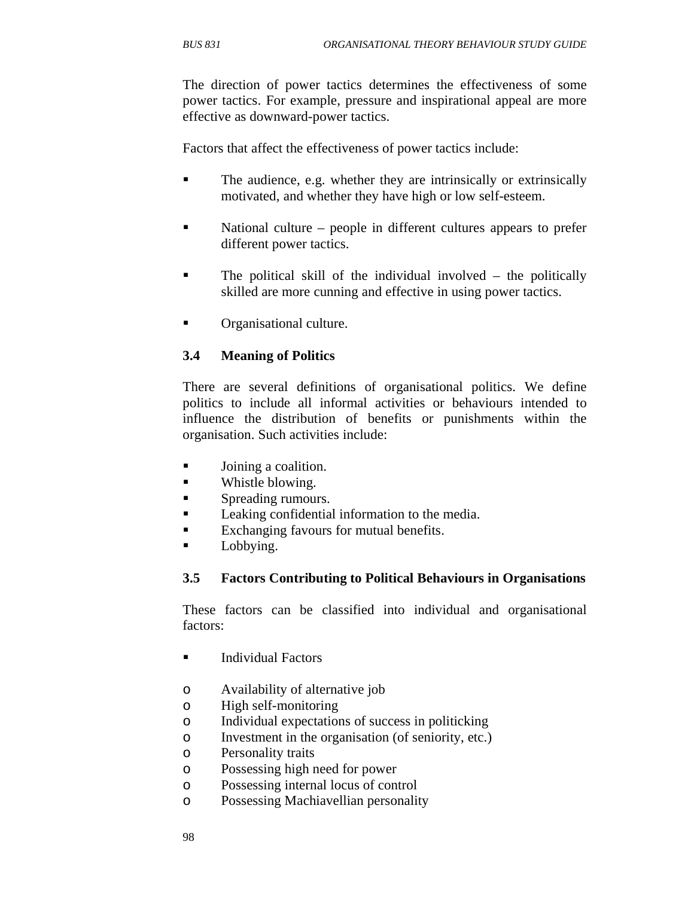The direction of power tactics determines the effectiveness of some power tactics. For example, pressure and inspirational appeal are more effective as downward-power tactics.

Factors that affect the effectiveness of power tactics include:

- The audience, e.g. whether they are intrinsically or extrinsically motivated, and whether they have high or low self-esteem.
- National culture – people in different cultures appears to prefer different power tactics.
- The political skill of the individual involved – the politically skilled are more cunning and effective in using power tactics.
- Organisational culture.

### 3.4 Meaning of Politics

There are several definitions of organisational politics. We define politics to include all informal activities or behaviours intended to influence the distribution of benefits or punishments within the organisation. Such activities include:

- Joining a coalition.
- Whistle blowing.
- Spreading rumours.
- Leaking confidential information to the media.
- Exchanging favours for mutual benefits.
- Lobbying.

### 3.5 Factors Contributing to Political Behaviours in Organisations

These factors can be classified into individual and organisational factors:

- Individual Factors

  - Availability of alternative job
  - High self-monitoring
  - Individual expectations of success in politicking
  - Investment in the organisation (of seniority, etc.)
  - Personality traits
  - Possessing high need for power
  - Possessing internal locus of control
  - Possessing Machiavellian personality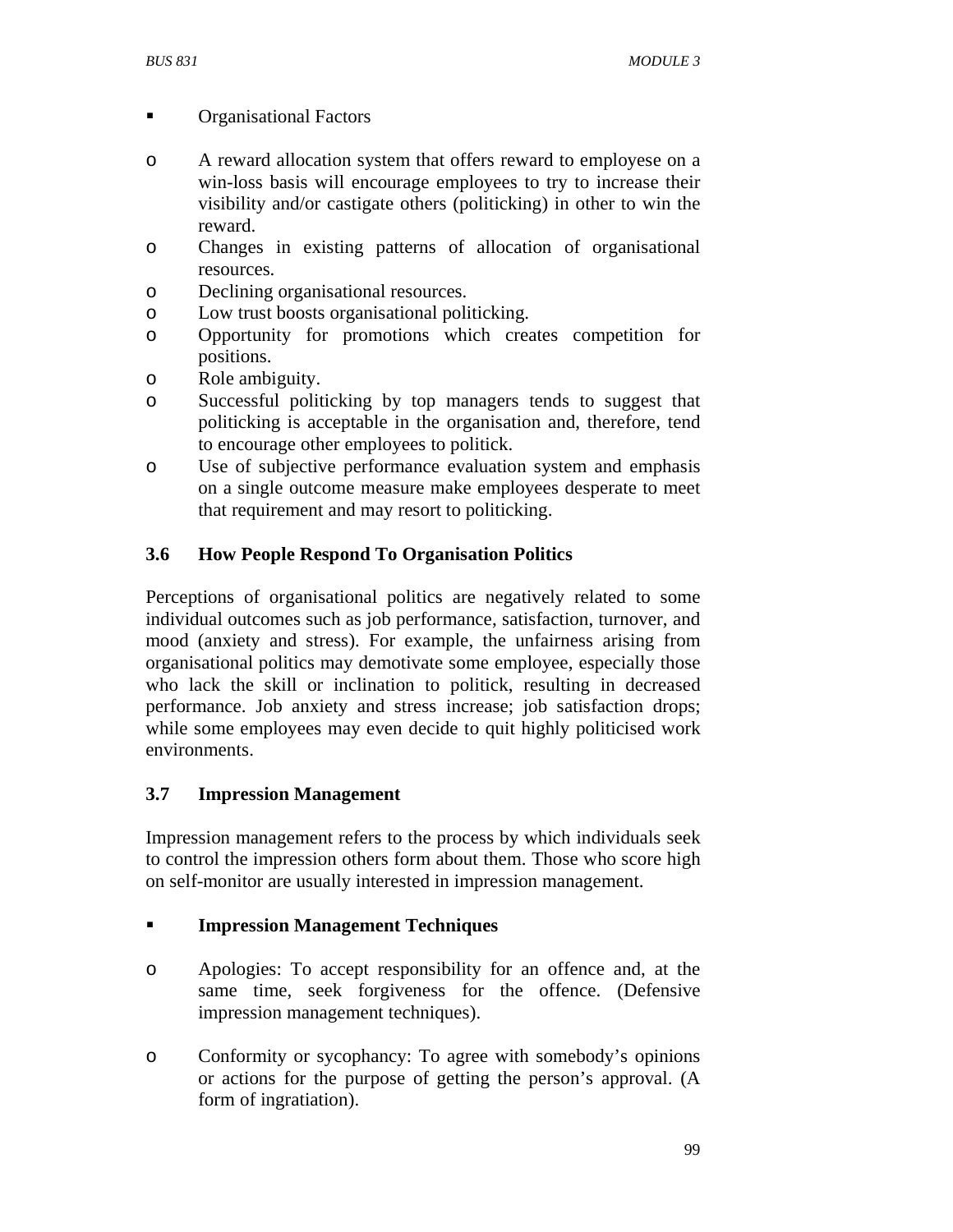- Organisational Factors

  - A reward allocation system that offers reward to employese on a win-loss basis will encourage employees to try to increase their visibility and/or castigate others (politicking) in other to win the reward.
  - Changes in existing patterns of allocation of organisational resources.
  - Declining organisational resources.
  - Low trust boosts organisational politicking.
  - Opportunity for promotions which creates competition for positions.
  - Role ambiguity.
  - Successful politicking by top managers tends to suggest that politicking is acceptable in the organisation and, therefore, tend to encourage other employees to politick.
  - Use of subjective performance evaluation system and emphasis on a single outcome measure make employees desperate to meet that requirement and may resort to politicking.

### 3.6 How People Respond To Organisation Politics

Perceptions of organisational politics are negatively related to some individual outcomes such as job performance, satisfaction, turnover, and mood (anxiety and stress). For example, the unfairness arising from organisational politics may demotivate some employee, especially those who lack the skill or inclination to politick, resulting in decreased performance. Job anxiety and stress increase; job satisfaction drops; while some employees may even decide to quit highly politicised work environments.

### 3.7 Impression Management

Impression management refers to the process by which individuals seek to control the impression others form about them. Those who score high on self-monitor are usually interested in impression management.

- **Impression Management Techniques**

  - Apologies: To accept responsibility for an offence and, at the same time, seek forgiveness for the offence. (Defensive impression management techniques).

  - Conformity or sycophancy: To agree with somebody's opinions or actions for the purpose of getting the person's approval. (A form of ingratiation).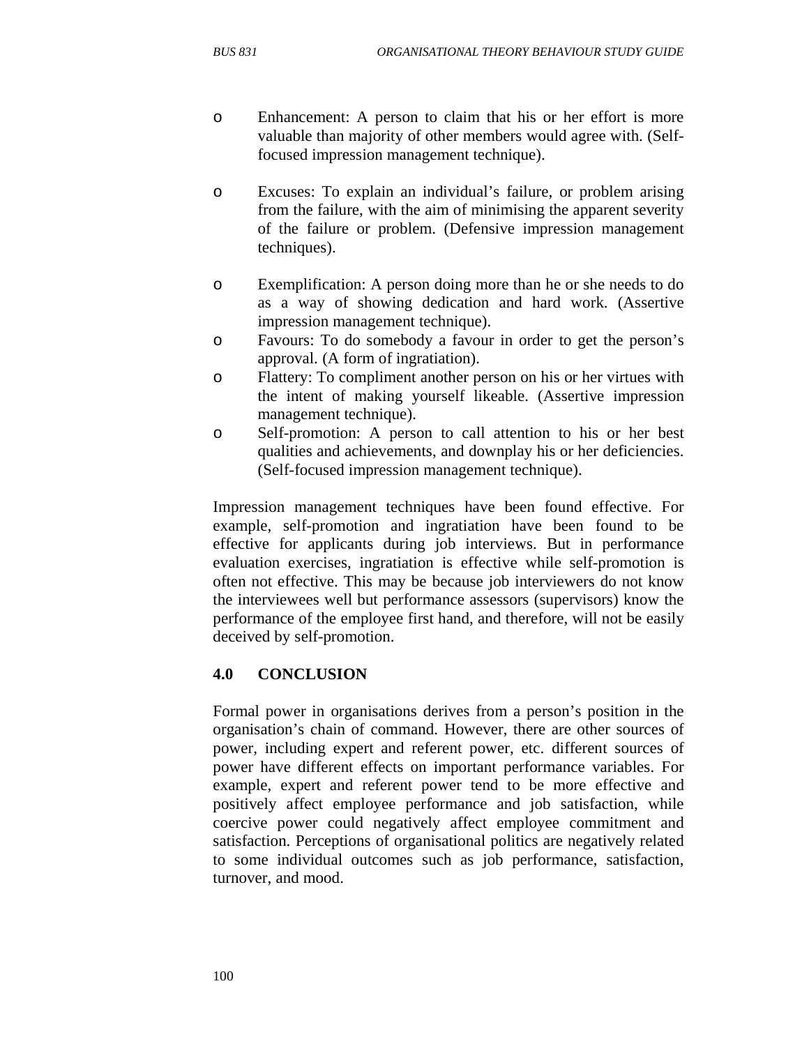- Enhancement: A person to claim that his or her effort is more valuable than majority of other members would agree with. (Self-focused impression management technique).

- Excuses: To explain an individual's failure, or problem arising from the failure, with the aim of minimising the apparent severity of the failure or problem. (Defensive impression management techniques).

- Exemplification: A person doing more than he or she needs to do as a way of showing dedication and hard work. (Assertive impression management technique).
- Favours: To do somebody a favour in order to get the person's approval. (A form of ingratiation).
- Flattery: To compliment another person on his or her virtues with the intent of making yourself likeable. (Assertive impression management technique).
- Self-promotion: A person to call attention to his or her best qualities and achievements, and downplay his or her deficiencies. (Self-focused impression management technique).

Impression management techniques have been found effective. For example, self-promotion and ingratiation have been found to be effective for applicants during job interviews. But in performance evaluation exercises, ingratiation is effective while self-promotion is often not effective. This may be because job interviewers do not know the interviewees well but performance assessors (supervisors) know the performance of the employee first hand, and therefore, will not be easily deceived by self-promotion.

## 4.0 CONCLUSION

Formal power in organisations derives from a person's position in the organisation's chain of command. However, there are other sources of power, including expert and referent power, etc. different sources of power have different effects on important performance variables. For example, expert and referent power tend to be more effective and positively affect employee performance and job satisfaction, while coercive power could negatively affect employee commitment and satisfaction. Perceptions of organisational politics are negatively related to some individual outcomes such as job performance, satisfaction, turnover, and mood.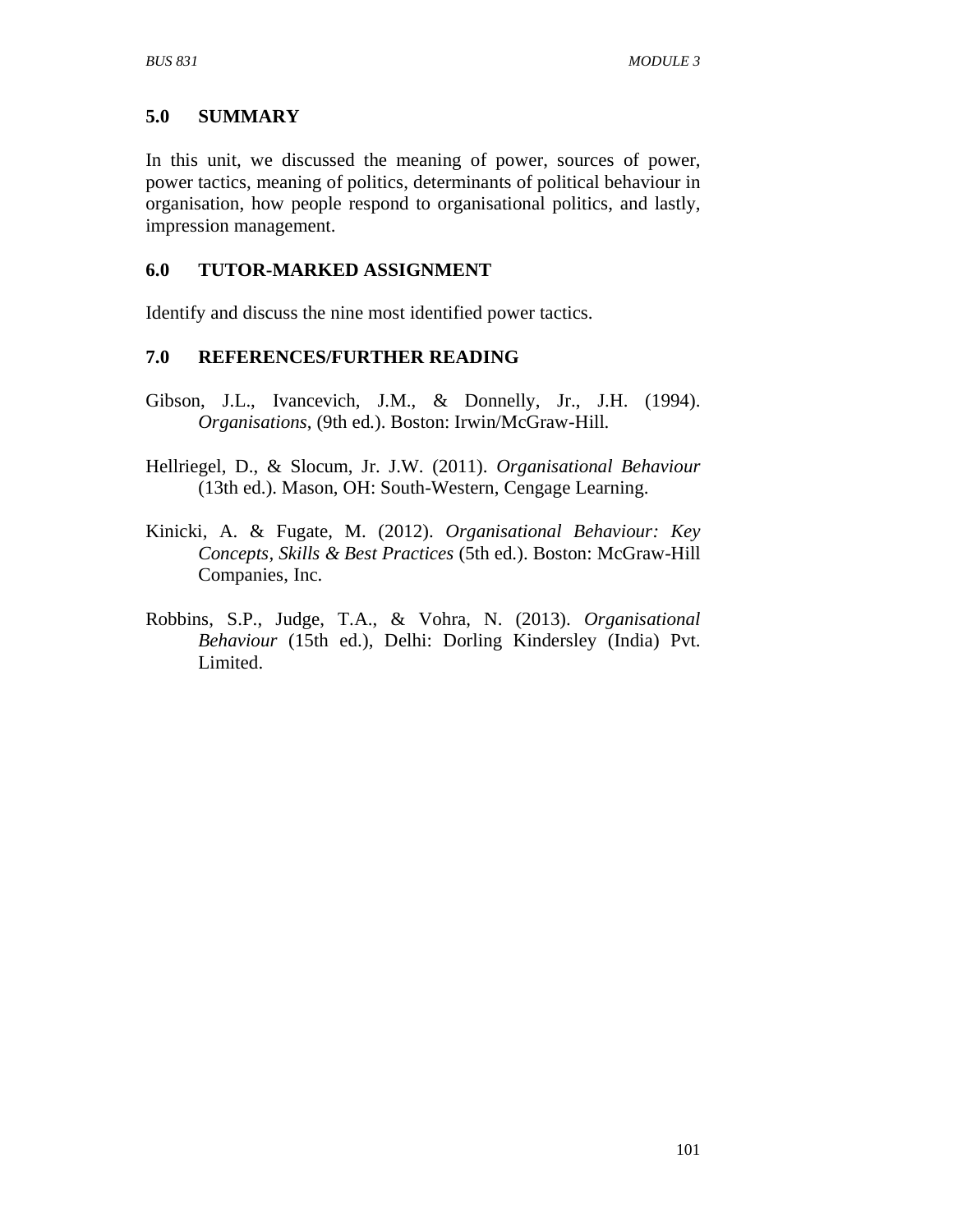## 5.0 SUMMARY

In this unit, we discussed the meaning of power, sources of power, power tactics, meaning of politics, determinants of political behaviour in organisation, how people respond to organisational politics, and lastly, impression management.

## 6.0 TUTOR-MARKED ASSIGNMENT

Identify and discuss the nine most identified power tactics.

## 7.0 REFERENCES/FURTHER READING

Gibson, J.L., Ivancevich, J.M., & Donnelly, Jr., J.H. (1994). *Organisations*, (9th ed.). Boston: Irwin/McGraw-Hill.

Hellriegel, D., & Slocum, Jr. J.W. (2011). *Organisational Behaviour* (13th ed.). Mason, OH: South-Western, Cengage Learning.

Kinicki, A. & Fugate, M. (2012). *Organisational Behaviour: Key Concepts, Skills & Best Practices* (5th ed.). Boston: McGraw-Hill Companies, Inc.

Robbins, S.P., Judge, T.A., & Vohra, N. (2013). *Organisational Behaviour* (15th ed.), Delhi: Dorling Kindersley (India) Pvt. Limited.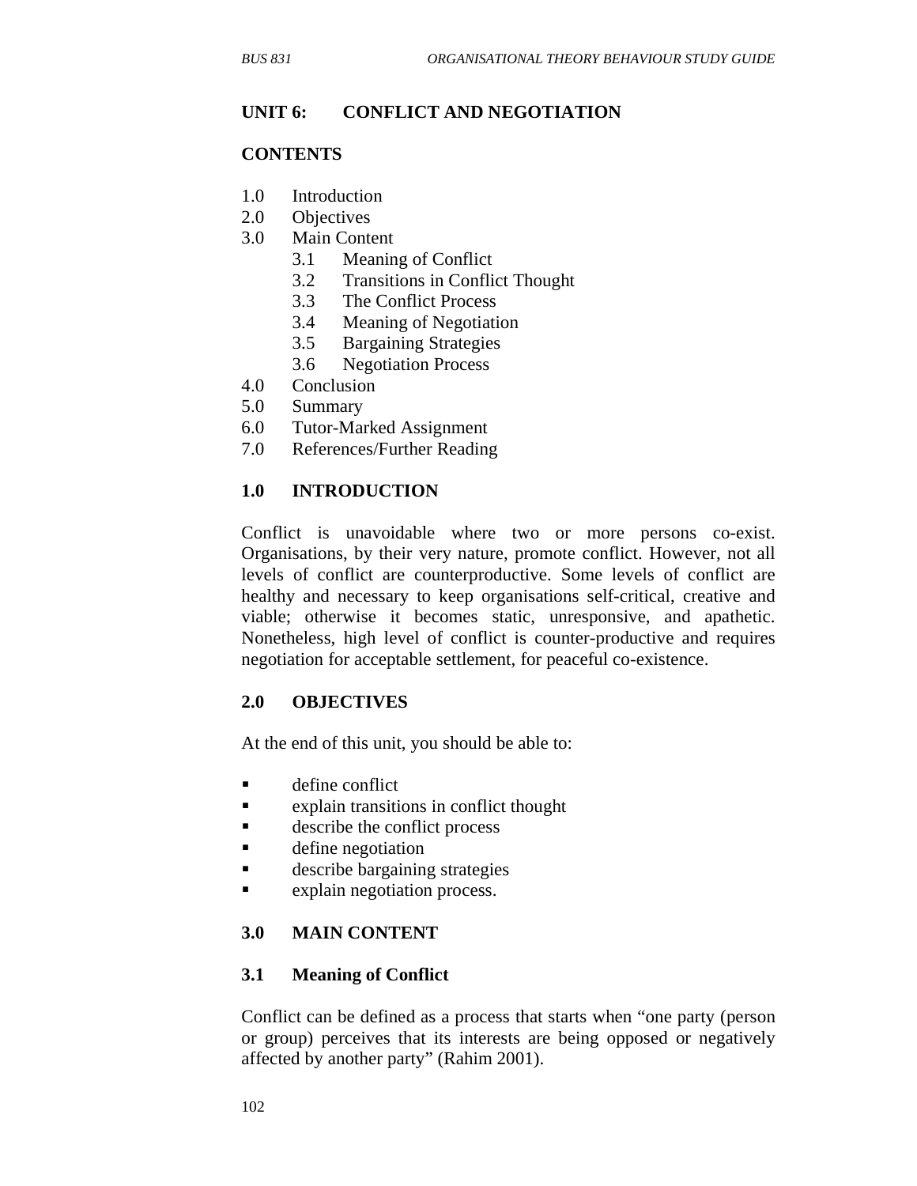## UNIT 6: CONFLICT AND NEGOTIATION

### CONTENTS

1.0 Introduction
2.0 Objectives
3.0 Main Content
    3.1 Meaning of Conflict
    3.2 Transitions in Conflict Thought
    3.3 The Conflict Process
    3.4 Meaning of Negotiation
    3.5 Bargaining Strategies
    3.6 Negotiation Process
4.0 Conclusion
5.0 Summary
6.0 Tutor-Marked Assignment
7.0 References/Further Reading

### 1.0 INTRODUCTION

Conflict is unavoidable where two or more persons co-exist. Organisations, by their very nature, promote conflict. However, not all levels of conflict are counterproductive. Some levels of conflict are healthy and necessary to keep organisations self-critical, creative and viable; otherwise it becomes static, unresponsive, and apathetic. Nonetheless, high level of conflict is counter-productive and requires negotiation for acceptable settlement, for peaceful co-existence.

### 2.0 OBJECTIVES

At the end of this unit, you should be able to:

- define conflict
- explain transitions in conflict thought
- describe the conflict process
- define negotiation
- describe bargaining strategies
- explain negotiation process.

### 3.0 MAIN CONTENT

### 3.1 Meaning of Conflict

Conflict can be defined as a process that starts when "one party (person or group) perceives that its interests are being opposed or negatively affected by another party" (Rahim 2001).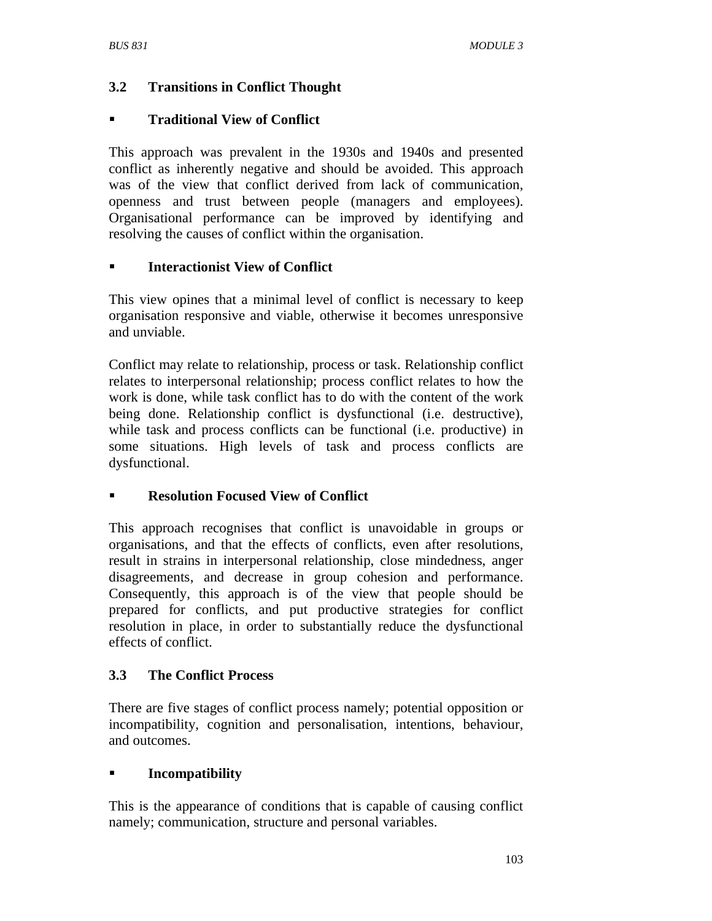## 3.2 Transitions in Conflict Thought

- **Traditional View of Conflict**

This approach was prevalent in the 1930s and 1940s and presented conflict as inherently negative and should be avoided. This approach was of the view that conflict derived from lack of communication, openness and trust between people (managers and employees). Organisational performance can be improved by identifying and resolving the causes of conflict within the organisation.

- **Interactionist View of Conflict**

This view opines that a minimal level of conflict is necessary to keep organisation responsive and viable, otherwise it becomes unresponsive and unviable.

Conflict may relate to relationship, process or task. Relationship conflict relates to interpersonal relationship; process conflict relates to how the work is done, while task conflict has to do with the content of the work being done. Relationship conflict is dysfunctional (i.e. destructive), while task and process conflicts can be functional (i.e. productive) in some situations. High levels of task and process conflicts are dysfunctional.

- **Resolution Focused View of Conflict**

This approach recognises that conflict is unavoidable in groups or organisations, and that the effects of conflicts, even after resolutions, result in strains in interpersonal relationship, close mindedness, anger disagreements, and decrease in group cohesion and performance. Consequently, this approach is of the view that people should be prepared for conflicts, and put productive strategies for conflict resolution in place, in order to substantially reduce the dysfunctional effects of conflict.

## 3.3 The Conflict Process

There are five stages of conflict process namely; potential opposition or incompatibility, cognition and personalisation, intentions, behaviour, and outcomes.

- **Incompatibility**

This is the appearance of conditions that is capable of causing conflict namely; communication, structure and personal variables.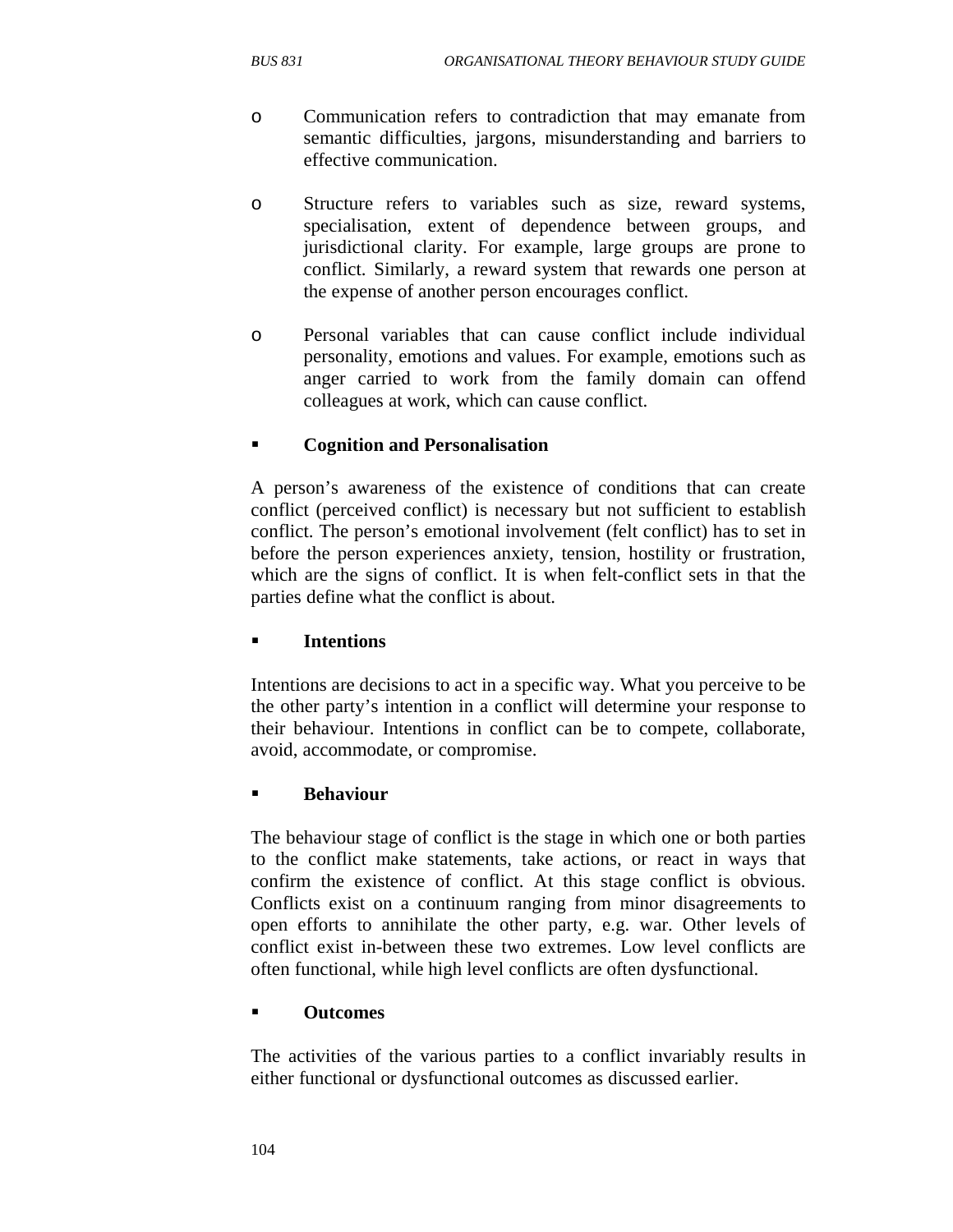- Communication refers to contradiction that may emanate from semantic difficulties, jargons, misunderstanding and barriers to effective communication.

- Structure refers to variables such as size, reward systems, specialisation, extent of dependence between groups, and jurisdictional clarity. For example, large groups are prone to conflict. Similarly, a reward system that rewards one person at the expense of another person encourages conflict.

- Personal variables that can cause conflict include individual personality, emotions and values. For example, emotions such as anger carried to work from the family domain can offend colleagues at work, which can cause conflict.

- **Cognition and Personalisation**

A person's awareness of the existence of conditions that can create conflict (perceived conflict) is necessary but not sufficient to establish conflict. The person's emotional involvement (felt conflict) has to set in before the person experiences anxiety, tension, hostility or frustration, which are the signs of conflict. It is when felt-conflict sets in that the parties define what the conflict is about.

- **Intentions**

Intentions are decisions to act in a specific way. What you perceive to be the other party's intention in a conflict will determine your response to their behaviour. Intentions in conflict can be to compete, collaborate, avoid, accommodate, or compromise.

- **Behaviour**

The behaviour stage of conflict is the stage in which one or both parties to the conflict make statements, take actions, or react in ways that confirm the existence of conflict. At this stage conflict is obvious. Conflicts exist on a continuum ranging from minor disagreements to open efforts to annihilate the other party, e.g. war. Other levels of conflict exist in-between these two extremes. Low level conflicts are often functional, while high level conflicts are often dysfunctional.

- **Outcomes**

The activities of the various parties to a conflict invariably results in either functional or dysfunctional outcomes as discussed earlier.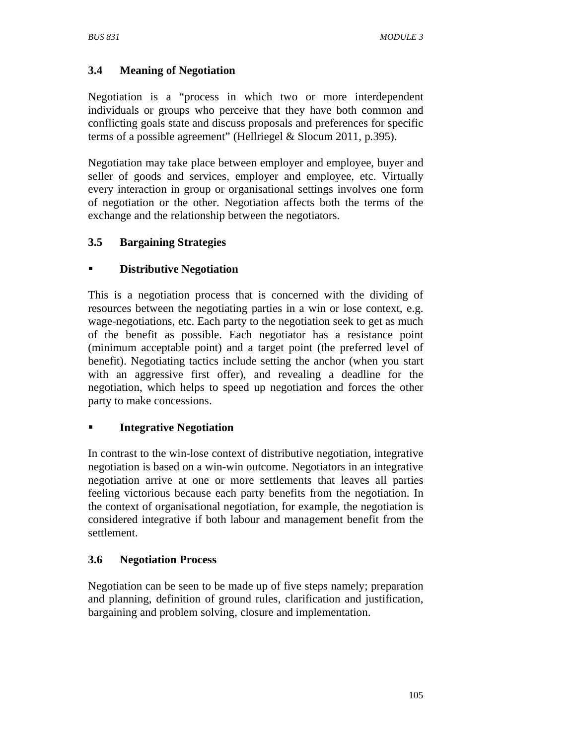### 3.4 Meaning of Negotiation

Negotiation is a "process in which two or more interdependent individuals or groups who perceive that they have both common and conflicting goals state and discuss proposals and preferences for specific terms of a possible agreement" (Hellriegel & Slocum 2011, p.395).

Negotiation may take place between employer and employee, buyer and seller of goods and services, employer and employee, etc. Virtually every interaction in group or organisational settings involves one form of negotiation or the other. Negotiation affects both the terms of the exchange and the relationship between the negotiators.

### 3.5 Bargaining Strategies

- **Distributive Negotiation**

This is a negotiation process that is concerned with the dividing of resources between the negotiating parties in a win or lose context, e.g. wage-negotiations, etc. Each party to the negotiation seek to get as much of the benefit as possible. Each negotiator has a resistance point (minimum acceptable point) and a target point (the preferred level of benefit). Negotiating tactics include setting the anchor (when you start with an aggressive first offer), and revealing a deadline for the negotiation, which helps to speed up negotiation and forces the other party to make concessions.

- **Integrative Negotiation**

In contrast to the win-lose context of distributive negotiation, integrative negotiation is based on a win-win outcome. Negotiators in an integrative negotiation arrive at one or more settlements that leaves all parties feeling victorious because each party benefits from the negotiation. In the context of organisational negotiation, for example, the negotiation is considered integrative if both labour and management benefit from the settlement.

### 3.6 Negotiation Process

Negotiation can be seen to be made up of five steps namely; preparation and planning, definition of ground rules, clarification and justification, bargaining and problem solving, closure and implementation.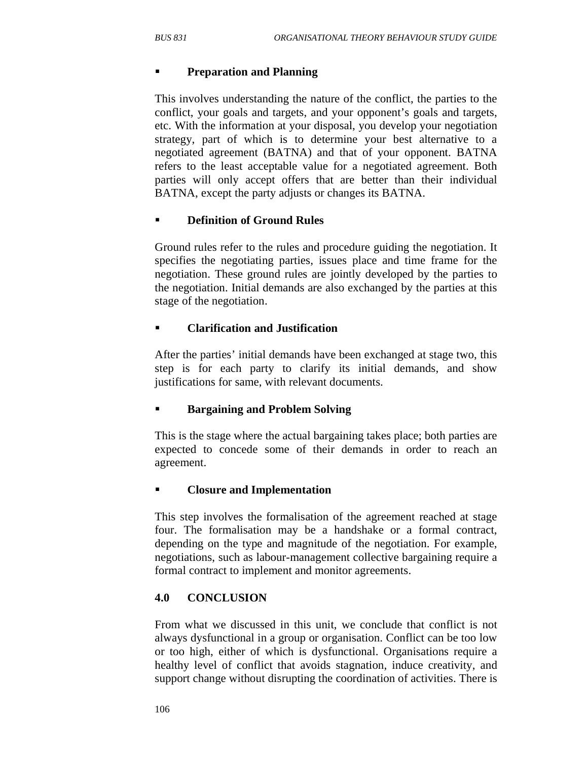- **Preparation and Planning**

This involves understanding the nature of the conflict, the parties to the conflict, your goals and targets, and your opponent's goals and targets, etc. With the information at your disposal, you develop your negotiation strategy, part of which is to determine your best alternative to a negotiated agreement (BATNA) and that of your opponent. BATNA refers to the least acceptable value for a negotiated agreement. Both parties will only accept offers that are better than their individual BATNA, except the party adjusts or changes its BATNA.

- **Definition of Ground Rules**

Ground rules refer to the rules and procedure guiding the negotiation. It specifies the negotiating parties, issues place and time frame for the negotiation. These ground rules are jointly developed by the parties to the negotiation. Initial demands are also exchanged by the parties at this stage of the negotiation.

- **Clarification and Justification**

After the parties' initial demands have been exchanged at stage two, this step is for each party to clarify its initial demands, and show justifications for same, with relevant documents.

- **Bargaining and Problem Solving**

This is the stage where the actual bargaining takes place; both parties are expected to concede some of their demands in order to reach an agreement.

- **Closure and Implementation**

This step involves the formalisation of the agreement reached at stage four. The formalisation may be a handshake or a formal contract, depending on the type and magnitude of the negotiation. For example, negotiations, such as labour-management collective bargaining require a formal contract to implement and monitor agreements.

## 4.0 CONCLUSION

From what we discussed in this unit, we conclude that conflict is not always dysfunctional in a group or organisation. Conflict can be too low or too high, either of which is dysfunctional. Organisations require a healthy level of conflict that avoids stagnation, induce creativity, and support change without disrupting the coordination of activities. There is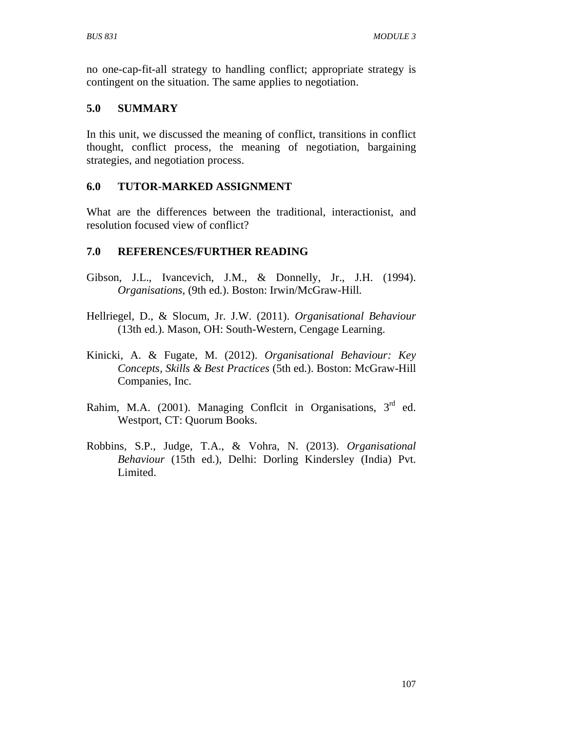no one-cap-fit-all strategy to handling conflict; appropriate strategy is contingent on the situation. The same applies to negotiation.

## 5.0 SUMMARY

In this unit, we discussed the meaning of conflict, transitions in conflict thought, conflict process, the meaning of negotiation, bargaining strategies, and negotiation process.

## 6.0 TUTOR-MARKED ASSIGNMENT

What are the differences between the traditional, interactionist, and resolution focused view of conflict?

## 7.0 REFERENCES/FURTHER READING

Gibson, J.L., Ivancevich, J.M., & Donnelly, Jr., J.H. (1994). *Organisations*, (9th ed.). Boston: Irwin/McGraw-Hill.

Hellriegel, D., & Slocum, Jr. J.W. (2011). *Organisational Behaviour* (13th ed.). Mason, OH: South-Western, Cengage Learning.

Kinicki, A. & Fugate, M. (2012). *Organisational Behaviour: Key Concepts, Skills & Best Practices* (5th ed.). Boston: McGraw-Hill Companies, Inc.

Rahim, M.A. (2001). Managing Conflcit in Organisations, 3rd ed. Westport, CT: Quorum Books.

Robbins, S.P., Judge, T.A., & Vohra, N. (2013). *Organisational Behaviour* (15th ed.), Delhi: Dorling Kindersley (India) Pvt. Limited.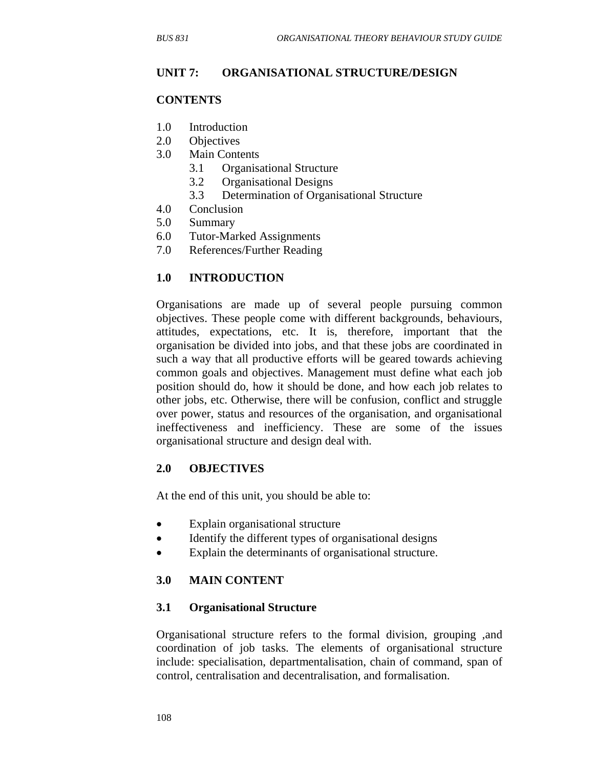## UNIT 7: ORGANISATIONAL STRUCTURE/DESIGN

### CONTENTS

1.0 Introduction
2.0 Objectives
3.0 Main Contents
    3.1 Organisational Structure
    3.2 Organisational Designs
    3.3 Determination of Organisational Structure
4.0 Conclusion
5.0 Summary
6.0 Tutor-Marked Assignments
7.0 References/Further Reading

### 1.0 INTRODUCTION

Organisations are made up of several people pursuing common objectives. These people come with different backgrounds, behaviours, attitudes, expectations, etc. It is, therefore, important that the organisation be divided into jobs, and that these jobs are coordinated in such a way that all productive efforts will be geared towards achieving common goals and objectives. Management must define what each job position should do, how it should be done, and how each job relates to other jobs, etc. Otherwise, there will be confusion, conflict and struggle over power, status and resources of the organisation, and organisational ineffectiveness and inefficiency. These are some of the issues organisational structure and design deal with.

### 2.0 OBJECTIVES

At the end of this unit, you should be able to:

- Explain organisational structure
- Identify the different types of organisational designs
- Explain the determinants of organisational structure.

### 3.0 MAIN CONTENT

### 3.1 Organisational Structure

Organisational structure refers to the formal division, grouping ,and coordination of job tasks. The elements of organisational structure include: specialisation, departmentalisation, chain of command, span of control, centralisation and decentralisation, and formalisation.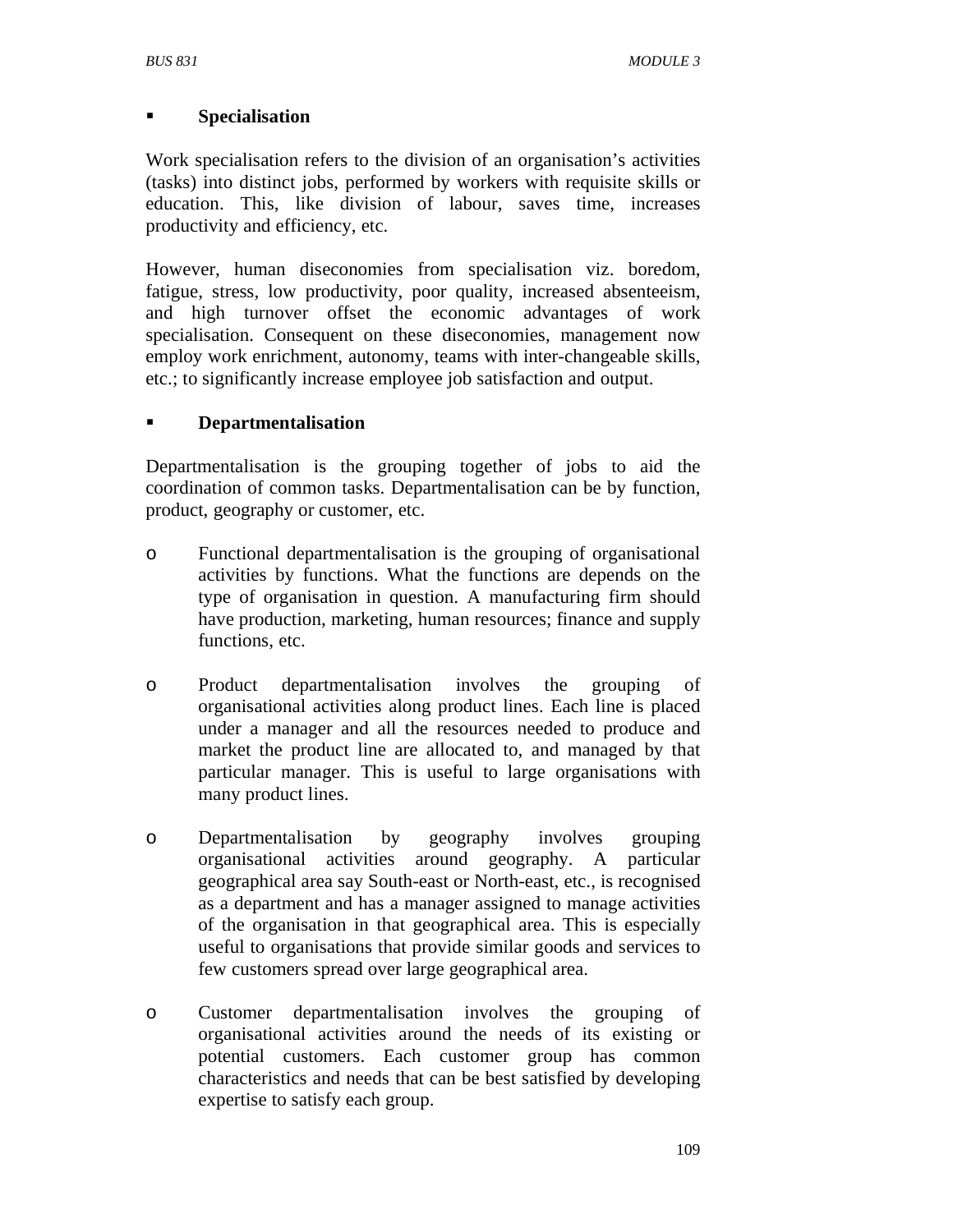- **Specialisation**

Work specialisation refers to the division of an organisation's activities (tasks) into distinct jobs, performed by workers with requisite skills or education. This, like division of labour, saves time, increases productivity and efficiency, etc.

However, human diseconomies from specialisation viz. boredom, fatigue, stress, low productivity, poor quality, increased absenteeism, and high turnover offset the economic advantages of work specialisation. Consequent on these diseconomies, management now employ work enrichment, autonomy, teams with inter-changeable skills, etc.; to significantly increase employee job satisfaction and output.

- **Departmentalisation**

Departmentalisation is the grouping together of jobs to aid the coordination of common tasks. Departmentalisation can be by function, product, geography or customer, etc.

  - Functional departmentalisation is the grouping of organisational activities by functions. What the functions are depends on the type of organisation in question. A manufacturing firm should have production, marketing, human resources; finance and supply functions, etc.

  - Product departmentalisation involves the grouping of organisational activities along product lines. Each line is placed under a manager and all the resources needed to produce and market the product line are allocated to, and managed by that particular manager. This is useful to large organisations with many product lines.

  - Departmentalisation by geography involves grouping organisational activities around geography. A particular geographical area say South-east or North-east, etc., is recognised as a department and has a manager assigned to manage activities of the organisation in that geographical area. This is especially useful to organisations that provide similar goods and services to few customers spread over large geographical area.

  - Customer departmentalisation involves the grouping of organisational activities around the needs of its existing or potential customers. Each customer group has common characteristics and needs that can be best satisfied by developing expertise to satisfy each group.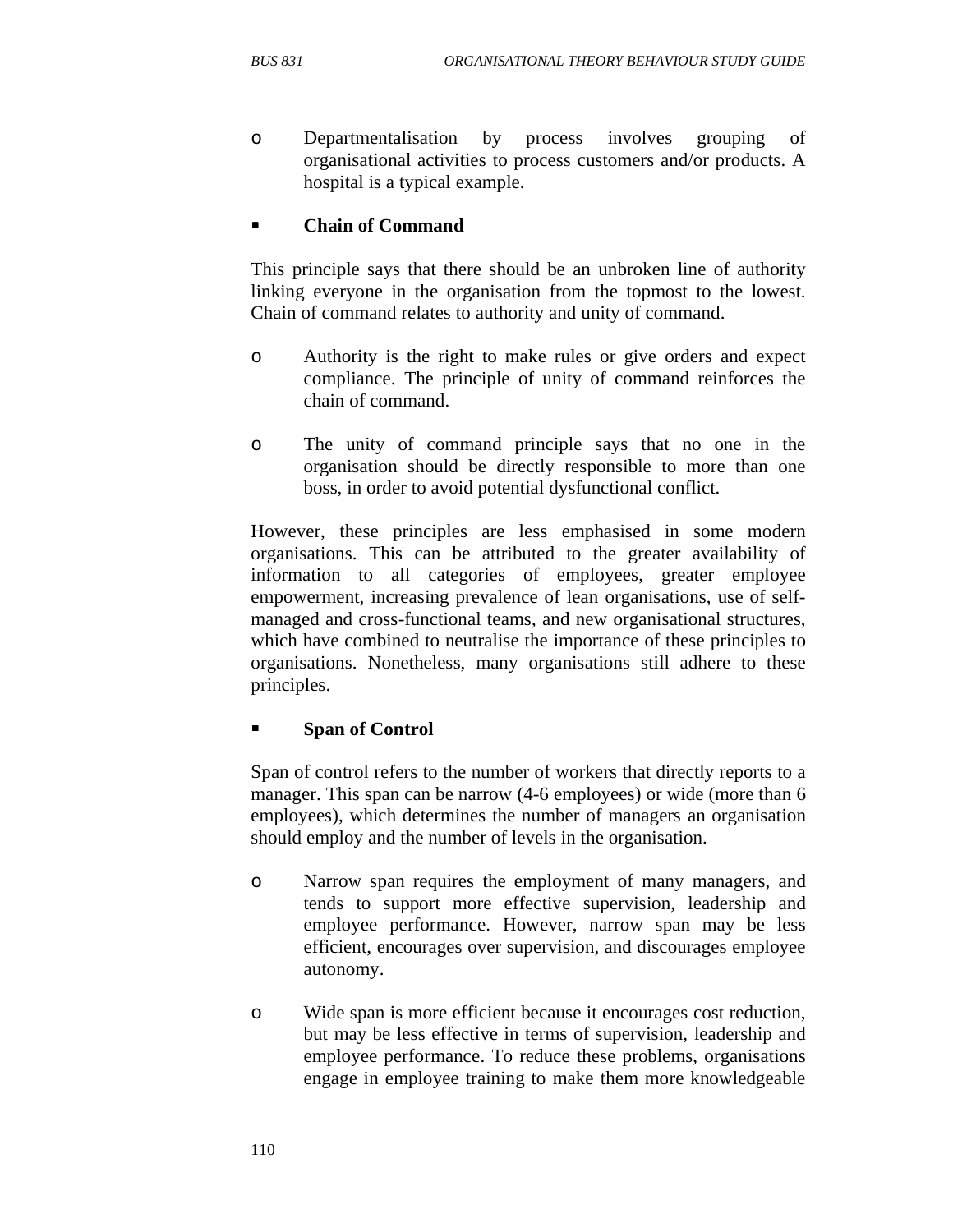- Departmentalisation by process involves grouping of organisational activities to process customers and/or products. A hospital is a typical example.

- **Chain of Command**

This principle says that there should be an unbroken line of authority linking everyone in the organisation from the topmost to the lowest. Chain of command relates to authority and unity of command.

- Authority is the right to make rules or give orders and expect compliance. The principle of unity of command reinforces the chain of command.

- The unity of command principle says that no one in the organisation should be directly responsible to more than one boss, in order to avoid potential dysfunctional conflict.

However, these principles are less emphasised in some modern organisations. This can be attributed to the greater availability of information to all categories of employees, greater employee empowerment, increasing prevalence of lean organisations, use of self-managed and cross-functional teams, and new organisational structures, which have combined to neutralise the importance of these principles to organisations. Nonetheless, many organisations still adhere to these principles.

- **Span of Control**

Span of control refers to the number of workers that directly reports to a manager. This span can be narrow (4-6 employees) or wide (more than 6 employees), which determines the number of managers an organisation should employ and the number of levels in the organisation.

- Narrow span requires the employment of many managers, and tends to support more effective supervision, leadership and employee performance. However, narrow span may be less efficient, encourages over supervision, and discourages employee autonomy.

- Wide span is more efficient because it encourages cost reduction, but may be less effective in terms of supervision, leadership and employee performance. To reduce these problems, organisations engage in employee training to make them more knowledgeable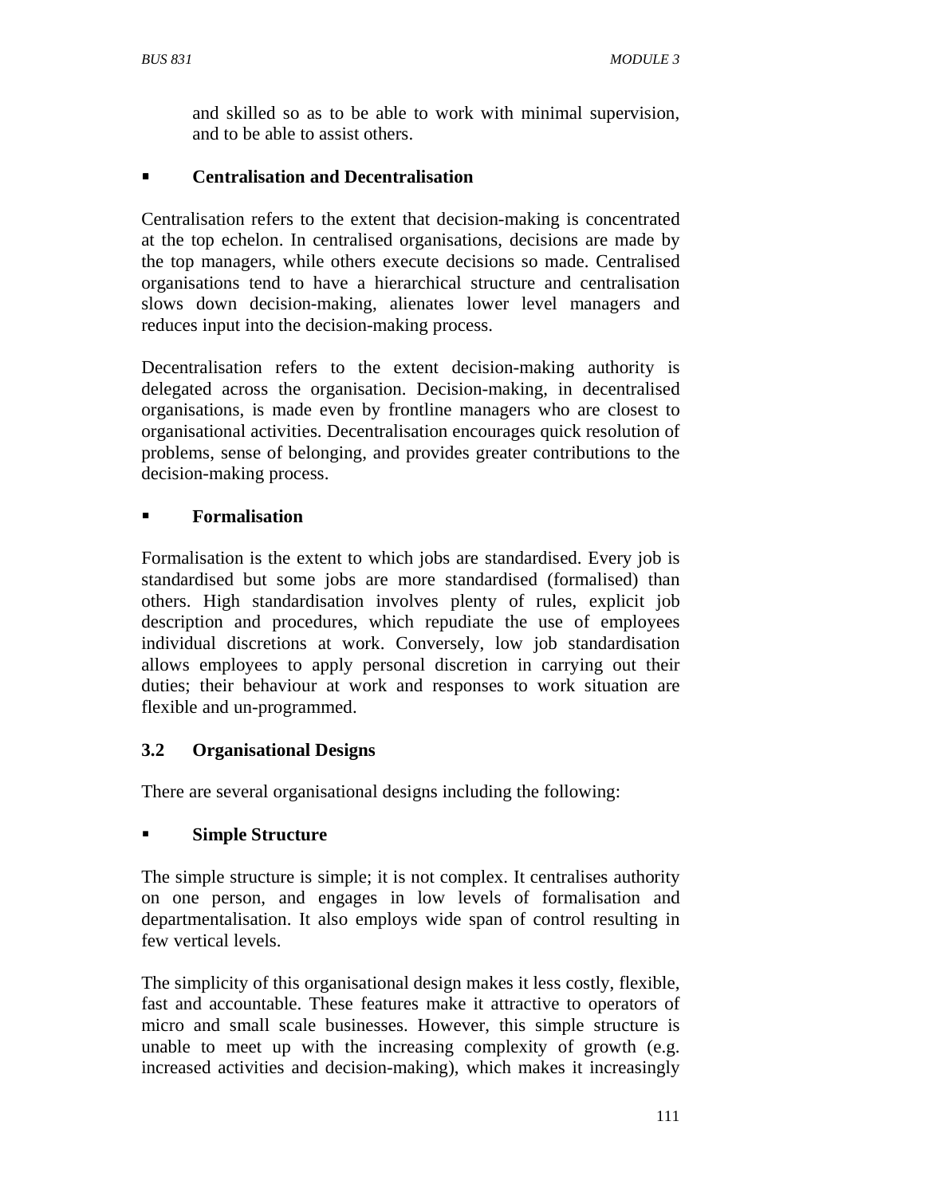and skilled so as to be able to work with minimal supervision, and to be able to assist others.

- **Centralisation and Decentralisation**

Centralisation refers to the extent that decision-making is concentrated at the top echelon. In centralised organisations, decisions are made by the top managers, while others execute decisions so made. Centralised organisations tend to have a hierarchical structure and centralisation slows down decision-making, alienates lower level managers and reduces input into the decision-making process.

Decentralisation refers to the extent decision-making authority is delegated across the organisation. Decision-making, in decentralised organisations, is made even by frontline managers who are closest to organisational activities. Decentralisation encourages quick resolution of problems, sense of belonging, and provides greater contributions to the decision-making process.

- **Formalisation**

Formalisation is the extent to which jobs are standardised. Every job is standardised but some jobs are more standardised (formalised) than others. High standardisation involves plenty of rules, explicit job description and procedures, which repudiate the use of employees individual discretions at work. Conversely, low job standardisation allows employees to apply personal discretion in carrying out their duties; their behaviour at work and responses to work situation are flexible and un-programmed.

### 3.2 Organisational Designs

There are several organisational designs including the following:

- **Simple Structure**

The simple structure is simple; it is not complex. It centralises authority on one person, and engages in low levels of formalisation and departmentalisation. It also employs wide span of control resulting in few vertical levels.

The simplicity of this organisational design makes it less costly, flexible, fast and accountable. These features make it attractive to operators of micro and small scale businesses. However, this simple structure is unable to meet up with the increasing complexity of growth (e.g. increased activities and decision-making), which makes it increasingly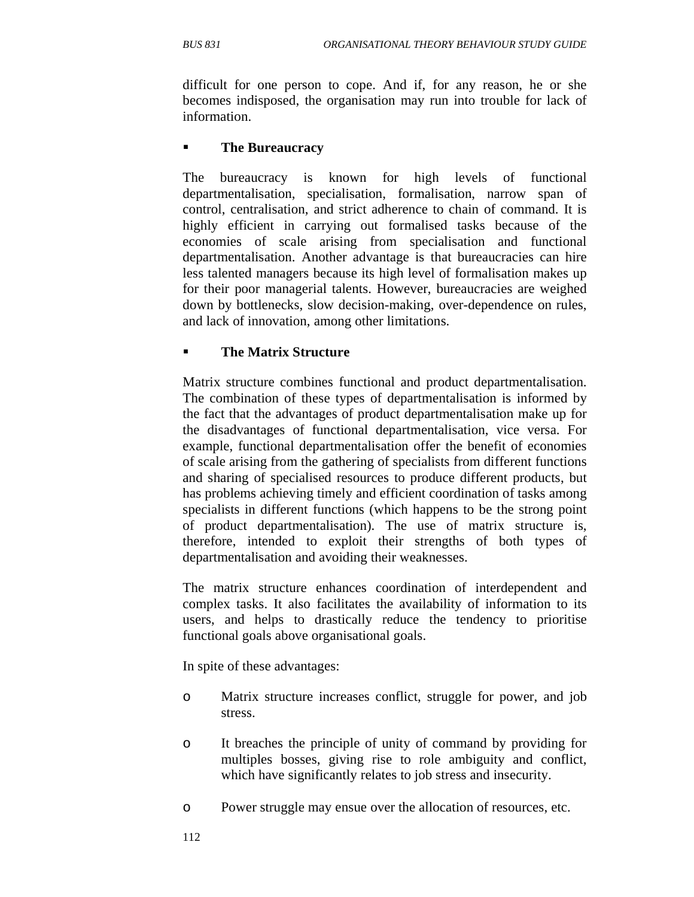difficult for one person to cope. And if, for any reason, he or she becomes indisposed, the organisation may run into trouble for lack of information.

- **The Bureaucracy**

The bureaucracy is known for high levels of functional departmentalisation, specialisation, formalisation, narrow span of control, centralisation, and strict adherence to chain of command. It is highly efficient in carrying out formalised tasks because of the economies of scale arising from specialisation and functional departmentalisation. Another advantage is that bureaucracies can hire less talented managers because its high level of formalisation makes up for their poor managerial talents. However, bureaucracies are weighed down by bottlenecks, slow decision-making, over-dependence on rules, and lack of innovation, among other limitations.

- **The Matrix Structure**

Matrix structure combines functional and product departmentalisation. The combination of these types of departmentalisation is informed by the fact that the advantages of product departmentalisation make up for the disadvantages of functional departmentalisation, vice versa. For example, functional departmentalisation offer the benefit of economies of scale arising from the gathering of specialists from different functions and sharing of specialised resources to produce different products, but has problems achieving timely and efficient coordination of tasks among specialists in different functions (which happens to be the strong point of product departmentalisation). The use of matrix structure is, therefore, intended to exploit their strengths of both types of departmentalisation and avoiding their weaknesses.

The matrix structure enhances coordination of interdependent and complex tasks. It also facilitates the availability of information to its users, and helps to drastically reduce the tendency to prioritise functional goals above organisational goals.

In spite of these advantages:

- Matrix structure increases conflict, struggle for power, and job stress.
- It breaches the principle of unity of command by providing for multiples bosses, giving rise to role ambiguity and conflict, which have significantly relates to job stress and insecurity.
- Power struggle may ensue over the allocation of resources, etc.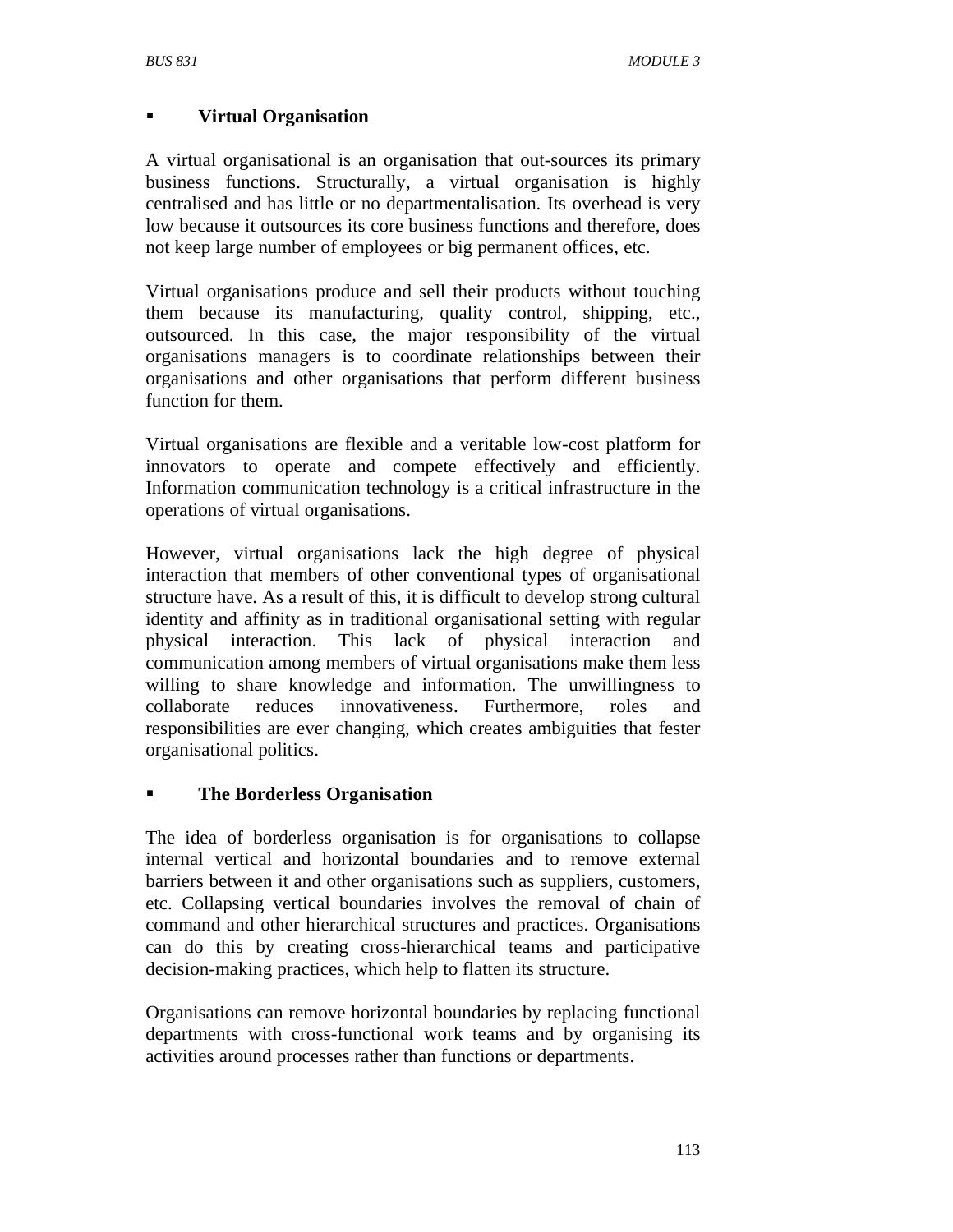- **Virtual Organisation**

A virtual organisational is an organisation that out-sources its primary business functions. Structurally, a virtual organisation is highly centralised and has little or no departmentalisation. Its overhead is very low because it outsources its core business functions and therefore, does not keep large number of employees or big permanent offices, etc.

Virtual organisations produce and sell their products without touching them because its manufacturing, quality control, shipping, etc., outsourced. In this case, the major responsibility of the virtual organisations managers is to coordinate relationships between their organisations and other organisations that perform different business function for them.

Virtual organisations are flexible and a veritable low-cost platform for innovators to operate and compete effectively and efficiently. Information communication technology is a critical infrastructure in the operations of virtual organisations.

However, virtual organisations lack the high degree of physical interaction that members of other conventional types of organisational structure have. As a result of this, it is difficult to develop strong cultural identity and affinity as in traditional organisational setting with regular physical interaction. This lack of physical interaction and communication among members of virtual organisations make them less willing to share knowledge and information. The unwillingness to collaborate reduces innovativeness. Furthermore, roles and responsibilities are ever changing, which creates ambiguities that fester organisational politics.

- **The Borderless Organisation**

The idea of borderless organisation is for organisations to collapse internal vertical and horizontal boundaries and to remove external barriers between it and other organisations such as suppliers, customers, etc. Collapsing vertical boundaries involves the removal of chain of command and other hierarchical structures and practices. Organisations can do this by creating cross-hierarchical teams and participative decision-making practices, which help to flatten its structure.

Organisations can remove horizontal boundaries by replacing functional departments with cross-functional work teams and by organising its activities around processes rather than functions or departments.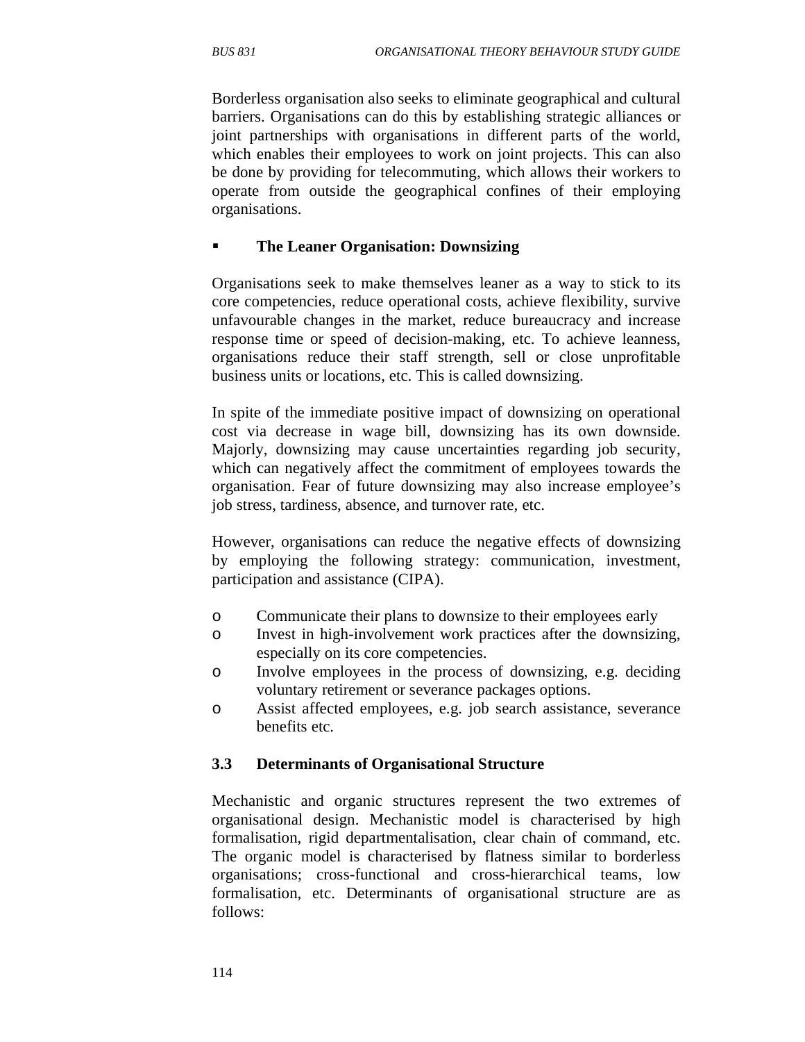Borderless organisation also seeks to eliminate geographical and cultural barriers. Organisations can do this by establishing strategic alliances or joint partnerships with organisations in different parts of the world, which enables their employees to work on joint projects. This can also be done by providing for telecommuting, which allows their workers to operate from outside the geographical confines of their employing organisations.

- **The Leaner Organisation: Downsizing**

Organisations seek to make themselves leaner as a way to stick to its core competencies, reduce operational costs, achieve flexibility, survive unfavourable changes in the market, reduce bureaucracy and increase response time or speed of decision-making, etc. To achieve leanness, organisations reduce their staff strength, sell or close unprofitable business units or locations, etc. This is called downsizing.

In spite of the immediate positive impact of downsizing on operational cost via decrease in wage bill, downsizing has its own downside. Majorly, downsizing may cause uncertainties regarding job security, which can negatively affect the commitment of employees towards the organisation. Fear of future downsizing may also increase employee's job stress, tardiness, absence, and turnover rate, etc.

However, organisations can reduce the negative effects of downsizing by employing the following strategy: communication, investment, participation and assistance (CIPA).

- Communicate their plans to downsize to their employees early
- Invest in high-involvement work practices after the downsizing, especially on its core competencies.
- Involve employees in the process of downsizing, e.g. deciding voluntary retirement or severance packages options.
- Assist affected employees, e.g. job search assistance, severance benefits etc.

### 3.3 Determinants of Organisational Structure

Mechanistic and organic structures represent the two extremes of organisational design. Mechanistic model is characterised by high formalisation, rigid departmentalisation, clear chain of command, etc. The organic model is characterised by flatness similar to borderless organisations; cross-functional and cross-hierarchical teams, low formalisation, etc. Determinants of organisational structure are as follows: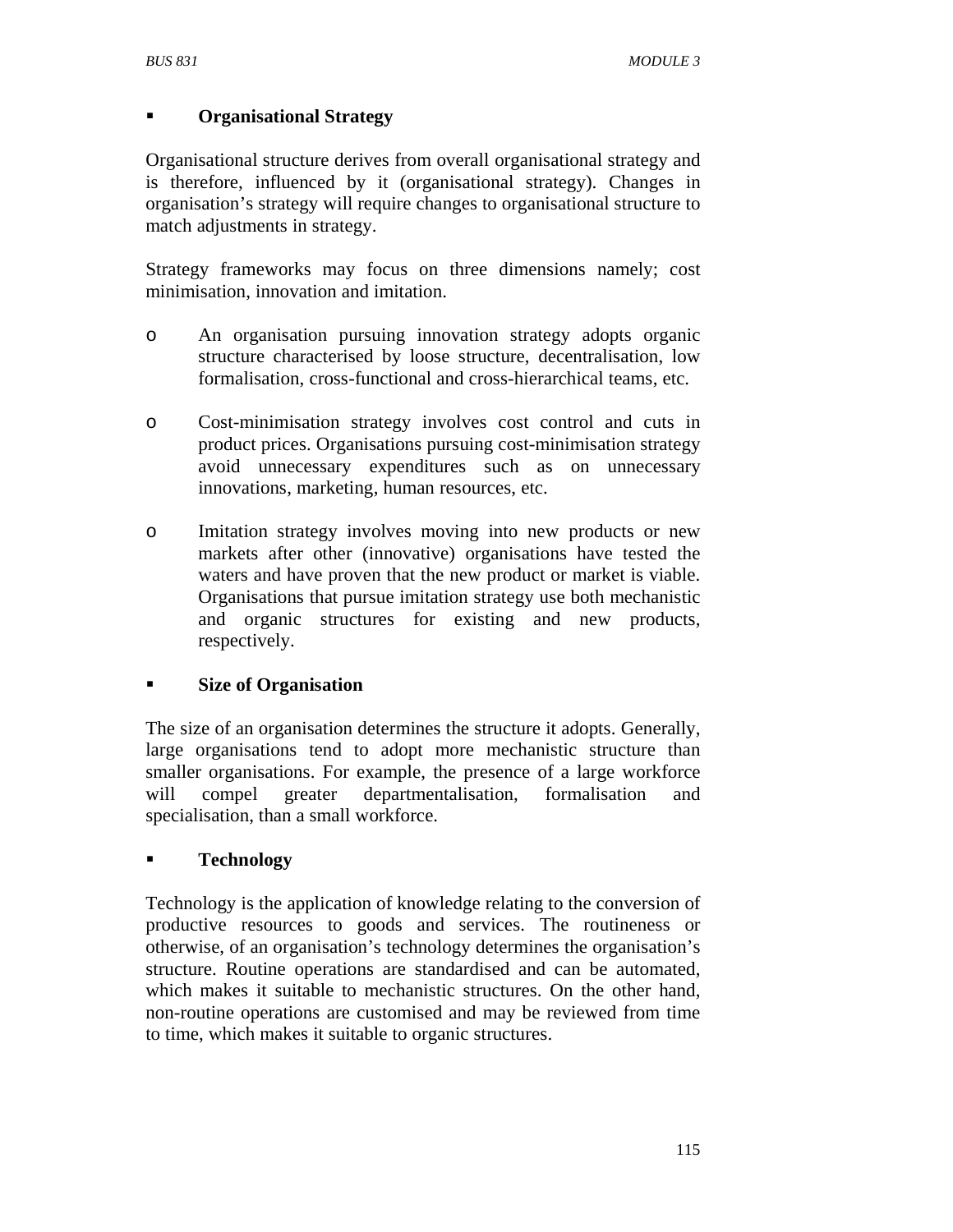- **Organisational Strategy**

Organisational structure derives from overall organisational strategy and is therefore, influenced by it (organisational strategy). Changes in organisation's strategy will require changes to organisational structure to match adjustments in strategy.

Strategy frameworks may focus on three dimensions namely; cost minimisation, innovation and imitation.

  - An organisation pursuing innovation strategy adopts organic structure characterised by loose structure, decentralisation, low formalisation, cross-functional and cross-hierarchical teams, etc.

  - Cost-minimisation strategy involves cost control and cuts in product prices. Organisations pursuing cost-minimisation strategy avoid unnecessary expenditures such as on unnecessary innovations, marketing, human resources, etc.

  - Imitation strategy involves moving into new products or new markets after other (innovative) organisations have tested the waters and have proven that the new product or market is viable. Organisations that pursue imitation strategy use both mechanistic and organic structures for existing and new products, respectively.

- **Size of Organisation**

The size of an organisation determines the structure it adopts. Generally, large organisations tend to adopt more mechanistic structure than smaller organisations. For example, the presence of a large workforce will compel greater departmentalisation, formalisation and specialisation, than a small workforce.

- **Technology**

Technology is the application of knowledge relating to the conversion of productive resources to goods and services. The routineness or otherwise, of an organisation's technology determines the organisation's structure. Routine operations are standardised and can be automated, which makes it suitable to mechanistic structures. On the other hand, non-routine operations are customised and may be reviewed from time to time, which makes it suitable to organic structures.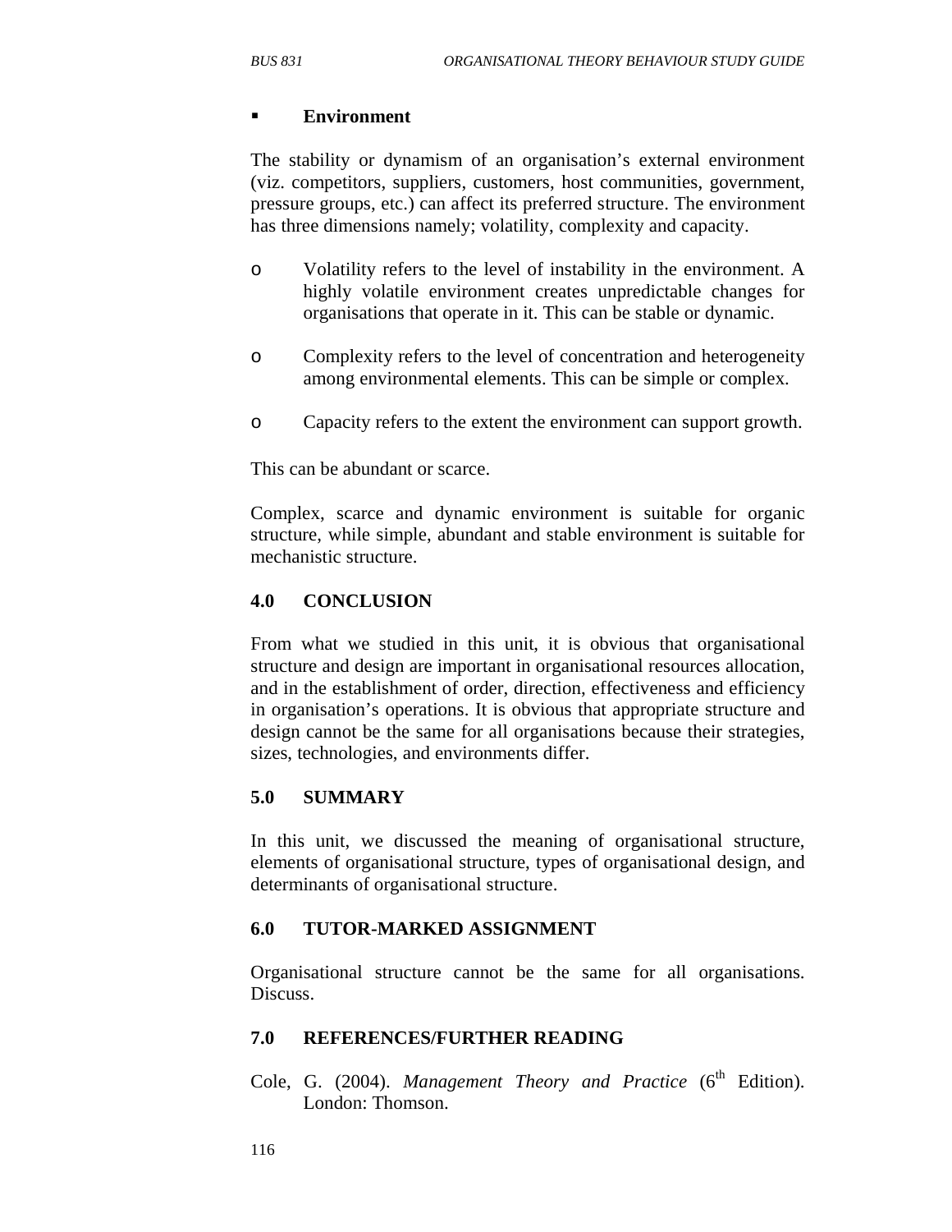- **Environment**

The stability or dynamism of an organisation's external environment (viz. competitors, suppliers, customers, host communities, government, pressure groups, etc.) can affect its preferred structure. The environment has three dimensions namely; volatility, complexity and capacity.

- Volatility refers to the level of instability in the environment. A highly volatile environment creates unpredictable changes for organisations that operate in it. This can be stable or dynamic.
- Complexity refers to the level of concentration and heterogeneity among environmental elements. This can be simple or complex.
- Capacity refers to the extent the environment can support growth.

This can be abundant or scarce.

Complex, scarce and dynamic environment is suitable for organic structure, while simple, abundant and stable environment is suitable for mechanistic structure.

## 4.0 CONCLUSION

From what we studied in this unit, it is obvious that organisational structure and design are important in organisational resources allocation, and in the establishment of order, direction, effectiveness and efficiency in organisation's operations. It is obvious that appropriate structure and design cannot be the same for all organisations because their strategies, sizes, technologies, and environments differ.

## 5.0 SUMMARY

In this unit, we discussed the meaning of organisational structure, elements of organisational structure, types of organisational design, and determinants of organisational structure.

## 6.0 TUTOR-MARKED ASSIGNMENT

Organisational structure cannot be the same for all organisations. Discuss.

## 7.0 REFERENCES/FURTHER READING

Cole, G. (2004). *Management Theory and Practice* (6th Edition). London: Thomson.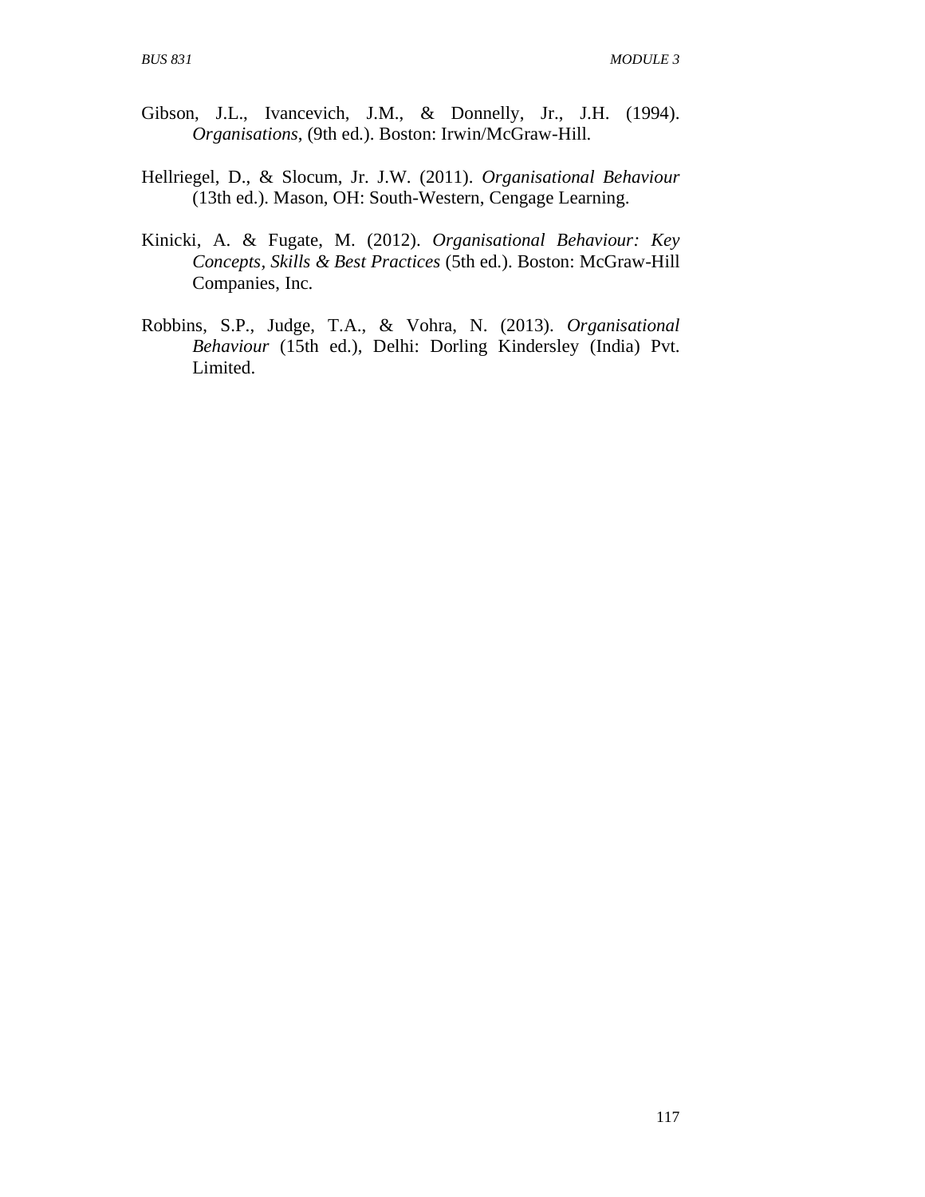Gibson, J.L., Ivancevich, J.M., & Donnelly, Jr., J.H. (1994). *Organisations*, (9th ed.). Boston: Irwin/McGraw-Hill.

Hellriegel, D., & Slocum, Jr. J.W. (2011). *Organisational Behaviour* (13th ed.). Mason, OH: South-Western, Cengage Learning.

Kinicki, A. & Fugate, M. (2012). *Organisational Behaviour: Key Concepts, Skills & Best Practices* (5th ed.). Boston: McGraw-Hill Companies, Inc.

Robbins, S.P., Judge, T.A., & Vohra, N. (2013). *Organisational Behaviour* (15th ed.), Delhi: Dorling Kindersley (India) Pvt. Limited.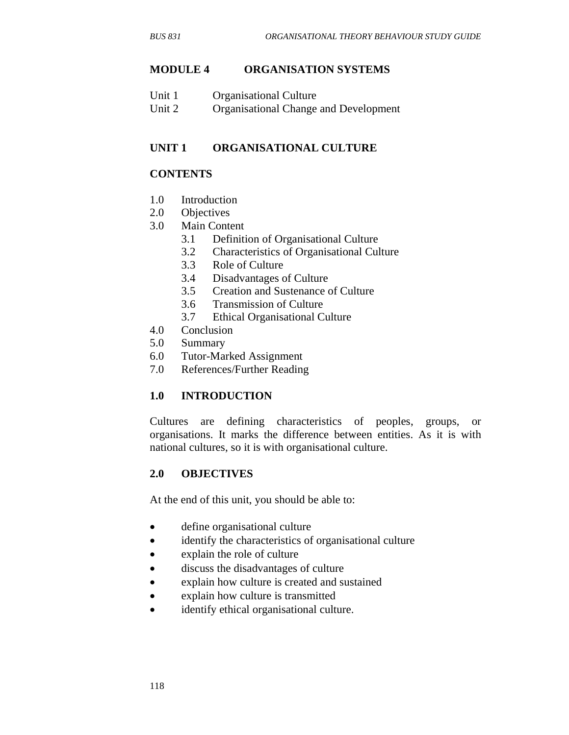## MODULE 4 ORGANISATION SYSTEMS

Unit 1 Organisational Culture
Unit 2 Organisational Change and Development

## UNIT 1 ORGANISATIONAL CULTURE

### CONTENTS

1.0 Introduction
2.0 Objectives
3.0 Main Content
  3.1 Definition of Organisational Culture
  3.2 Characteristics of Organisational Culture
  3.3 Role of Culture
  3.4 Disadvantages of Culture
  3.5 Creation and Sustenance of Culture
  3.6 Transmission of Culture
  3.7 Ethical Organisational Culture
4.0 Conclusion
5.0 Summary
6.0 Tutor-Marked Assignment
7.0 References/Further Reading

### 1.0 INTRODUCTION

Cultures are defining characteristics of peoples, groups, or organisations. It marks the difference between entities. As it is with national cultures, so it is with organisational culture.

### 2.0 OBJECTIVES

At the end of this unit, you should be able to:

- define organisational culture
- identify the characteristics of organisational culture
- explain the role of culture
- discuss the disadvantages of culture
- explain how culture is created and sustained
- explain how culture is transmitted
- identify ethical organisational culture.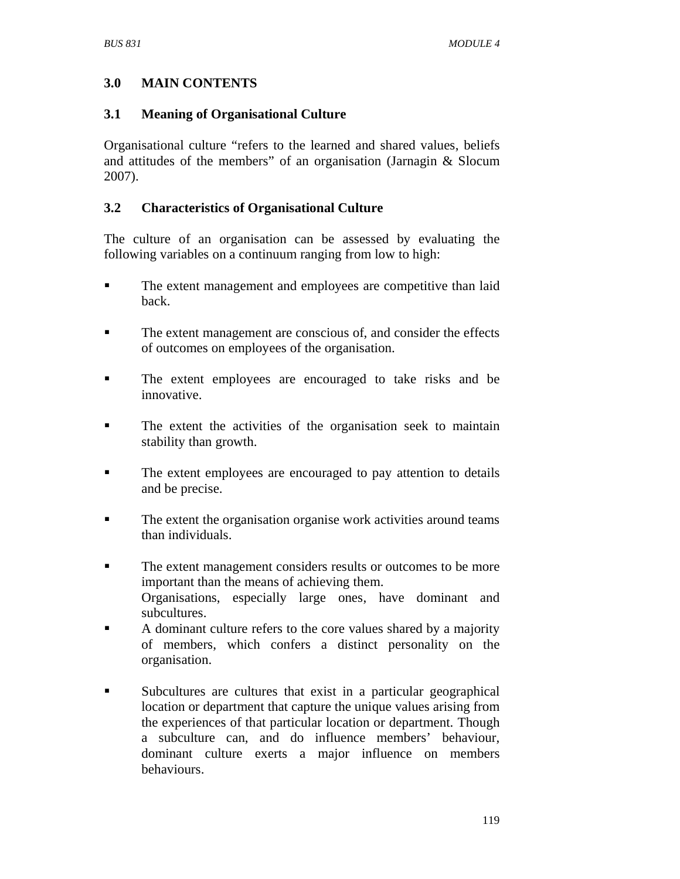## 3.0 MAIN CONTENTS

### 3.1 Meaning of Organisational Culture

Organisational culture "refers to the learned and shared values, beliefs and attitudes of the members" of an organisation (Jarnagin & Slocum 2007).

### 3.2 Characteristics of Organisational Culture

The culture of an organisation can be assessed by evaluating the following variables on a continuum ranging from low to high:

- The extent management and employees are competitive than laid back.
- The extent management are conscious of, and consider the effects of outcomes on employees of the organisation.
- The extent employees are encouraged to take risks and be innovative.
- The extent the activities of the organisation seek to maintain stability than growth.
- The extent employees are encouraged to pay attention to details and be precise.
- The extent the organisation organise work activities around teams than individuals.
- The extent management considers results or outcomes to be more important than the means of achieving them.
  Organisations, especially large ones, have dominant and subcultures.
- A dominant culture refers to the core values shared by a majority of members, which confers a distinct personality on the organisation.
- Subcultures are cultures that exist in a particular geographical location or department that capture the unique values arising from the experiences of that particular location or department. Though a subculture can, and do influence members' behaviour, dominant culture exerts a major influence on members behaviours.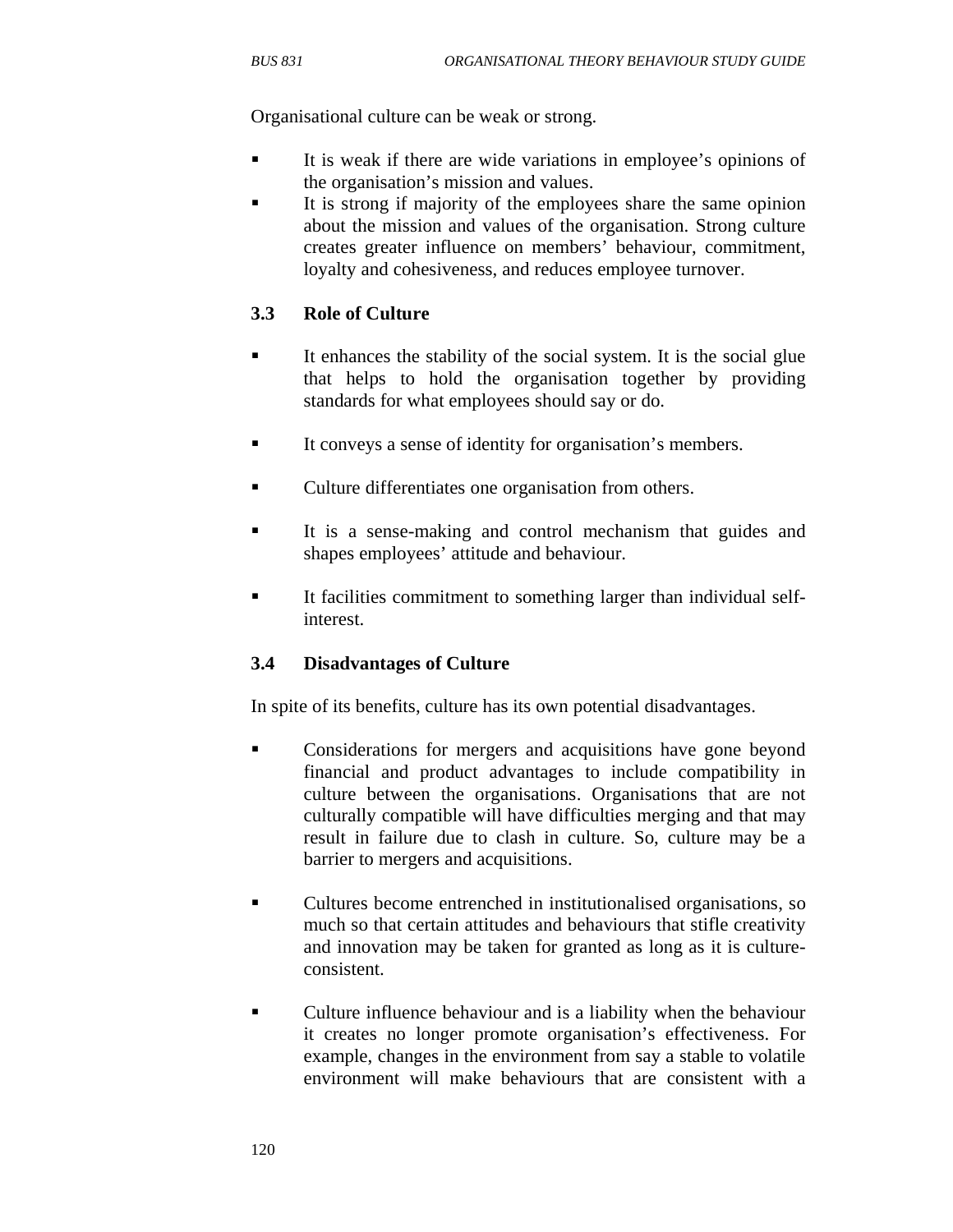Organisational culture can be weak or strong.

- It is weak if there are wide variations in employee's opinions of the organisation's mission and values.
- It is strong if majority of the employees share the same opinion about the mission and values of the organisation. Strong culture creates greater influence on members' behaviour, commitment, loyalty and cohesiveness, and reduces employee turnover.

### 3.3 Role of Culture

- It enhances the stability of the social system. It is the social glue that helps to hold the organisation together by providing standards for what employees should say or do.

- It conveys a sense of identity for organisation's members.

- Culture differentiates one organisation from others.

- It is a sense-making and control mechanism that guides and shapes employees' attitude and behaviour.

- It facilities commitment to something larger than individual self-interest.

### 3.4 Disadvantages of Culture

In spite of its benefits, culture has its own potential disadvantages.

- Considerations for mergers and acquisitions have gone beyond financial and product advantages to include compatibility in culture between the organisations. Organisations that are not culturally compatible will have difficulties merging and that may result in failure due to clash in culture. So, culture may be a barrier to mergers and acquisitions.

- Cultures become entrenched in institutionalised organisations, so much so that certain attitudes and behaviours that stifle creativity and innovation may be taken for granted as long as it is culture-consistent.

- Culture influence behaviour and is a liability when the behaviour it creates no longer promote organisation's effectiveness. For example, changes in the environment from say a stable to volatile environment will make behaviours that are consistent with a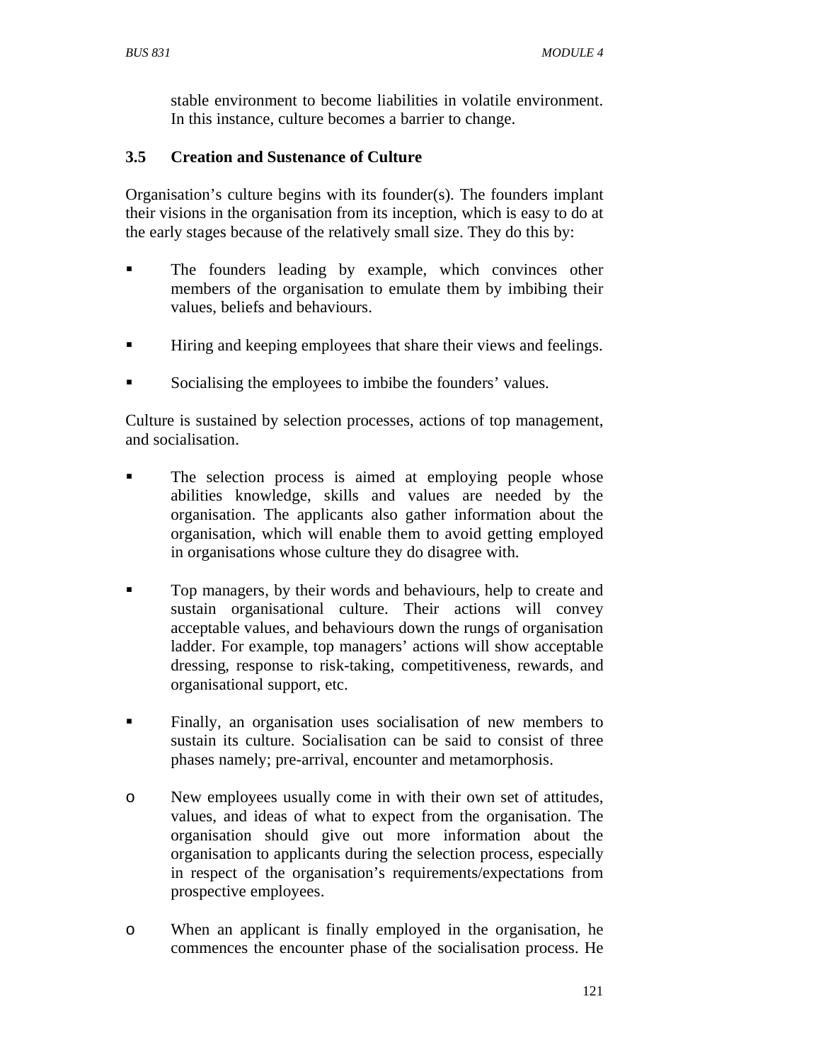stable environment to become liabilities in volatile environment. In this instance, culture becomes a barrier to change.

### 3.5 Creation and Sustenance of Culture

Organisation's culture begins with its founder(s). The founders implant their visions in the organisation from its inception, which is easy to do at the early stages because of the relatively small size. They do this by:

- The founders leading by example, which convinces other members of the organisation to emulate them by imbibing their values, beliefs and behaviours.
- Hiring and keeping employees that share their views and feelings.
- Socialising the employees to imbibe the founders' values.

Culture is sustained by selection processes, actions of top management, and socialisation.

- The selection process is aimed at employing people whose abilities knowledge, skills and values are needed by the organisation. The applicants also gather information about the organisation, which will enable them to avoid getting employed in organisations whose culture they do disagree with.
- Top managers, by their words and behaviours, help to create and sustain organisational culture. Their actions will convey acceptable values, and behaviours down the rungs of organisation ladder. For example, top managers' actions will show acceptable dressing, response to risk-taking, competitiveness, rewards, and organisational support, etc.
- Finally, an organisation uses socialisation of new members to sustain its culture. Socialisation can be said to consist of three phases namely; pre-arrival, encounter and metamorphosis.
  - New employees usually come in with their own set of attitudes, values, and ideas of what to expect from the organisation. The organisation should give out more information about the organisation to applicants during the selection process, especially in respect of the organisation's requirements/expectations from prospective employees.
  - When an applicant is finally employed in the organisation, he commences the encounter phase of the socialisation process. He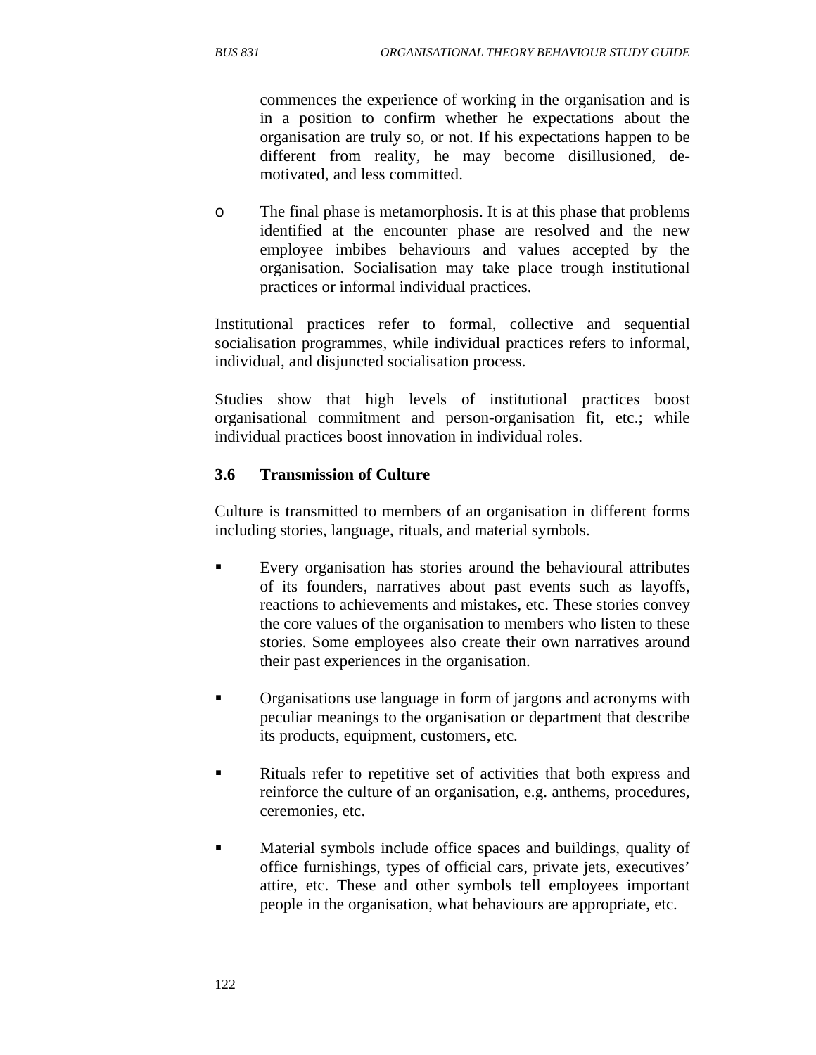commences the experience of working in the organisation and is in a position to confirm whether he expectations about the organisation are truly so, or not. If his expectations happen to be different from reality, he may become disillusioned, de-motivated, and less committed.

- The final phase is metamorphosis. It is at this phase that problems identified at the encounter phase are resolved and the new employee imbibes behaviours and values accepted by the organisation. Socialisation may take place trough institutional practices or informal individual practices.

Institutional practices refer to formal, collective and sequential socialisation programmes, while individual practices refers to informal, individual, and disjuncted socialisation process.

Studies show that high levels of institutional practices boost organisational commitment and person-organisation fit, etc.; while individual practices boost innovation in individual roles.

### 3.6 Transmission of Culture

Culture is transmitted to members of an organisation in different forms including stories, language, rituals, and material symbols.

- Every organisation has stories around the behavioural attributes of its founders, narratives about past events such as layoffs, reactions to achievements and mistakes, etc. These stories convey the core values of the organisation to members who listen to these stories. Some employees also create their own narratives around their past experiences in the organisation.

- Organisations use language in form of jargons and acronyms with peculiar meanings to the organisation or department that describe its products, equipment, customers, etc.

- Rituals refer to repetitive set of activities that both express and reinforce the culture of an organisation, e.g. anthems, procedures, ceremonies, etc.

- Material symbols include office spaces and buildings, quality of office furnishings, types of official cars, private jets, executives' attire, etc. These and other symbols tell employees important people in the organisation, what behaviours are appropriate, etc.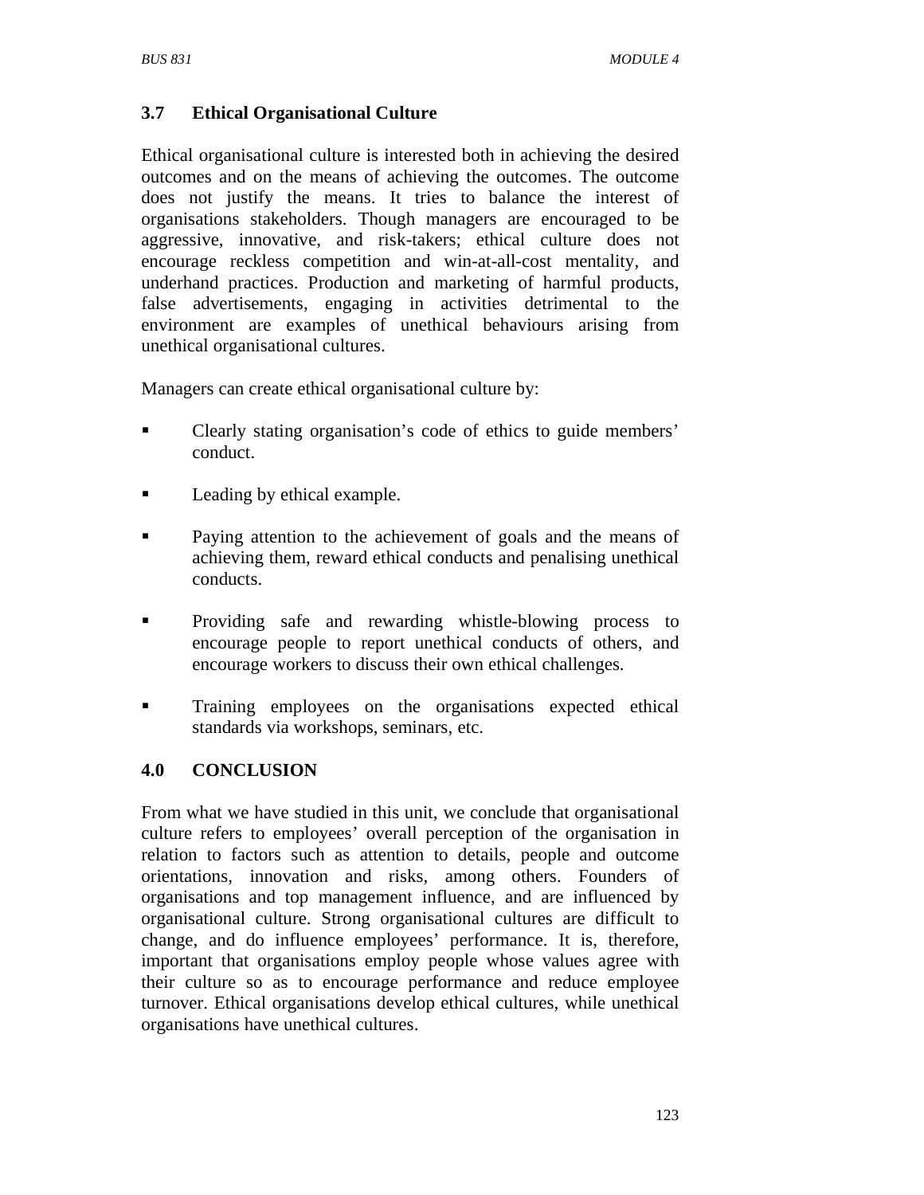### 3.7 Ethical Organisational Culture

Ethical organisational culture is interested both in achieving the desired outcomes and on the means of achieving the outcomes. The outcome does not justify the means. It tries to balance the interest of organisations stakeholders. Though managers are encouraged to be aggressive, innovative, and risk-takers; ethical culture does not encourage reckless competition and win-at-all-cost mentality, and underhand practices. Production and marketing of harmful products, false advertisements, engaging in activities detrimental to the environment are examples of unethical behaviours arising from unethical organisational cultures.

Managers can create ethical organisational culture by:

- Clearly stating organisation's code of ethics to guide members' conduct.
- Leading by ethical example.
- Paying attention to the achievement of goals and the means of achieving them, reward ethical conducts and penalising unethical conducts.
- Providing safe and rewarding whistle-blowing process to encourage people to report unethical conducts of others, and encourage workers to discuss their own ethical challenges.
- Training employees on the organisations expected ethical standards via workshops, seminars, etc.

## 4.0 CONCLUSION

From what we have studied in this unit, we conclude that organisational culture refers to employees' overall perception of the organisation in relation to factors such as attention to details, people and outcome orientations, innovation and risks, among others. Founders of organisations and top management influence, and are influenced by organisational culture. Strong organisational cultures are difficult to change, and do influence employees' performance. It is, therefore, important that organisations employ people whose values agree with their culture so as to encourage performance and reduce employee turnover. Ethical organisations develop ethical cultures, while unethical organisations have unethical cultures.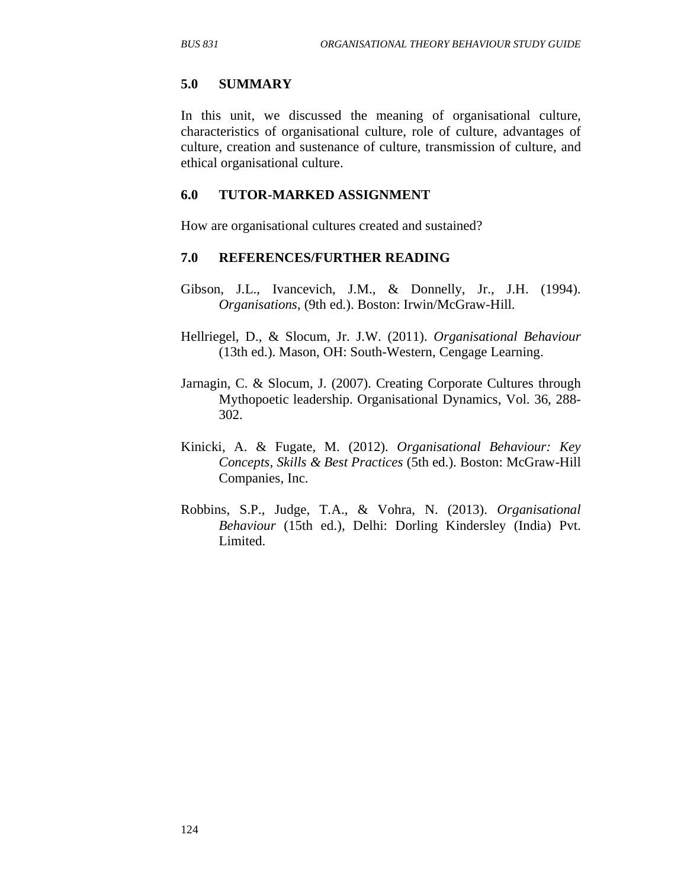## 5.0 SUMMARY

In this unit, we discussed the meaning of organisational culture, characteristics of organisational culture, role of culture, advantages of culture, creation and sustenance of culture, transmission of culture, and ethical organisational culture.

## 6.0 TUTOR-MARKED ASSIGNMENT

How are organisational cultures created and sustained?

## 7.0 REFERENCES/FURTHER READING

Gibson, J.L., Ivancevich, J.M., & Donnelly, Jr., J.H. (1994). *Organisations*, (9th ed.). Boston: Irwin/McGraw-Hill.

Hellriegel, D., & Slocum, Jr. J.W. (2011). *Organisational Behaviour* (13th ed.). Mason, OH: South-Western, Cengage Learning.

Jarnagin, C. & Slocum, J. (2007). Creating Corporate Cultures through Mythopoetic leadership. Organisational Dynamics, Vol. 36, 288-302.

Kinicki, A. & Fugate, M. (2012). *Organisational Behaviour: Key Concepts, Skills & Best Practices* (5th ed.). Boston: McGraw-Hill Companies, Inc.

Robbins, S.P., Judge, T.A., & Vohra, N. (2013). *Organisational Behaviour* (15th ed.), Delhi: Dorling Kindersley (India) Pvt. Limited.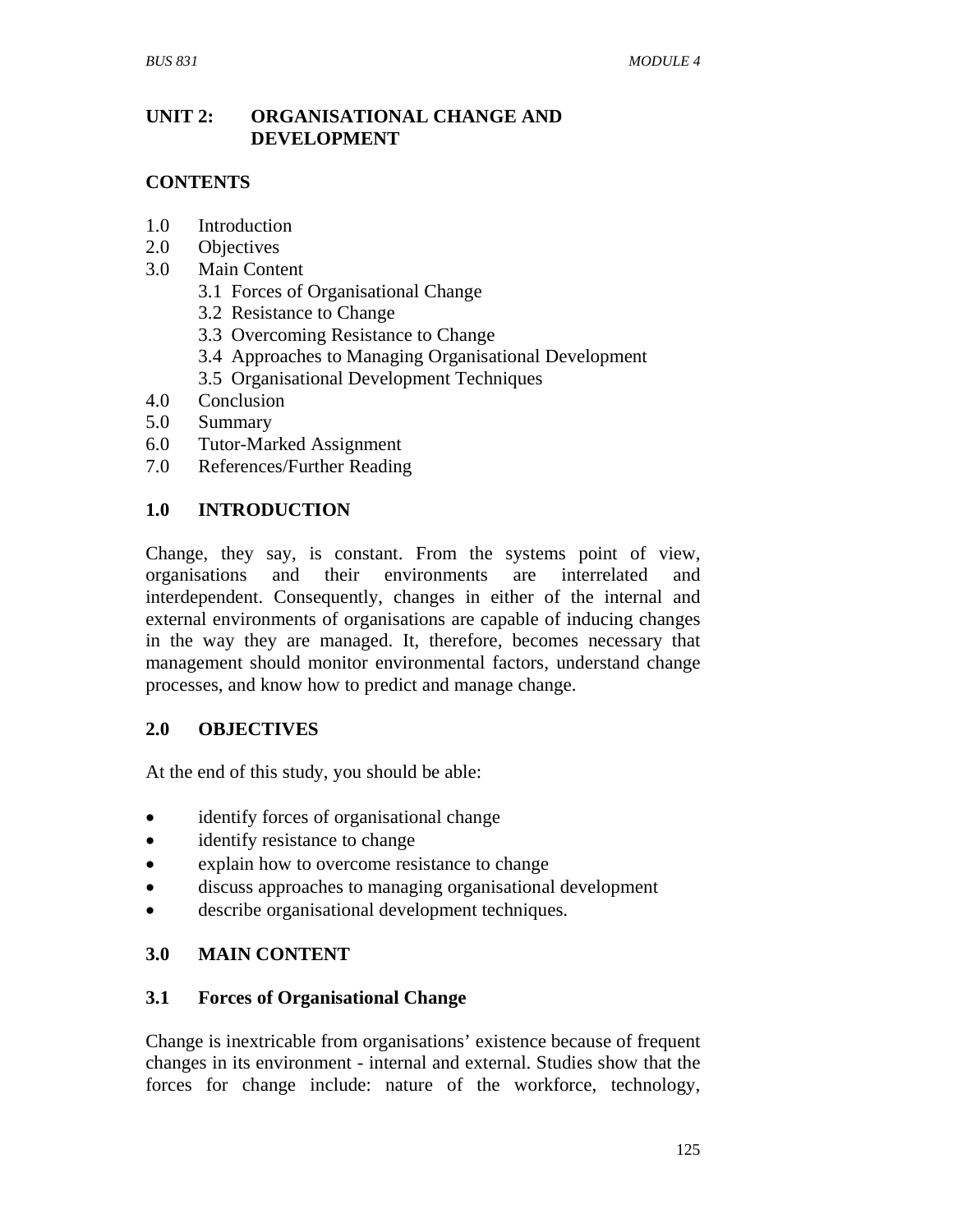## UNIT 2: ORGANISATIONAL CHANGE AND DEVELOPMENT

### CONTENTS

1.0 Introduction
2.0 Objectives
3.0 Main Content
   3.1 Forces of Organisational Change
   3.2 Resistance to Change
   3.3 Overcoming Resistance to Change
   3.4 Approaches to Managing Organisational Development
   3.5 Organisational Development Techniques
4.0 Conclusion
5.0 Summary
6.0 Tutor-Marked Assignment
7.0 References/Further Reading

### 1.0 INTRODUCTION

Change, they say, is constant. From the systems point of view, organisations and their environments are interrelated and interdependent. Consequently, changes in either of the internal and external environments of organisations are capable of inducing changes in the way they are managed. It, therefore, becomes necessary that management should monitor environmental factors, understand change processes, and know how to predict and manage change.

### 2.0 OBJECTIVES

At the end of this study, you should be able:

- identify forces of organisational change
- identify resistance to change
- explain how to overcome resistance to change
- discuss approaches to managing organisational development
- describe organisational development techniques.

### 3.0 MAIN CONTENT

#### 3.1 Forces of Organisational Change

Change is inextricable from organisations' existence because of frequent changes in its environment - internal and external. Studies show that the forces for change include: nature of the workforce, technology,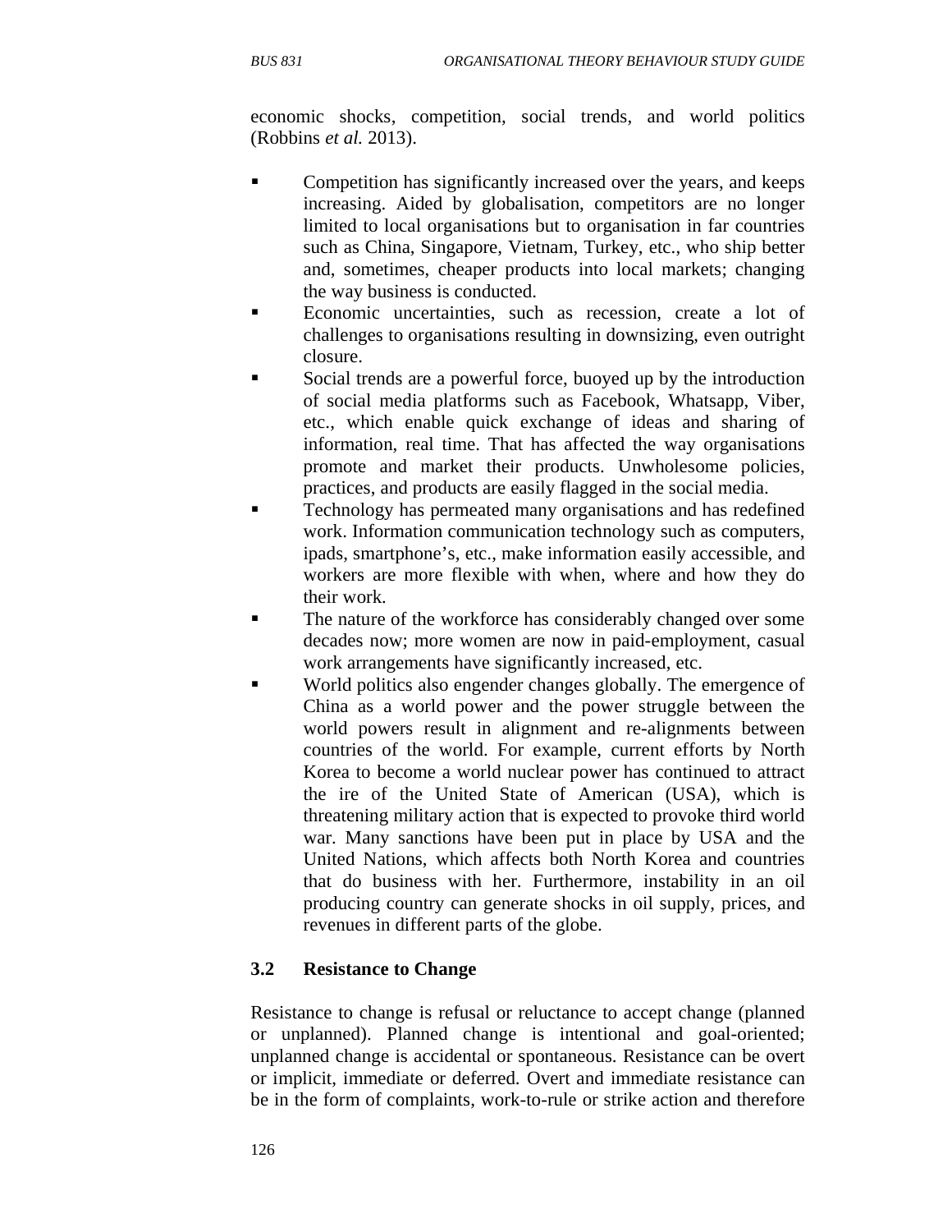economic shocks, competition, social trends, and world politics (Robbins *et al.* 2013).

- Competition has significantly increased over the years, and keeps increasing. Aided by globalisation, competitors are no longer limited to local organisations but to organisation in far countries such as China, Singapore, Vietnam, Turkey, etc., who ship better and, sometimes, cheaper products into local markets; changing the way business is conducted.
- Economic uncertainties, such as recession, create a lot of challenges to organisations resulting in downsizing, even outright closure.
- Social trends are a powerful force, buoyed up by the introduction of social media platforms such as Facebook, Whatsapp, Viber, etc., which enable quick exchange of ideas and sharing of information, real time. That has affected the way organisations promote and market their products. Unwholesome policies, practices, and products are easily flagged in the social media.
- Technology has permeated many organisations and has redefined work. Information communication technology such as computers, ipads, smartphone's, etc., make information easily accessible, and workers are more flexible with when, where and how they do their work.
- The nature of the workforce has considerably changed over some decades now; more women are now in paid-employment, casual work arrangements have significantly increased, etc.
- World politics also engender changes globally. The emergence of China as a world power and the power struggle between the world powers result in alignment and re-alignments between countries of the world. For example, current efforts by North Korea to become a world nuclear power has continued to attract the ire of the United State of American (USA), which is threatening military action that is expected to provoke third world war. Many sanctions have been put in place by USA and the United Nations, which affects both North Korea and countries that do business with her. Furthermore, instability in an oil producing country can generate shocks in oil supply, prices, and revenues in different parts of the globe.

### 3.2 Resistance to Change

Resistance to change is refusal or reluctance to accept change (planned or unplanned). Planned change is intentional and goal-oriented; unplanned change is accidental or spontaneous. Resistance can be overt or implicit, immediate or deferred. Overt and immediate resistance can be in the form of complaints, work-to-rule or strike action and therefore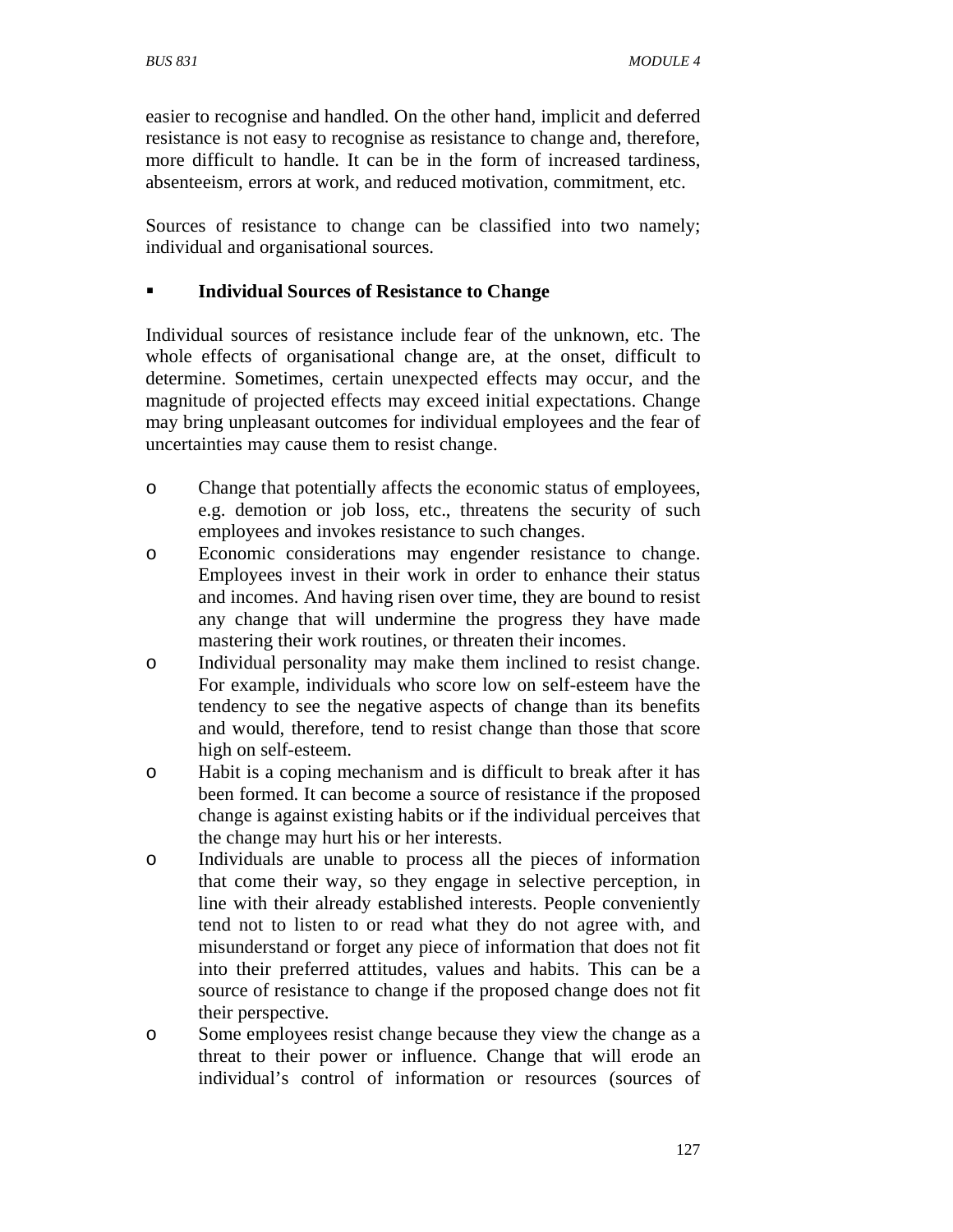easier to recognise and handled. On the other hand, implicit and deferred resistance is not easy to recognise as resistance to change and, therefore, more difficult to handle. It can be in the form of increased tardiness, absenteeism, errors at work, and reduced motivation, commitment, etc.

Sources of resistance to change can be classified into two namely; individual and organisational sources.

- **Individual Sources of Resistance to Change**

Individual sources of resistance include fear of the unknown, etc. The whole effects of organisational change are, at the onset, difficult to determine. Sometimes, certain unexpected effects may occur, and the magnitude of projected effects may exceed initial expectations. Change may bring unpleasant outcomes for individual employees and the fear of uncertainties may cause them to resist change.

- Change that potentially affects the economic status of employees, e.g. demotion or job loss, etc., threatens the security of such employees and invokes resistance to such changes.
- Economic considerations may engender resistance to change. Employees invest in their work in order to enhance their status and incomes. And having risen over time, they are bound to resist any change that will undermine the progress they have made mastering their work routines, or threaten their incomes.
- Individual personality may make them inclined to resist change. For example, individuals who score low on self-esteem have the tendency to see the negative aspects of change than its benefits and would, therefore, tend to resist change than those that score high on self-esteem.
- Habit is a coping mechanism and is difficult to break after it has been formed. It can become a source of resistance if the proposed change is against existing habits or if the individual perceives that the change may hurt his or her interests.
- Individuals are unable to process all the pieces of information that come their way, so they engage in selective perception, in line with their already established interests. People conveniently tend not to listen to or read what they do not agree with, and misunderstand or forget any piece of information that does not fit into their preferred attitudes, values and habits. This can be a source of resistance to change if the proposed change does not fit their perspective.
- Some employees resist change because they view the change as a threat to their power or influence. Change that will erode an individual's control of information or resources (sources of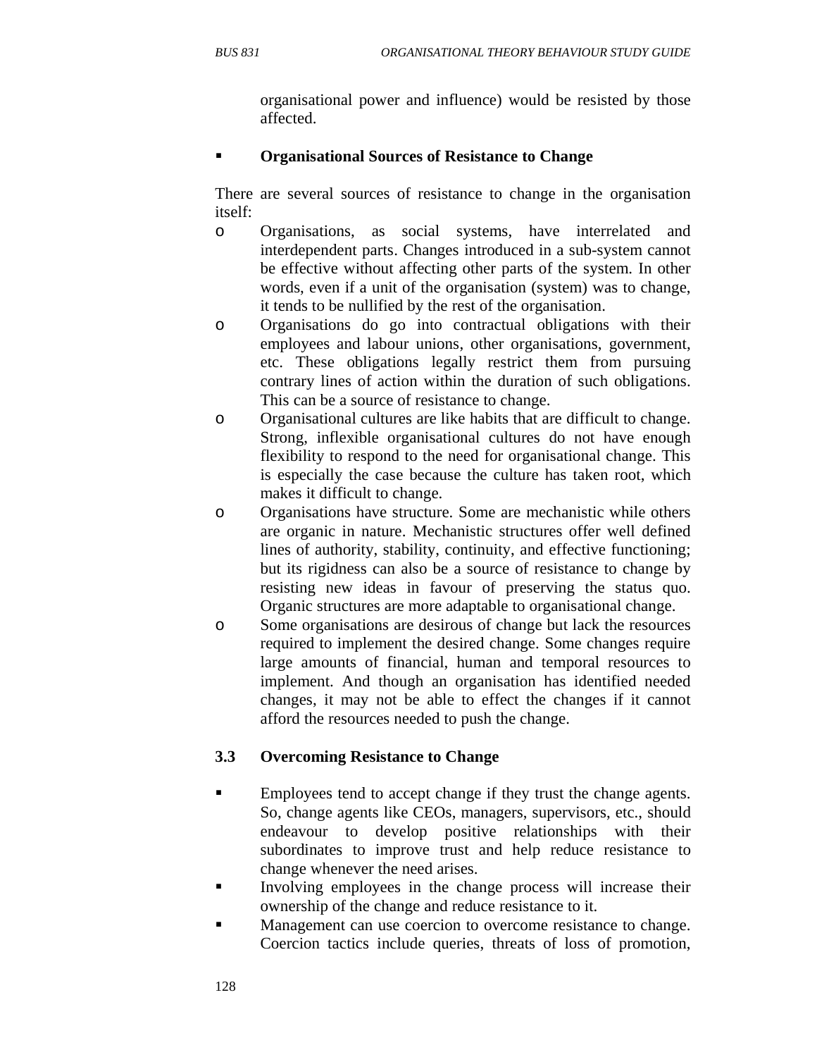organisational power and influence) would be resisted by those affected.

- **Organisational Sources of Resistance to Change**

There are several sources of resistance to change in the organisation itself:

- Organisations, as social systems, have interrelated and interdependent parts. Changes introduced in a sub-system cannot be effective without affecting other parts of the system. In other words, even if a unit of the organisation (system) was to change, it tends to be nullified by the rest of the organisation.
- Organisations do go into contractual obligations with their employees and labour unions, other organisations, government, etc. These obligations legally restrict them from pursuing contrary lines of action within the duration of such obligations. This can be a source of resistance to change.
- Organisational cultures are like habits that are difficult to change. Strong, inflexible organisational cultures do not have enough flexibility to respond to the need for organisational change. This is especially the case because the culture has taken root, which makes it difficult to change.
- Organisations have structure. Some are mechanistic while others are organic in nature. Mechanistic structures offer well defined lines of authority, stability, continuity, and effective functioning; but its rigidness can also be a source of resistance to change by resisting new ideas in favour of preserving the status quo. Organic structures are more adaptable to organisational change.
- Some organisations are desirous of change but lack the resources required to implement the desired change. Some changes require large amounts of financial, human and temporal resources to implement. And though an organisation has identified needed changes, it may not be able to effect the changes if it cannot afford the resources needed to push the change.

### 3.3 Overcoming Resistance to Change

- Employees tend to accept change if they trust the change agents. So, change agents like CEOs, managers, supervisors, etc., should endeavour to develop positive relationships with their subordinates to improve trust and help reduce resistance to change whenever the need arises.
- Involving employees in the change process will increase their ownership of the change and reduce resistance to it.
- Management can use coercion to overcome resistance to change. Coercion tactics include queries, threats of loss of promotion,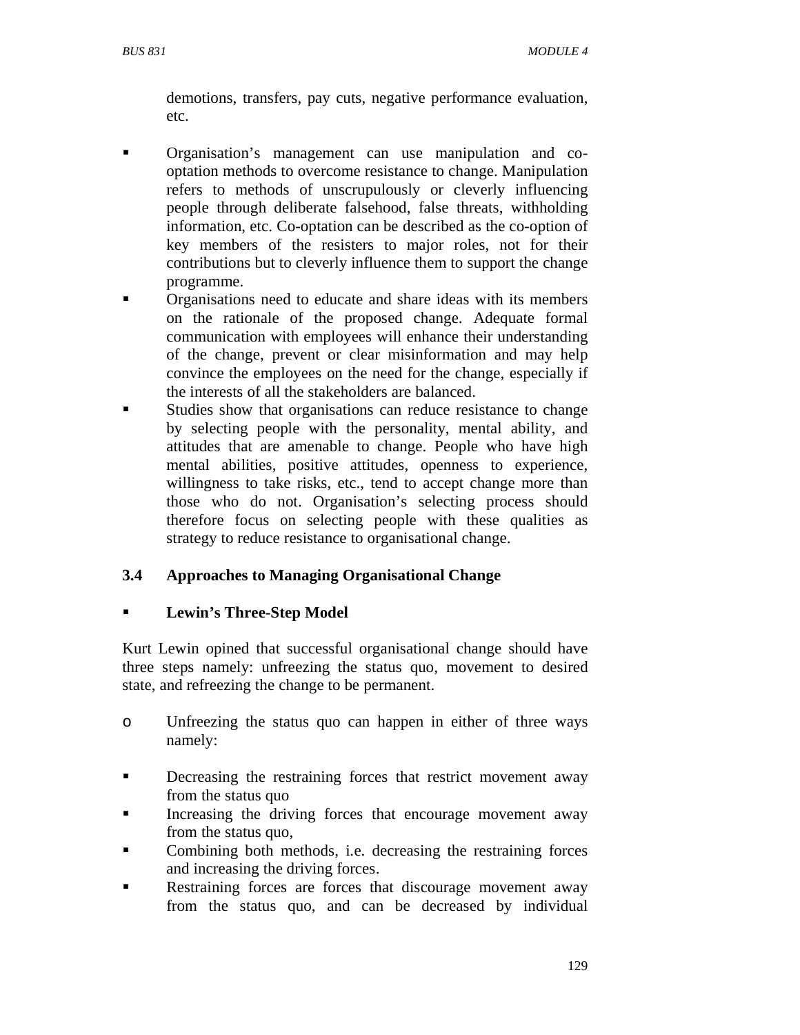demotions, transfers, pay cuts, negative performance evaluation, etc.

- Organisation's management can use manipulation and co-optation methods to overcome resistance to change. Manipulation refers to methods of unscrupulously or cleverly influencing people through deliberate falsehood, false threats, withholding information, etc. Co-optation can be described as the co-option of key members of the resisters to major roles, not for their contributions but to cleverly influence them to support the change programme.
- Organisations need to educate and share ideas with its members on the rationale of the proposed change. Adequate formal communication with employees will enhance their understanding of the change, prevent or clear misinformation and may help convince the employees on the need for the change, especially if the interests of all the stakeholders are balanced.
- Studies show that organisations can reduce resistance to change by selecting people with the personality, mental ability, and attitudes that are amenable to change. People who have high mental abilities, positive attitudes, openness to experience, willingness to take risks, etc., tend to accept change more than those who do not. Organisation's selecting process should therefore focus on selecting people with these qualities as strategy to reduce resistance to organisational change.

## 3.4 Approaches to Managing Organisational Change

- **Lewin's Three-Step Model**

Kurt Lewin opined that successful organisational change should have three steps namely: unfreezing the status quo, movement to desired state, and refreezing the change to be permanent.

- Unfreezing the status quo can happen in either of three ways namely:

- Decreasing the restraining forces that restrict movement away from the status quo
- Increasing the driving forces that encourage movement away from the status quo,
- Combining both methods, i.e. decreasing the restraining forces and increasing the driving forces.
- Restraining forces are forces that discourage movement away from the status quo, and can be decreased by individual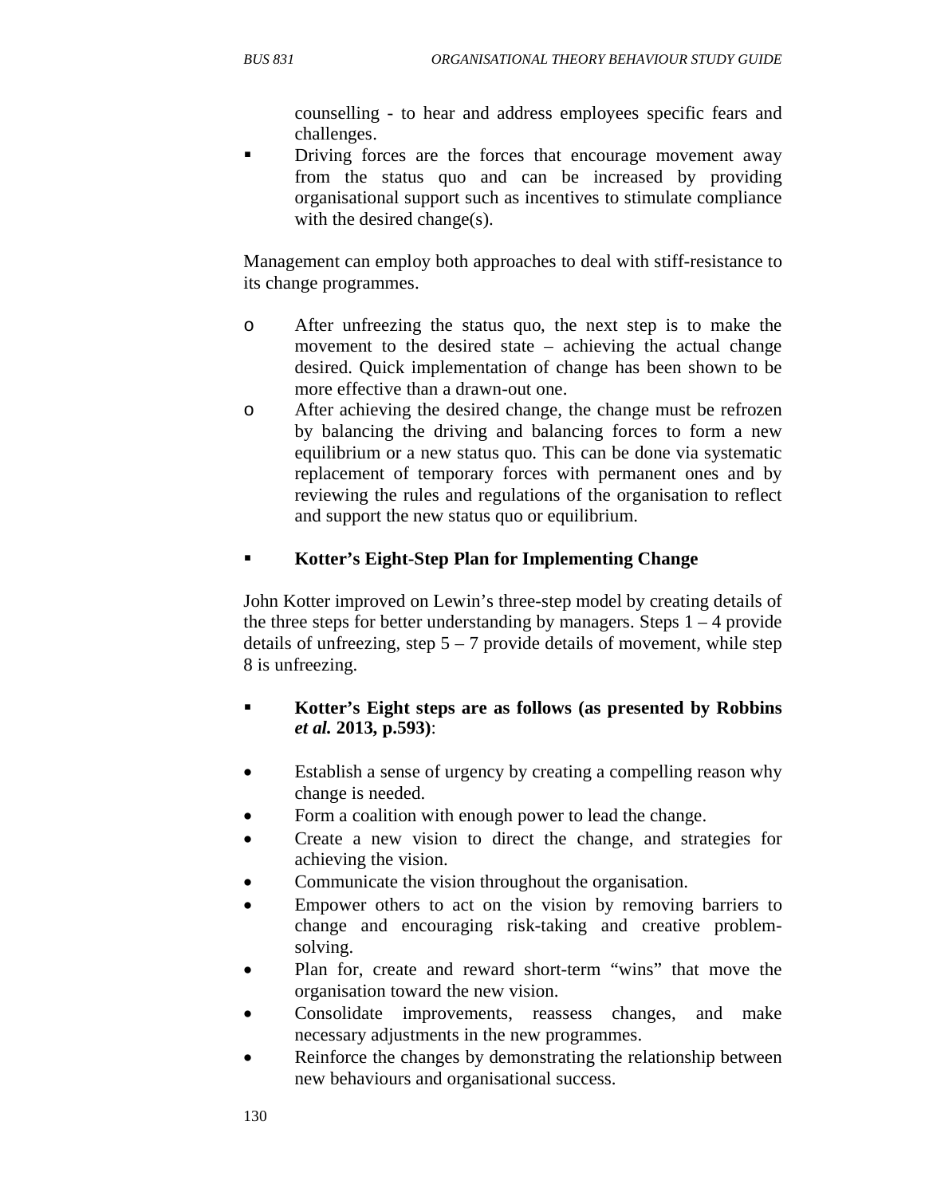counselling - to hear and address employees specific fears and challenges.

- Driving forces are the forces that encourage movement away from the status quo and can be increased by providing organisational support such as incentives to stimulate compliance with the desired change(s).

Management can employ both approaches to deal with stiff-resistance to its change programmes.

- After unfreezing the status quo, the next step is to make the movement to the desired state – achieving the actual change desired. Quick implementation of change has been shown to be more effective than a drawn-out one.
- After achieving the desired change, the change must be refrozen by balancing the driving and balancing forces to form a new equilibrium or a new status quo. This can be done via systematic replacement of temporary forces with permanent ones and by reviewing the rules and regulations of the organisation to reflect and support the new status quo or equilibrium.

- **Kotter's Eight-Step Plan for Implementing Change**

John Kotter improved on Lewin's three-step model by creating details of the three steps for better understanding by managers. Steps 1 – 4 provide details of unfreezing, step 5 – 7 provide details of movement, while step 8 is unfreezing.

- **Kotter's Eight steps are as follows (as presented by Robbins *et al.* 2013, p.593)**:

- Establish a sense of urgency by creating a compelling reason why change is needed.
- Form a coalition with enough power to lead the change.
- Create a new vision to direct the change, and strategies for achieving the vision.
- Communicate the vision throughout the organisation.
- Empower others to act on the vision by removing barriers to change and encouraging risk-taking and creative problem-solving.
- Plan for, create and reward short-term "wins" that move the organisation toward the new vision.
- Consolidate improvements, reassess changes, and make necessary adjustments in the new programmes.
- Reinforce the changes by demonstrating the relationship between new behaviours and organisational success.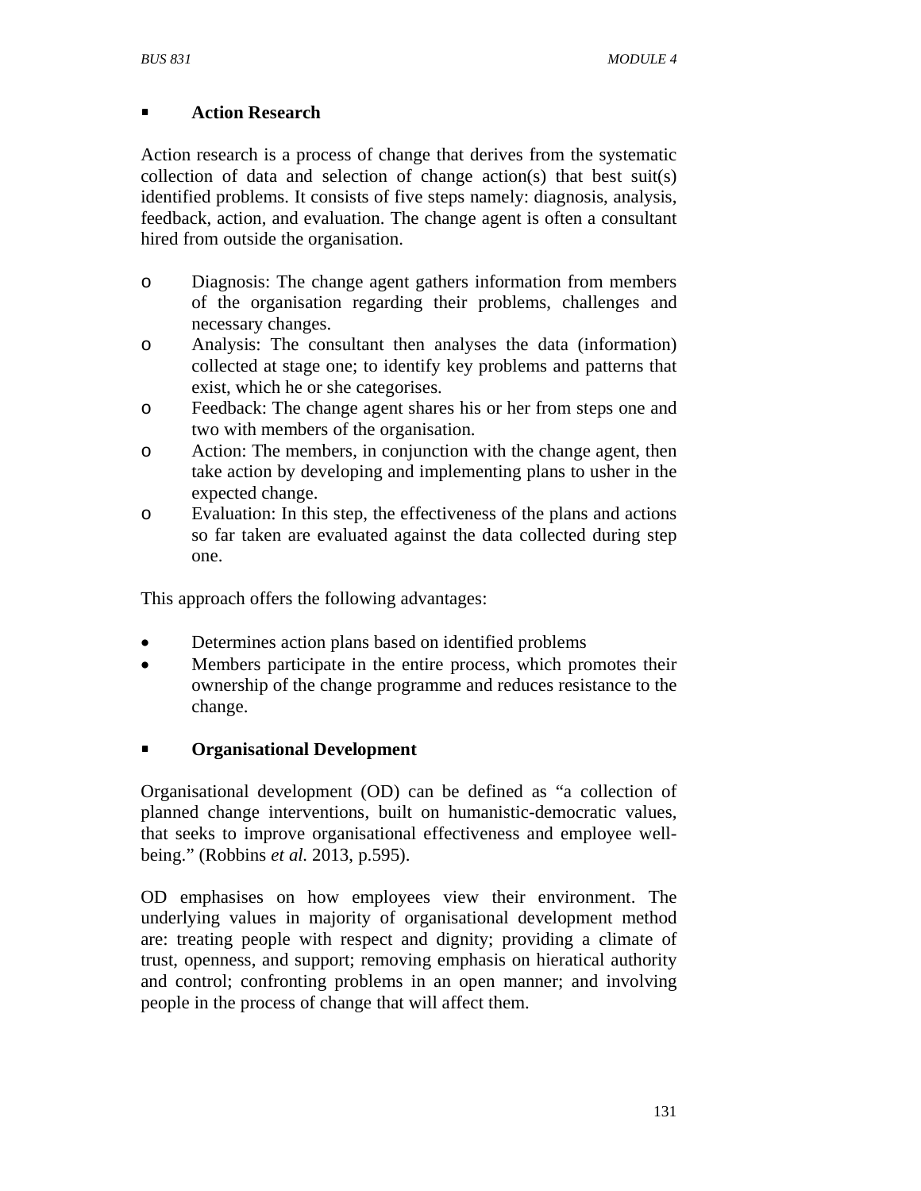- **Action Research**

Action research is a process of change that derives from the systematic collection of data and selection of change action(s) that best suit(s) identified problems. It consists of five steps namely: diagnosis, analysis, feedback, action, and evaluation. The change agent is often a consultant hired from outside the organisation.

- Diagnosis: The change agent gathers information from members of the organisation regarding their problems, challenges and necessary changes.
- Analysis: The consultant then analyses the data (information) collected at stage one; to identify key problems and patterns that exist, which he or she categorises.
- Feedback: The change agent shares his or her from steps one and two with members of the organisation.
- Action: The members, in conjunction with the change agent, then take action by developing and implementing plans to usher in the expected change.
- Evaluation: In this step, the effectiveness of the plans and actions so far taken are evaluated against the data collected during step one.

This approach offers the following advantages:

- Determines action plans based on identified problems
- Members participate in the entire process, which promotes their ownership of the change programme and reduces resistance to the change.

- **Organisational Development**

Organisational development (OD) can be defined as "a collection of planned change interventions, built on humanistic-democratic values, that seeks to improve organisational effectiveness and employee well-being." (Robbins *et al.* 2013, p.595).

OD emphasises on how employees view their environment. The underlying values in majority of organisational development method are: treating people with respect and dignity; providing a climate of trust, openness, and support; removing emphasis on hieratical authority and control; confronting problems in an open manner; and involving people in the process of change that will affect them.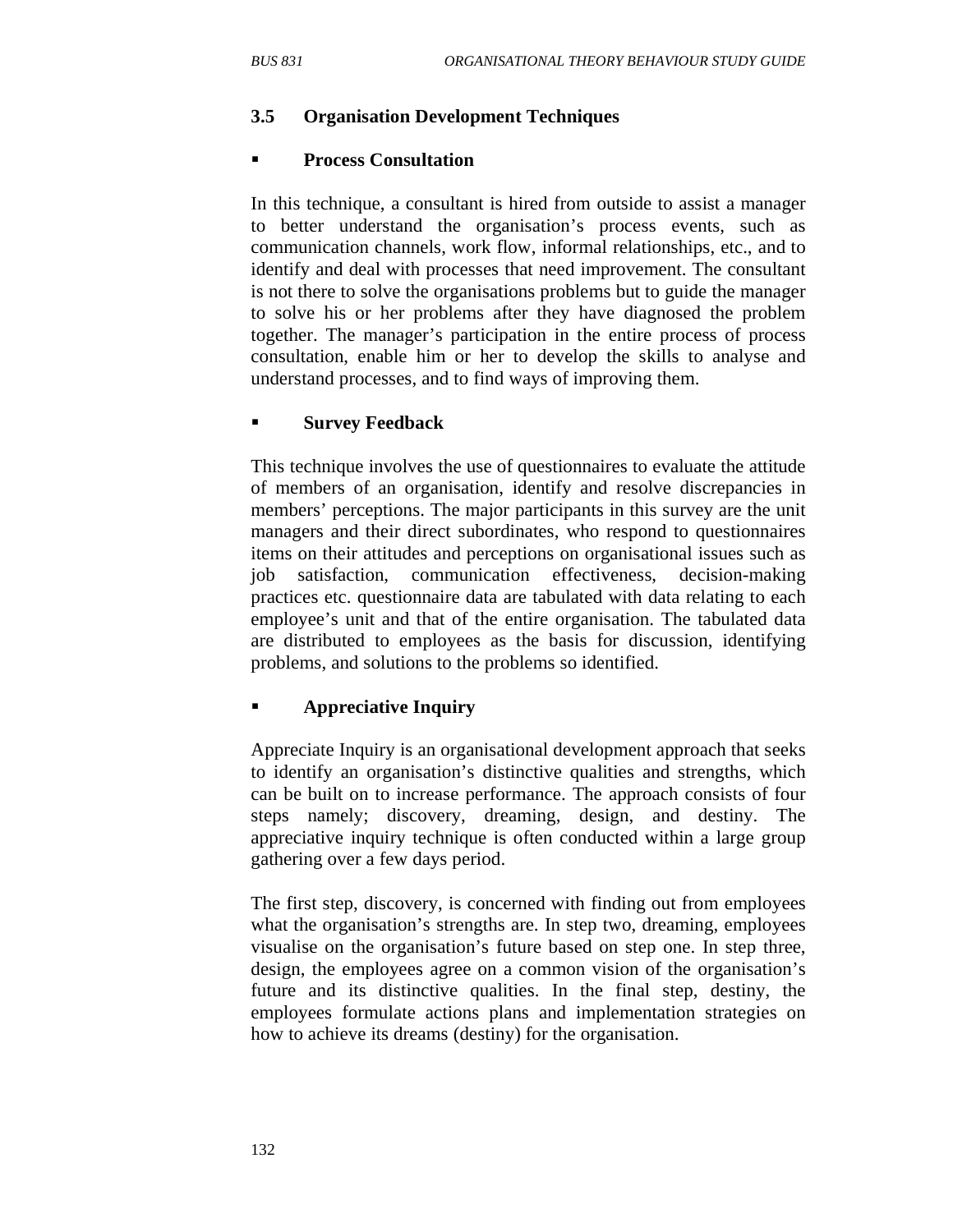### 3.5 Organisation Development Techniques

- **Process Consultation**

In this technique, a consultant is hired from outside to assist a manager to better understand the organisation's process events, such as communication channels, work flow, informal relationships, etc., and to identify and deal with processes that need improvement. The consultant is not there to solve the organisations problems but to guide the manager to solve his or her problems after they have diagnosed the problem together. The manager's participation in the entire process of process consultation, enable him or her to develop the skills to analyse and understand processes, and to find ways of improving them.

- **Survey Feedback**

This technique involves the use of questionnaires to evaluate the attitude of members of an organisation, identify and resolve discrepancies in members' perceptions. The major participants in this survey are the unit managers and their direct subordinates, who respond to questionnaires items on their attitudes and perceptions on organisational issues such as job satisfaction, communication effectiveness, decision-making practices etc. questionnaire data are tabulated with data relating to each employee's unit and that of the entire organisation. The tabulated data are distributed to employees as the basis for discussion, identifying problems, and solutions to the problems so identified.

- **Appreciative Inquiry**

Appreciate Inquiry is an organisational development approach that seeks to identify an organisation's distinctive qualities and strengths, which can be built on to increase performance. The approach consists of four steps namely; discovery, dreaming, design, and destiny. The appreciative inquiry technique is often conducted within a large group gathering over a few days period.

The first step, discovery, is concerned with finding out from employees what the organisation's strengths are. In step two, dreaming, employees visualise on the organisation's future based on step one. In step three, design, the employees agree on a common vision of the organisation's future and its distinctive qualities. In the final step, destiny, the employees formulate actions plans and implementation strategies on how to achieve its dreams (destiny) for the organisation.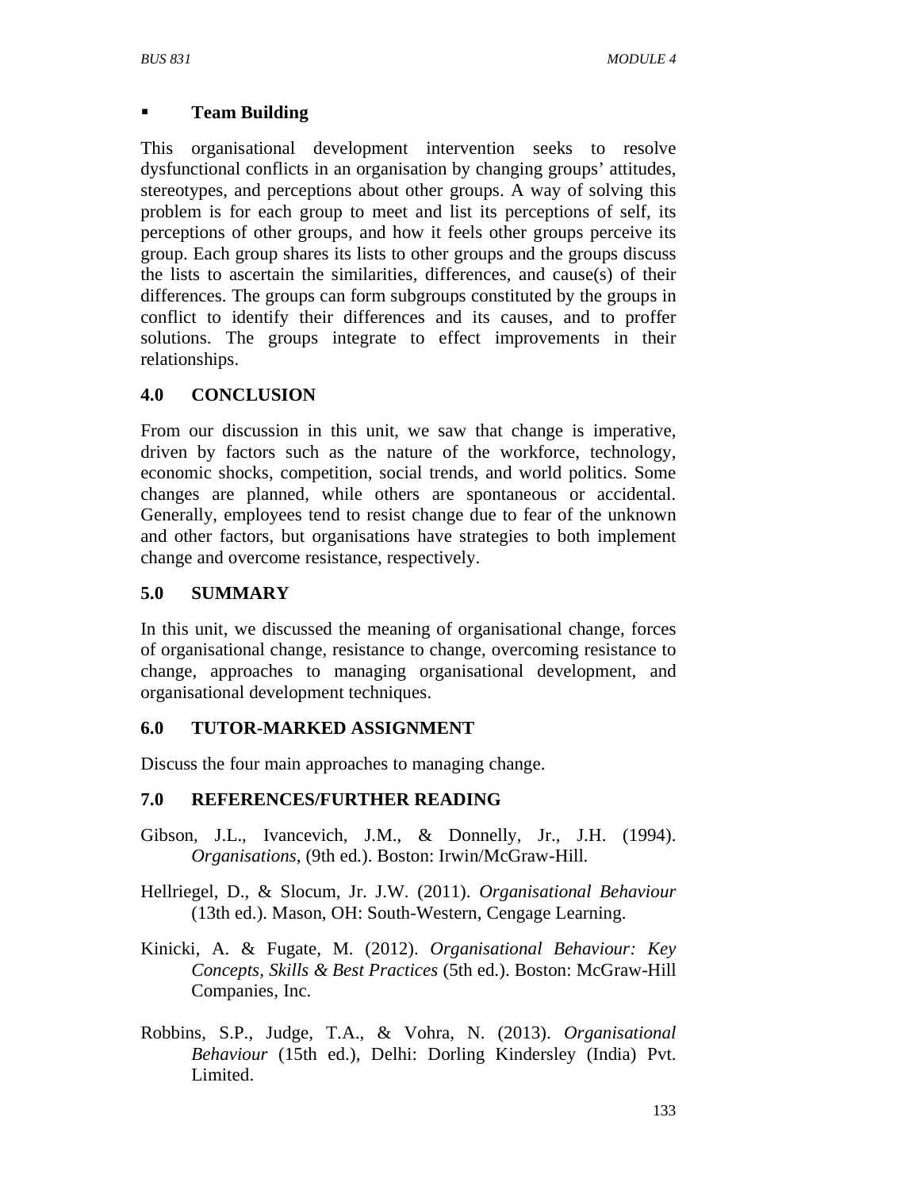- **Team Building**

This organisational development intervention seeks to resolve dysfunctional conflicts in an organisation by changing groups' attitudes, stereotypes, and perceptions about other groups. A way of solving this problem is for each group to meet and list its perceptions of self, its perceptions of other groups, and how it feels other groups perceive its group. Each group shares its lists to other groups and the groups discuss the lists to ascertain the similarities, differences, and cause(s) of their differences. The groups can form subgroups constituted by the groups in conflict to identify their differences and its causes, and to proffer solutions. The groups integrate to effect improvements in their relationships.

## 4.0 CONCLUSION

From our discussion in this unit, we saw that change is imperative, driven by factors such as the nature of the workforce, technology, economic shocks, competition, social trends, and world politics. Some changes are planned, while others are spontaneous or accidental. Generally, employees tend to resist change due to fear of the unknown and other factors, but organisations have strategies to both implement change and overcome resistance, respectively.

## 5.0 SUMMARY

In this unit, we discussed the meaning of organisational change, forces of organisational change, resistance to change, overcoming resistance to change, approaches to managing organisational development, and organisational development techniques.

## 6.0 TUTOR-MARKED ASSIGNMENT

Discuss the four main approaches to managing change.

## 7.0 REFERENCES/FURTHER READING

Gibson, J.L., Ivancevich, J.M., & Donnelly, Jr., J.H. (1994). *Organisations*, (9th ed.). Boston: Irwin/McGraw-Hill.

Hellriegel, D., & Slocum, Jr. J.W. (2011). *Organisational Behaviour* (13th ed.). Mason, OH: South-Western, Cengage Learning.

Kinicki, A. & Fugate, M. (2012). *Organisational Behaviour: Key Concepts, Skills & Best Practices* (5th ed.). Boston: McGraw-Hill Companies, Inc.

Robbins, S.P., Judge, T.A., & Vohra, N. (2013). *Organisational Behaviour* (15th ed.), Delhi: Dorling Kindersley (India) Pvt. Limited.